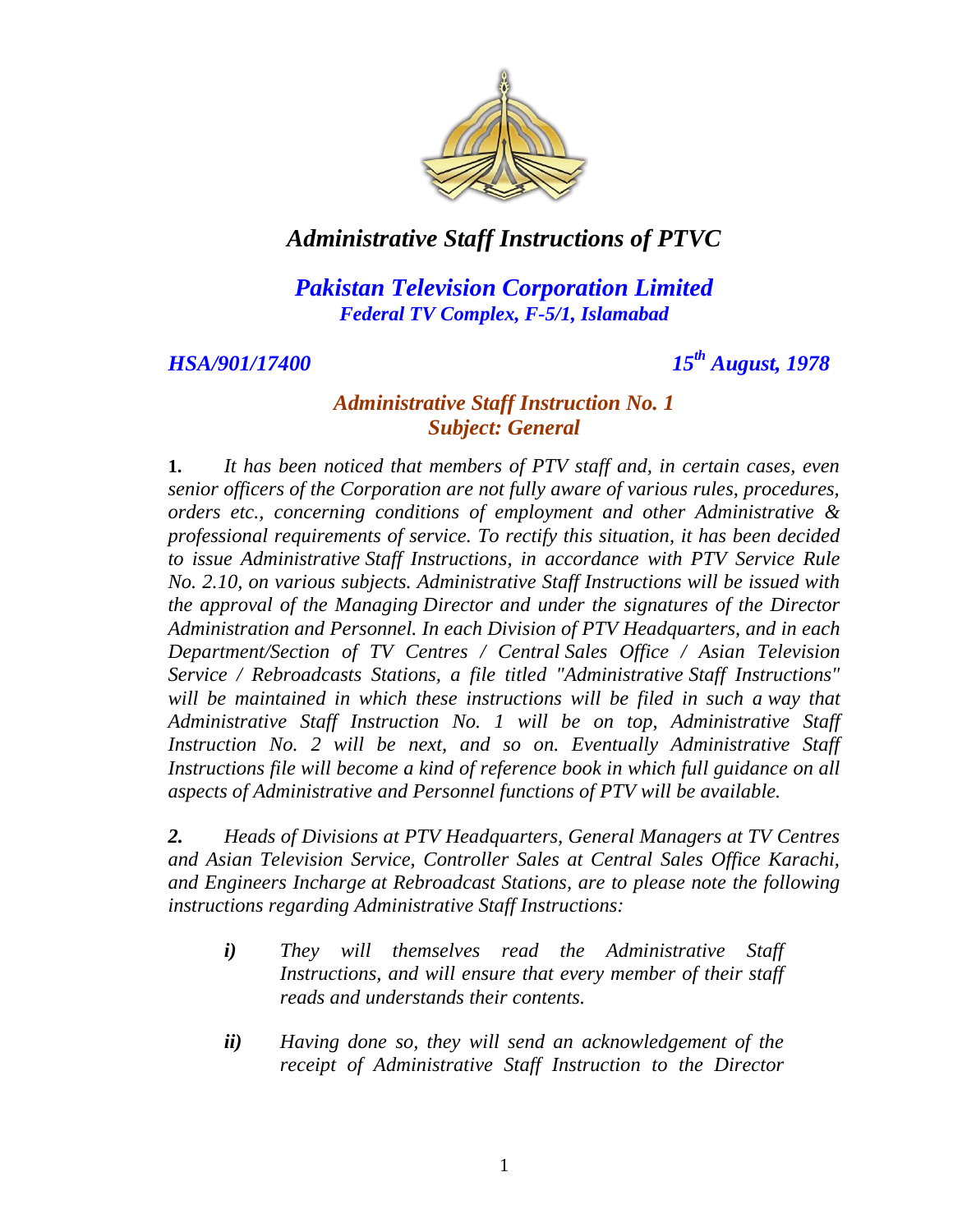# *Administrative Staff Instructions of PTVC*

## *Pakistan Television Corporation Limited*
### *Federal TV Complex, F-5/1, Islamabad*

*HSA/901/17400* *15th August, 1978*

### *Administrative Staff Instruction No. 1*
### *Subject: General*

**1.** *It has been noticed that members of PTV staff and, in certain cases, even senior officers of the Corporation are not fully aware of various rules, procedures, orders etc., concerning conditions of employment and other Administrative & professional requirements of service. To rectify this situation, it has been decided to issue Administrative Staff Instructions, in accordance with PTV Service Rule No. 2.10, on various subjects. Administrative Staff Instructions will be issued with the approval of the Managing Director and under the signatures of the Director Administration and Personnel. In each Division of PTV Headquarters, and in each Department/Section of TV Centres / Central Sales Office / Asian Television Service / Rebroadcasts Stations, a file titled "Administrative Staff Instructions" will be maintained in which these instructions will be filed in such a way that Administrative Staff Instruction No. 1 will be on top, Administrative Staff Instruction No. 2 will be next, and so on. Eventually Administrative Staff Instructions file will become a kind of reference book in which full guidance on all aspects of Administrative and Personnel functions of PTV will be available.*

***2.*** *Heads of Divisions at PTV Headquarters, General Managers at TV Centres and Asian Television Service, Controller Sales at Central Sales Office Karachi, and Engineers Incharge at Rebroadcast Stations, are to please note the following instructions regarding Administrative Staff Instructions:*

- ***i)*** *They will themselves read the Administrative Staff Instructions, and will ensure that every member of their staff reads and understands their contents.*

- ***ii)*** *Having done so, they will send an acknowledgement of the receipt of Administrative Staff Instruction to the Director*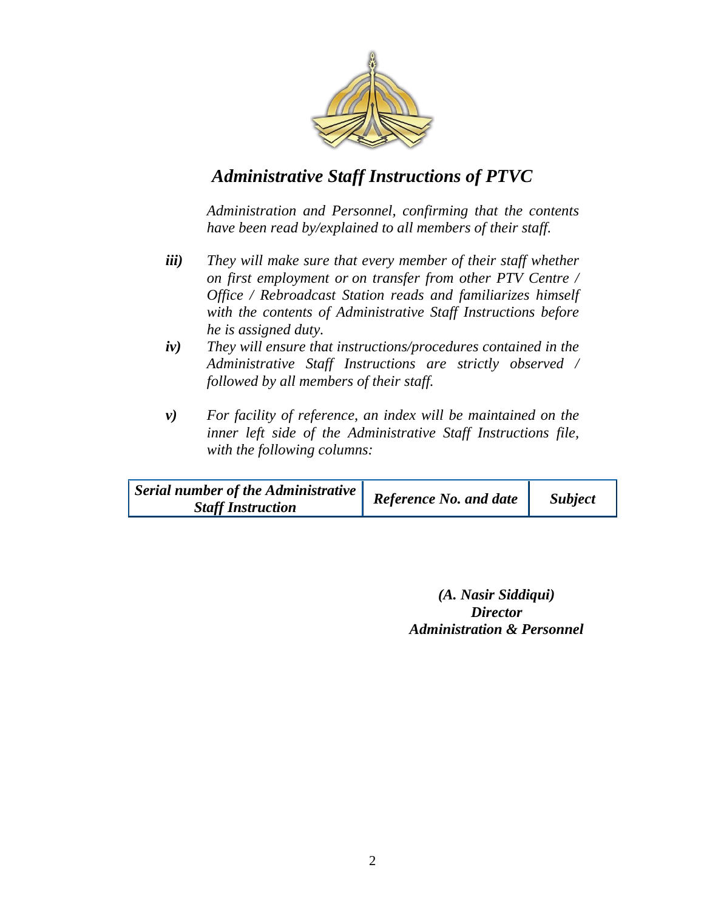*Administration and Personnel, confirming that the contents have been read by/explained to all members of their staff.*

***iii)*** *They will make sure that every member of their staff whether on first employment or on transfer from other PTV Centre / Office / Rebroadcast Station reads and familiarizes himself with the contents of Administrative Staff Instructions before he is assigned duty.*

***iv)*** *They will ensure that instructions/procedures contained in the Administrative Staff Instructions are strictly observed / followed by all members of their staff.*

***v)*** *For facility of reference, an index will be maintained on the inner left side of the Administrative Staff Instructions file, with the following columns:*

| ***Serial number of the Administrative Staff Instruction*** | ***Reference No. and date*** | ***Subject*** |
|---|---|---|

***(A. Nasir Siddiqui)***
***Director***
***Administration & Personnel***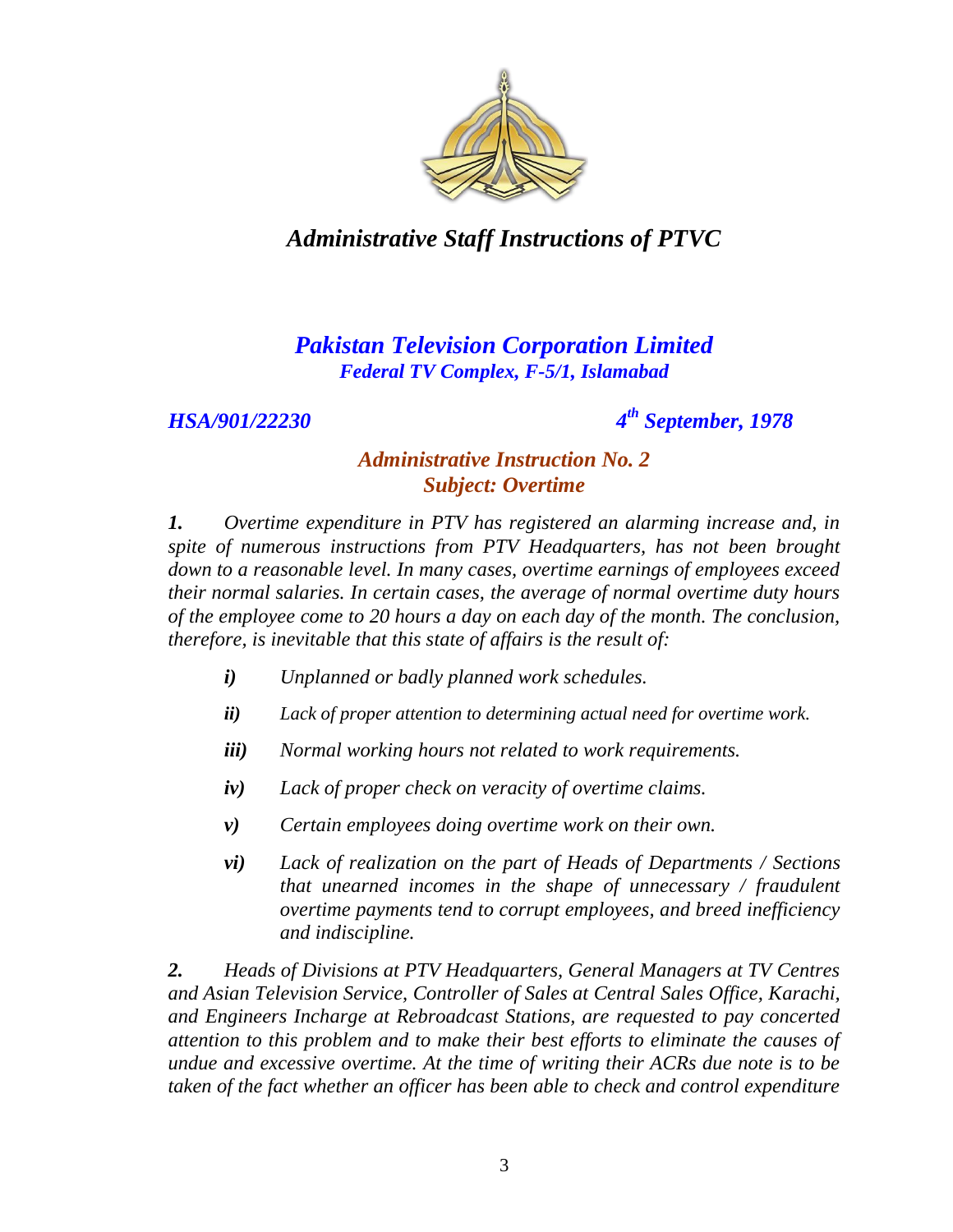# *Administrative Staff Instructions of PTVC*

## *Pakistan Television Corporation Limited*
***Federal TV Complex, F-5/1, Islamabad***

***HSA/901/22230*** ***4th September, 1978***

### *Administrative Instruction No. 2*
### *Subject: Overtime*

***1.*** *Overtime expenditure in PTV has registered an alarming increase and, in spite of numerous instructions from PTV Headquarters, has not been brought down to a reasonable level. In many cases, overtime earnings of employees exceed their normal salaries. In certain cases, the average of normal overtime duty hours of the employee come to 20 hours a day on each day of the month. The conclusion, therefore, is inevitable that this state of affairs is the result of:*

- ***i)*** *Unplanned or badly planned work schedules.*
- ***ii)*** *Lack of proper attention to determining actual need for overtime work.*
- ***iii)*** *Normal working hours not related to work requirements.*
- ***iv)*** *Lack of proper check on veracity of overtime claims.*
- ***v)*** *Certain employees doing overtime work on their own.*
- ***vi)*** *Lack of realization on the part of Heads of Departments / Sections that unearned incomes in the shape of unnecessary / fraudulent overtime payments tend to corrupt employees, and breed inefficiency and indiscipline.*

***2.*** *Heads of Divisions at PTV Headquarters, General Managers at TV Centres and Asian Television Service, Controller of Sales at Central Sales Office, Karachi, and Engineers Incharge at Rebroadcast Stations, are requested to pay concerted attention to this problem and to make their best efforts to eliminate the causes of undue and excessive overtime. At the time of writing their ACRs due note is to be taken of the fact whether an officer has been able to check and control expenditure*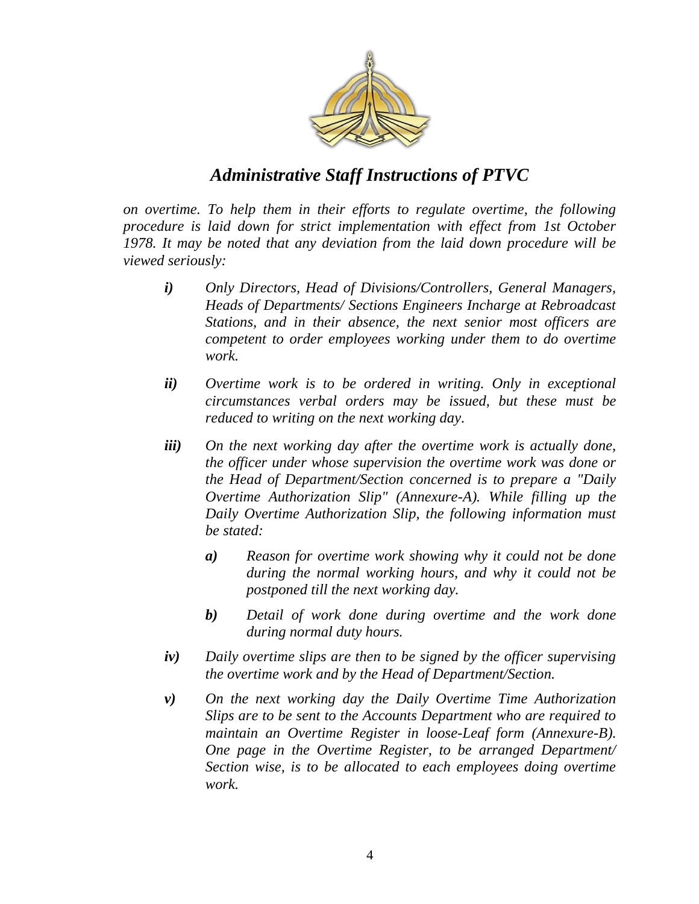*on overtime. To help them in their efforts to regulate overtime, the following procedure is laid down for strict implementation with effect from 1st October 1978. It may be noted that any deviation from the laid down procedure will be viewed seriously:*

***i)*** *Only Directors, Head of Divisions/Controllers, General Managers, Heads of Departments/ Sections Engineers Incharge at Rebroadcast Stations, and in their absence, the next senior most officers are competent to order employees working under them to do overtime work.*

***ii)*** *Overtime work is to be ordered in writing. Only in exceptional circumstances verbal orders may be issued, but these must be reduced to writing on the next working day.*

***iii)*** *On the next working day after the overtime work is actually done, the officer under whose supervision the overtime work was done or the Head of Department/Section concerned is to prepare a "Daily Overtime Authorization Slip" (Annexure-A). While filling up the Daily Overtime Authorization Slip, the following information must be stated:*

- ***a)*** *Reason for overtime work showing why it could not be done during the normal working hours, and why it could not be postponed till the next working day.*

- ***b)*** *Detail of work done during overtime and the work done during normal duty hours.*

***iv)*** *Daily overtime slips are then to be signed by the officer supervising the overtime work and by the Head of Department/Section.*

***v)*** *On the next working day the Daily Overtime Time Authorization Slips are to be sent to the Accounts Department who are required to maintain an Overtime Register in loose-Leaf form (Annexure-B). One page in the Overtime Register, to be arranged Department/ Section wise, is to be allocated to each employees doing overtime work.*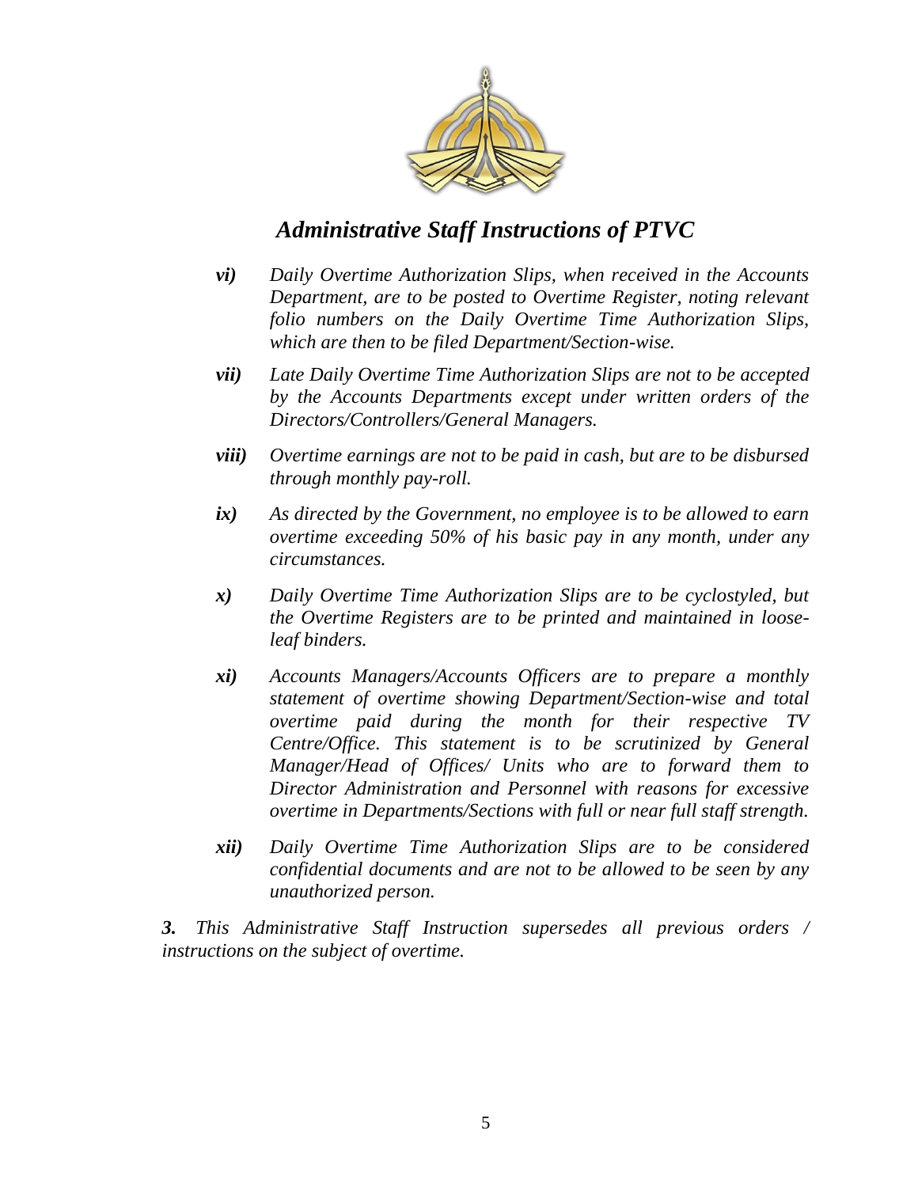*Administrative Staff Instructions of PTVC*

***vi)*** *Daily Overtime Authorization Slips, when received in the Accounts Department, are to be posted to Overtime Register, noting relevant folio numbers on the Daily Overtime Time Authorization Slips, which are then to be filed Department/Section-wise.*

***vii)*** *Late Daily Overtime Time Authorization Slips are not to be accepted by the Accounts Departments except under written orders of the Directors/Controllers/General Managers.*

***viii)*** *Overtime earnings are not to be paid in cash, but are to be disbursed through monthly pay-roll.*

***ix)*** *As directed by the Government, no employee is to be allowed to earn overtime exceeding 50% of his basic pay in any month, under any circumstances.*

***x)*** *Daily Overtime Time Authorization Slips are to be cyclostyled, but the Overtime Registers are to be printed and maintained in loose-leaf binders.*

***xi)*** *Accounts Managers/Accounts Officers are to prepare a monthly statement of overtime showing Department/Section-wise and total overtime paid during the month for their respective TV Centre/Office. This statement is to be scrutinized by General Manager/Head of Offices/ Units who are to forward them to Director Administration and Personnel with reasons for excessive overtime in Departments/Sections with full or near full staff strength.*

***xii)*** *Daily Overtime Time Authorization Slips are to be considered confidential documents and are not to be allowed to be seen by any unauthorized person.*

***3.*** *This Administrative Staff Instruction supersedes all previous orders / instructions on the subject of overtime.*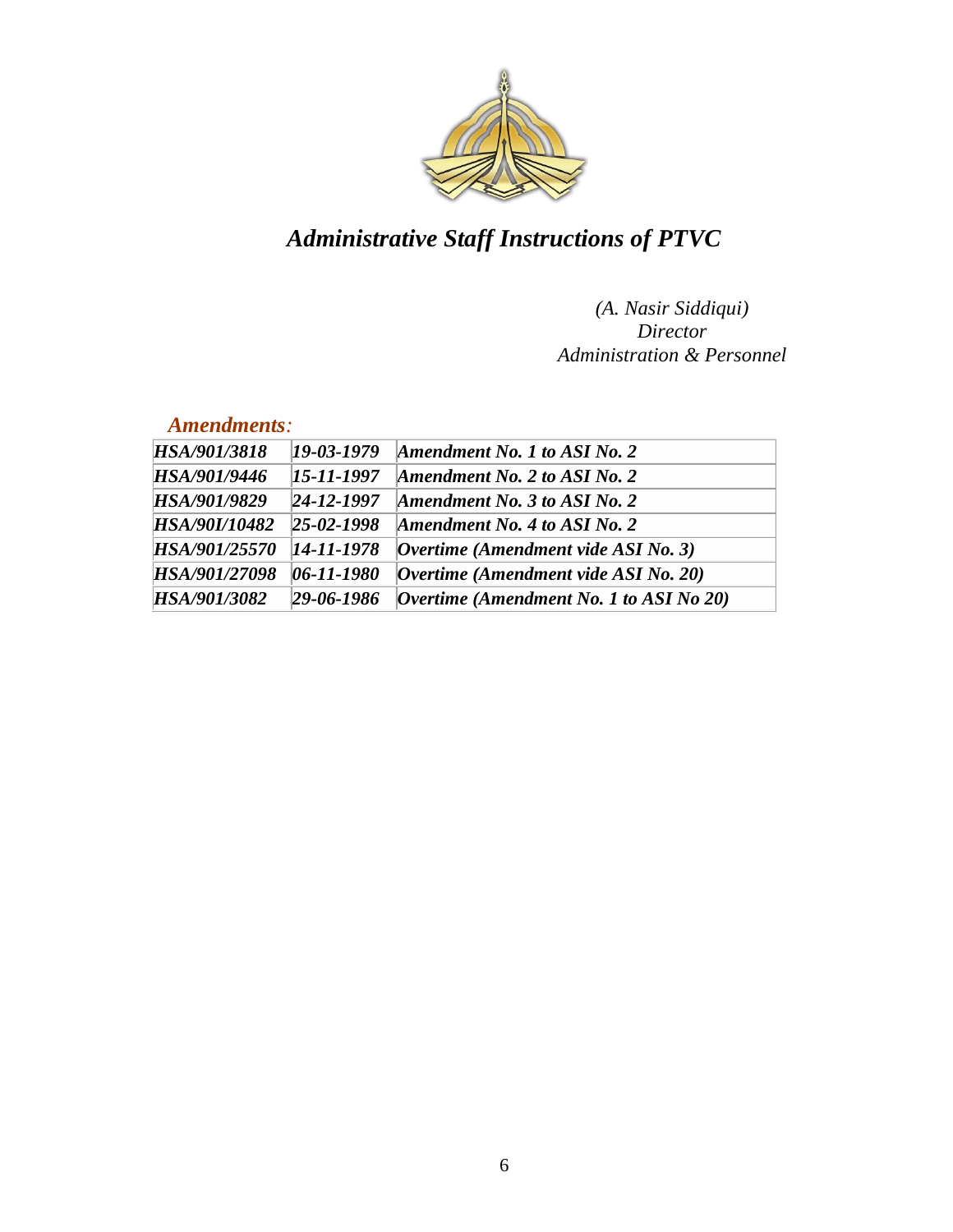# *Administrative Staff Instructions of PTVC*

*(A. Nasir Siddiqui)*
*Director*
*Administration & Personnel*

## *Amendments:*

| | | |
|---|---|---|
| ***HSA/901/3818*** | ***19-03-1979*** | ***Amendment No. 1 to ASI No. 2*** |
| ***HSA/901/9446*** | ***15-11-1997*** | ***Amendment No. 2 to ASI No. 2*** |
| ***HSA/901/9829*** | ***24-12-1997*** | ***Amendment No. 3 to ASI No. 2*** |
| ***HSA/90I/10482*** | ***25-02-1998*** | ***Amendment No. 4 to ASI No. 2*** |
| ***HSA/901/25570*** | ***14-11-1978*** | ***Overtime (Amendment vide ASI No. 3)*** |
| ***HSA/901/27098*** | ***06-11-1980*** | ***Overtime (Amendment vide ASI No. 20)*** |
| ***HSA/901/3082*** | ***29-06-1986*** | ***Overtime (Amendment No. 1 to ASI No 20)*** |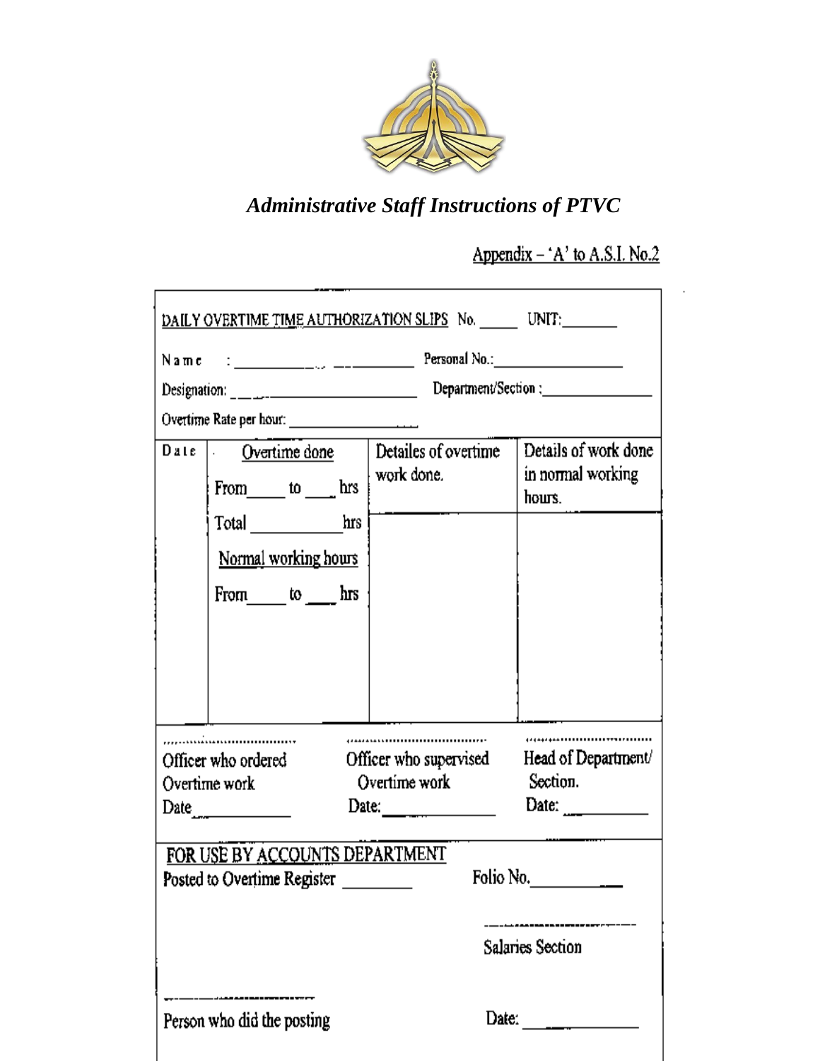*Administrative Staff Instructions of PTVC*

Appendix – 'A' to A.S.I. No.2

DAILY OVERTIME TIME AUTHORIZATION SLIPS No. _____ UNIT:_______

Name : ____________ __________ Personal No.:__________________

Designation: ________________________ Department/Section :_______________

Overtime Rate per hour: ________________

| Date | Overtime done | Detailes of overtime work done. | Details of work done in normal working hours. |
|---|---|---|---|
| | From____ to ___ hrs<br>Total __________hrs<br>Normal working hours<br>From____ to ___ hrs | | |

| ............................ | ............................ | ............................ |
|---|---|---|
| Officer who ordered Overtime work<br>Date__________ | Officer who supervised Overtime work<br>Date:____________ | Head of Department/ Section.<br>Date: __________ |

FOR USE BY ACCOUNTS DEPARTMENT

Posted to Overtime Register ________ Folio No.__________

---------------------------
Salaries Section

---------------------------
Person who did the posting

Date: ____________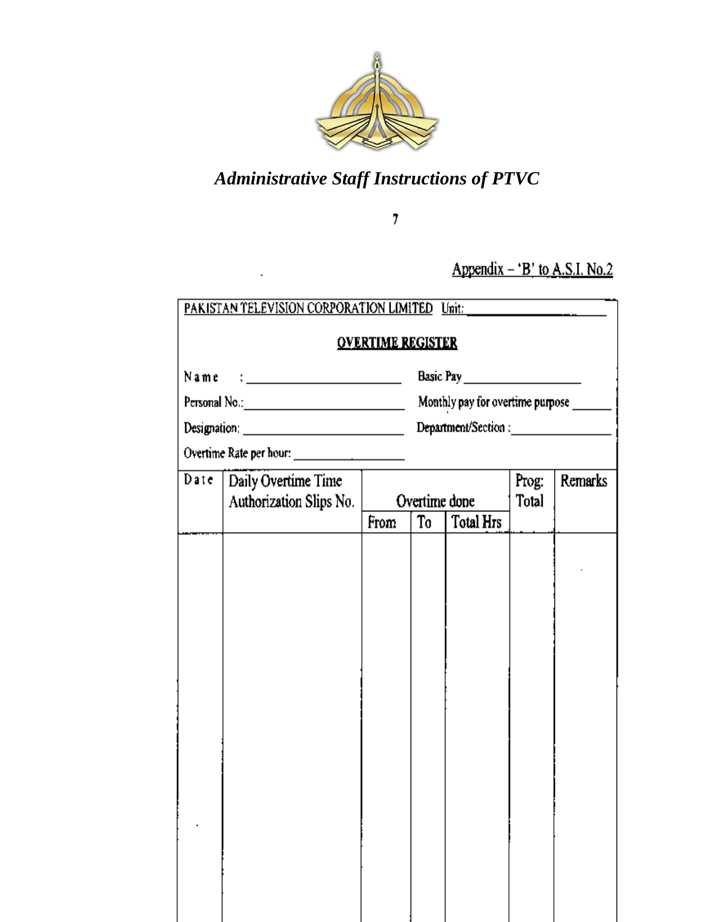Appendix – 'B' to A.S.I. No.2

PAKISTAN TELEVISION CORPORATION LIMITED Unit: ____________

## OVERTIME REGISTER

Name : ____________ Basic Pay ____________

Personal No.: ____________ Monthly pay for overtime purpose ______

Designation: ____________ Department/Section : ____________

Overtime Rate per hour: ____________

| Date | Daily Overtime Time Authorization Slips No. | Overtime done | | | Prog: Total | Remarks |
|---|---|---|---|---|---|---|
| | | From | To | Total Hrs | | |
| | | | | | | |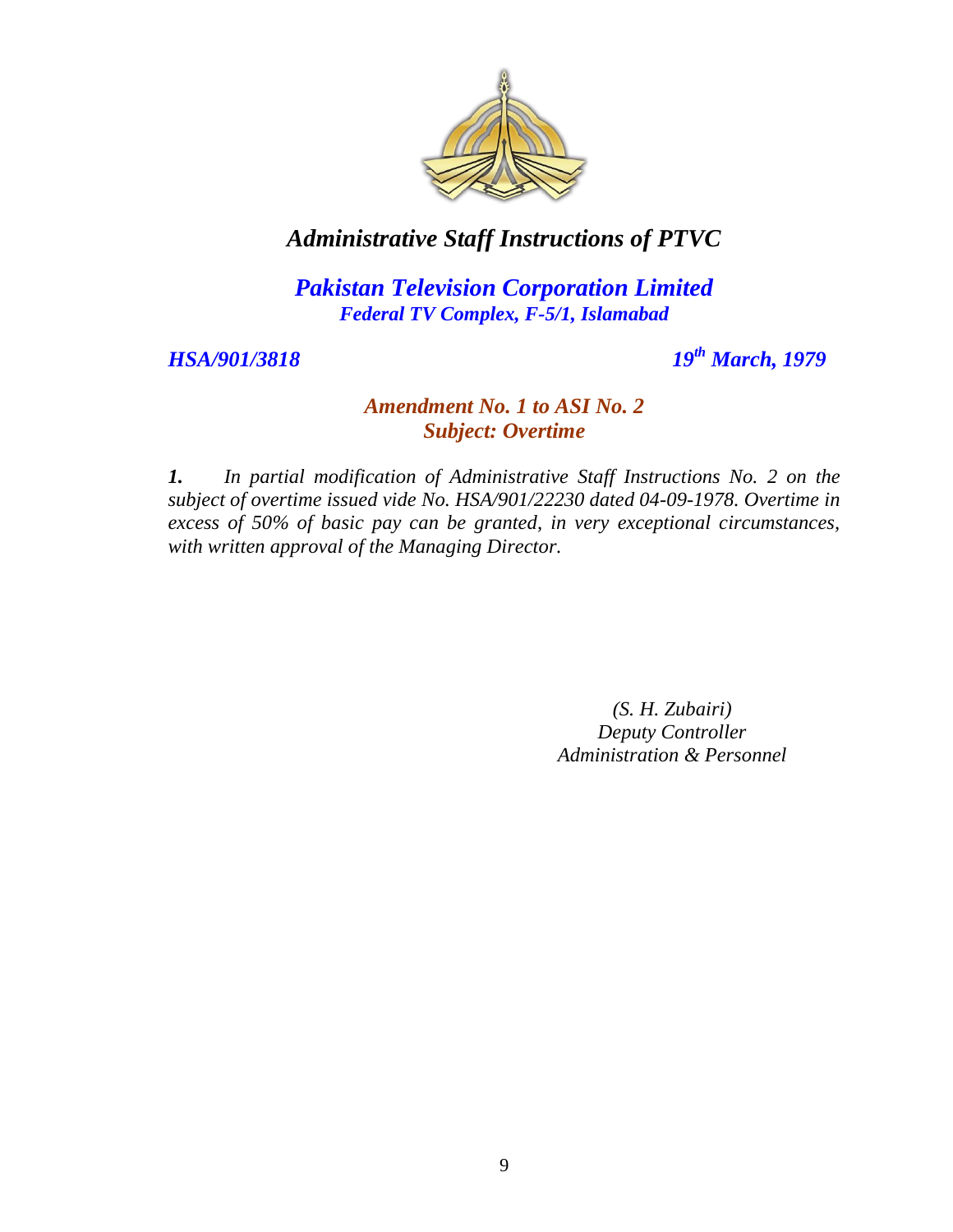# *Administrative Staff Instructions of PTVC*

## *Pakistan Television Corporation Limited*

***Federal TV Complex, F-5/1, Islamabad***

***HSA/901/3818*** ***19th March, 1979***

### *Amendment No. 1 to ASI No. 2*
### *Subject: Overtime*

***1.*** *In partial modification of Administrative Staff Instructions No. 2 on the subject of overtime issued vide No. HSA/901/22230 dated 04-09-1978. Overtime in excess of 50% of basic pay can be granted, in very exceptional circumstances, with written approval of the Managing Director.*

*(S. H. Zubairi)*
*Deputy Controller*
*Administration & Personnel*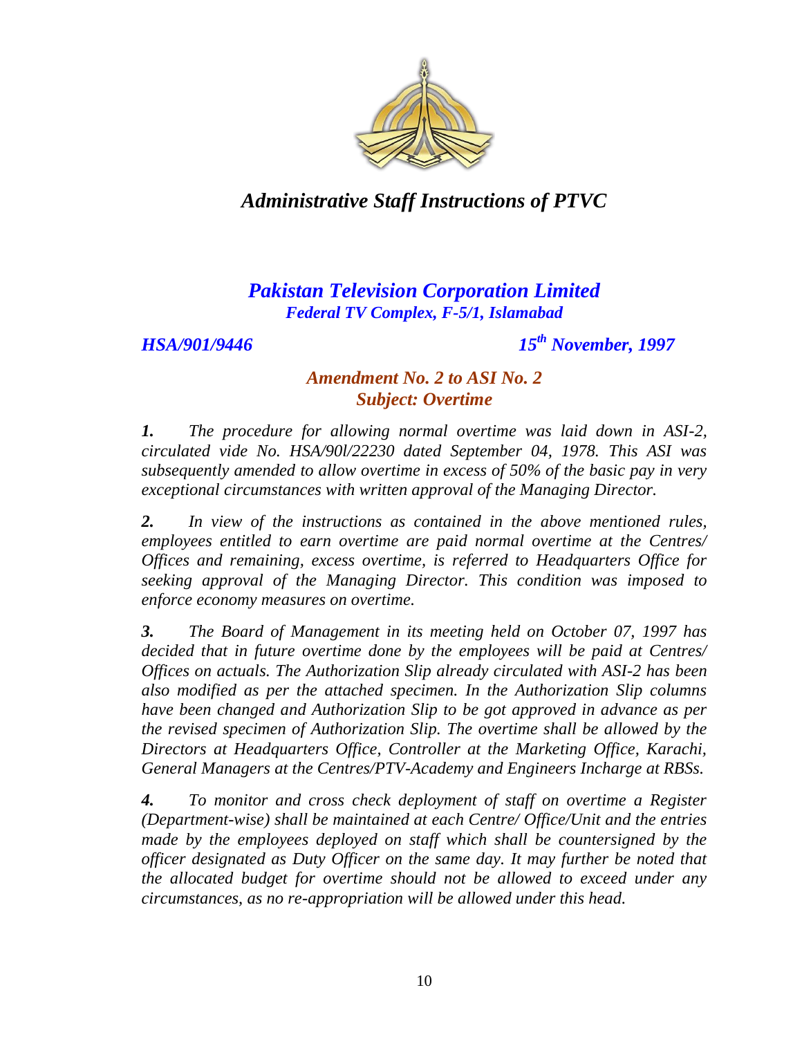# *Administrative Staff Instructions of PTVC*

## *Pakistan Television Corporation Limited*

***Federal TV Complex, F-5/1, Islamabad***

***HSA/901/9446*** ***15th November, 1997***

### *Amendment No. 2 to ASI No. 2*
### *Subject: Overtime*

***1.*** *The procedure for allowing normal overtime was laid down in ASI-2, circulated vide No. HSA/90l/22230 dated September 04, 1978. This ASI was subsequently amended to allow overtime in excess of 50% of the basic pay in very exceptional circumstances with written approval of the Managing Director.*

***2.*** *In view of the instructions as contained in the above mentioned rules, employees entitled to earn overtime are paid normal overtime at the Centres/ Offices and remaining, excess overtime, is referred to Headquarters Office for seeking approval of the Managing Director. This condition was imposed to enforce economy measures on overtime.*

***3.*** *The Board of Management in its meeting held on October 07, 1997 has decided that in future overtime done by the employees will be paid at Centres/ Offices on actuals. The Authorization Slip already circulated with ASI-2 has been also modified as per the attached specimen. In the Authorization Slip columns have been changed and Authorization Slip to be got approved in advance as per the revised specimen of Authorization Slip. The overtime shall be allowed by the Directors at Headquarters Office, Controller at the Marketing Office, Karachi, General Managers at the Centres/PTV-Academy and Engineers Incharge at RBSs.*

***4.*** *To monitor and cross check deployment of staff on overtime a Register (Department-wise) shall be maintained at each Centre/ Office/Unit and the entries made by the employees deployed on staff which shall be countersigned by the officer designated as Duty Officer on the same day. It may further be noted that the allocated budget for overtime should not be allowed to exceed under any circumstances, as no re-appropriation will be allowed under this head.*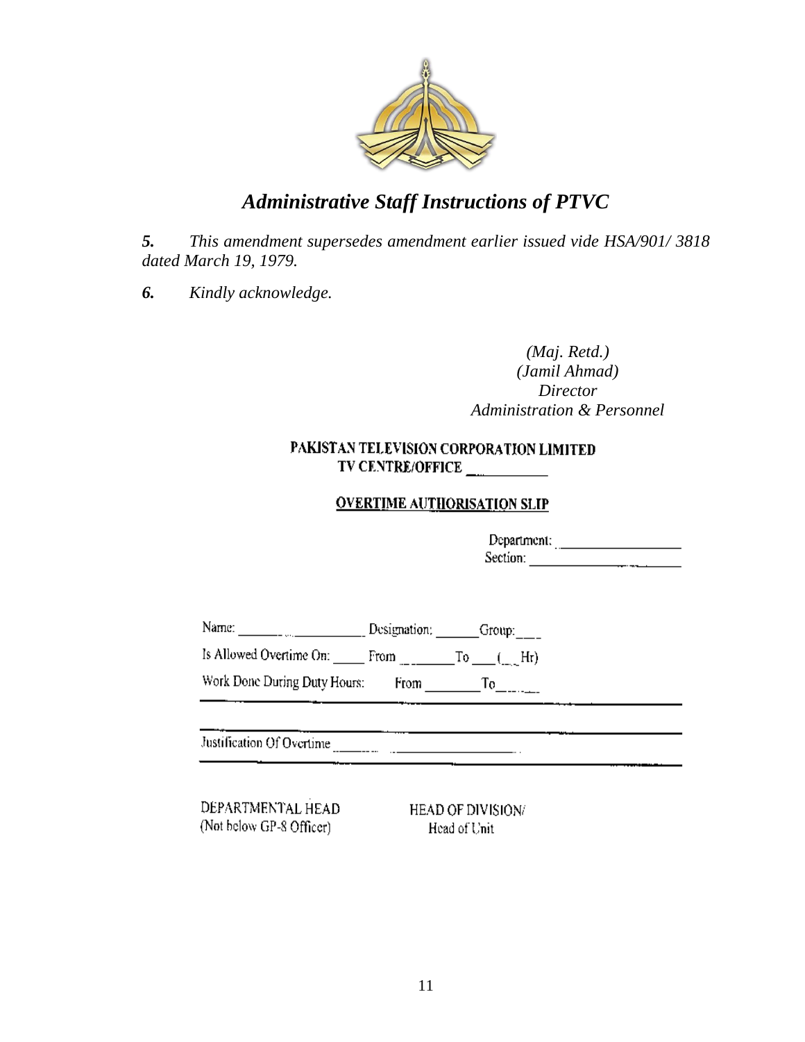*5.* *This amendment supersedes amendment earlier issued vide HSA/901/ 3818 dated March 19, 1979.*

*6.* *Kindly acknowledge.*

*(Maj. Retd.)*
*(Jamil Ahmad)*
*Director*
*Administration & Personnel*

**PAKISTAN TELEVISION CORPORATION LIMITED**
**TV CENTRE/OFFICE ___________**

**OVERTIME AUTHORISATION SLIP**

Department: ________________
Section: ________________

Name: ____________________ Designation: ______ Group: ___

Is Allowed Overtime On: _____ From ________ To ___ (__ Hr)

Work Done During Duty Hours: From ________ To ______

_______________________________________________

_______________________________________________

Justification Of Overtime ____________________________

_______________________________________________

DEPARTMENTAL HEAD
(Not below GP-8 Officer)

HEAD OF DIVISION/
Head of Unit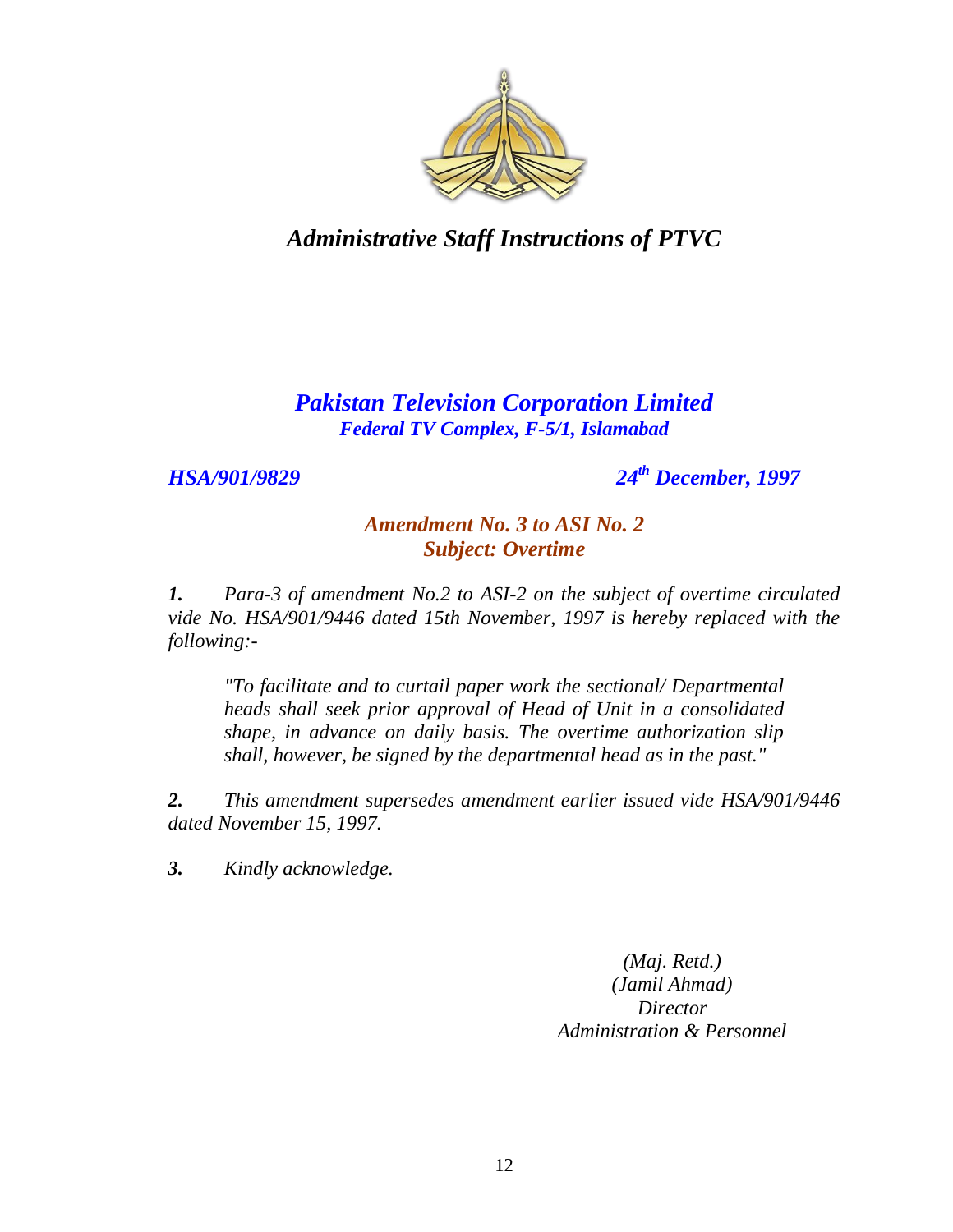# *Administrative Staff Instructions of PTVC*

## *Pakistan Television Corporation Limited*
***Federal TV Complex, F-5/1, Islamabad***

***HSA/901/9829*** ***24th December, 1997***

### *Amendment No. 3 to ASI No. 2*
### *Subject: Overtime*

***1.*** *Para-3 of amendment No.2 to ASI-2 on the subject of overtime circulated vide No. HSA/901/9446 dated 15th November, 1997 is hereby replaced with the following:-*

> *"To facilitate and to curtail paper work the sectional/ Departmental heads shall seek prior approval of Head of Unit in a consolidated shape, in advance on daily basis. The overtime authorization slip shall, however, be signed by the departmental head as in the past."*

***2.*** *This amendment supersedes amendment earlier issued vide HSA/901/9446 dated November 15, 1997.*

***3.*** *Kindly acknowledge.*

*(Maj. Retd.)*
*(Jamil Ahmad)*
*Director*
*Administration & Personnel*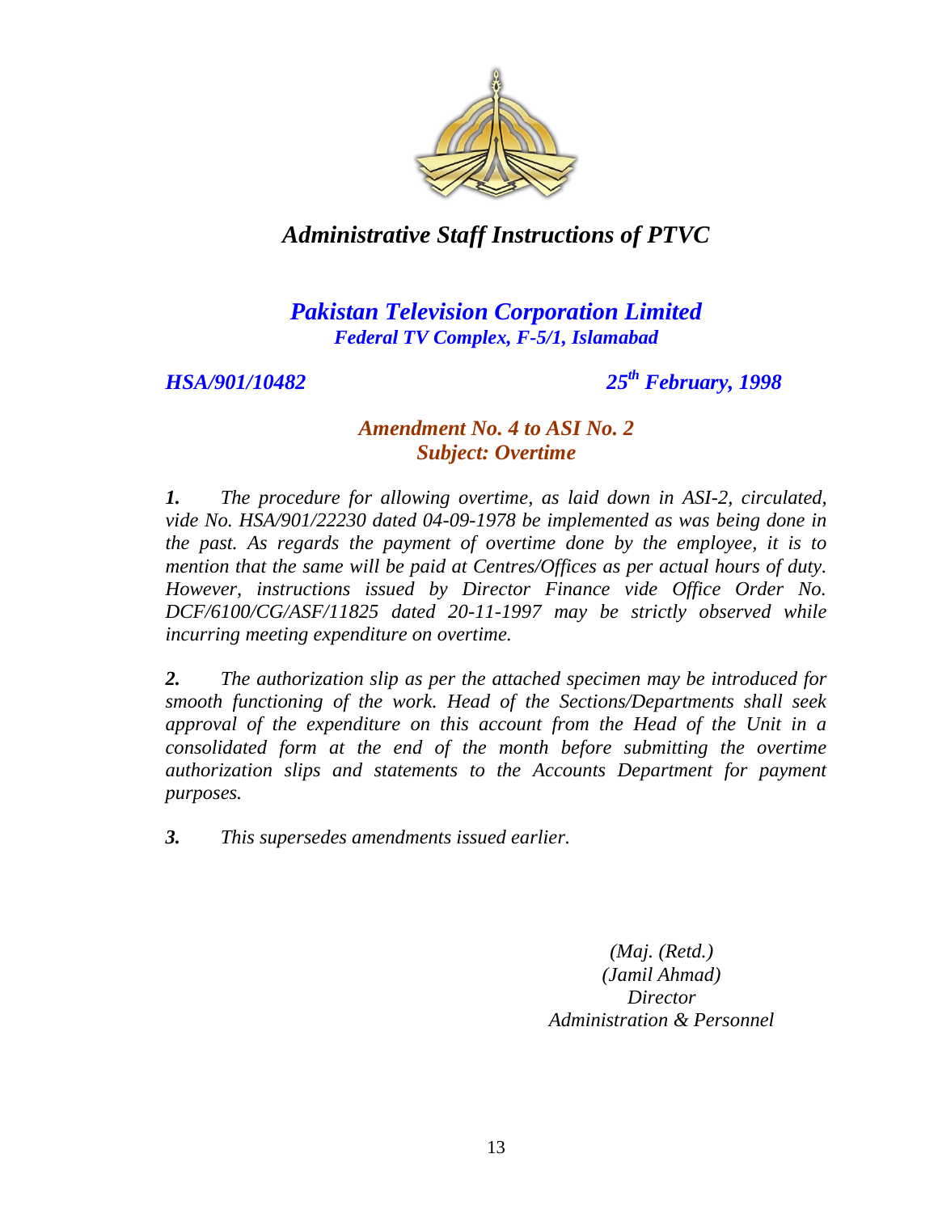# *Administrative Staff Instructions of PTVC*

## *Pakistan Television Corporation Limited*

***Federal TV Complex, F-5/1, Islamabad***

***HSA/901/10482*** ***25th February, 1998***

### *Amendment No. 4 to ASI No. 2*
### *Subject: Overtime*

***1.*** *The procedure for allowing overtime, as laid down in ASI-2, circulated, vide No. HSA/901/22230 dated 04-09-1978 be implemented as was being done in the past. As regards the payment of overtime done by the employee, it is to mention that the same will be paid at Centres/Offices as per actual hours of duty. However, instructions issued by Director Finance vide Office Order No. DCF/6100/CG/ASF/11825 dated 20-11-1997 may be strictly observed while incurring meeting expenditure on overtime.*

***2.*** *The authorization slip as per the attached specimen may be introduced for smooth functioning of the work. Head of the Sections/Departments shall seek approval of the expenditure on this account from the Head of the Unit in a consolidated form at the end of the month before submitting the overtime authorization slips and statements to the Accounts Department for payment purposes.*

***3.*** *This supersedes amendments issued earlier.*

*(Maj. (Retd.)*
*(Jamil Ahmad)*
*Director*
*Administration & Personnel*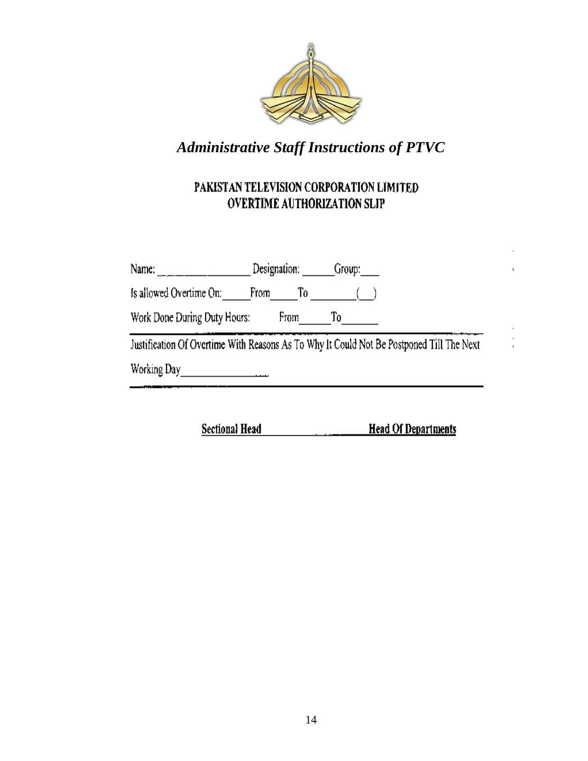*Administrative Staff Instructions of PTVC*

**PAKISTAN TELEVISION CORPORATION LIMITED**
**OVERTIME AUTHORIZATION SLIP**

Name: ________________ Designation: ______ Group: ____

Is allowed Overtime On: ______ From _____ To ________ (__)

Work Done During Duty Hours: From ______ To _______

Justification Of Overtime With Reasons As To Why It Could Not Be Postponed Till The Next Working Day ________________

**Sectional Head** **Head Of Departments**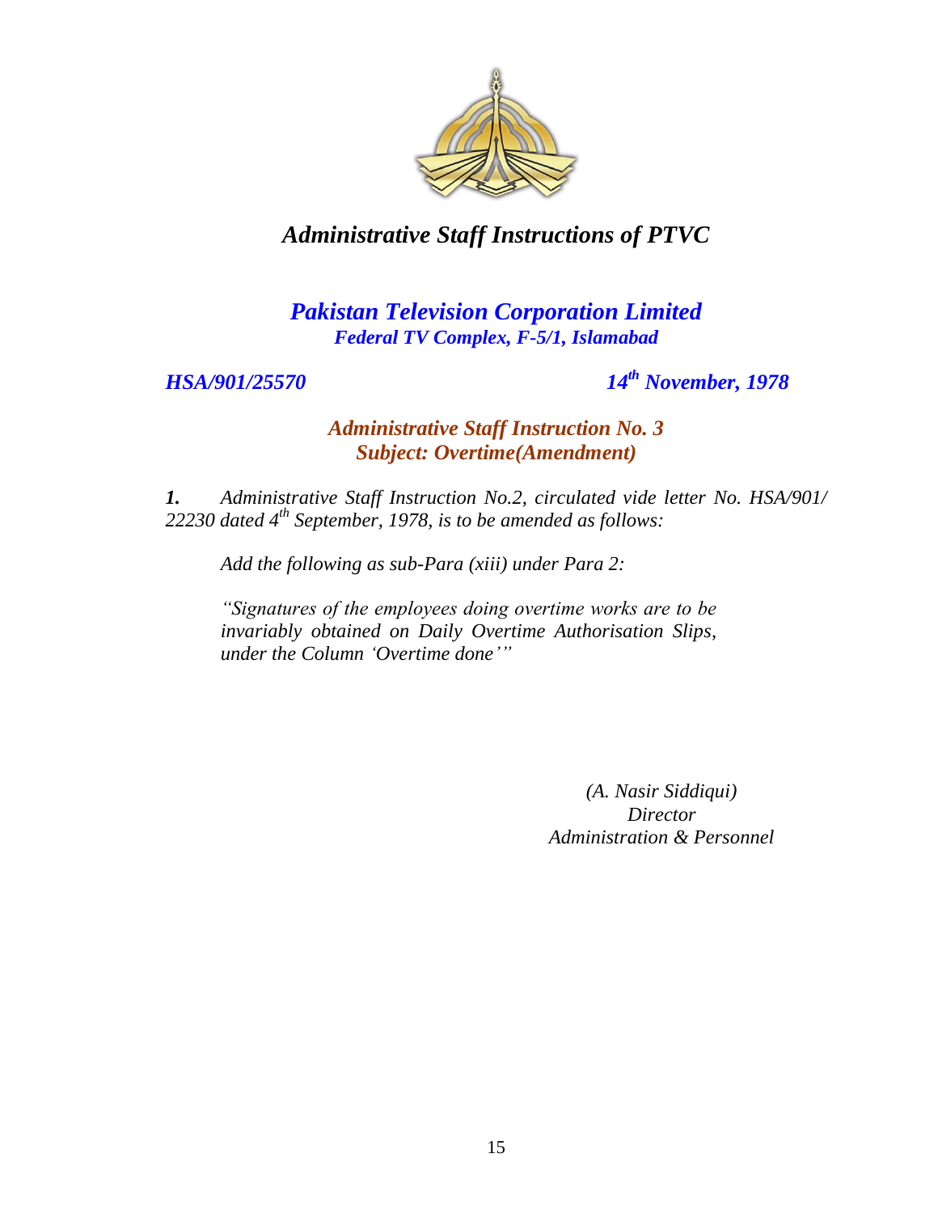# *Administrative Staff Instructions of PTVC*

## *Pakistan Television Corporation Limited*

***Federal TV Complex, F-5/1, Islamabad***

***HSA/901/25570*** ***14th November, 1978***

### *Administrative Staff Instruction No. 3*
### *Subject: Overtime(Amendment)*

***1.*** *Administrative Staff Instruction No.2, circulated vide letter No. HSA/901/ 22230 dated 4th September, 1978, is to be amended as follows:*

*Add the following as sub-Para (xiii) under Para 2:*

*"Signatures of the employees doing overtime works are to be invariably obtained on Daily Overtime Authorisation Slips, under the Column 'Overtime done'"*

*(A. Nasir Siddiqui)*
*Director*
*Administration & Personnel*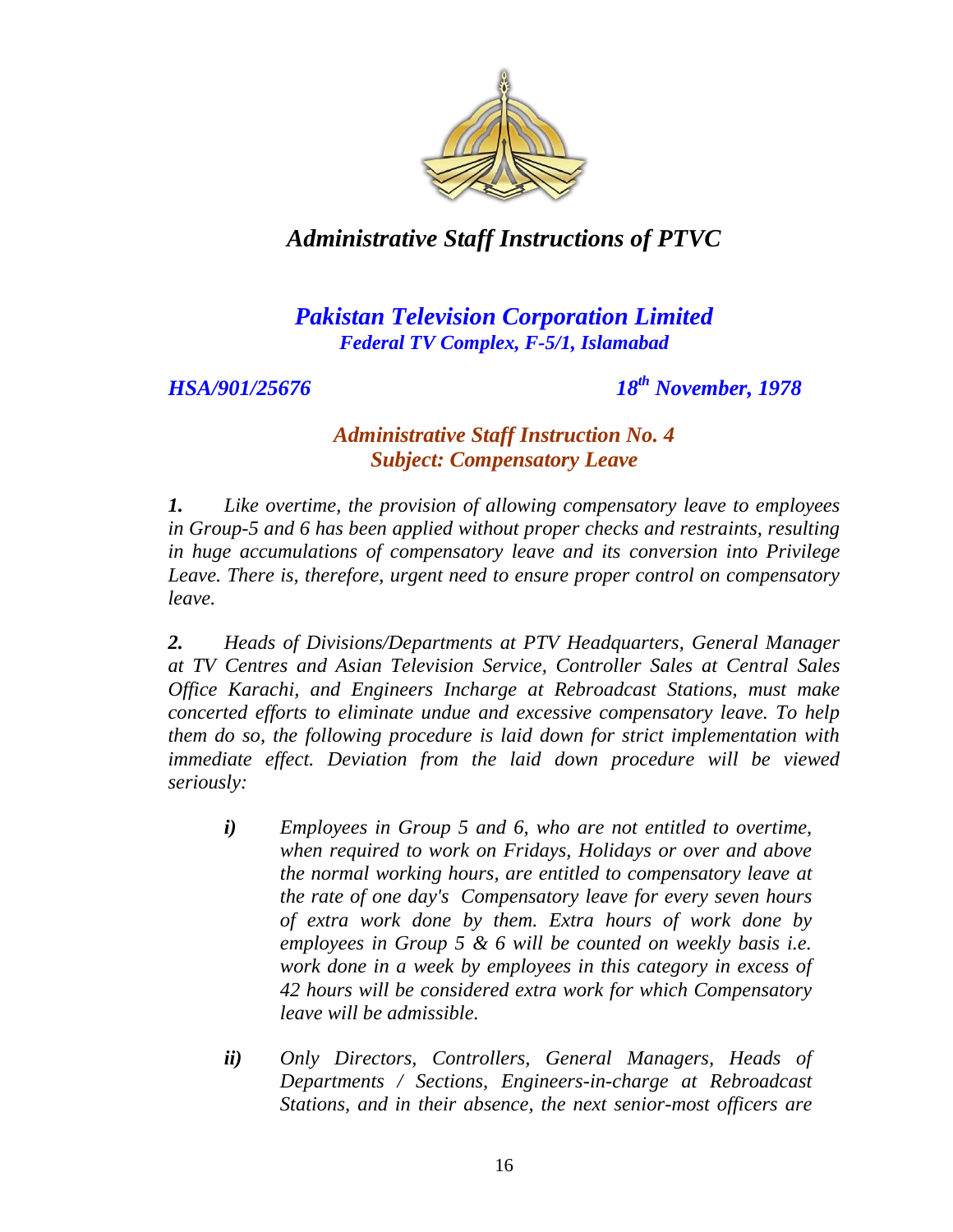# *Administrative Staff Instructions of PTVC*

## *Pakistan Television Corporation Limited*
***Federal TV Complex, F-5/1, Islamabad***

***HSA/901/25676*** ***18th November, 1978***

### *Administrative Staff Instruction No. 4*
### *Subject: Compensatory Leave*

***1.*** *Like overtime, the provision of allowing compensatory leave to employees in Group-5 and 6 has been applied without proper checks and restraints, resulting in huge accumulations of compensatory leave and its conversion into Privilege Leave. There is, therefore, urgent need to ensure proper control on compensatory leave.*

***2.*** *Heads of Divisions/Departments at PTV Headquarters, General Manager at TV Centres and Asian Television Service, Controller Sales at Central Sales Office Karachi, and Engineers Incharge at Rebroadcast Stations, must make concerted efforts to eliminate undue and excessive compensatory leave. To help them do so, the following procedure is laid down for strict implementation with immediate effect. Deviation from the laid down procedure will be viewed seriously:*

***i)*** *Employees in Group 5 and 6, who are not entitled to overtime, when required to work on Fridays, Holidays or over and above the normal working hours, are entitled to compensatory leave at the rate of one day's Compensatory leave for every seven hours of extra work done by them. Extra hours of work done by employees in Group 5 & 6 will be counted on weekly basis i.e. work done in a week by employees in this category in excess of 42 hours will be considered extra work for which Compensatory leave will be admissible.*

***ii)*** *Only Directors, Controllers, General Managers, Heads of Departments / Sections, Engineers-in-charge at Rebroadcast Stations, and in their absence, the next senior-most officers are*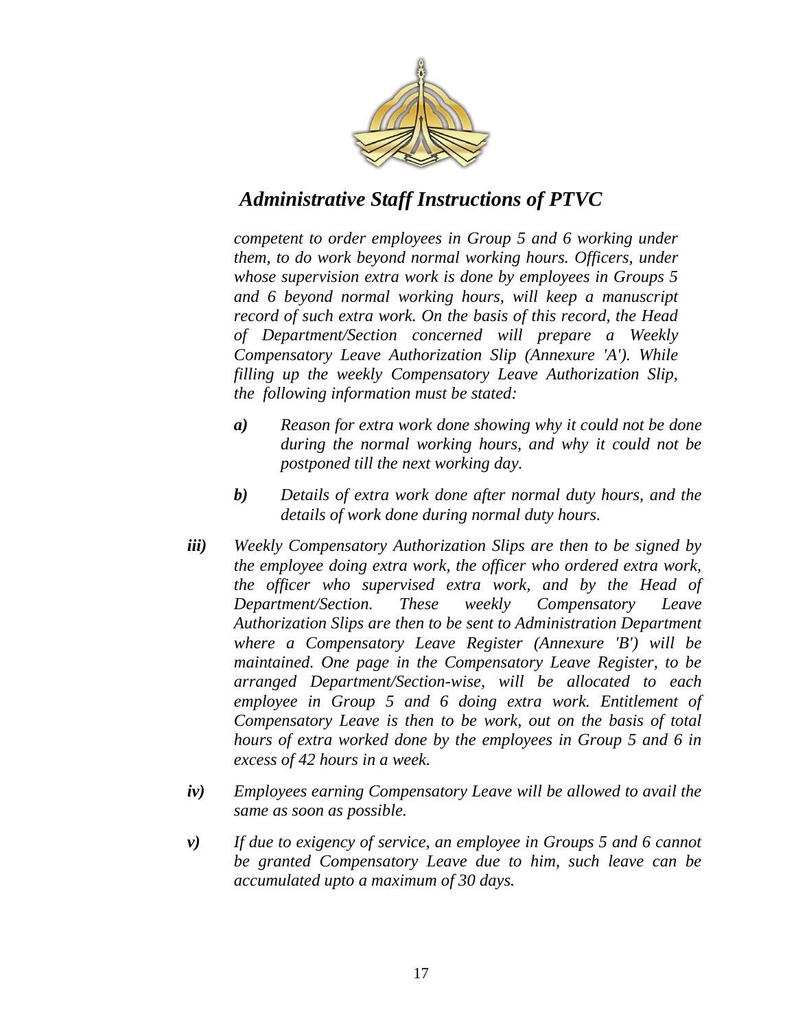*competent to order employees in Group 5 and 6 working under them, to do work beyond normal working hours. Officers, under whose supervision extra work is done by employees in Groups 5 and 6 beyond normal working hours, will keep a manuscript record of such extra work. On the basis of this record, the Head of Department/Section concerned will prepare a Weekly Compensatory Leave Authorization Slip (Annexure 'A'). While filling up the weekly Compensatory Leave Authorization Slip, the following information must be stated:*

> ***a)*** *Reason for extra work done showing why it could not be done during the normal working hours, and why it could not be postponed till the next working day.*
>
> ***b)*** *Details of extra work done after normal duty hours, and the details of work done during normal duty hours.*

***iii)*** *Weekly Compensatory Authorization Slips are then to be signed by the employee doing extra work, the officer who ordered extra work, the officer who supervised extra work, and by the Head of Department/Section. These weekly Compensatory Leave Authorization Slips are then to be sent to Administration Department where a Compensatory Leave Register (Annexure 'B') will be maintained. One page in the Compensatory Leave Register, to be arranged Department/Section-wise, will be allocated to each employee in Group 5 and 6 doing extra work. Entitlement of Compensatory Leave is then to be work, out on the basis of total hours of extra worked done by the employees in Group 5 and 6 in excess of 42 hours in a week.*

***iv)*** *Employees earning Compensatory Leave will be allowed to avail the same as soon as possible.*

***v)*** *If due to exigency of service, an employee in Groups 5 and 6 cannot be granted Compensatory Leave due to him, such leave can be accumulated upto a maximum of 30 days.*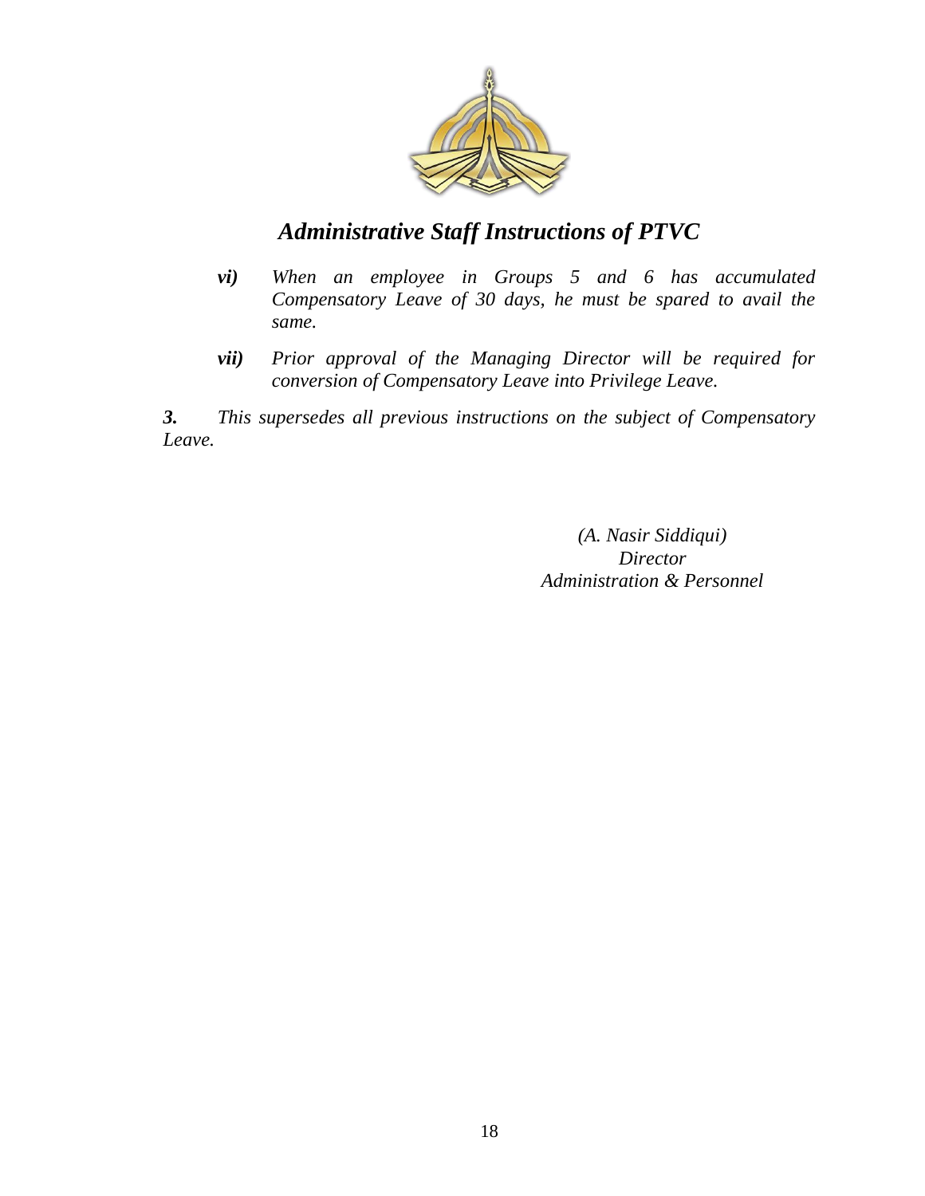*vi)* *When an employee in Groups 5 and 6 has accumulated Compensatory Leave of 30 days, he must be spared to avail the same.*

*vii)* *Prior approval of the Managing Director will be required for conversion of Compensatory Leave into Privilege Leave.*

***3.*** *This supersedes all previous instructions on the subject of Compensatory Leave.*

*(A. Nasir Siddiqui)*
*Director*
*Administration & Personnel*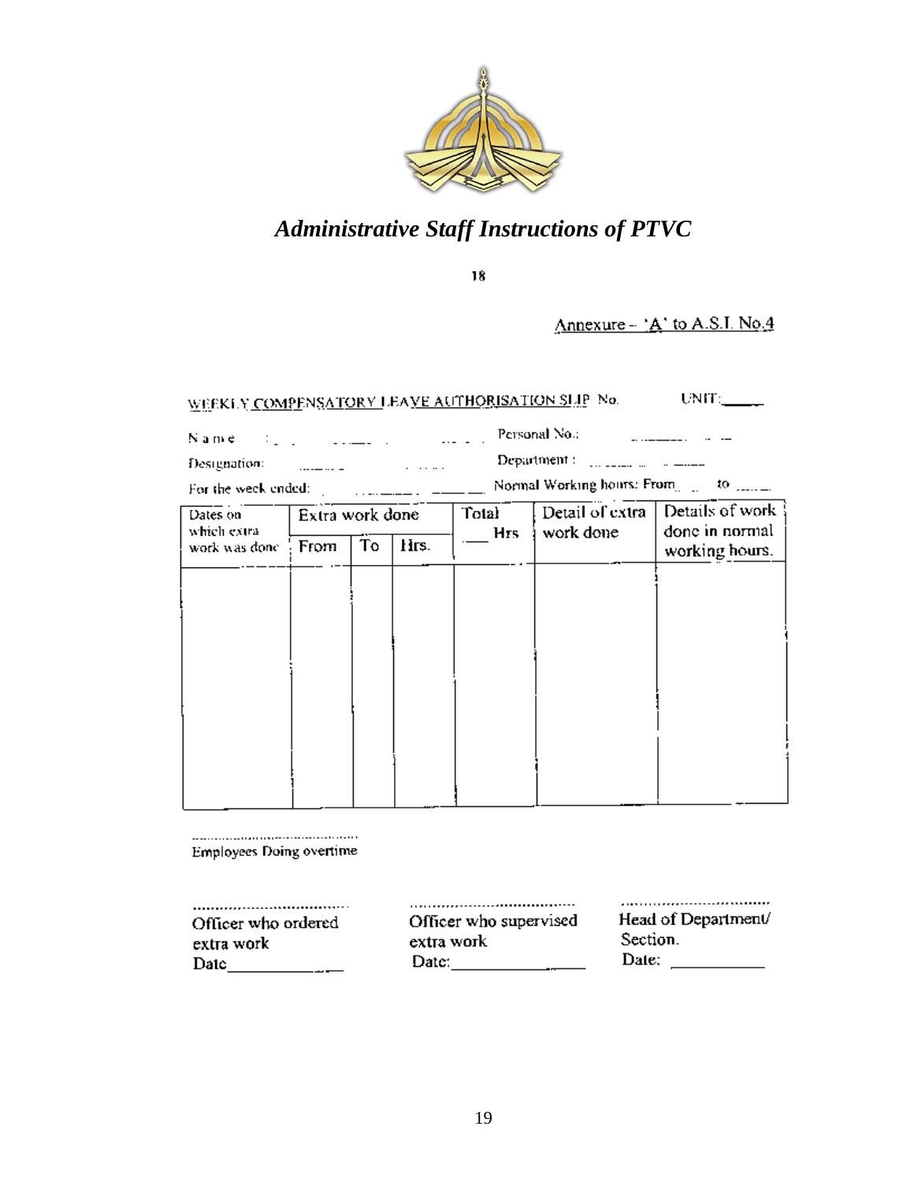Annexure – 'A' to A.S.I. No.4

WEEKLY COMPENSATORY LEAVE AUTHORISATION SLIP No. UNIT:\_\_\_\_\_

Name : \_\_\_\_\_\_\_\_\_\_ Personal No.: \_\_\_\_\_\_\_\_\_\_

Designation: \_\_\_\_\_\_\_\_\_\_ Department : \_\_\_\_\_\_\_\_\_\_

For the week ended: \_\_\_\_\_\_\_\_\_\_ Normal Working hours: From \_\_\_\_ to \_\_\_\_

| Dates on which extra work was done | Extra work done | | | Total \_\_\_\_ Hrs | Detail of extra work done | Details of work done in normal working hours. |
|---|---|---|---|---|---|---|
| | From | To | Hrs. | | | |
| | | | | | | |

.......................................
Employees Doing overtime

| ................................ | ................................ | ................................ |
|---|---|---|
| Officer who ordered extra work | Officer who supervised extra work | Head of Department/ Section. |
| Date\_\_\_\_\_\_\_\_\_\_ | Date:\_\_\_\_\_\_\_\_\_\_ | Date: \_\_\_\_\_\_\_\_\_\_ |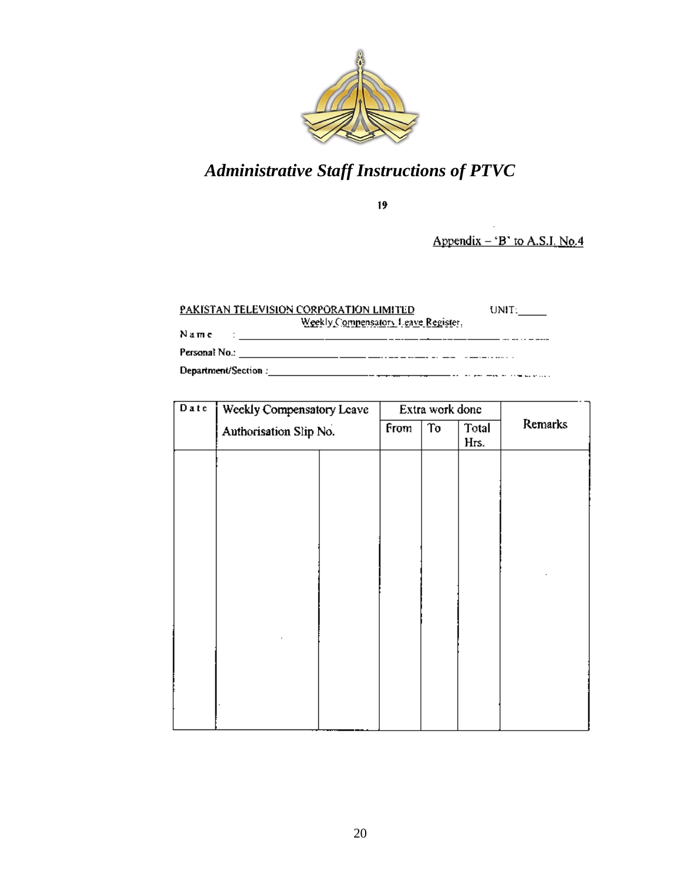19

Appendix – 'B' to A.S.I. No.4

PAKISTAN TELEVISION CORPORATION LIMITED UNIT:_____

Weekly Compensatory Leave Register.

Name : ____________________

Personal No.: ____________________

Department/Section : ____________________

| Date | Weekly Compensatory Leave Authorisation Slip No. | | Extra work done | | | Remarks |
|---|---|---|---|---|---|---|
| | | | From | To | Total Hrs. | |
| | | | | | | |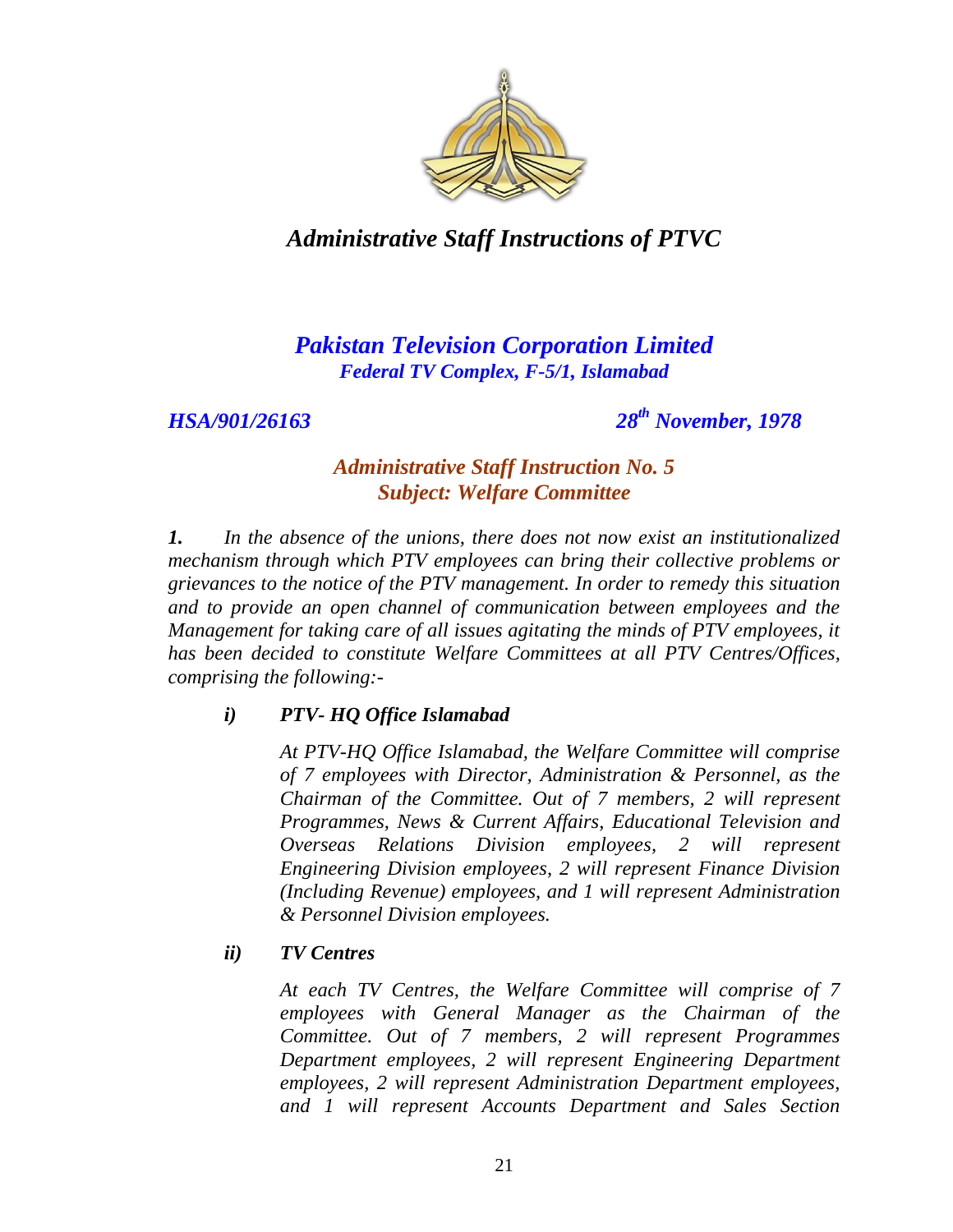# *Administrative Staff Instructions of PTVC*

## *Pakistan Television Corporation Limited*

***Federal TV Complex, F-5/1, Islamabad***

***HSA/901/26163*** ***28th November, 1978***

### *Administrative Staff Instruction No. 5*
### *Subject: Welfare Committee*

***1.*** *In the absence of the unions, there does not now exist an institutionalized mechanism through which PTV employees can bring their collective problems or grievances to the notice of the PTV management. In order to remedy this situation and to provide an open channel of communication between employees and the Management for taking care of all issues agitating the minds of PTV employees, it has been decided to constitute Welfare Committees at all PTV Centres/Offices, comprising the following:-*

***i) PTV- HQ Office Islamabad***

*At PTV-HQ Office Islamabad, the Welfare Committee will comprise of 7 employees with Director, Administration & Personnel, as the Chairman of the Committee. Out of 7 members, 2 will represent Programmes, News & Current Affairs, Educational Television and Overseas Relations Division employees, 2 will represent Engineering Division employees, 2 will represent Finance Division (Including Revenue) employees, and 1 will represent Administration & Personnel Division employees.*

***ii) TV Centres***

*At each TV Centres, the Welfare Committee will comprise of 7 employees with General Manager as the Chairman of the Committee. Out of 7 members, 2 will represent Programmes Department employees, 2 will represent Engineering Department employees, 2 will represent Administration Department employees, and 1 will represent Accounts Department and Sales Section*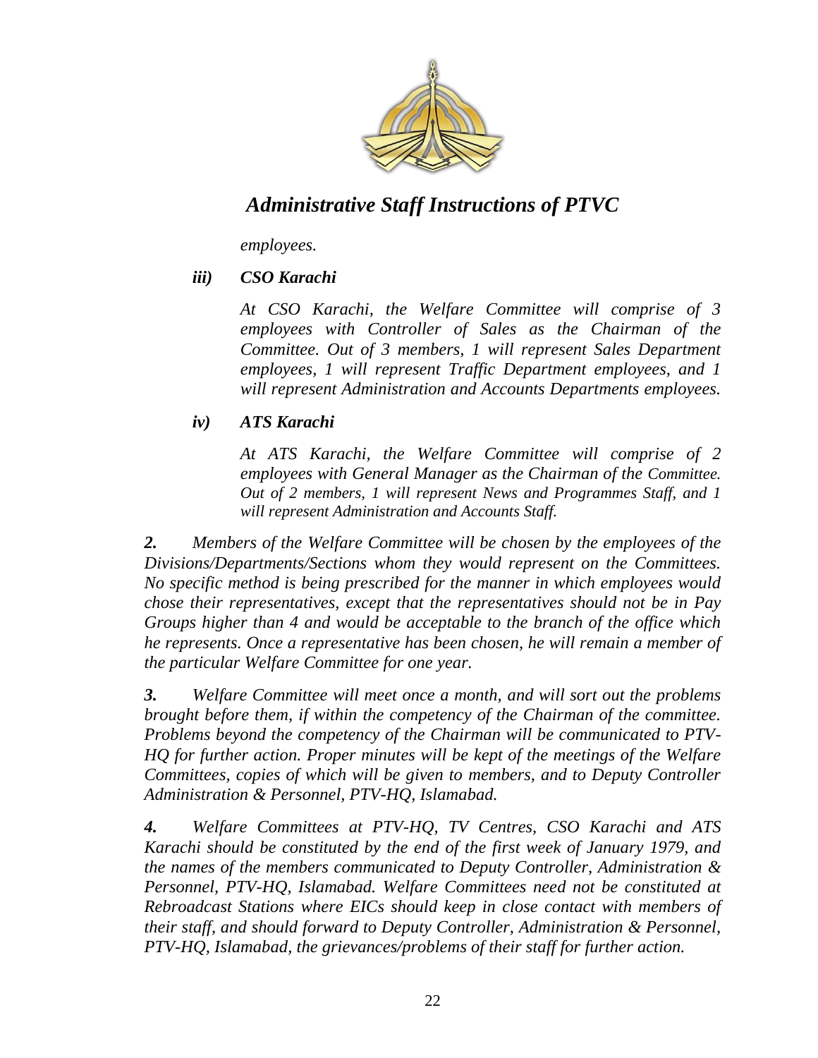employees.

***iii) CSO Karachi***

*At CSO Karachi, the Welfare Committee will comprise of 3 employees with Controller of Sales as the Chairman of the Committee. Out of 3 members, 1 will represent Sales Department employees, 1 will represent Traffic Department employees, and 1 will represent Administration and Accounts Departments employees.*

***iv) ATS Karachi***

*At ATS Karachi, the Welfare Committee will comprise of 2 employees with General Manager as the Chairman of the Committee. Out of 2 members, 1 will represent News and Programmes Staff, and 1 will represent Administration and Accounts Staff.*

***2.*** *Members of the Welfare Committee will be chosen by the employees of the Divisions/Departments/Sections whom they would represent on the Committees. No specific method is being prescribed for the manner in which employees would chose their representatives, except that the representatives should not be in Pay Groups higher than 4 and would be acceptable to the branch of the office which he represents. Once a representative has been chosen, he will remain a member of the particular Welfare Committee for one year.*

***3.*** *Welfare Committee will meet once a month, and will sort out the problems brought before them, if within the competency of the Chairman of the committee. Problems beyond the competency of the Chairman will be communicated to PTV-HQ for further action. Proper minutes will be kept of the meetings of the Welfare Committees, copies of which will be given to members, and to Deputy Controller Administration & Personnel, PTV-HQ, Islamabad.*

***4.*** *Welfare Committees at PTV-HQ, TV Centres, CSO Karachi and ATS Karachi should be constituted by the end of the first week of January 1979, and the names of the members communicated to Deputy Controller, Administration & Personnel, PTV-HQ, Islamabad. Welfare Committees need not be constituted at Rebroadcast Stations where EICs should keep in close contact with members of their staff, and should forward to Deputy Controller, Administration & Personnel, PTV-HQ, Islamabad, the grievances/problems of their staff for further action.*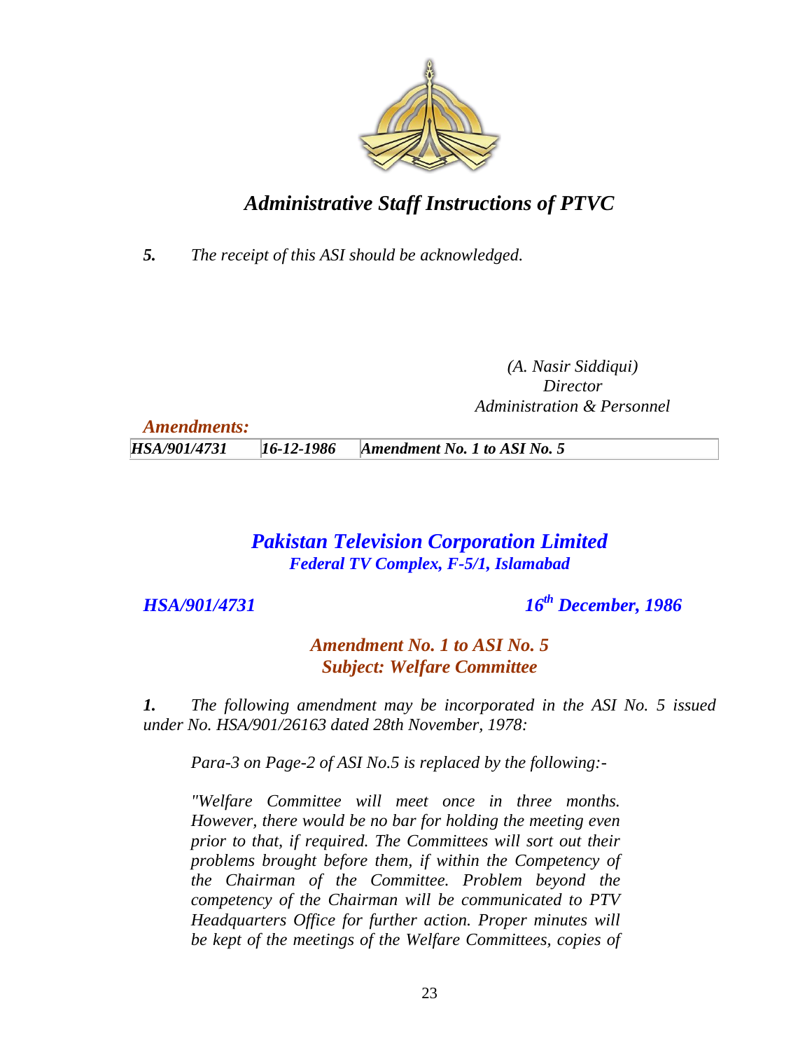*5.* *The receipt of this ASI should be acknowledged.*

*(A. Nasir Siddiqui)*
*Director*
*Administration & Personnel*

***Amendments:***

| | | |
|---|---|---|
| ***HSA/901/4731*** | ***16-12-1986*** | ***Amendment No. 1 to ASI No. 5*** |

## *Pakistan Television Corporation Limited*
### *Federal TV Complex, F-5/1, Islamabad*

***HSA/901/4731*** ***16th December, 1986***

### *Amendment No. 1 to ASI No. 5*
### *Subject: Welfare Committee*

***1.*** *The following amendment may be incorporated in the ASI No. 5 issued under No. HSA/901/26163 dated 28th November, 1978:*

*Para-3 on Page-2 of ASI No.5 is replaced by the following:-*

*"Welfare Committee will meet once in three months. However, there would be no bar for holding the meeting even prior to that, if required. The Committees will sort out their problems brought before them, if within the Competency of the Chairman of the Committee. Problem beyond the competency of the Chairman will be communicated to PTV Headquarters Office for further action. Proper minutes will be kept of the meetings of the Welfare Committees, copies of*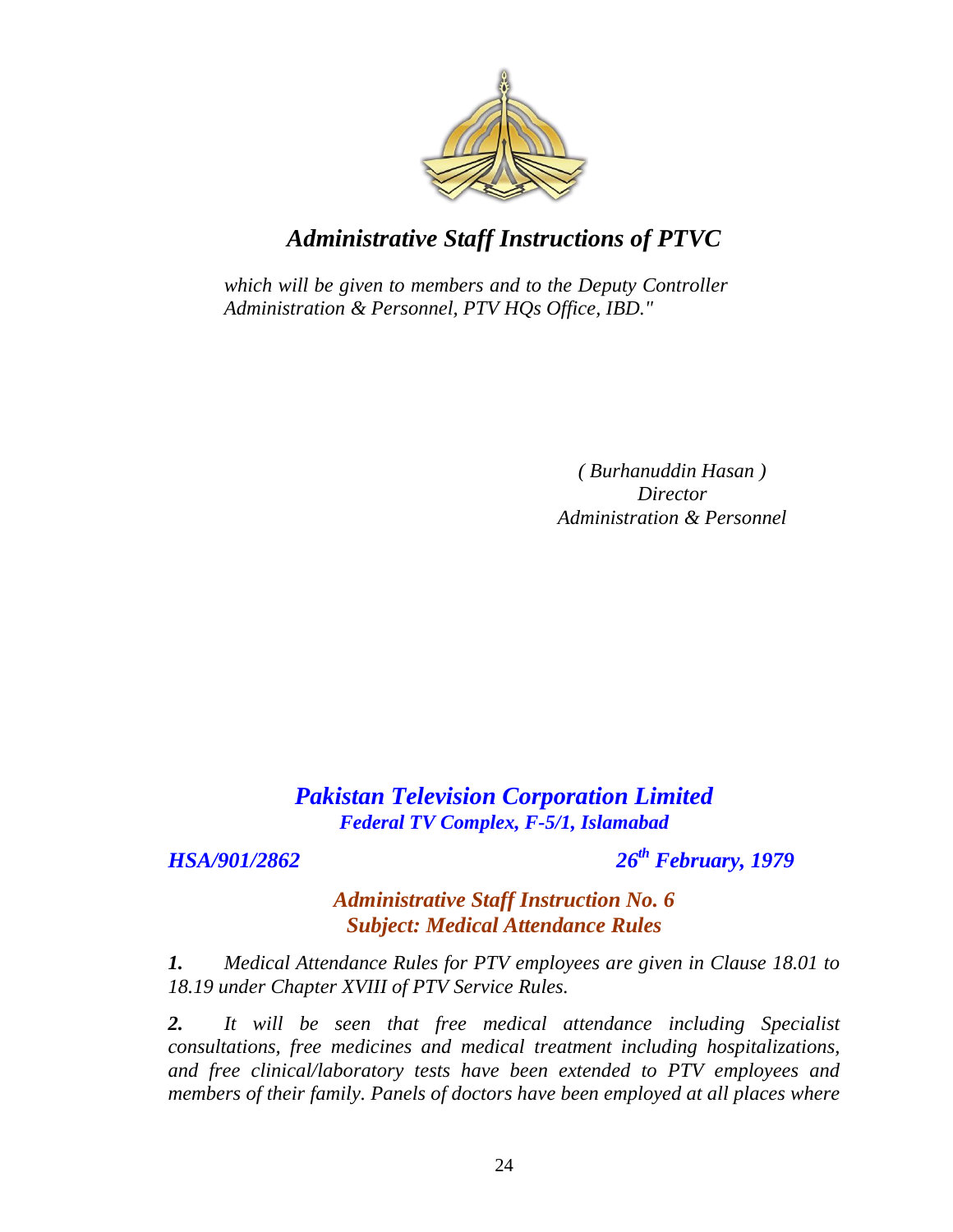# *Administrative Staff Instructions of PTVC*

*which will be given to members and to the Deputy Controller Administration & Personnel, PTV HQs Office, IBD."*

*( Burhanuddin Hasan )*
*Director*
*Administration & Personnel*

## ***Pakistan Television Corporation Limited***
***Federal TV Complex, F-5/1, Islamabad***

***HSA/901/2862*** ***26th February, 1979***

### ***Administrative Staff Instruction No. 6***
### ***Subject: Medical Attendance Rules***

***1.*** *Medical Attendance Rules for PTV employees are given in Clause 18.01 to 18.19 under Chapter XVIII of PTV Service Rules.*

***2.*** *It will be seen that free medical attendance including Specialist consultations, free medicines and medical treatment including hospitalizations, and free clinical/laboratory tests have been extended to PTV employees and members of their family. Panels of doctors have been employed at all places where*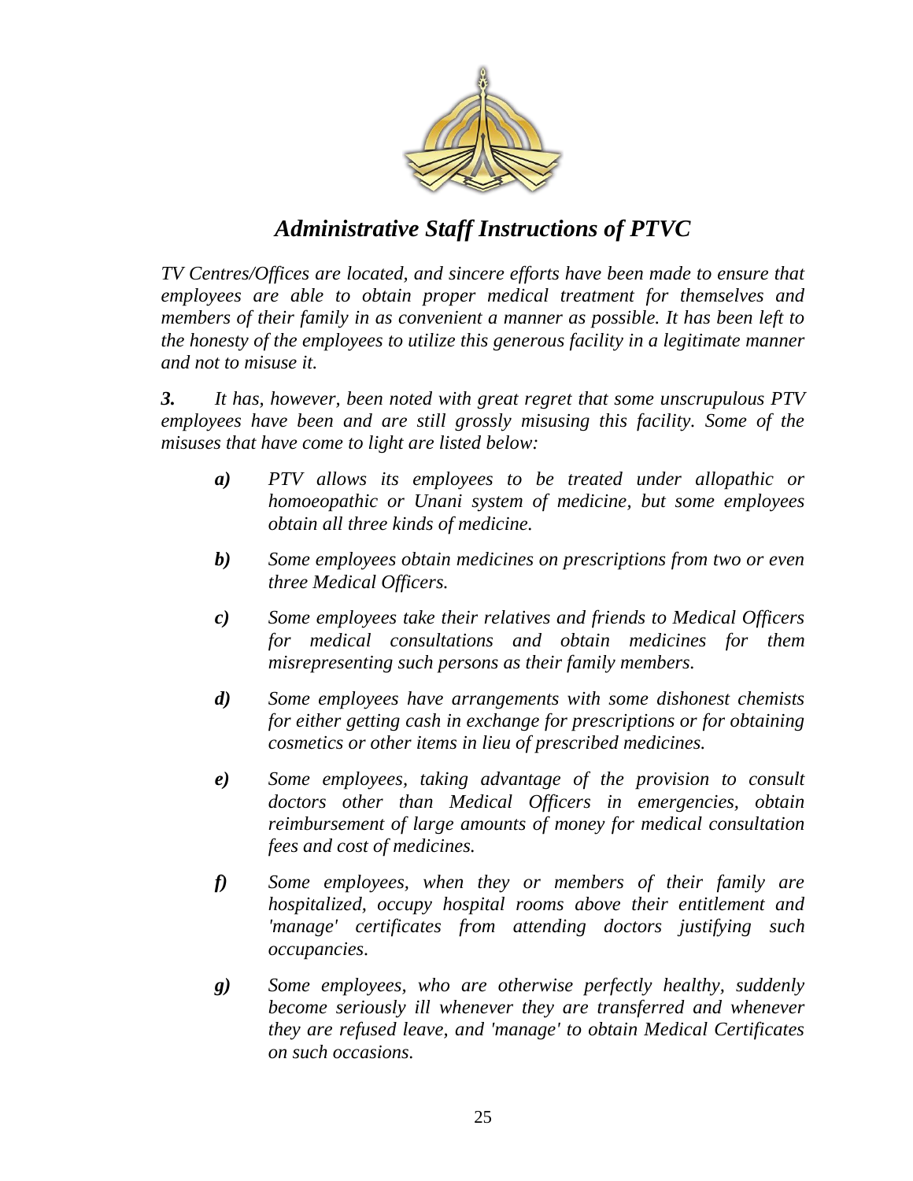*TV Centres/Offices are located, and sincere efforts have been made to ensure that employees are able to obtain proper medical treatment for themselves and members of their family in as convenient a manner as possible. It has been left to the honesty of the employees to utilize this generous facility in a legitimate manner and not to misuse it.*

***3.*** *It has, however, been noted with great regret that some unscrupulous PTV employees have been and are still grossly misusing this facility. Some of the misuses that have come to light are listed below:*

- ***a)*** *PTV allows its employees to be treated under allopathic or homoeopathic or Unani system of medicine, but some employees obtain all three kinds of medicine.*
- ***b)*** *Some employees obtain medicines on prescriptions from two or even three Medical Officers.*
- ***c)*** *Some employees take their relatives and friends to Medical Officers for medical consultations and obtain medicines for them misrepresenting such persons as their family members.*
- ***d)*** *Some employees have arrangements with some dishonest chemists for either getting cash in exchange for prescriptions or for obtaining cosmetics or other items in lieu of prescribed medicines.*
- ***e)*** *Some employees, taking advantage of the provision to consult doctors other than Medical Officers in emergencies, obtain reimbursement of large amounts of money for medical consultation fees and cost of medicines.*
- ***f)*** *Some employees, when they or members of their family are hospitalized, occupy hospital rooms above their entitlement and 'manage' certificates from attending doctors justifying such occupancies.*
- ***g)*** *Some employees, who are otherwise perfectly healthy, suddenly become seriously ill whenever they are transferred and whenever they are refused leave, and 'manage' to obtain Medical Certificates on such occasions.*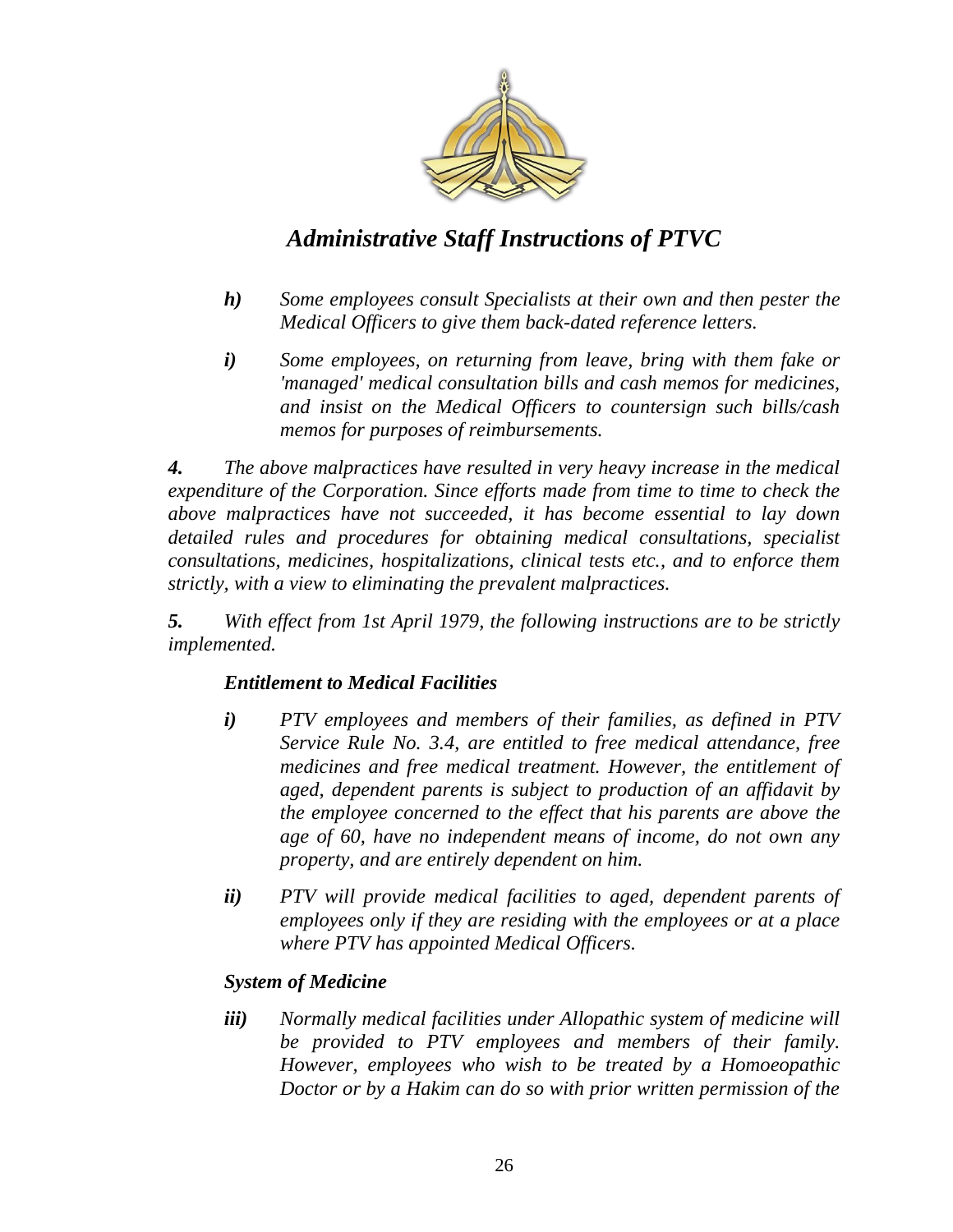*Administrative Staff Instructions of PTVC*

***h)*** *Some employees consult Specialists at their own and then pester the Medical Officers to give them back-dated reference letters.*

***i)*** *Some employees, on returning from leave, bring with them fake or 'managed' medical consultation bills and cash memos for medicines, and insist on the Medical Officers to countersign such bills/cash memos for purposes of reimbursements.*

***4.*** *The above malpractices have resulted in very heavy increase in the medical expenditure of the Corporation. Since efforts made from time to time to check the above malpractices have not succeeded, it has become essential to lay down detailed rules and procedures for obtaining medical consultations, specialist consultations, medicines, hospitalizations, clinical tests etc., and to enforce them strictly, with a view to eliminating the prevalent malpractices.*

***5.*** *With effect from 1st April 1979, the following instructions are to be strictly implemented.*

***Entitlement to Medical Facilities***

***i)*** *PTV employees and members of their families, as defined in PTV Service Rule No. 3.4, are entitled to free medical attendance, free medicines and free medical treatment. However, the entitlement of aged, dependent parents is subject to production of an affidavit by the employee concerned to the effect that his parents are above the age of 60, have no independent means of income, do not own any property, and are entirely dependent on him.*

***ii)*** *PTV will provide medical facilities to aged, dependent parents of employees only if they are residing with the employees or at a place where PTV has appointed Medical Officers.*

***System of Medicine***

***iii)*** *Normally medical facilities under Allopathic system of medicine will be provided to PTV employees and members of their family. However, employees who wish to be treated by a Homoeopathic Doctor or by a Hakim can do so with prior written permission of the*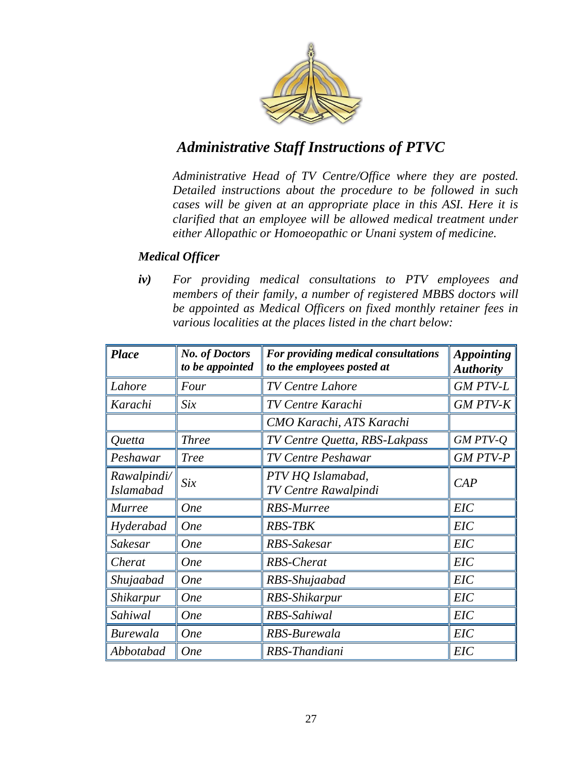*Administrative Head of TV Centre/Office where they are posted. Detailed instructions about the procedure to be followed in such cases will be given at an appropriate place in this ASI. Here it is clarified that an employee will be allowed medical treatment under either Allopathic or Homoeopathic or Unani system of medicine.*

### *Medical Officer*

***iv)*** *For providing medical consultations to PTV employees and members of their family, a number of registered MBBS doctors will be appointed as Medical Officers on fixed monthly retainer fees in various localities at the places listed in the chart below:*

| ***Place*** | ***No. of Doctors to be appointed*** | ***For providing medical consultations to the employees posted at*** | ***Appointing Authority*** |
|---|---|---|---|
| *Lahore* | *Four* | *TV Centre Lahore* | *GM PTV-L* |
| *Karachi* | *Six* | *TV Centre Karachi* | *GM PTV-K* |
| | | *CMO Karachi, ATS Karachi* | |
| *Quetta* | *Three* | *TV Centre Quetta, RBS-Lakpass* | *GM PTV-Q* |
| *Peshawar* | *Tree* | *TV Centre Peshawar* | *GM PTV-P* |
| *Rawalpindi/ Islamabad* | *Six* | *PTV HQ Islamabad, TV Centre Rawalpindi* | *CAP* |
| *Murree* | *One* | *RBS-Murree* | *EIC* |
| *Hyderabad* | *One* | *RBS-TBK* | *EIC* |
| *Sakesar* | *One* | *RBS-Sakesar* | *EIC* |
| *Cherat* | *One* | *RBS-Cherat* | *EIC* |
| *Shujaabad* | *One* | *RBS-Shujaabad* | *EIC* |
| *Shikarpur* | *One* | *RBS-Shikarpur* | *EIC* |
| *Sahiwal* | *One* | *RBS-Sahiwal* | *EIC* |
| *Burewala* | *One* | *RBS-Burewala* | *EIC* |
| *Abbotabad* | *One* | *RBS-Thandiani* | *EIC* |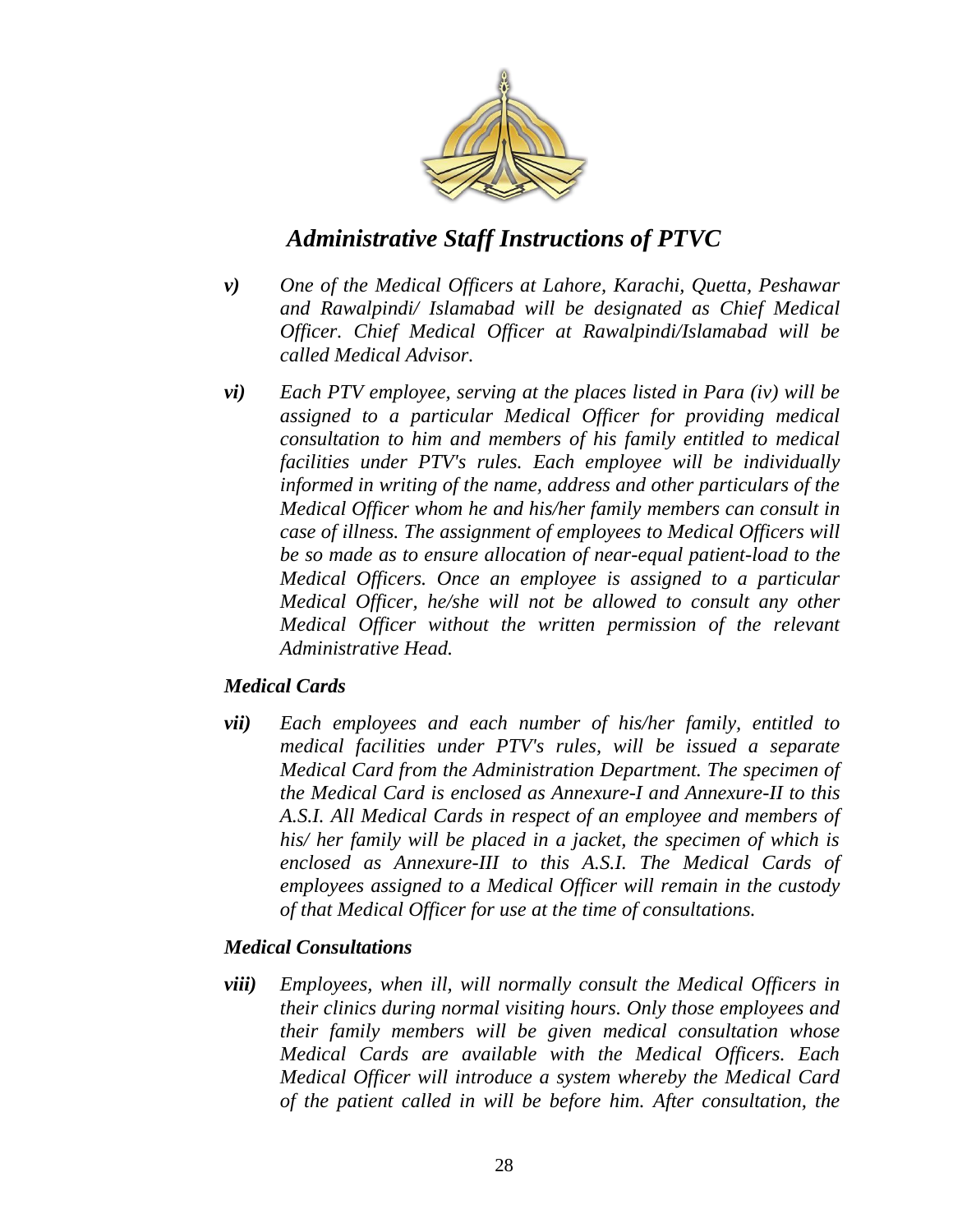*v)* *One of the Medical Officers at Lahore, Karachi, Quetta, Peshawar and Rawalpindi/ Islamabad will be designated as Chief Medical Officer. Chief Medical Officer at Rawalpindi/Islamabad will be called Medical Advisor.*

*vi)* *Each PTV employee, serving at the places listed in Para (iv) will be assigned to a particular Medical Officer for providing medical consultation to him and members of his family entitled to medical facilities under PTV's rules. Each employee will be individually informed in writing of the name, address and other particulars of the Medical Officer whom he and his/her family members can consult in case of illness. The assignment of employees to Medical Officers will be so made as to ensure allocation of near-equal patient-load to the Medical Officers. Once an employee is assigned to a particular Medical Officer, he/she will not be allowed to consult any other Medical Officer without the written permission of the relevant Administrative Head.*

### *Medical Cards*

*vii)* *Each employees and each number of his/her family, entitled to medical facilities under PTV's rules, will be issued a separate Medical Card from the Administration Department. The specimen of the Medical Card is enclosed as Annexure-I and Annexure-II to this A.S.I. All Medical Cards in respect of an employee and members of his/ her family will be placed in a jacket, the specimen of which is enclosed as Annexure-III to this A.S.I. The Medical Cards of employees assigned to a Medical Officer will remain in the custody of that Medical Officer for use at the time of consultations.*

### *Medical Consultations*

*viii)* *Employees, when ill, will normally consult the Medical Officers in their clinics during normal visiting hours. Only those employees and their family members will be given medical consultation whose Medical Cards are available with the Medical Officers. Each Medical Officer will introduce a system whereby the Medical Card of the patient called in will be before him. After consultation, the*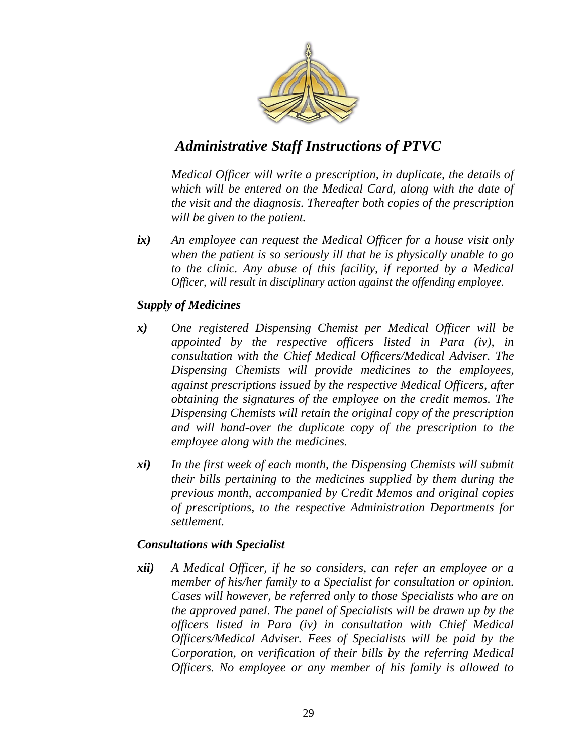*Medical Officer will write a prescription, in duplicate, the details of which will be entered on the Medical Card, along with the date of the visit and the diagnosis. Thereafter both copies of the prescription will be given to the patient.*

***ix)*** *An employee can request the Medical Officer for a house visit only when the patient is so seriously ill that he is physically unable to go to the clinic. Any abuse of this facility, if reported by a Medical Officer, will result in disciplinary action against the offending employee.*

***Supply of Medicines***

***x)*** *One registered Dispensing Chemist per Medical Officer will be appointed by the respective officers listed in Para (iv), in consultation with the Chief Medical Officers/Medical Adviser. The Dispensing Chemists will provide medicines to the employees, against prescriptions issued by the respective Medical Officers, after obtaining the signatures of the employee on the credit memos. The Dispensing Chemists will retain the original copy of the prescription and will hand-over the duplicate copy of the prescription to the employee along with the medicines.*

***xi)*** *In the first week of each month, the Dispensing Chemists will submit their bills pertaining to the medicines supplied by them during the previous month, accompanied by Credit Memos and original copies of prescriptions, to the respective Administration Departments for settlement.*

***Consultations with Specialist***

***xii)*** *A Medical Officer, if he so considers, can refer an employee or a member of his/her family to a Specialist for consultation or opinion. Cases will however, be referred only to those Specialists who are on the approved panel. The panel of Specialists will be drawn up by the officers listed in Para (iv) in consultation with Chief Medical Officers/Medical Adviser. Fees of Specialists will be paid by the Corporation, on verification of their bills by the referring Medical Officers. No employee or any member of his family is allowed to*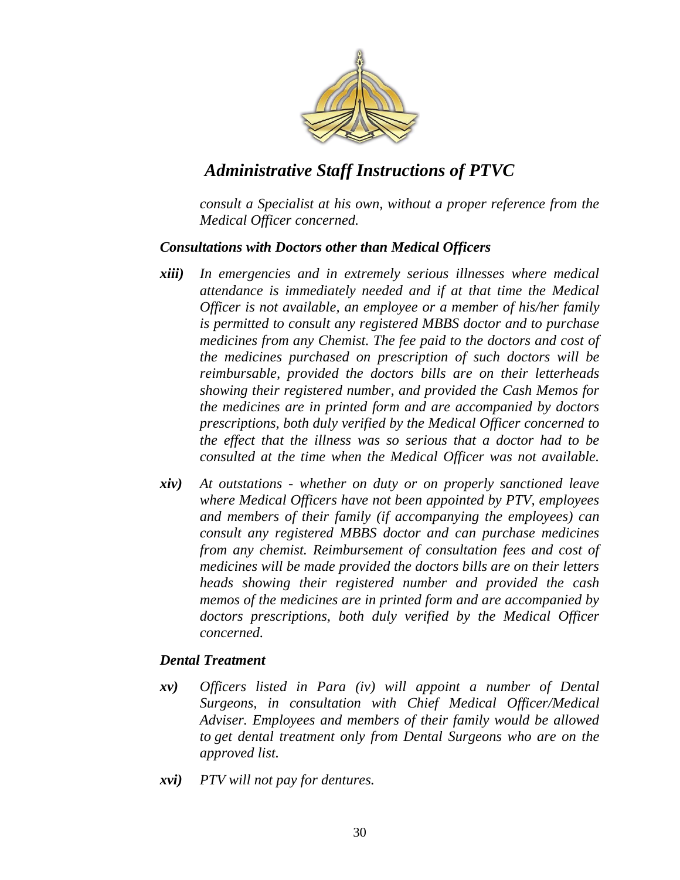*consult a Specialist at his own, without a proper reference from the Medical Officer concerned.*

***Consultations with Doctors other than Medical Officers***

***xiii)*** *In emergencies and in extremely serious illnesses where medical attendance is immediately needed and if at that time the Medical Officer is not available, an employee or a member of his/her family is permitted to consult any registered MBBS doctor and to purchase medicines from any Chemist. The fee paid to the doctors and cost of the medicines purchased on prescription of such doctors will be reimbursable, provided the doctors bills are on their letterheads showing their registered number, and provided the Cash Memos for the medicines are in printed form and are accompanied by doctors prescriptions, both duly verified by the Medical Officer concerned to the effect that the illness was so serious that a doctor had to be consulted at the time when the Medical Officer was not available.*

***xiv)*** *At outstations - whether on duty or on properly sanctioned leave where Medical Officers have not been appointed by PTV, employees and members of their family (if accompanying the employees) can consult any registered MBBS doctor and can purchase medicines from any chemist. Reimbursement of consultation fees and cost of medicines will be made provided the doctors bills are on their letters heads showing their registered number and provided the cash memos of the medicines are in printed form and are accompanied by doctors prescriptions, both duly verified by the Medical Officer concerned.*

***Dental Treatment***

***xv)*** *Officers listed in Para (iv) will appoint a number of Dental Surgeons, in consultation with Chief Medical Officer/Medical Adviser. Employees and members of their family would be allowed to get dental treatment only from Dental Surgeons who are on the approved list.*

***xvi)*** *PTV will not pay for dentures.*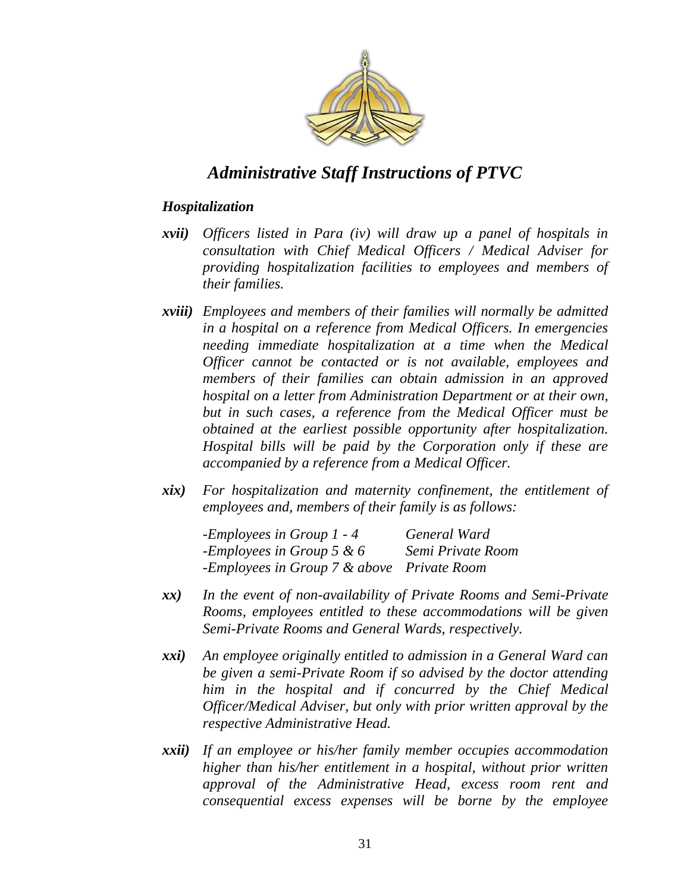*Administrative Staff Instructions of PTVC*

### *Hospitalization*

***xvii)*** *Officers listed in Para (iv) will draw up a panel of hospitals in consultation with Chief Medical Officers / Medical Adviser for providing hospitalization facilities to employees and members of their families.*

***xviii)*** *Employees and members of their families will normally be admitted in a hospital on a reference from Medical Officers. In emergencies needing immediate hospitalization at a time when the Medical Officer cannot be contacted or is not available, employees and members of their families can obtain admission in an approved hospital on a letter from Administration Department or at their own, but in such cases, a reference from the Medical Officer must be obtained at the earliest possible opportunity after hospitalization. Hospital bills will be paid by the Corporation only if these are accompanied by a reference from a Medical Officer.*

***xix)*** *For hospitalization and maternity confinement, the entitlement of employees and, members of their family is as follows:*

| | |
|---|---|
| *-Employees in Group 1 - 4* | *General Ward* |
| *-Employees in Group 5 & 6* | *Semi Private Room* |
| *-Employees in Group 7 & above* | *Private Room* |

***xx)*** *In the event of non-availability of Private Rooms and Semi-Private Rooms, employees entitled to these accommodations will be given Semi-Private Rooms and General Wards, respectively.*

***xxi)*** *An employee originally entitled to admission in a General Ward can be given a semi-Private Room if so advised by the doctor attending him in the hospital and if concurred by the Chief Medical Officer/Medical Adviser, but only with prior written approval by the respective Administrative Head.*

***xxii)*** *If an employee or his/her family member occupies accommodation higher than his/her entitlement in a hospital, without prior written approval of the Administrative Head, excess room rent and consequential excess expenses will be borne by the employee*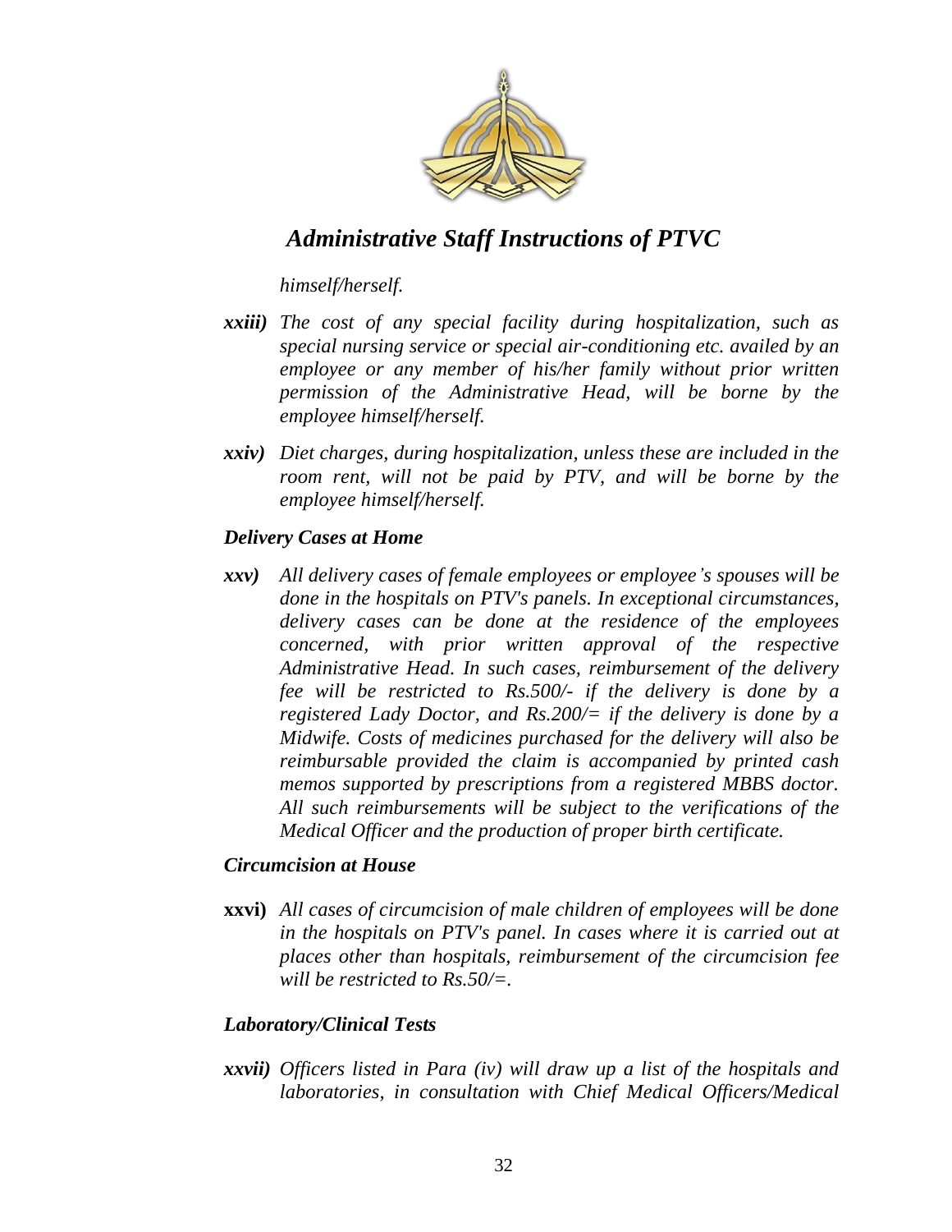*himself/herself.*

***xxiii)*** *The cost of any special facility during hospitalization, such as special nursing service or special air-conditioning etc. availed by an employee or any member of his/her family without prior written permission of the Administrative Head, will be borne by the employee himself/herself.*

***xxiv)*** *Diet charges, during hospitalization, unless these are included in the room rent, will not be paid by PTV, and will be borne by the employee himself/herself.*

***Delivery Cases at Home***

***xxv)*** *All delivery cases of female employees or employee's spouses will be done in the hospitals on PTV's panels. In exceptional circumstances, delivery cases can be done at the residence of the employees concerned, with prior written approval of the respective Administrative Head. In such cases, reimbursement of the delivery fee will be restricted to Rs.500/- if the delivery is done by a registered Lady Doctor, and Rs.200/= if the delivery is done by a Midwife. Costs of medicines purchased for the delivery will also be reimbursable provided the claim is accompanied by printed cash memos supported by prescriptions from a registered MBBS doctor. All such reimbursements will be subject to the verifications of the Medical Officer and the production of proper birth certificate.*

***Circumcision at House***

**xxvi)** *All cases of circumcision of male children of employees will be done in the hospitals on PTV's panel. In cases where it is carried out at places other than hospitals, reimbursement of the circumcision fee will be restricted to Rs.50/=.*

***Laboratory/Clinical Tests***

***xxvii)*** *Officers listed in Para (iv) will draw up a list of the hospitals and laboratories, in consultation with Chief Medical Officers/Medical*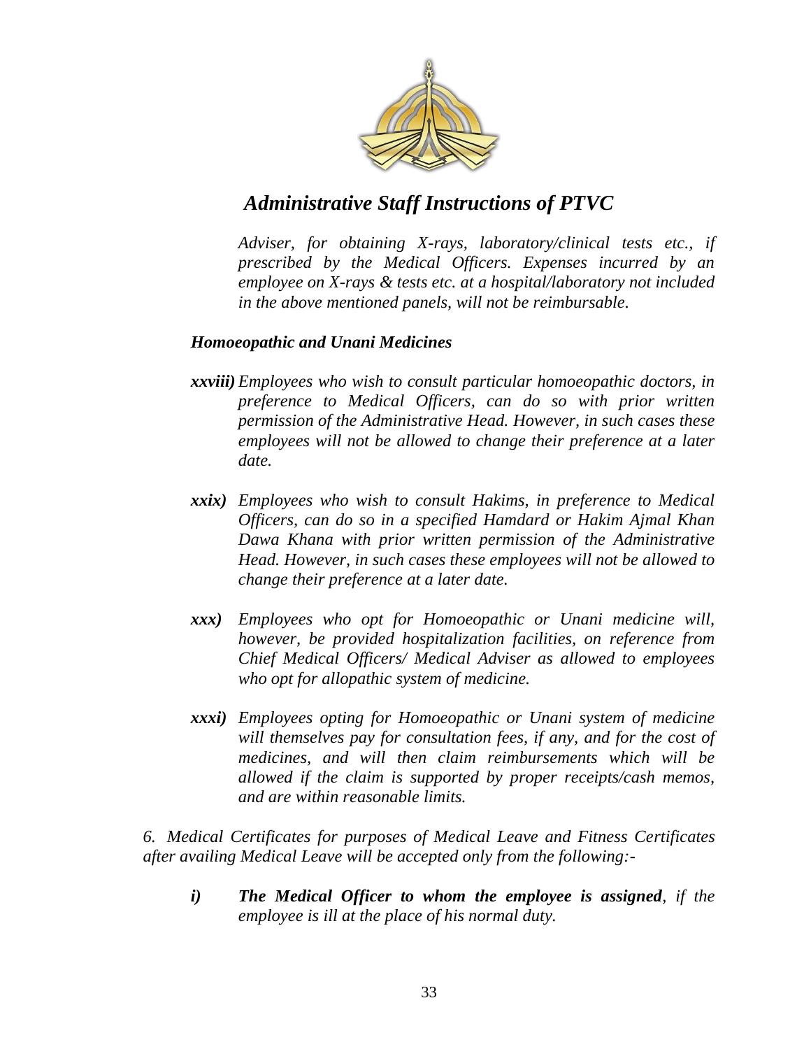*Adviser, for obtaining X-rays, laboratory/clinical tests etc., if prescribed by the Medical Officers. Expenses incurred by an employee on X-rays & tests etc. at a hospital/laboratory not included in the above mentioned panels, will not be reimbursable.*

***Homoeopathic and Unani Medicines***

***xxviii)*** *Employees who wish to consult particular homoeopathic doctors, in preference to Medical Officers, can do so with prior written permission of the Administrative Head. However, in such cases these employees will not be allowed to change their preference at a later date.*

***xxix)*** *Employees who wish to consult Hakims, in preference to Medical Officers, can do so in a specified Hamdard or Hakim Ajmal Khan Dawa Khana with prior written permission of the Administrative Head. However, in such cases these employees will not be allowed to change their preference at a later date.*

***xxx)*** *Employees who opt for Homoeopathic or Unani medicine will, however, be provided hospitalization facilities, on reference from Chief Medical Officers/ Medical Adviser as allowed to employees who opt for allopathic system of medicine.*

***xxxi)*** *Employees opting for Homoeopathic or Unani system of medicine will themselves pay for consultation fees, if any, and for the cost of medicines, and will then claim reimbursements which will be allowed if the claim is supported by proper receipts/cash memos, and are within reasonable limits.*

*6. Medical Certificates for purposes of Medical Leave and Fitness Certificates after availing Medical Leave will be accepted only from the following:-*

***i)*** ***The Medical Officer to whom the employee is assigned****, if the employee is ill at the place of his normal duty.*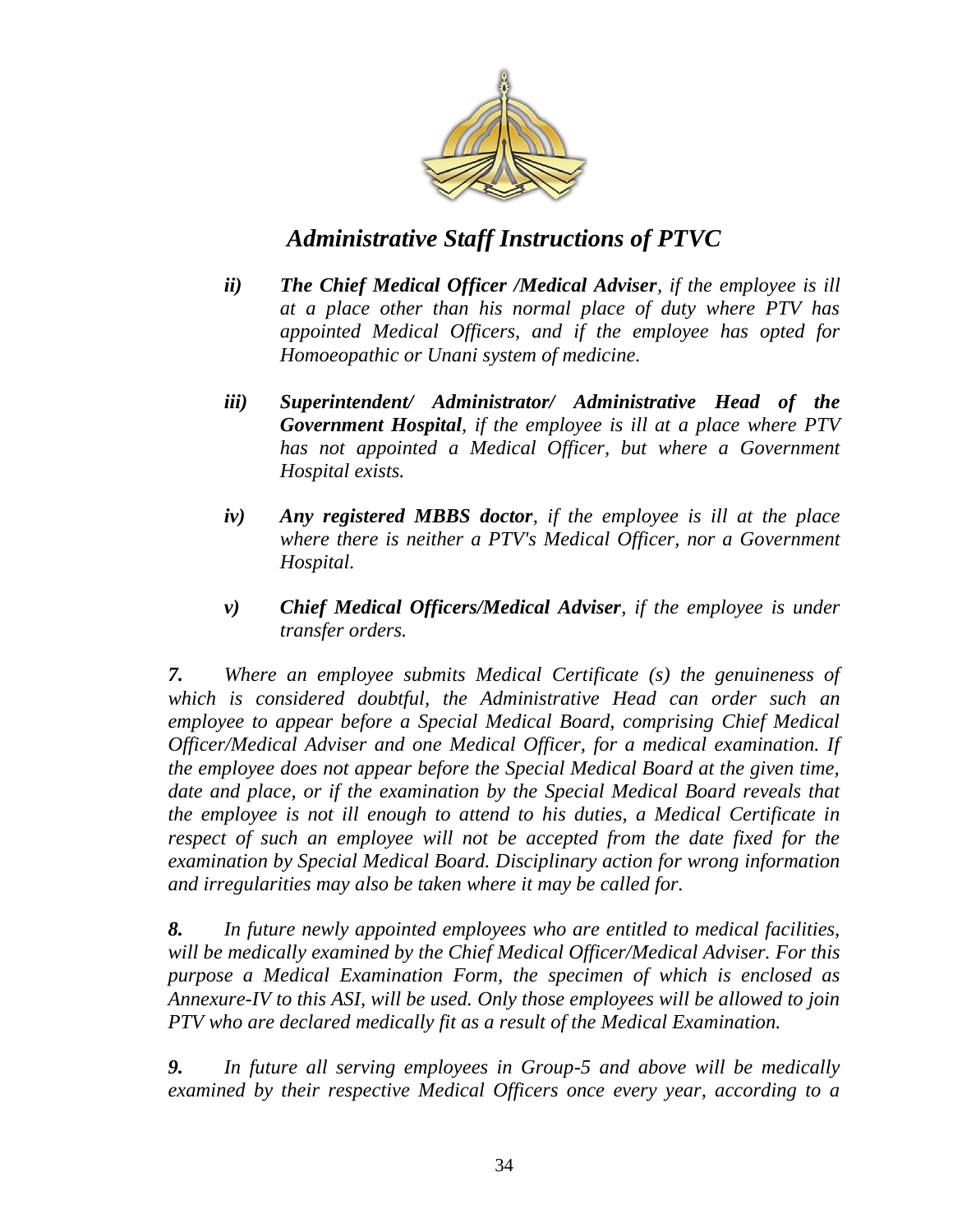*ii)* ***The Chief Medical Officer /Medical Adviser****, if the employee is ill at a place other than his normal place of duty where PTV has appointed Medical Officers, and if the employee has opted for Homoeopathic or Unani system of medicine.*

*iii)* ***Superintendent/ Administrator/ Administrative Head of the Government Hospital****, if the employee is ill at a place where PTV has not appointed a Medical Officer, but where a Government Hospital exists.*

*iv)* ***Any registered MBBS doctor****, if the employee is ill at the place where there is neither a PTV's Medical Officer, nor a Government Hospital.*

*v)* ***Chief Medical Officers/Medical Adviser****, if the employee is under transfer orders.*

***7.*** *Where an employee submits Medical Certificate (s) the genuineness of which is considered doubtful, the Administrative Head can order such an employee to appear before a Special Medical Board, comprising Chief Medical Officer/Medical Adviser and one Medical Officer, for a medical examination. If the employee does not appear before the Special Medical Board at the given time, date and place, or if the examination by the Special Medical Board reveals that the employee is not ill enough to attend to his duties, a Medical Certificate in respect of such an employee will not be accepted from the date fixed for the examination by Special Medical Board. Disciplinary action for wrong information and irregularities may also be taken where it may be called for.*

***8.*** *In future newly appointed employees who are entitled to medical facilities, will be medically examined by the Chief Medical Officer/Medical Adviser. For this purpose a Medical Examination Form, the specimen of which is enclosed as Annexure-IV to this ASI, will be used. Only those employees will be allowed to join PTV who are declared medically fit as a result of the Medical Examination.*

***9.*** *In future all serving employees in Group-5 and above will be medically examined by their respective Medical Officers once every year, according to a*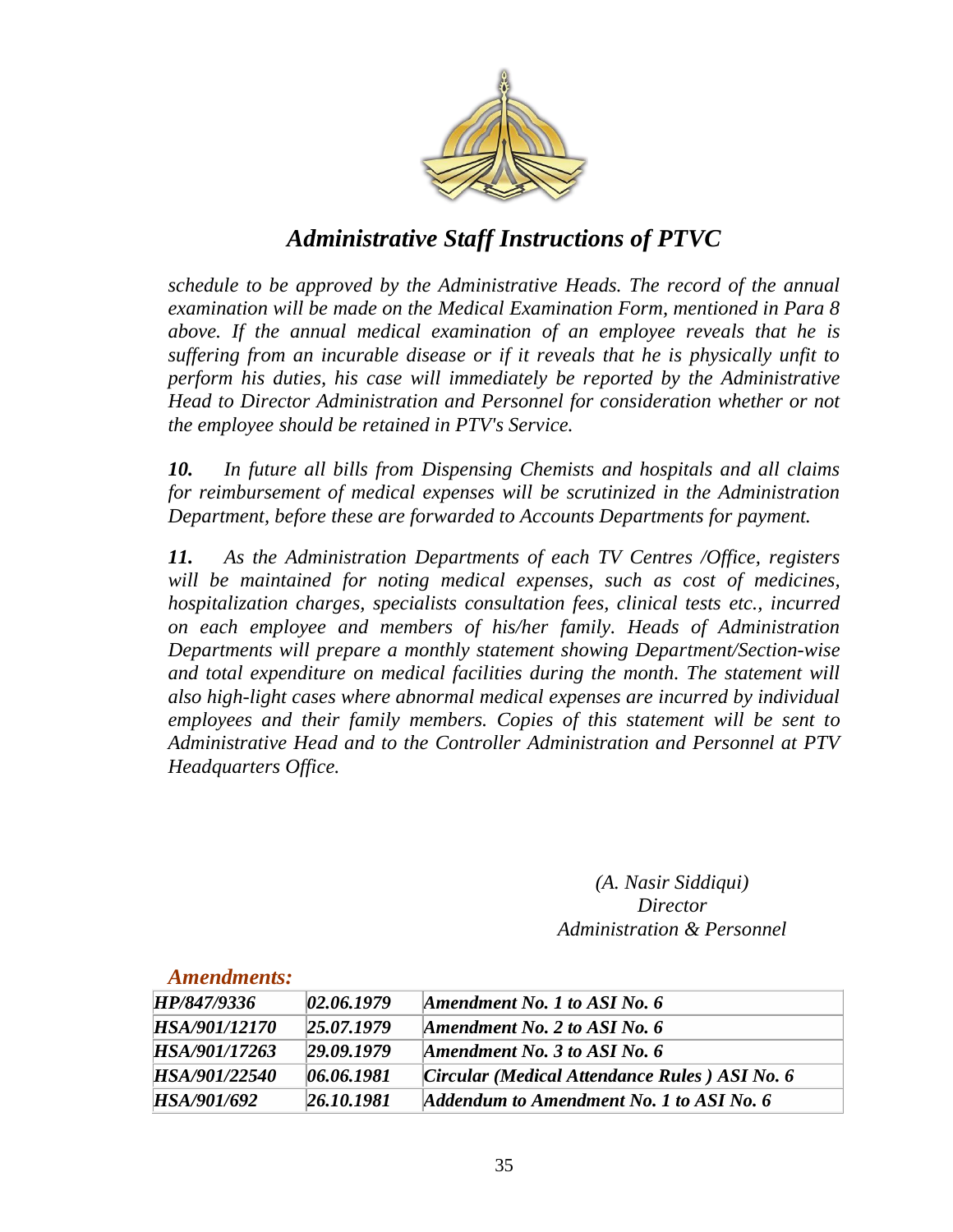*schedule to be approved by the Administrative Heads. The record of the annual examination will be made on the Medical Examination Form, mentioned in Para 8 above. If the annual medical examination of an employee reveals that he is suffering from an incurable disease or if it reveals that he is physically unfit to perform his duties, his case will immediately be reported by the Administrative Head to Director Administration and Personnel for consideration whether or not the employee should be retained in PTV's Service.*

***10.*** *In future all bills from Dispensing Chemists and hospitals and all claims for reimbursement of medical expenses will be scrutinized in the Administration Department, before these are forwarded to Accounts Departments for payment.*

***11.*** *As the Administration Departments of each TV Centres /Office, registers will be maintained for noting medical expenses, such as cost of medicines, hospitalization charges, specialists consultation fees, clinical tests etc., incurred on each employee and members of his/her family. Heads of Administration Departments will prepare a monthly statement showing Department/Section-wise and total expenditure on medical facilities during the month. The statement will also high-light cases where abnormal medical expenses are incurred by individual employees and their family members. Copies of this statement will be sent to Administrative Head and to the Controller Administration and Personnel at PTV Headquarters Office.*

*(A. Nasir Siddiqui)*
*Director*
*Administration & Personnel*

***Amendments:***

| | | |
|---|---|---|
| ***HP/847/9336*** | ***02.06.1979*** | ***Amendment No. 1 to ASI No. 6*** |
| ***HSA/901/12170*** | ***25.07.1979*** | ***Amendment No. 2 to ASI No. 6*** |
| ***HSA/901/17263*** | ***29.09.1979*** | ***Amendment No. 3 to ASI No. 6*** |
| ***HSA/901/22540*** | ***06.06.1981*** | ***Circular (Medical Attendance Rules ) ASI No. 6*** |
| ***HSA/901/692*** | ***26.10.1981*** | ***Addendum to Amendment No. 1 to ASI No. 6*** |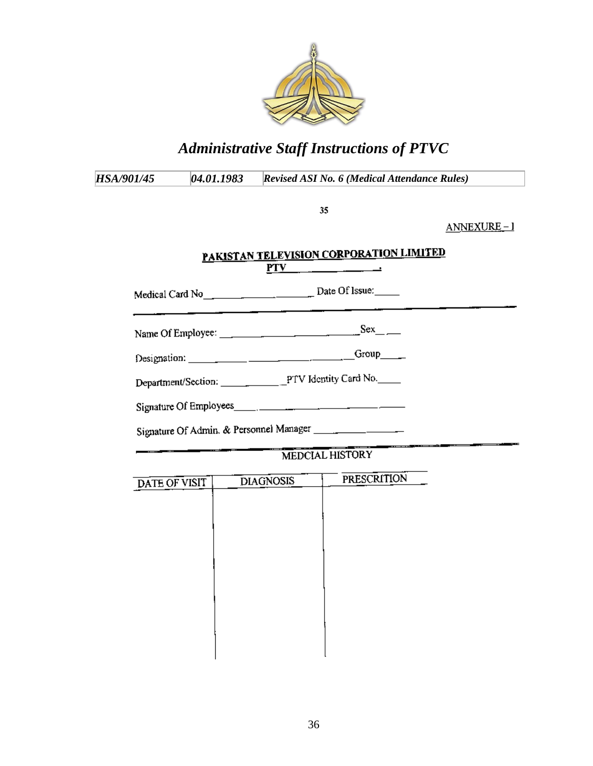35

ANNEXURE – I

## PAKISTAN TELEVISION CORPORATION LIMITED

**PTV ________________.**

Medical Card No________________________ Date Of Issue:_____

Name Of Employee: ____________________________Sex__ __

Designation: ____________ ________________________Group_____

Department/Section: ____________PTV Identity Card No._____

Signature Of Employees______________________________

Signature Of Admin. & Personnel Manager ________________

MEDCIAL HISTORY

| DATE OF VISIT | DIAGNOSIS | PRESCRITION |
|---|---|---|
| | | |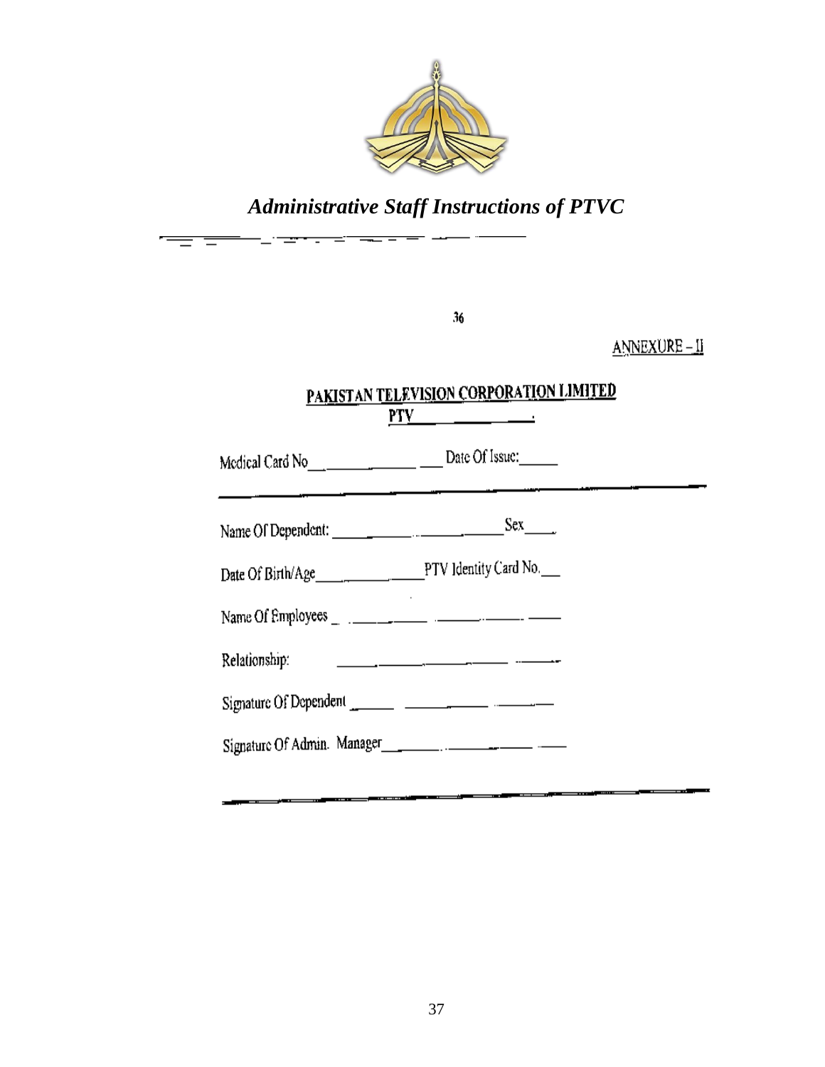36

ANNEXURE – II

## PAKISTAN TELEVISION CORPORATION LIMITED

**PTV** ________________

Medical Card No______________________ Date Of Issue:______

---

Name Of Dependent: ______________________________ Sex____

Date Of Birth/Age________________ PTV Identity Card No.___

Name Of Employees _ ______________________________

Relationship: ______________________________

Signature Of Dependent ______________________________

Signature Of Admin. Manager______________________________

---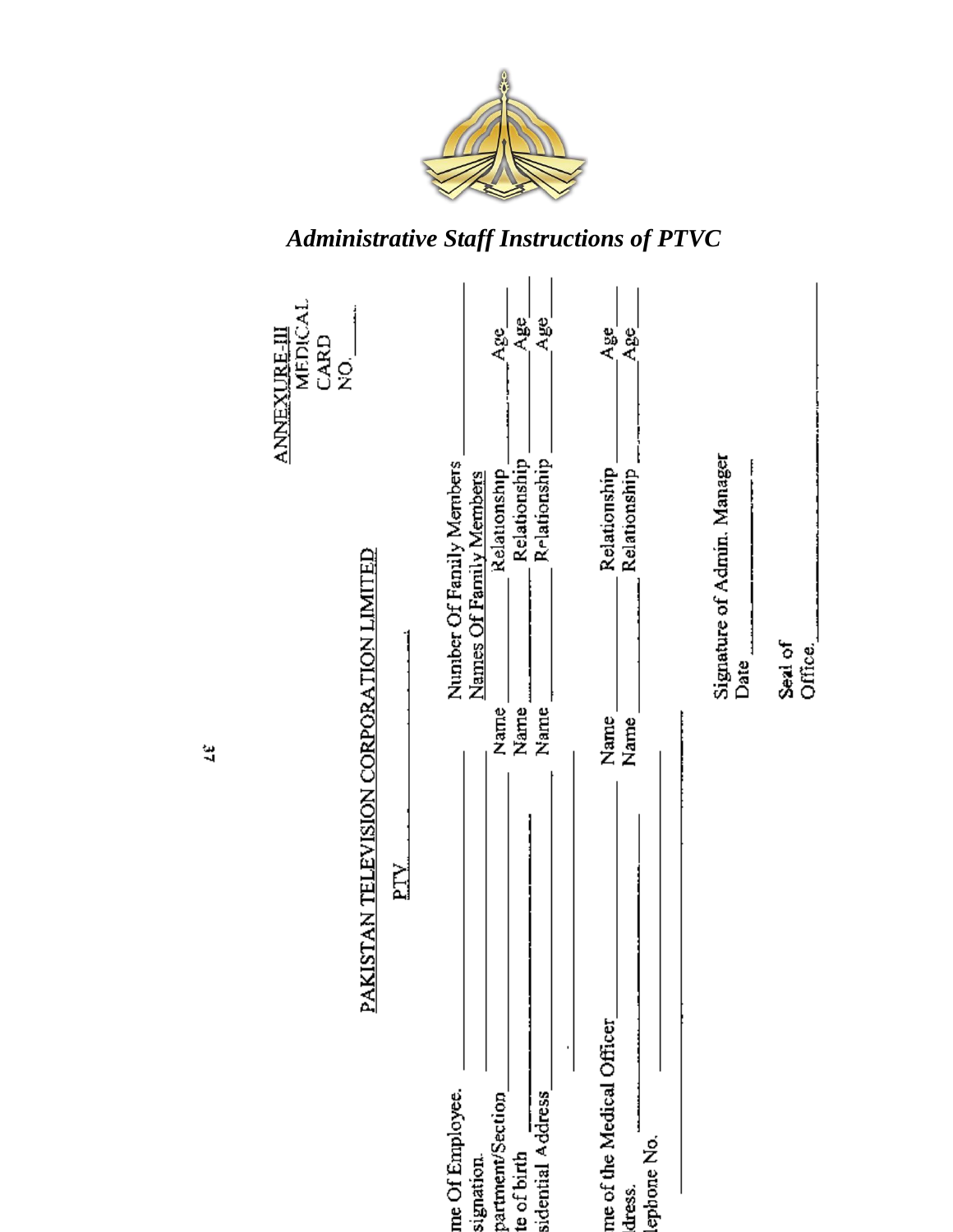ANNEXURE-III

MEDICAL CARD NO. ______

PAKISTAN TELEVISION CORPORATION LIMITED

PTV

me Of Employee. ______

signation. ______

partment/Section ______

te of birth ______

sidential Address ______

______

Number Of Family Members ______

Names Of Family Members

Name ______ Relationship ______ Age ______

Name ______ Relationship ______ Age ______

Name ______ Relationship ______ Age ______

Name ______ Relationship ______ Age ______

Name ______ Relationship ______ Age ______

me of the Medical Officer ______

dress. ______

lephone No. ______

Signature of Admin. Manager ______

Date ______

Seal of Office. ______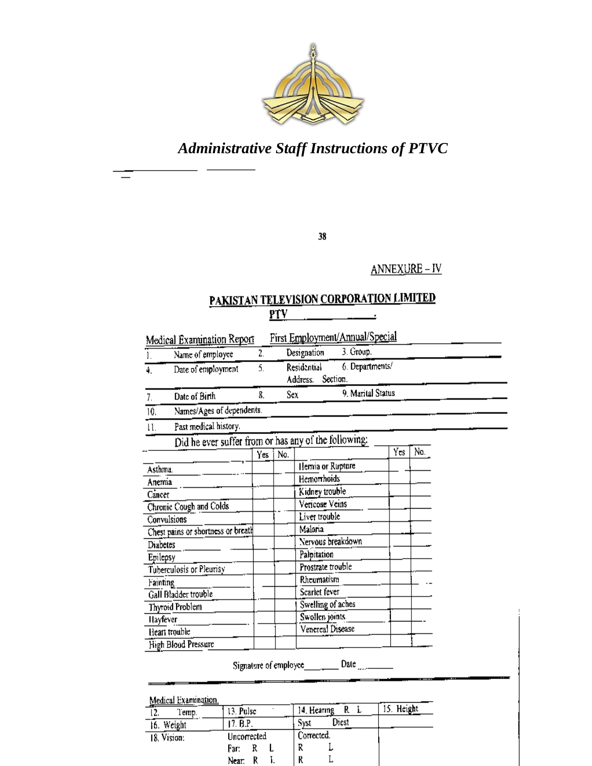*Administrative Staff Instructions of PTVC*

ANNEXURE – IV

## PAKISTAN TELEVISION CORPORATION LIMITED

**PTV \_\_\_\_\_\_\_\_\_\_\_\_.**

Medical Examination Report First Employment/Annual/Special

| | | | | |
|---|---|---|---|---|
| 1. | Name of employee | 2. | Designation | 3. Group. |
| 4. | Date of employment | 5. | Residential Address. | 6. Departments/ Section. |
| 7. | Date of Birth | 8. | Sex | 9. Marital Status |
| 10. | Names/Ages of dependents. | | | |
| 11. | Past medical history. | | | |

Did he ever suffer from or has any of the following:

| | Yes | No. | | Yes | No. |
|---|---|---|---|---|---|
| Asthma. | | | Hernia or Rupture | | |
| Anemia | | | Hemorrhoids | | |
| Cancer | | | Kidney trouble | | |
| Chronic Cough and Colds | | | Vericose Veins | | |
| Convulsions | | | Liver trouble | | |
| Chest pains or shortness or breath | | | Malaria | | |
| Diabetes | | | Nervous breakdown | | |
| Epilepsy | | | Palpitation | | |
| Tuberculosis or Pleurisy | | | Prostrate trouble | | |
| Fainting | | | Rheumatism | | |
| Gall Bladder trouble | | | Scarlet fever | | |
| Thyroid Problem | | | Swelling of aches | | |
| Hayfever | | | Swollen joints | | |
| Heart trouble | | | Venereal Disease | | |
| High Blood Pressure | | | | | |

Signature of employee\_\_\_\_\_\_\_\_ Date \_\_\_\_\_\_\_\_

Medical Examination.

| | | | |
|---|---|---|---|
| 12. Temp. | 13. Pulse | 14. Hearing R L | 15. Height |
| 16. Weight | 17. B.P. | Syst Diest | |
| 18. Vision: | Uncorrected | Corrected. | |
| | Far: R L | R L | |
| | Near: R L | R L | |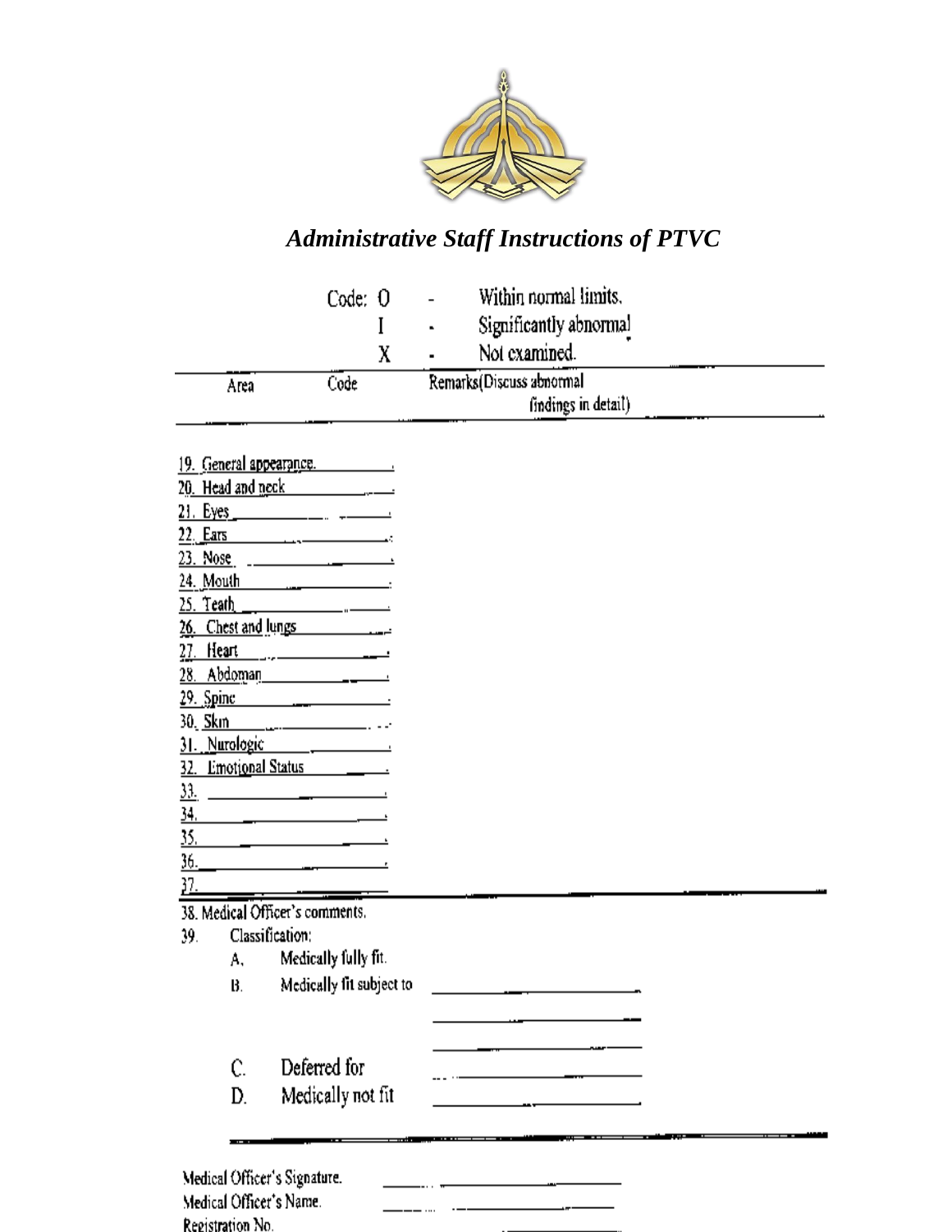*Administrative Staff Instructions of PTVC*

Code: 0 - Within normal limits.
I - Significantly abnormal
X - Not examined.

| Area | Code | Remarks(Discuss abnormal findings in detail) |
| --- | --- | --- |
| 19. General appearance. | | |
| 20. Head and neck | | |
| 21. Eyes | | |
| 22. Ears | | |
| 23. Nose | | |
| 24. Mouth | | |
| 25. Teath | | |
| 26. Chest and lungs | | |
| 27. Heart | | |
| 28. Abdoman | | |
| 29. Spine | | |
| 30. Skin | | |
| 31. Nurologic | | |
| 32. Emotional Status | | |
| 33. | | |
| 34. | | |
| 35. | | |
| 36. | | |
| 37. | | |

38. Medical Officer's comments.

39. Classification:

A. Medically fully fit.

B. Medically fit subject to ____________________

____________________

____________________

C. Deferred for ____________________

D. Medically not fit ____________________

Medical Officer's Signature. ____________________

Medical Officer's Name. ____________________

Registration No. ____________________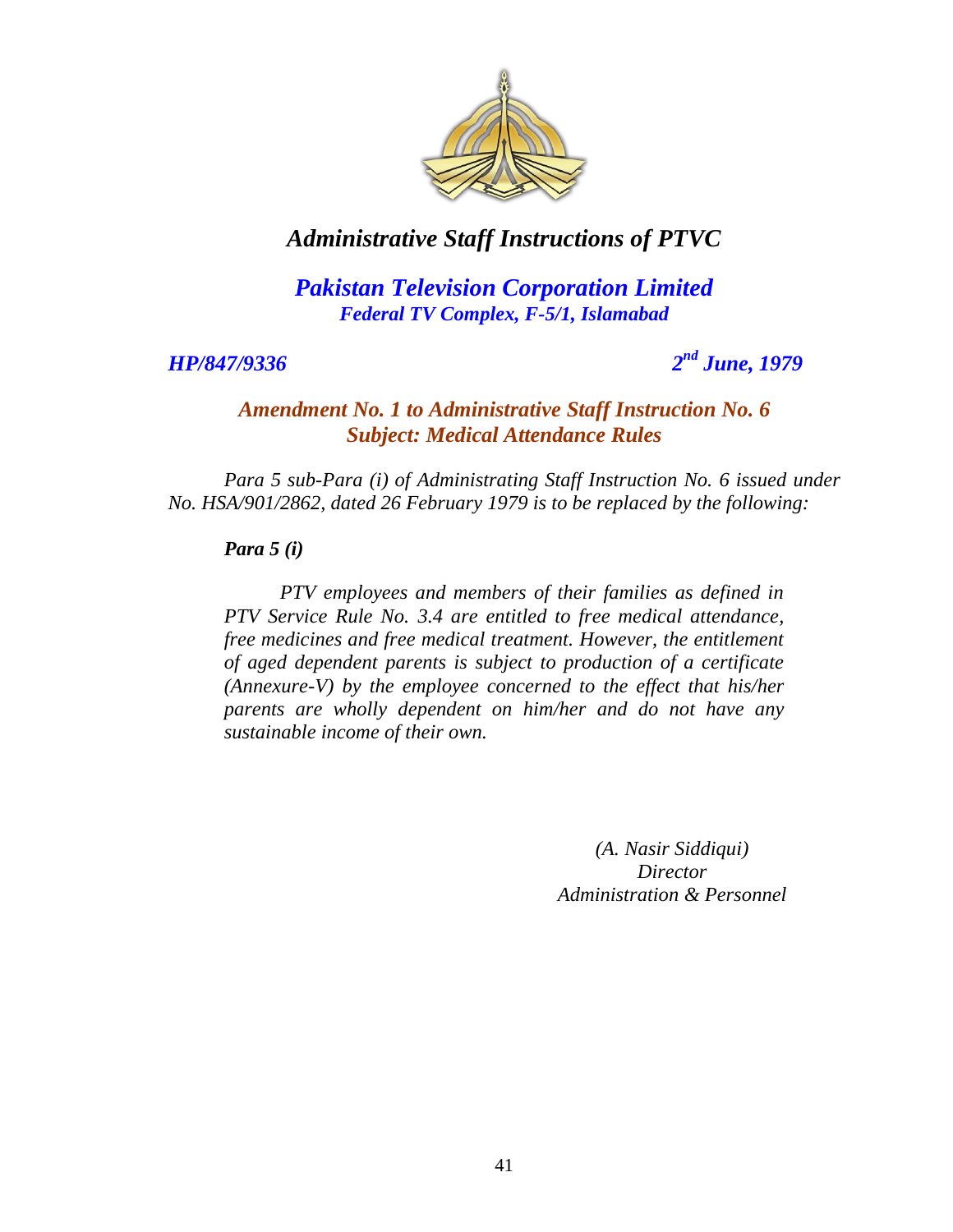# *Administrative Staff Instructions of PTVC*

***Pakistan Television Corporation Limited***
***Federal TV Complex, F-5/1, Islamabad***

***HP/847/9336*** — ***2nd June, 1979***

***Amendment No. 1 to Administrative Staff Instruction No. 6***
***Subject: Medical Attendance Rules***

*Para 5 sub-Para (i) of Administrating Staff Instruction No. 6 issued under No. HSA/901/2862, dated 26 February 1979 is to be replaced by the following:*

***Para 5 (i)***

*PTV employees and members of their families as defined in PTV Service Rule No. 3.4 are entitled to free medical attendance, free medicines and free medical treatment. However, the entitlement of aged dependent parents is subject to production of a certificate (Annexure-V) by the employee concerned to the effect that his/her parents are wholly dependent on him/her and do not have any sustainable income of their own.*

*(A. Nasir Siddiqui)*
*Director*
*Administration & Personnel*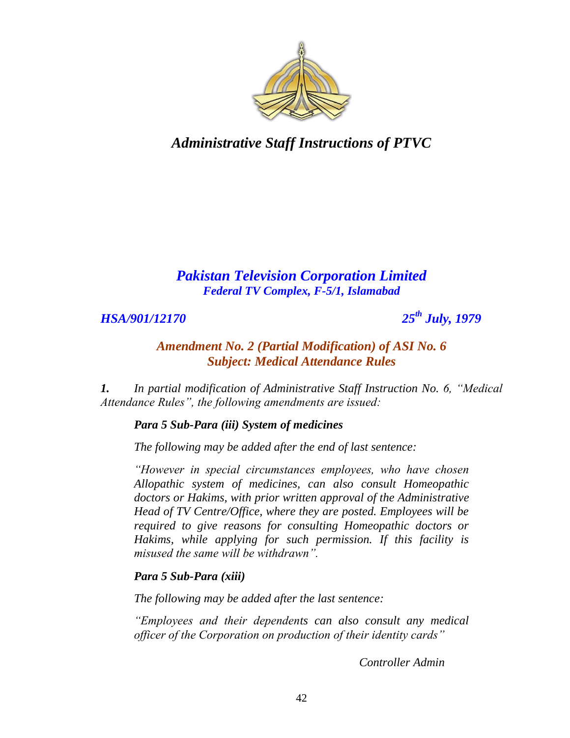# *Administrative Staff Instructions of PTVC*

## *Pakistan Television Corporation Limited*

***Federal TV Complex, F-5/1, Islamabad***

***HSA/901/12170*** ***25th July, 1979***

### *Amendment No. 2 (Partial Modification) of ASI No. 6*
### *Subject: Medical Attendance Rules*

***1.*** *In partial modification of Administrative Staff Instruction No. 6, "Medical Attendance Rules", the following amendments are issued:*

***Para 5 Sub-Para (iii) System of medicines***

*The following may be added after the end of last sentence:*

*"However in special circumstances employees, who have chosen Allopathic system of medicines, can also consult Homeopathic doctors or Hakims, with prior written approval of the Administrative Head of TV Centre/Office, where they are posted. Employees will be required to give reasons for consulting Homeopathic doctors or Hakims, while applying for such permission. If this facility is misused the same will be withdrawn".*

***Para 5 Sub-Para (xiii)***

*The following may be added after the last sentence:*

*"Employees and their dependents can also consult any medical officer of the Corporation on production of their identity cards"*

*Controller Admin*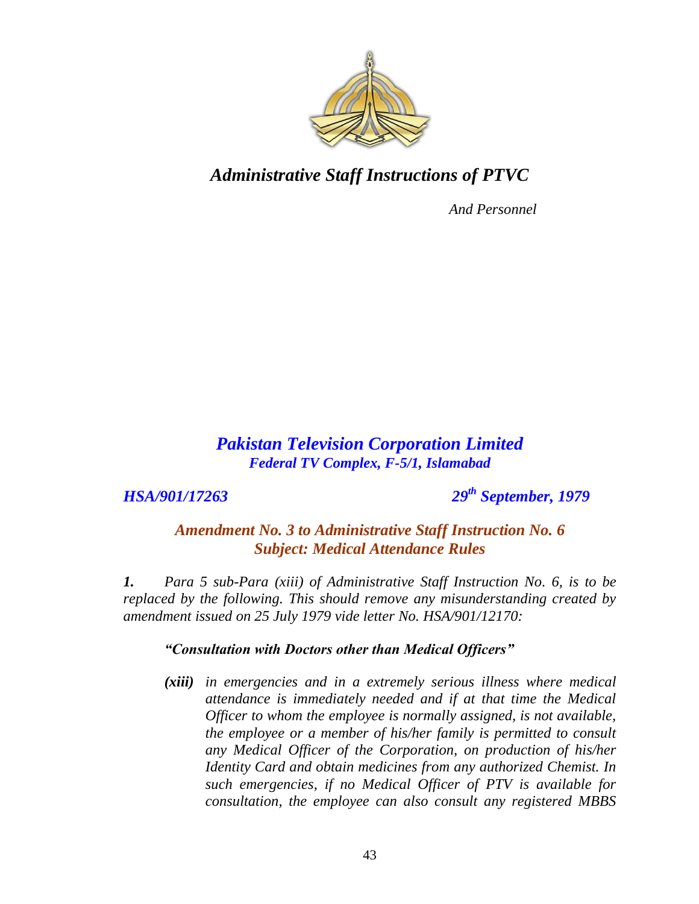# *Administrative Staff Instructions of PTVC*

*And Personnel*

## *Pakistan Television Corporation Limited*

***Federal TV Complex, F-5/1, Islamabad***

***HSA/901/17263*** ***29th September, 1979***

### *Amendment No. 3 to Administrative Staff Instruction No. 6*
### *Subject: Medical Attendance Rules*

***1.*** *Para 5 sub-Para (xiii) of Administrative Staff Instruction No. 6, is to be replaced by the following. This should remove any misunderstanding created by amendment issued on 25 July 1979 vide letter No. HSA/901/12170:*

***"Consultation with Doctors other than Medical Officers"***

***(xiii)*** *in emergencies and in a extremely serious illness where medical attendance is immediately needed and if at that time the Medical Officer to whom the employee is normally assigned, is not available, the employee or a member of his/her family is permitted to consult any Medical Officer of the Corporation, on production of his/her Identity Card and obtain medicines from any authorized Chemist. In such emergencies, if no Medical Officer of PTV is available for consultation, the employee can also consult any registered MBBS*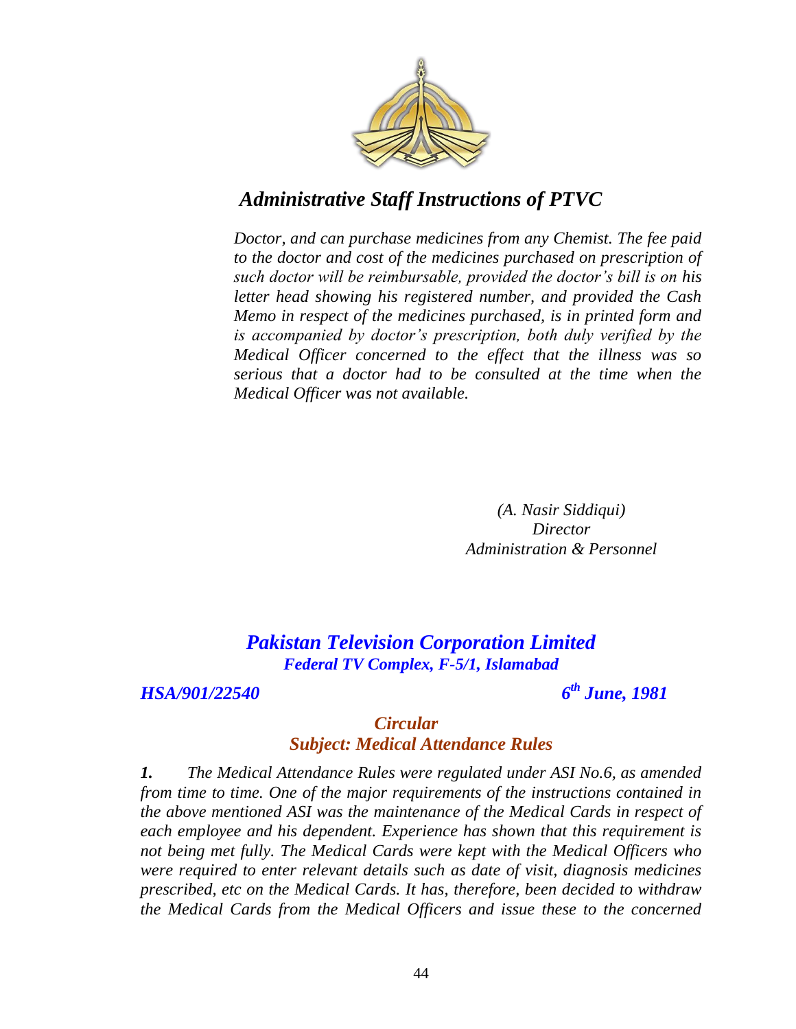*Doctor, and can purchase medicines from any Chemist. The fee paid to the doctor and cost of the medicines purchased on prescription of such doctor will be reimbursable, provided the doctor's bill is on his letter head showing his registered number, and provided the Cash Memo in respect of the medicines purchased, is in printed form and is accompanied by doctor's prescription, both duly verified by the Medical Officer concerned to the effect that the illness was so serious that a doctor had to be consulted at the time when the Medical Officer was not available.*

*(A. Nasir Siddiqui)*
*Director*
*Administration & Personnel*

## ***Pakistan Television Corporation Limited***
***Federal TV Complex, F-5/1, Islamabad***

***HSA/901/22540*** ***6th June, 1981***

### ***Circular***
### ***Subject: Medical Attendance Rules***

***1.*** *The Medical Attendance Rules were regulated under ASI No.6, as amended from time to time. One of the major requirements of the instructions contained in the above mentioned ASI was the maintenance of the Medical Cards in respect of each employee and his dependent. Experience has shown that this requirement is not being met fully. The Medical Cards were kept with the Medical Officers who were required to enter relevant details such as date of visit, diagnosis medicines prescribed, etc on the Medical Cards. It has, therefore, been decided to withdraw the Medical Cards from the Medical Officers and issue these to the concerned*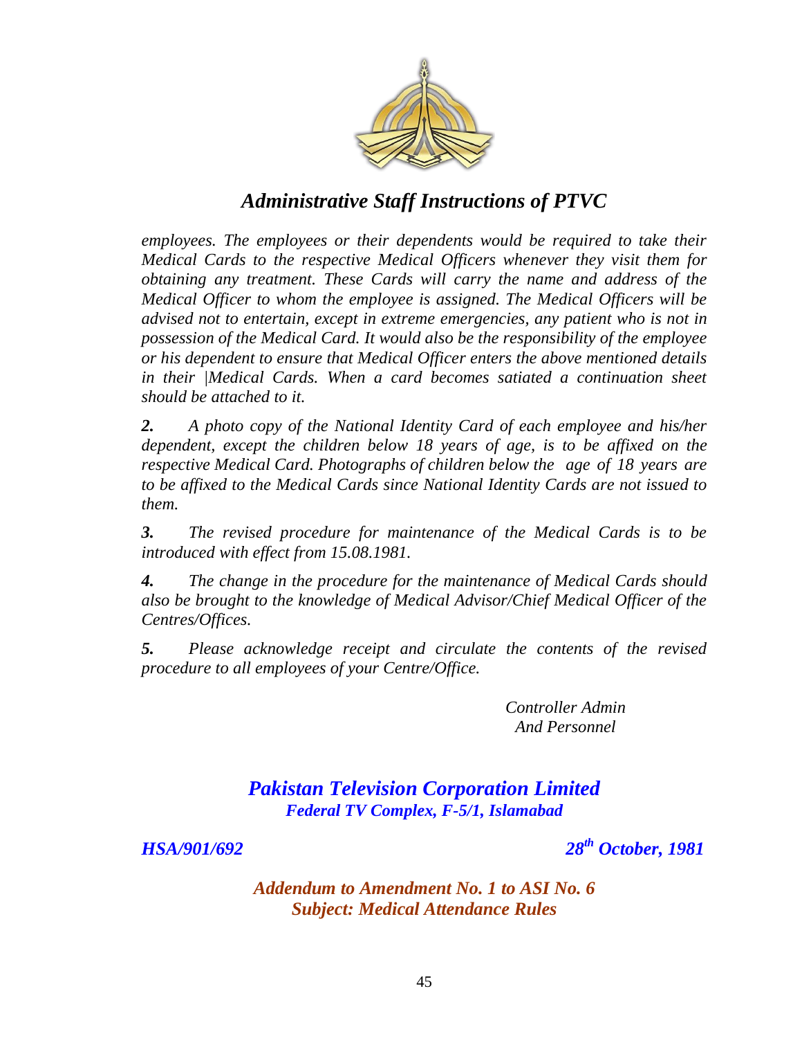*employees. The employees or their dependents would be required to take their Medical Cards to the respective Medical Officers whenever they visit them for obtaining any treatment. These Cards will carry the name and address of the Medical Officer to whom the employee is assigned. The Medical Officers will be advised not to entertain, except in extreme emergencies, any patient who is not in possession of the Medical Card. It would also be the responsibility of the employee or his dependent to ensure that Medical Officer enters the above mentioned details in their |Medical Cards. When a card becomes satiated a continuation sheet should be attached to it.*

***2.*** *A photo copy of the National Identity Card of each employee and his/her dependent, except the children below 18 years of age, is to be affixed on the respective Medical Card. Photographs of children below the age of 18 years are to be affixed to the Medical Cards since National Identity Cards are not issued to them.*

***3.*** *The revised procedure for maintenance of the Medical Cards is to be introduced with effect from 15.08.1981.*

***4.*** *The change in the procedure for the maintenance of Medical Cards should also be brought to the knowledge of Medical Advisor/Chief Medical Officer of the Centres/Offices.*

***5.*** *Please acknowledge receipt and circulate the contents of the revised procedure to all employees of your Centre/Office.*

*Controller Admin*
*And Personnel*

## ***Pakistan Television Corporation Limited***
***Federal TV Complex, F-5/1, Islamabad***

***HSA/901/692*** ***28th October, 1981***

### ***Addendum to Amendment No. 1 to ASI No. 6***
### ***Subject: Medical Attendance Rules***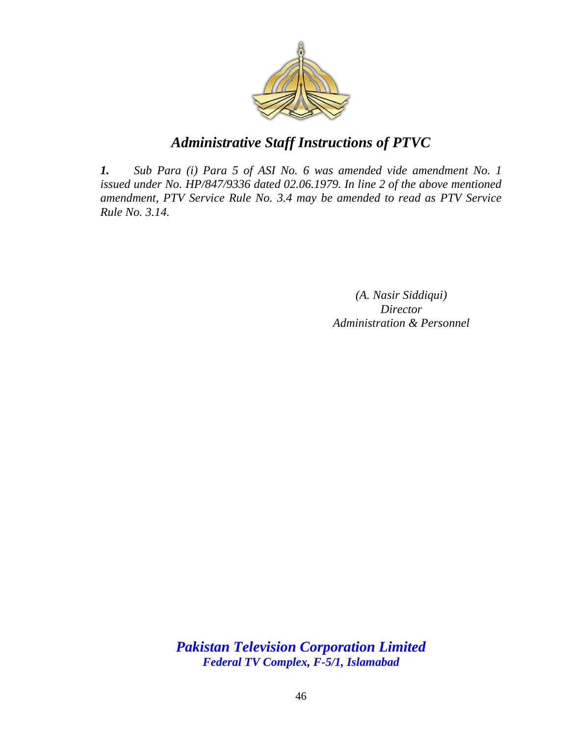## *Administrative Staff Instructions of PTVC*

***1.*** *Sub Para (i) Para 5 of ASI No. 6 was amended vide amendment No. 1 issued under No. HP/847/9336 dated 02.06.1979. In line 2 of the above mentioned amendment, PTV Service Rule No. 3.4 may be amended to read as PTV Service Rule No. 3.14.*

*(A. Nasir Siddiqui)*
*Director*
*Administration & Personnel*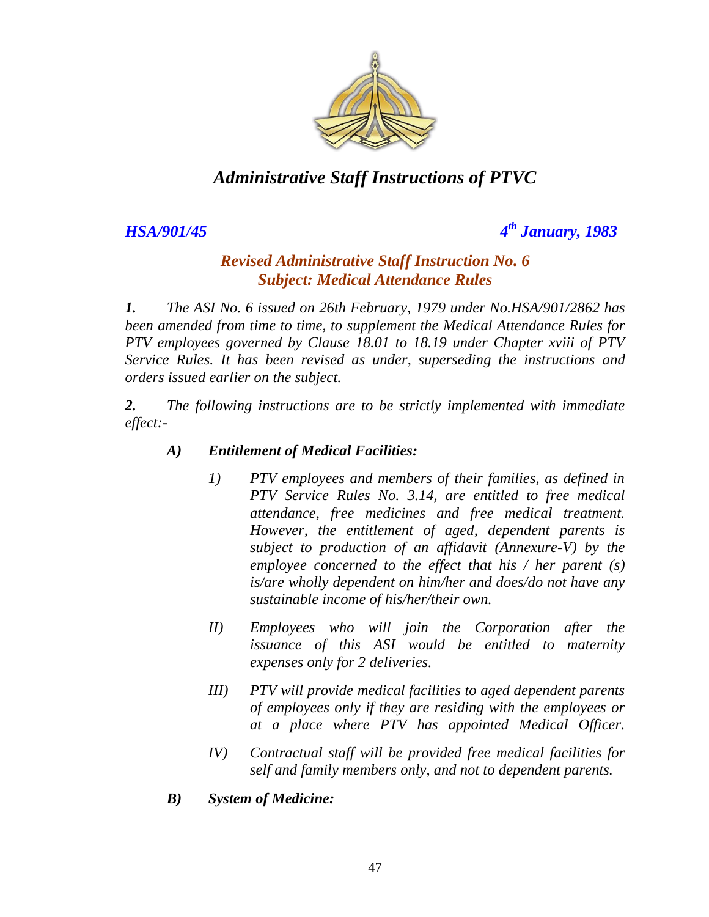# *Administrative Staff Instructions of PTVC*

***HSA/901/45*** ***4th January, 1983***

***Revised Administrative Staff Instruction No. 6***
***Subject: Medical Attendance Rules***

***1.*** *The ASI No. 6 issued on 26th February, 1979 under No.HSA/901/2862 has been amended from time to time, to supplement the Medical Attendance Rules for PTV employees governed by Clause 18.01 to 18.19 under Chapter xviii of PTV Service Rules. It has been revised as under, superseding the instructions and orders issued earlier on the subject.*

***2.*** *The following instructions are to be strictly implemented with immediate effect:-*

***A) Entitlement of Medical Facilities:***

*1) PTV employees and members of their families, as defined in PTV Service Rules No. 3.14, are entitled to free medical attendance, free medicines and free medical treatment. However, the entitlement of aged, dependent parents is subject to production of an affidavit (Annexure-V) by the employee concerned to the effect that his / her parent (s) is/are wholly dependent on him/her and does/do not have any sustainable income of his/her/their own.*

*II) Employees who will join the Corporation after the issuance of this ASI would be entitled to maternity expenses only for 2 deliveries.*

*III) PTV will provide medical facilities to aged dependent parents of employees only if they are residing with the employees or at a place where PTV has appointed Medical Officer.*

*IV) Contractual staff will be provided free medical facilities for self and family members only, and not to dependent parents.*

***B) System of Medicine:***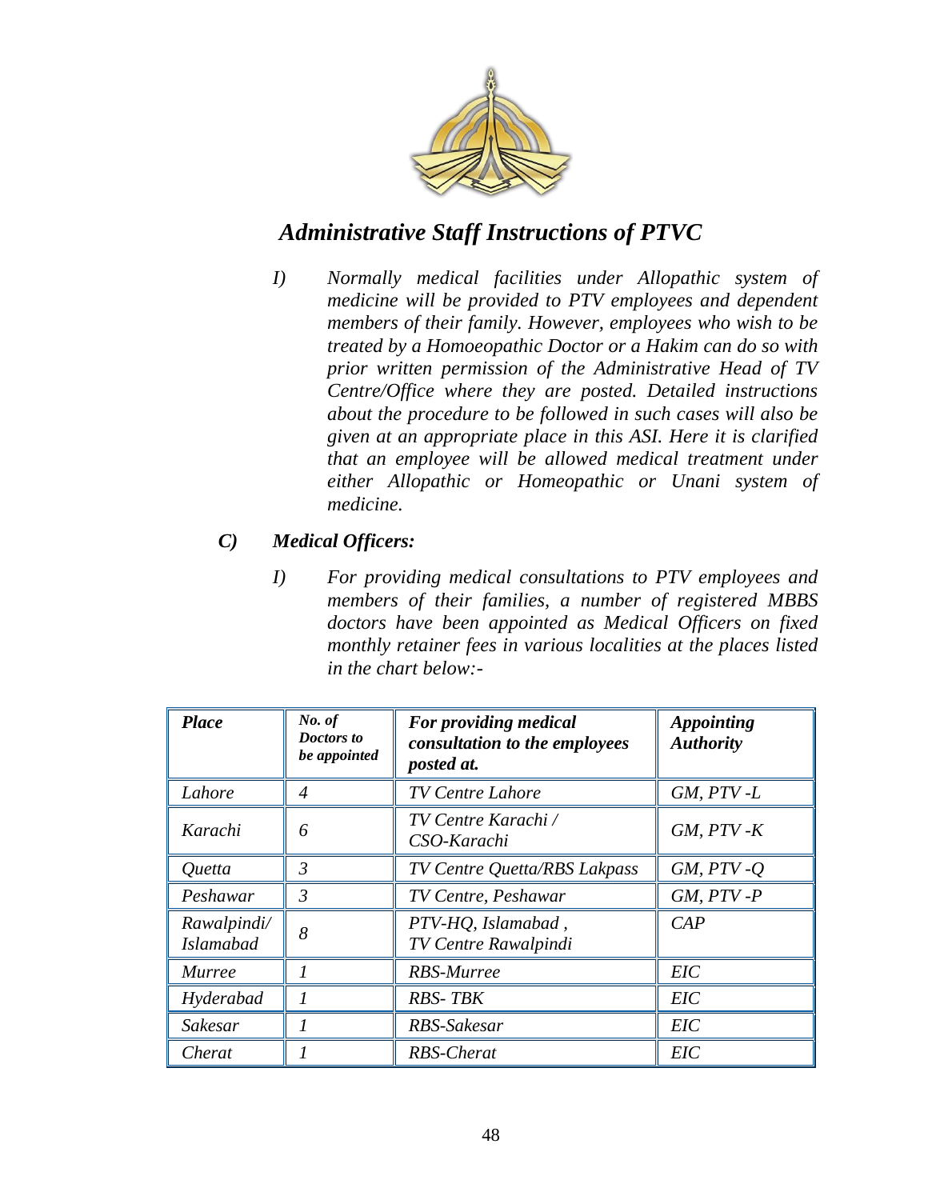*Administrative Staff Instructions of PTVC*

I) *Normally medical facilities under Allopathic system of medicine will be provided to PTV employees and dependent members of their family. However, employees who wish to be treated by a Homoeopathic Doctor or a Hakim can do so with prior written permission of the Administrative Head of TV Centre/Office where they are posted. Detailed instructions about the procedure to be followed in such cases will also be given at an appropriate place in this ASI. Here it is clarified that an employee will be allowed medical treatment under either Allopathic or Homeopathic or Unani system of medicine.*

***C) Medical Officers:***

I) *For providing medical consultations to PTV employees and members of their families, a number of registered MBBS doctors have been appointed as Medical Officers on fixed monthly retainer fees in various localities at the places listed in the chart below:-*

| ***Place*** | ***No. of Doctors to be appointed*** | ***For providing medical consultation to the employees posted at.*** | ***Appointing Authority*** |
|---|---|---|---|
| *Lahore* | *4* | *TV Centre Lahore* | *GM, PTV -L* |
| *Karachi* | *6* | *TV Centre Karachi / CSO-Karachi* | *GM, PTV -K* |
| *Quetta* | *3* | *TV Centre Quetta/RBS Lakpass* | *GM, PTV -Q* |
| *Peshawar* | *3* | *TV Centre, Peshawar* | *GM, PTV -P* |
| *Rawalpindi/ Islamabad* | *8* | *PTV-HQ, Islamabad , TV Centre Rawalpindi* | *CAP* |
| *Murree* | *1* | *RBS-Murree* | *EIC* |
| *Hyderabad* | *1* | *RBS- TBK* | *EIC* |
| *Sakesar* | *1* | *RBS-Sakesar* | *EIC* |
| *Cherat* | *1* | *RBS-Cherat* | *EIC* |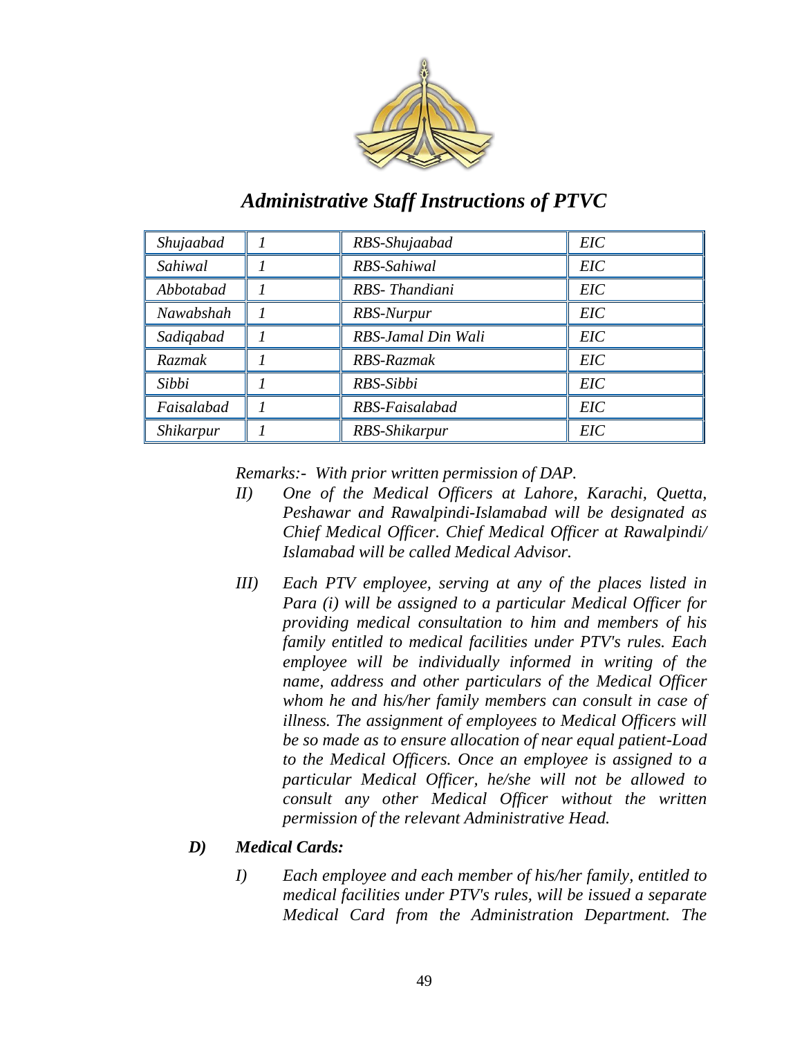| Shujaabad | 1 | RBS-Shujaabad | EIC |
|---|---|---|---|
| Sahiwal | 1 | RBS-Sahiwal | EIC |
| Abbotabad | 1 | RBS- Thandiani | EIC |
| Nawabshah | 1 | RBS-Nurpur | EIC |
| Sadiqabad | 1 | RBS-Jamal Din Wali | EIC |
| Razmak | 1 | RBS-Razmak | EIC |
| Sibbi | 1 | RBS-Sibbi | EIC |
| Faisalabad | 1 | RBS-Faisalabad | EIC |
| Shikarpur | 1 | RBS-Shikarpur | EIC |

*Remarks:- With prior written permission of DAP.*

*II) One of the Medical Officers at Lahore, Karachi, Quetta, Peshawar and Rawalpindi-Islamabad will be designated as Chief Medical Officer. Chief Medical Officer at Rawalpindi/ Islamabad will be called Medical Advisor.*

*III) Each PTV employee, serving at any of the places listed in Para (i) will be assigned to a particular Medical Officer for providing medical consultation to him and members of his family entitled to medical facilities under PTV's rules. Each employee will be individually informed in writing of the name, address and other particulars of the Medical Officer whom he and his/her family members can consult in case of illness. The assignment of employees to Medical Officers will be so made as to ensure allocation of near equal patient-Load to the Medical Officers. Once an employee is assigned to a particular Medical Officer, he/she will not be allowed to consult any other Medical Officer without the written permission of the relevant Administrative Head.*

***D) Medical Cards:***

*I) Each employee and each member of his/her family, entitled to medical facilities under PTV's rules, will be issued a separate Medical Card from the Administration Department. The*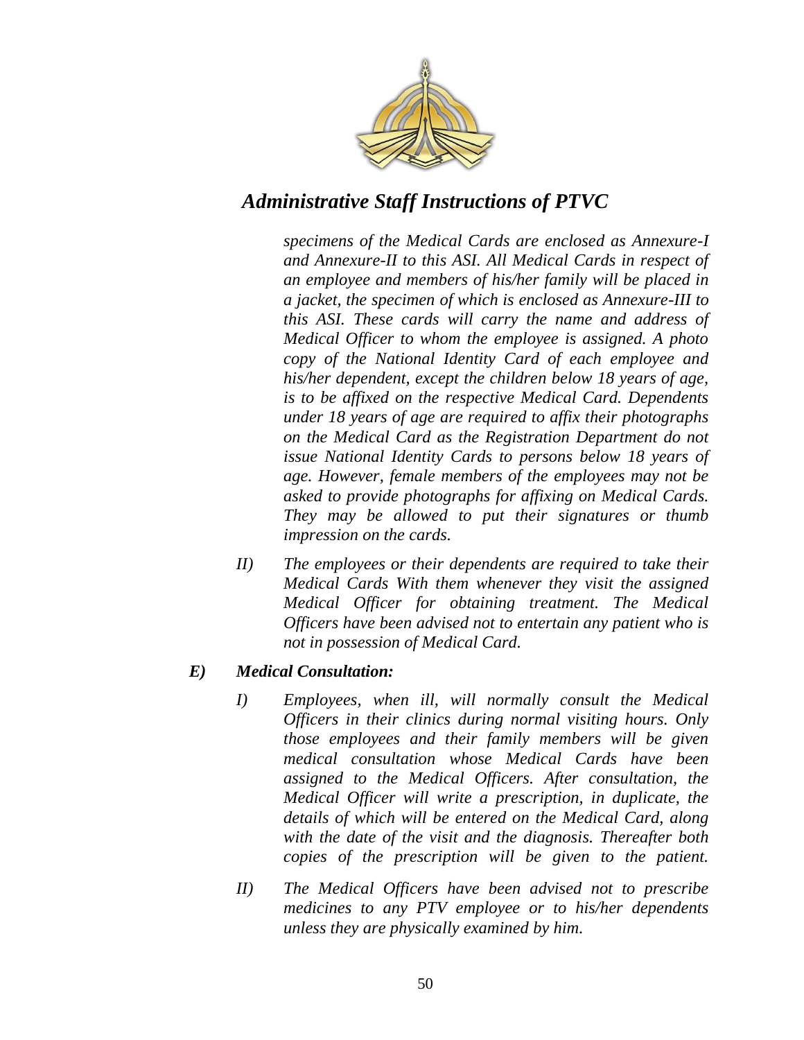*specimens of the Medical Cards are enclosed as Annexure-I and Annexure-II to this ASI. All Medical Cards in respect of an employee and members of his/her family will be placed in a jacket, the specimen of which is enclosed as Annexure-III to this ASI. These cards will carry the name and address of Medical Officer to whom the employee is assigned. A photo copy of the National Identity Card of each employee and his/her dependent, except the children below 18 years of age, is to be affixed on the respective Medical Card. Dependents under 18 years of age are required to affix their photographs on the Medical Card as the Registration Department do not issue National Identity Cards to persons below 18 years of age. However, female members of the employees may not be asked to provide photographs for affixing on Medical Cards. They may be allowed to put their signatures or thumb impression on the cards.*

*II) The employees or their dependents are required to take their Medical Cards With them whenever they visit the assigned Medical Officer for obtaining treatment. The Medical Officers have been advised not to entertain any patient who is not in possession of Medical Card.*

***E) Medical Consultation:***

*I) Employees, when ill, will normally consult the Medical Officers in their clinics during normal visiting hours. Only those employees and their family members will be given medical consultation whose Medical Cards have been assigned to the Medical Officers. After consultation, the Medical Officer will write a prescription, in duplicate, the details of which will be entered on the Medical Card, along with the date of the visit and the diagnosis. Thereafter both copies of the prescription will be given to the patient.*

*II) The Medical Officers have been advised not to prescribe medicines to any PTV employee or to his/her dependents unless they are physically examined by him.*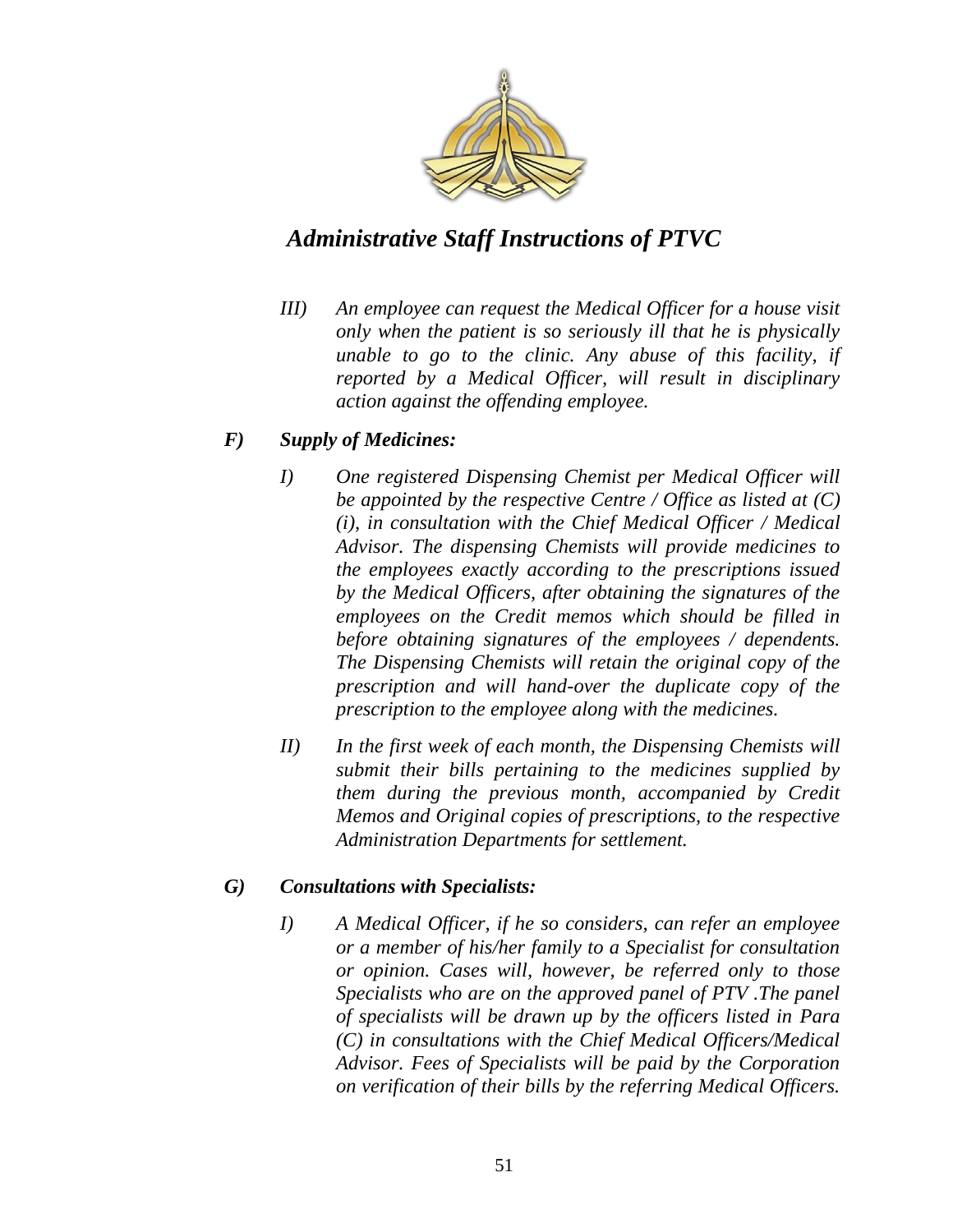III) *An employee can request the Medical Officer for a house visit only when the patient is so seriously ill that he is physically unable to go to the clinic. Any abuse of this facility, if reported by a Medical Officer, will result in disciplinary action against the offending employee.*

### F) *Supply of Medicines:*

I) *One registered Dispensing Chemist per Medical Officer will be appointed by the respective Centre / Office as listed at (C) (i), in consultation with the Chief Medical Officer / Medical Advisor. The dispensing Chemists will provide medicines to the employees exactly according to the prescriptions issued by the Medical Officers, after obtaining the signatures of the employees on the Credit memos which should be filled in before obtaining signatures of the employees / dependents. The Dispensing Chemists will retain the original copy of the prescription and will hand-over the duplicate copy of the prescription to the employee along with the medicines.*

II) *In the first week of each month, the Dispensing Chemists will submit their bills pertaining to the medicines supplied by them during the previous month, accompanied by Credit Memos and Original copies of prescriptions, to the respective Administration Departments for settlement.*

### G) *Consultations with Specialists:*

I) *A Medical Officer, if he so considers, can refer an employee or a member of his/her family to a Specialist for consultation or opinion. Cases will, however, be referred only to those Specialists who are on the approved panel of PTV .The panel of specialists will be drawn up by the officers listed in Para (C) in consultations with the Chief Medical Officers/Medical Advisor. Fees of Specialists will be paid by the Corporation on verification of their bills by the referring Medical Officers.*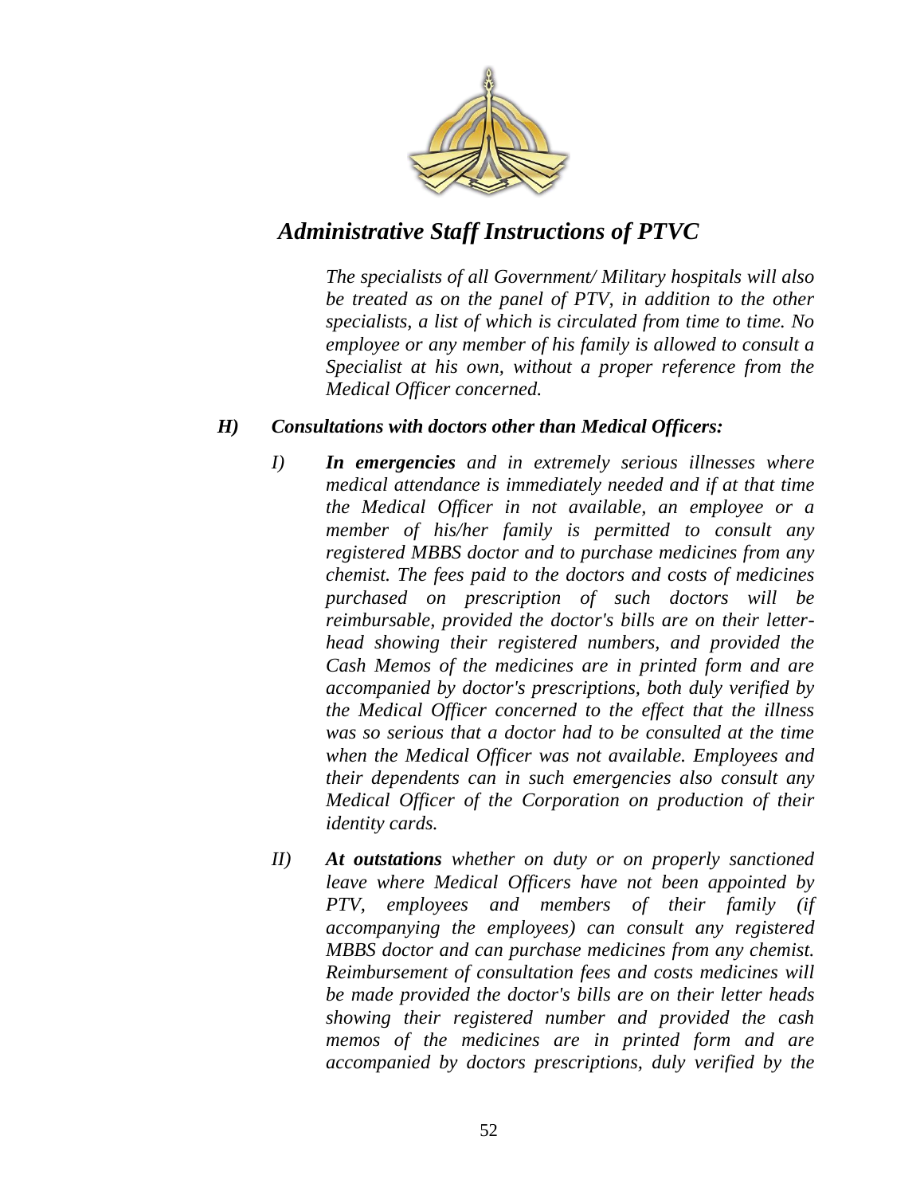*The specialists of all Government/ Military hospitals will also be treated as on the panel of PTV, in addition to the other specialists, a list of which is circulated from time to time. No employee or any member of his family is allowed to consult a Specialist at his own, without a proper reference from the Medical Officer concerned.*

***H) Consultations with doctors other than Medical Officers:***

*I)* ***In emergencies*** *and in extremely serious illnesses where medical attendance is immediately needed and if at that time the Medical Officer in not available, an employee or a member of his/her family is permitted to consult any registered MBBS doctor and to purchase medicines from any chemist. The fees paid to the doctors and costs of medicines purchased on prescription of such doctors will be reimbursable, provided the doctor's bills are on their letter-head showing their registered numbers, and provided the Cash Memos of the medicines are in printed form and are accompanied by doctor's prescriptions, both duly verified by the Medical Officer concerned to the effect that the illness was so serious that a doctor had to be consulted at the time when the Medical Officer was not available. Employees and their dependents can in such emergencies also consult any Medical Officer of the Corporation on production of their identity cards.*

*II)* ***At outstations*** *whether on duty or on properly sanctioned leave where Medical Officers have not been appointed by PTV, employees and members of their family (if accompanying the employees) can consult any registered MBBS doctor and can purchase medicines from any chemist. Reimbursement of consultation fees and costs medicines will be made provided the doctor's bills are on their letter heads showing their registered number and provided the cash memos of the medicines are in printed form and are accompanied by doctors prescriptions, duly verified by the*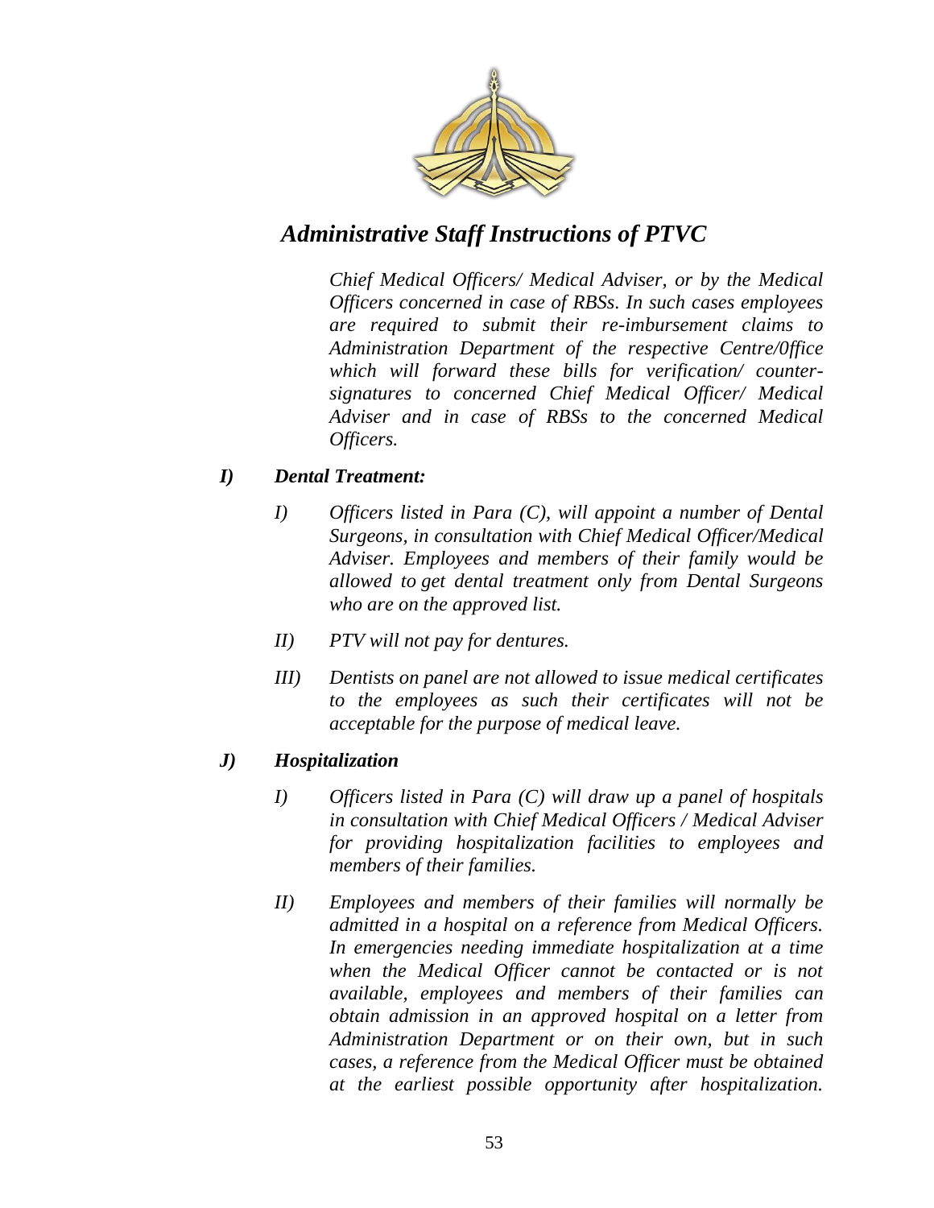*Chief Medical Officers/ Medical Adviser, or by the Medical Officers concerned in case of RBSs. In such cases employees are required to submit their re-imbursement claims to Administration Department of the respective Centre/0ffice which will forward these bills for verification/ counter-signatures to concerned Chief Medical Officer/ Medical Adviser and in case of RBSs to the concerned Medical Officers.*

***I) Dental Treatment:***

*I) Officers listed in Para (C), will appoint a number of Dental Surgeons, in consultation with Chief Medical Officer/Medical Adviser. Employees and members of their family would be allowed to get dental treatment only from Dental Surgeons who are on the approved list.*

*II) PTV will not pay for dentures.*

*III) Dentists on panel are not allowed to issue medical certificates to the employees as such their certificates will not be acceptable for the purpose of medical leave.*

***J) Hospitalization***

*I) Officers listed in Para (C) will draw up a panel of hospitals in consultation with Chief Medical Officers / Medical Adviser for providing hospitalization facilities to employees and members of their families.*

*II) Employees and members of their families will normally be admitted in a hospital on a reference from Medical Officers. In emergencies needing immediate hospitalization at a time when the Medical Officer cannot be contacted or is not available, employees and members of their families can obtain admission in an approved hospital on a letter from Administration Department or on their own, but in such cases, a reference from the Medical Officer must be obtained at the earliest possible opportunity after hospitalization.*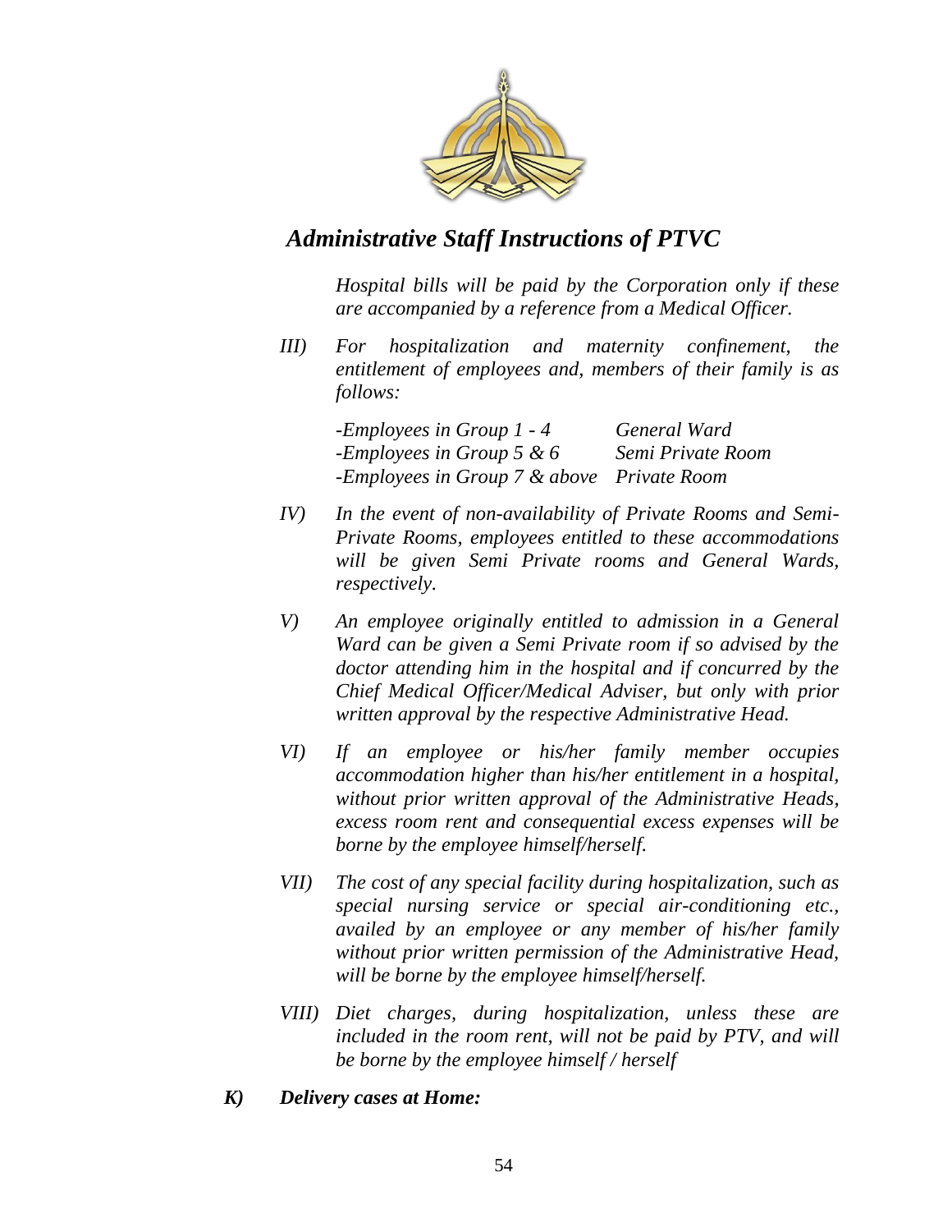*Hospital bills will be paid by the Corporation only if these are accompanied by a reference from a Medical Officer.*

*III) For hospitalization and maternity confinement, the entitlement of employees and, members of their family is as follows:*

| | |
|---|---|
| *-Employees in Group 1 - 4* | *General Ward* |
| *-Employees in Group 5 & 6* | *Semi Private Room* |
| *-Employees in Group 7 & above* | *Private Room* |

*IV) In the event of non-availability of Private Rooms and Semi-Private Rooms, employees entitled to these accommodations will be given Semi Private rooms and General Wards, respectively.*

*V) An employee originally entitled to admission in a General Ward can be given a Semi Private room if so advised by the doctor attending him in the hospital and if concurred by the Chief Medical Officer/Medical Adviser, but only with prior written approval by the respective Administrative Head.*

*VI) If an employee or his/her family member occupies accommodation higher than his/her entitlement in a hospital, without prior written approval of the Administrative Heads, excess room rent and consequential excess expenses will be borne by the employee himself/herself.*

*VII) The cost of any special facility during hospitalization, such as special nursing service or special air-conditioning etc., availed by an employee or any member of his/her family without prior written permission of the Administrative Head, will be borne by the employee himself/herself.*

*VIII) Diet charges, during hospitalization, unless these are included in the room rent, will not be paid by PTV, and will be borne by the employee himself / herself*

***K) Delivery cases at Home:***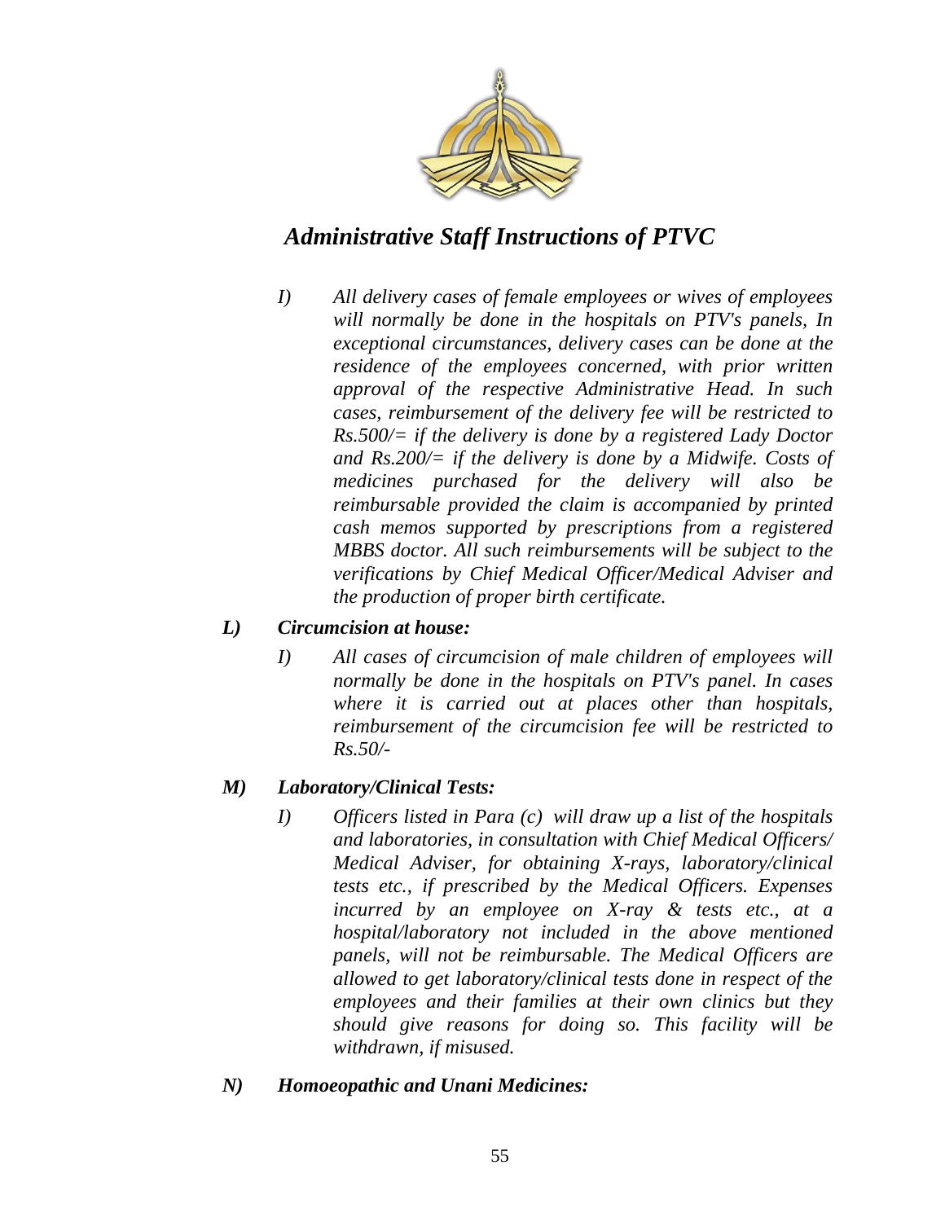*I) All delivery cases of female employees or wives of employees will normally be done in the hospitals on PTV's panels, In exceptional circumstances, delivery cases can be done at the residence of the employees concerned, with prior written approval of the respective Administrative Head. In such cases, reimbursement of the delivery fee will be restricted to Rs.500/= if the delivery is done by a registered Lady Doctor and Rs.200/= if the delivery is done by a Midwife. Costs of medicines purchased for the delivery will also be reimbursable provided the claim is accompanied by printed cash memos supported by prescriptions from a registered MBBS doctor. All such reimbursements will be subject to the verifications by Chief Medical Officer/Medical Adviser and the production of proper birth certificate.*

***L) Circumcision at house:***

*I) All cases of circumcision of male children of employees will normally be done in the hospitals on PTV's panel. In cases where it is carried out at places other than hospitals, reimbursement of the circumcision fee will be restricted to Rs.50/-*

***M) Laboratory/Clinical Tests:***

*I) Officers listed in Para (c) will draw up a list of the hospitals and laboratories, in consultation with Chief Medical Officers/ Medical Adviser, for obtaining X-rays, laboratory/clinical tests etc., if prescribed by the Medical Officers. Expenses incurred by an employee on X-ray & tests etc., at a hospital/laboratory not included in the above mentioned panels, will not be reimbursable. The Medical Officers are allowed to get laboratory/clinical tests done in respect of the employees and their families at their own clinics but they should give reasons for doing so. This facility will be withdrawn, if misused.*

***N) Homoeopathic and Unani Medicines:***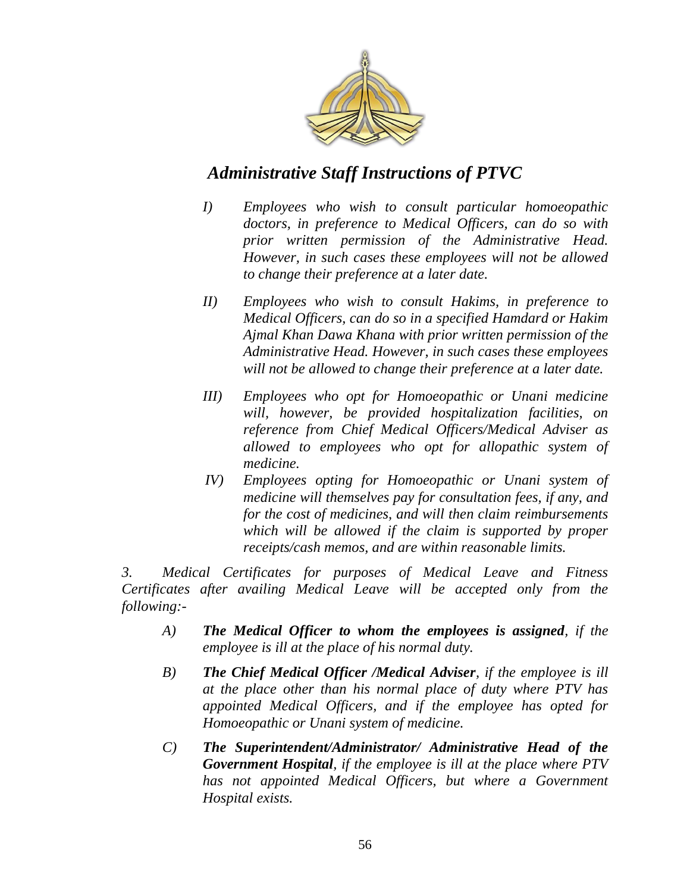*I) Employees who wish to consult particular homoeopathic doctors, in preference to Medical Officers, can do so with prior written permission of the Administrative Head. However, in such cases these employees will not be allowed to change their preference at a later date.*

*II) Employees who wish to consult Hakims, in preference to Medical Officers, can do so in a specified Hamdard or Hakim Ajmal Khan Dawa Khana with prior written permission of the Administrative Head. However, in such cases these employees will not be allowed to change their preference at a later date.*

*III) Employees who opt for Homoeopathic or Unani medicine will, however, be provided hospitalization facilities, on reference from Chief Medical Officers/Medical Adviser as allowed to employees who opt for allopathic system of medicine.*

*IV) Employees opting for Homoeopathic or Unani system of medicine will themselves pay for consultation fees, if any, and for the cost of medicines, and will then claim reimbursements which will be allowed if the claim is supported by proper receipts/cash memos, and are within reasonable limits.*

*3. Medical Certificates for purposes of Medical Leave and Fitness Certificates after availing Medical Leave will be accepted only from the following:-*

*A) **The Medical Officer to whom the employees is assigned**, if the employee is ill at the place of his normal duty.*

*B) **The Chief Medical Officer /Medical Adviser**, if the employee is ill at the place other than his normal place of duty where PTV has appointed Medical Officers, and if the employee has opted for Homoeopathic or Unani system of medicine.*

*C) **The Superintendent/Administrator/ Administrative Head of the Government Hospital**, if the employee is ill at the place where PTV has not appointed Medical Officers, but where a Government Hospital exists.*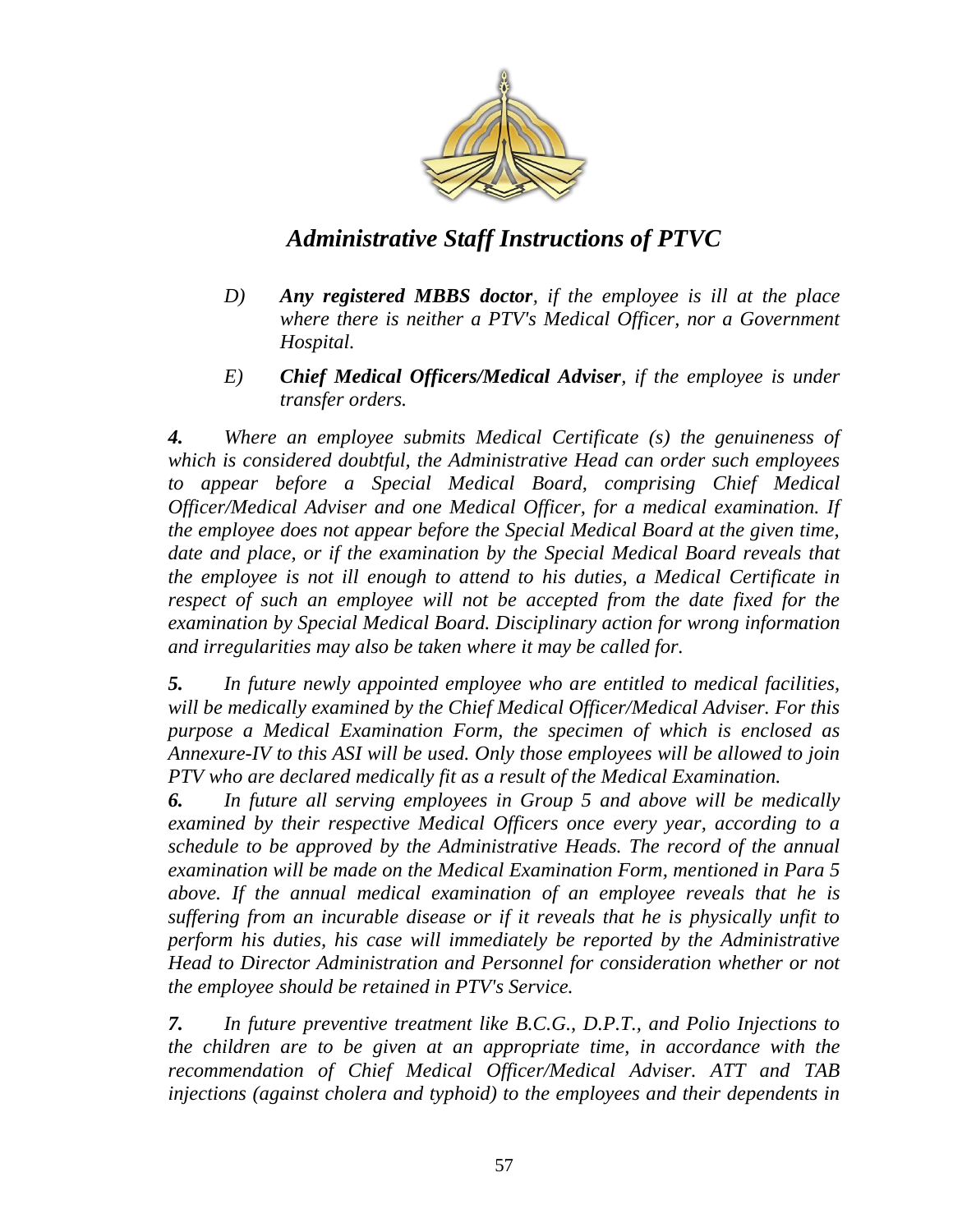*D)* ***Any registered MBBS doctor****, if the employee is ill at the place where there is neither a PTV's Medical Officer, nor a Government Hospital.*

*E)* ***Chief Medical Officers/Medical Adviser****, if the employee is under transfer orders.*

***4.*** *Where an employee submits Medical Certificate (s) the genuineness of which is considered doubtful, the Administrative Head can order such employees to appear before a Special Medical Board, comprising Chief Medical Officer/Medical Adviser and one Medical Officer, for a medical examination. If the employee does not appear before the Special Medical Board at the given time, date and place, or if the examination by the Special Medical Board reveals that the employee is not ill enough to attend to his duties, a Medical Certificate in respect of such an employee will not be accepted from the date fixed for the examination by Special Medical Board. Disciplinary action for wrong information and irregularities may also be taken where it may be called for.*

***5.*** *In future newly appointed employee who are entitled to medical facilities, will be medically examined by the Chief Medical Officer/Medical Adviser. For this purpose a Medical Examination Form, the specimen of which is enclosed as Annexure-IV to this ASI will be used. Only those employees will be allowed to join PTV who are declared medically fit as a result of the Medical Examination.*

***6.*** *In future all serving employees in Group 5 and above will be medically examined by their respective Medical Officers once every year, according to a schedule to be approved by the Administrative Heads. The record of the annual examination will be made on the Medical Examination Form, mentioned in Para 5 above. If the annual medical examination of an employee reveals that he is suffering from an incurable disease or if it reveals that he is physically unfit to perform his duties, his case will immediately be reported by the Administrative Head to Director Administration and Personnel for consideration whether or not the employee should be retained in PTV's Service.*

***7.*** *In future preventive treatment like B.C.G., D.P.T., and Polio Injections to the children are to be given at an appropriate time, in accordance with the recommendation of Chief Medical Officer/Medical Adviser. ATT and TAB injections (against cholera and typhoid) to the employees and their dependents in*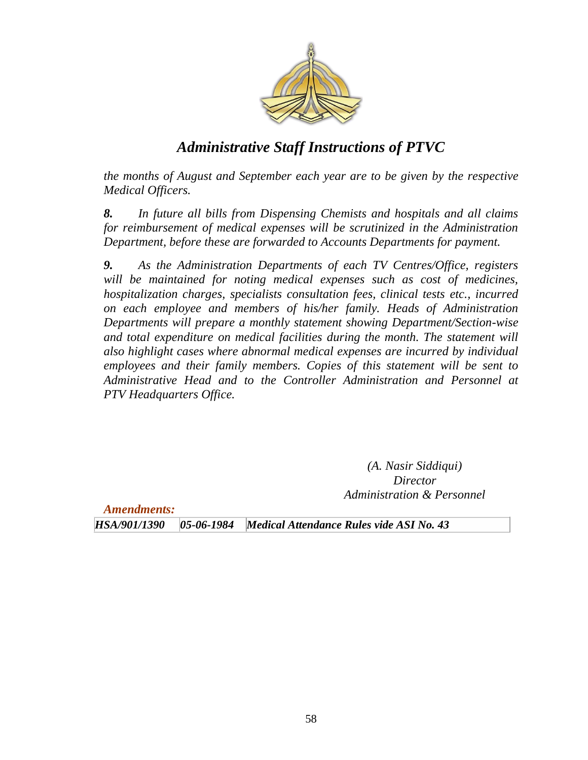*the months of August and September each year are to be given by the respective Medical Officers.*

***8.*** *In future all bills from Dispensing Chemists and hospitals and all claims for reimbursement of medical expenses will be scrutinized in the Administration Department, before these are forwarded to Accounts Departments for payment.*

***9.*** *As the Administration Departments of each TV Centres/Office, registers will be maintained for noting medical expenses such as cost of medicines, hospitalization charges, specialists consultation fees, clinical tests etc., incurred on each employee and members of his/her family. Heads of Administration Departments will prepare a monthly statement showing Department/Section-wise and total expenditure on medical facilities during the month. The statement will also highlight cases where abnormal medical expenses are incurred by individual employees and their family members. Copies of this statement will be sent to Administrative Head and to the Controller Administration and Personnel at PTV Headquarters Office.*

*(A. Nasir Siddiqui)*
*Director*
*Administration & Personnel*

***Amendments:***

| ***HSA/901/1390*** | ***05-06-1984*** | ***Medical Attendance Rules vide ASI No. 43*** |
|---|---|---|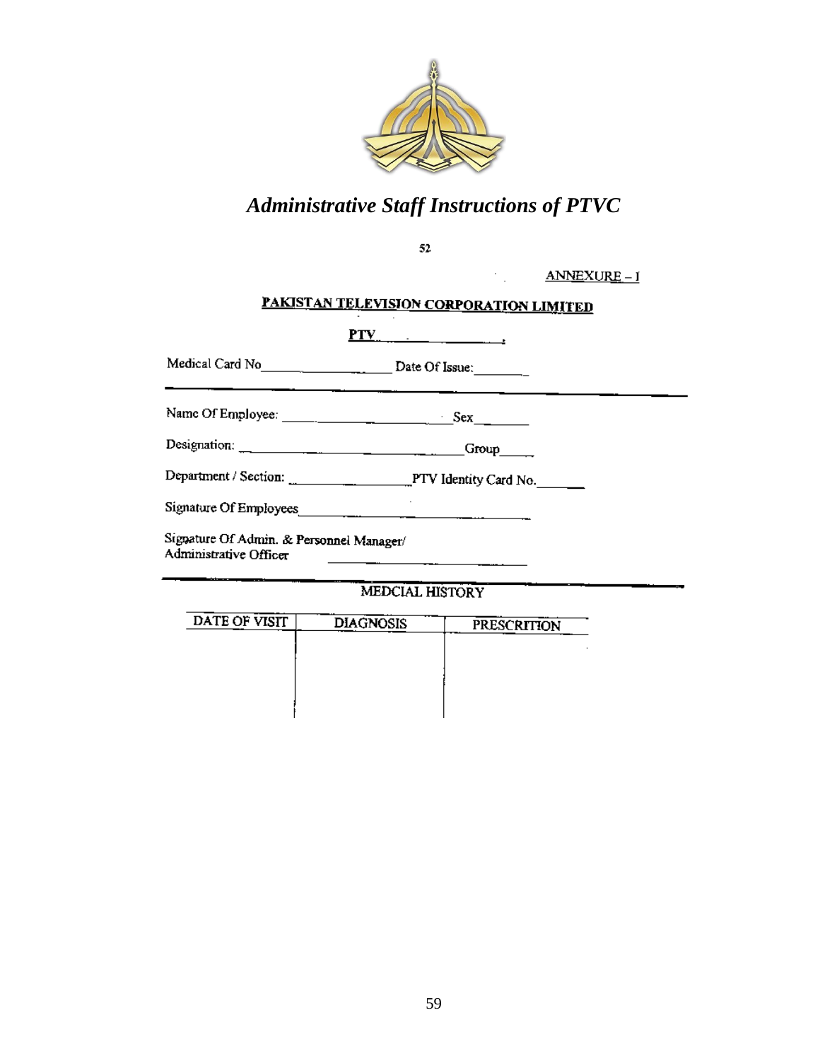52

ANNEXURE – I

**PAKISTAN TELEVISION CORPORATION LIMITED**

**PTV** ____________

Medical Card No ______________ Date Of Issue: ________

---

Name Of Employee: ______________________ Sex ________

Designation: ______________________________ Group _____

Department / Section: ________________ PTV Identity Card No. _______

Signature Of Employees ______________________________

Signature Of Admin. & Personnel Manager/
Administrative Officer ______________________________

---

MEDCIAL HISTORY

| DATE OF VISIT | DIAGNOSIS | PRESCRITION |
|---|---|---|
| | | |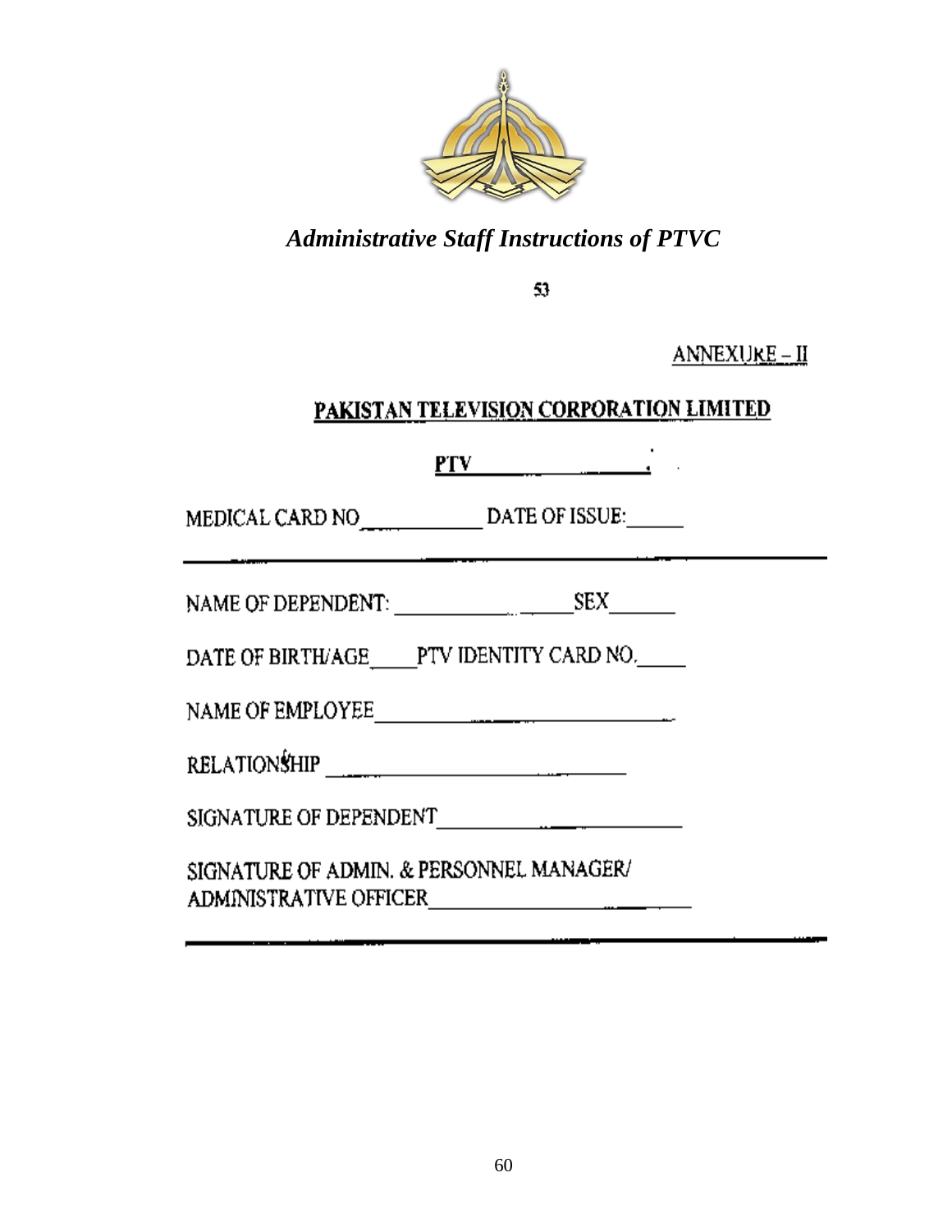ANNEXURE – II

**PAKISTAN TELEVISION CORPORATION LIMITED**

**PTV** ______________

MEDICAL CARD NO____________ DATE OF ISSUE:______

---

NAME OF DEPENDENT: ________________ SEX_______

DATE OF BIRTH/AGE_____PTV IDENTITY CARD NO._____

NAME OF EMPLOYEE________________________________

RELATIONSHIP ________________________________

SIGNATURE OF DEPENDENT________________________

SIGNATURE OF ADMIN. & PERSONNEL MANAGER/
ADMINISTRATIVE OFFICER________________________

---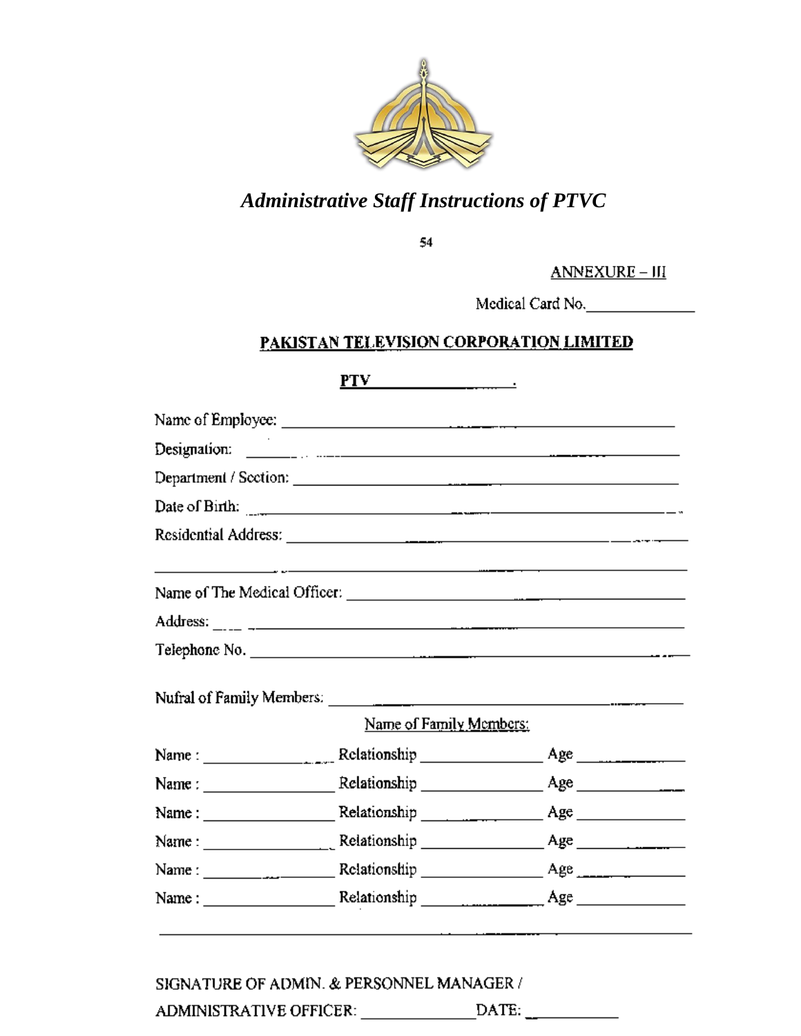ANNEXURE – III

Medical Card No.______________

## PAKISTAN TELEVISION CORPORATION LIMITED

**PTV ________________.**

Name of Employee: ________________________________________________

Designation: ____________________________________________________

Department / Section: _____________________________________________

Date of Birth: ___________________________________________________

Residential Address: ______________________________________________

______________________________________________________________

Name of The Medical Officer: _______________________________________

Address: _______________________________________________________

Telephone No. ___________________________________________________

Nufral of Family Members: _________________________________________

Name of Family Members:

Name : ________________ Relationship ________________ Age ______________

Name : ________________ Relationship ________________ Age ______________

Name : ________________ Relationship ________________ Age ______________

Name : ________________ Relationship ________________ Age ______________

Name : ________________ Relationship ________________ Age ______________

Name : ________________ Relationship ________________ Age ______________

______________________________________________________________

SIGNATURE OF ADMIN. & PERSONNEL MANAGER /

ADMINISTRATIVE OFFICER: ______________ DATE: ____________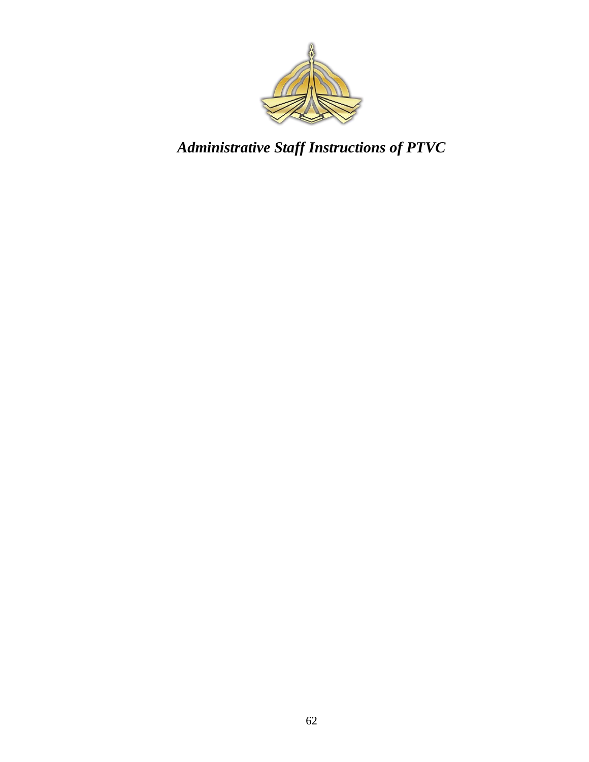***Administrative Staff Instructions of PTVC***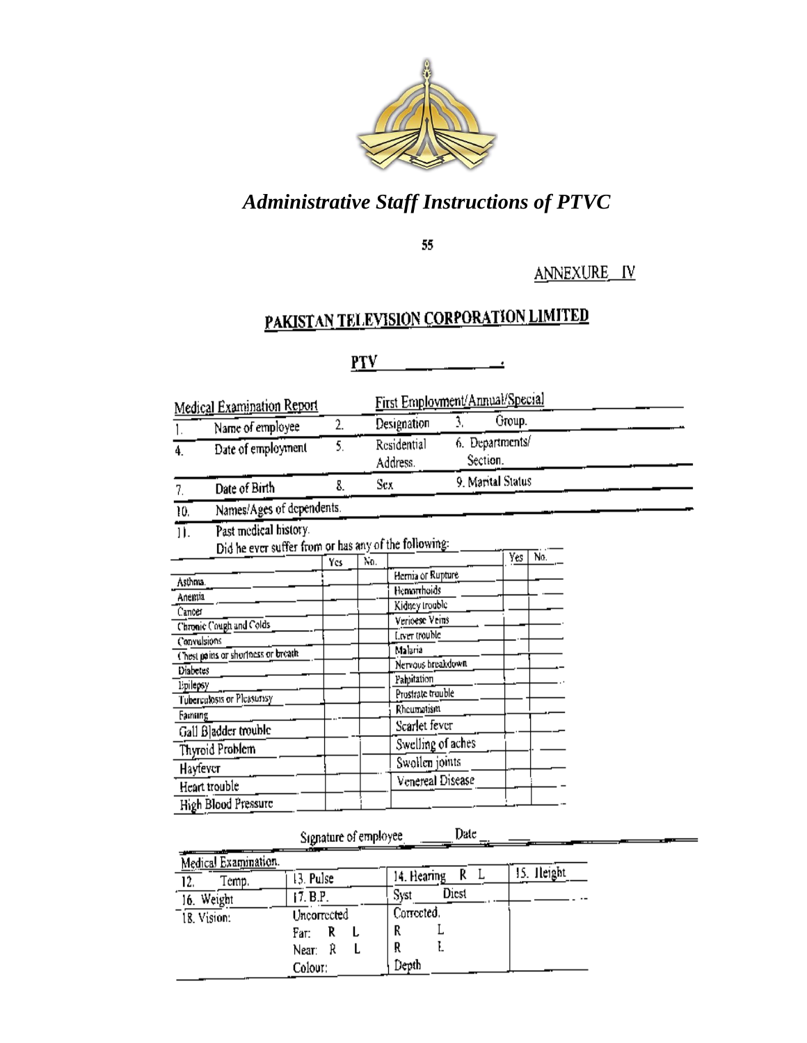*Administrative Staff Instructions of PTVC*

55

ANNEXURE IV

# PAKISTAN TELEVISION CORPORATION LIMITED

**PTV \_\_\_\_\_\_\_\_\_\_\_\_\_\_.**

Medical Examination Report — First Employment/Annual/Special

| | | | | | |
|---|---|---|---|---|---|
| 1. Name of employee | | 2. Designation | | 3. Group. | |
| 4. Date of employment | | 5. Residential Address. | | 6. Departments/ Section. | |
| 7. Date of Birth | | 8. Sex | | 9. Marital Status | |

10. Names/Ages of dependents.

11. Past medical history.
Did he ever suffer from or has any of the following:

| | Yes | No. | | Yes | No. |
|---|---|---|---|---|---|
| Asthma. | | | Hernia or Rupture | | |
| Anemia | | | Hemorrhoids | | |
| Cancer | | | Kidney trouble | | |
| Chronic Cough and Colds | | | Verioese Veins | | |
| Convulsions | | | Liver trouble | | |
| Chest pains or shortness or breath | | | Malaria | | |
| Diabetes | | | Nervous breakdown | | |
| Epilepsy | | | Palpitation | | |
| Tuberculosis or Pleasunsy | | | Prostrate trouble | | |
| Fanning | | | Rheumatism | | |
| Gall Bladder trouble | | | Scarlet fever | | |
| Thyroid Problem | | | Swelling of aches | | |
| Hayfever | | | Swollen joints | | |
| Heart trouble | | | Venereal Disease | | |
| High Blood Pressure | | | | | |

Signature of employee \_\_\_\_\_\_ Date \_\_\_\_\_\_

Medical Examination.

| | | | |
|---|---|---|---|
| 12. Temp. | 13. Pulse | 14. Hearing R L | 15. Height |
| 16. Weight | 17. B.P. | Syst Diest | |
| 18. Vision: | Uncorrected<br>Far: R L<br>Near: R L<br>Colour: | Corrected.<br>R L<br>R L<br>Depth | |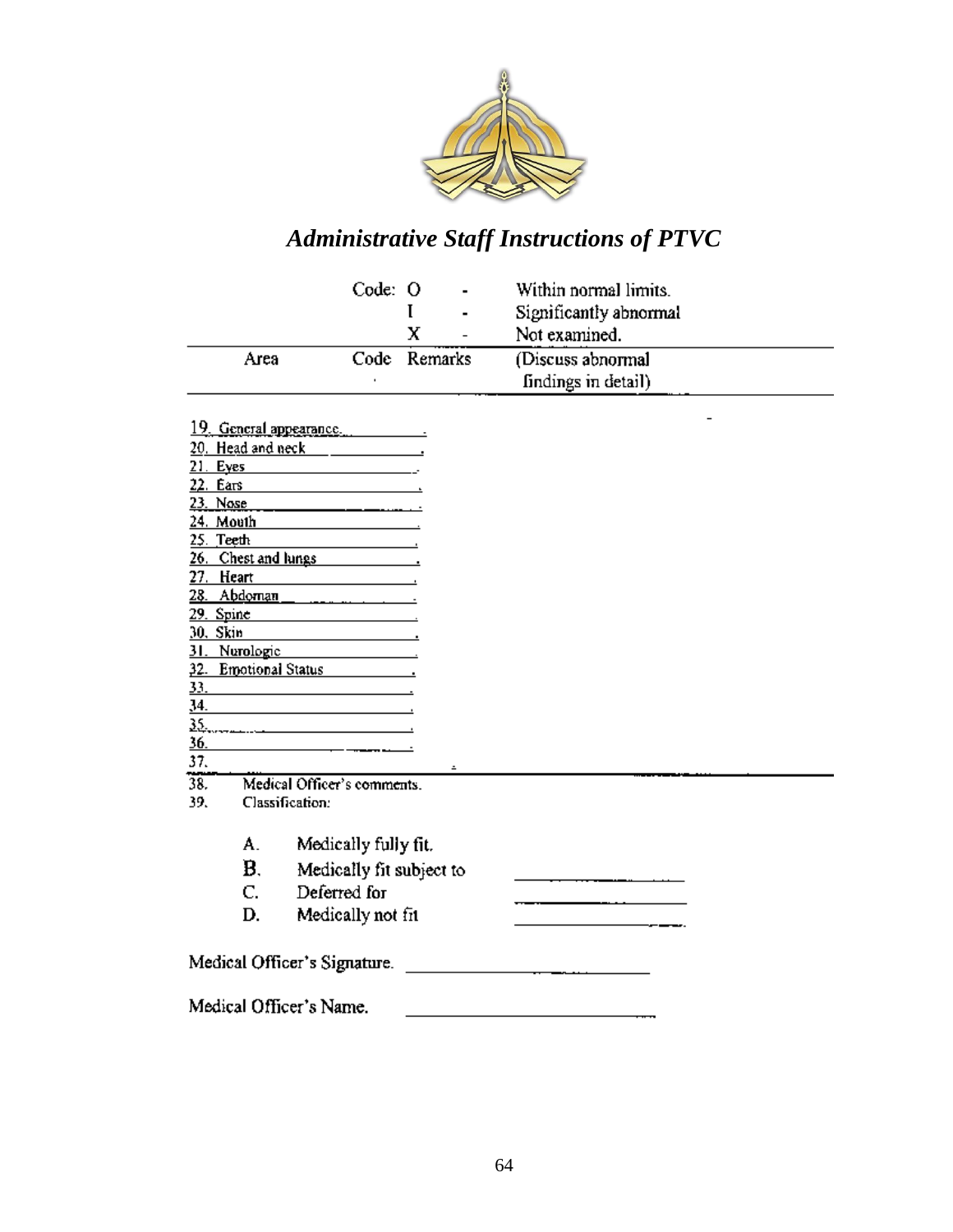## *Administrative Staff Instructions of PTVC*

Code: O - Within normal limits.
I - Significantly abnormal
X - Not examined.

| Area | Code | Remarks | (Discuss abnormal findings in detail) |
|---|---|---|---|
| 19. General appearance. | | | |
| 20. Head and neck | | | |
| 21. Eyes | | | |
| 22. Ears | | | |
| 23. Nose | | | |
| 24. Mouth | | | |
| 25. Teeth | | | |
| 26. Chest and lungs | | | |
| 27. Heart | | | |
| 28. Abdoman | | | |
| 29. Spine | | | |
| 30. Skin | | | |
| 31. Nurologic | | | |
| 32. Emotional Status | | | |
| 33. | | | |
| 34. | | | |
| 35. | | | |
| 36. | | | |
| 37. | | | |

38. Medical Officer's comments.

39. Classification:

A. Medically fully fit.

B. Medically fit subject to \_\_\_\_\_\_\_\_\_\_\_\_\_\_\_\_

C. Deferred for \_\_\_\_\_\_\_\_\_\_\_\_\_\_\_\_

D. Medically not fit \_\_\_\_\_\_\_\_\_\_\_\_\_\_\_\_

Medical Officer's Signature. \_\_\_\_\_\_\_\_\_\_\_\_\_\_\_\_\_\_\_\_

Medical Officer's Name. \_\_\_\_\_\_\_\_\_\_\_\_\_\_\_\_\_\_\_\_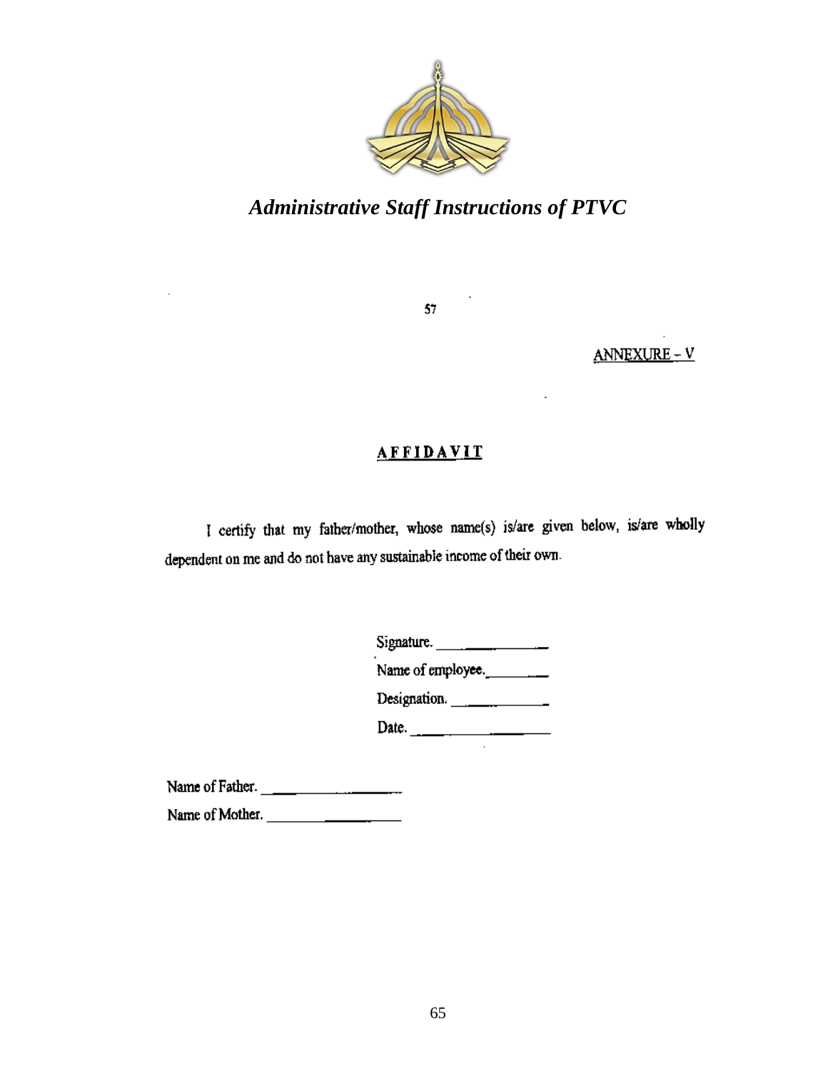ANNEXURE – V

## AFFIDAVIT

I certify that my father/mother, whose name(s) is/are given below, is/are wholly dependent on me and do not have any sustainable income of their own.

Signature. ______________

Name of employee. ________

Designation. ____________

Date. __________________

Name of Father. ______________

Name of Mother. ______________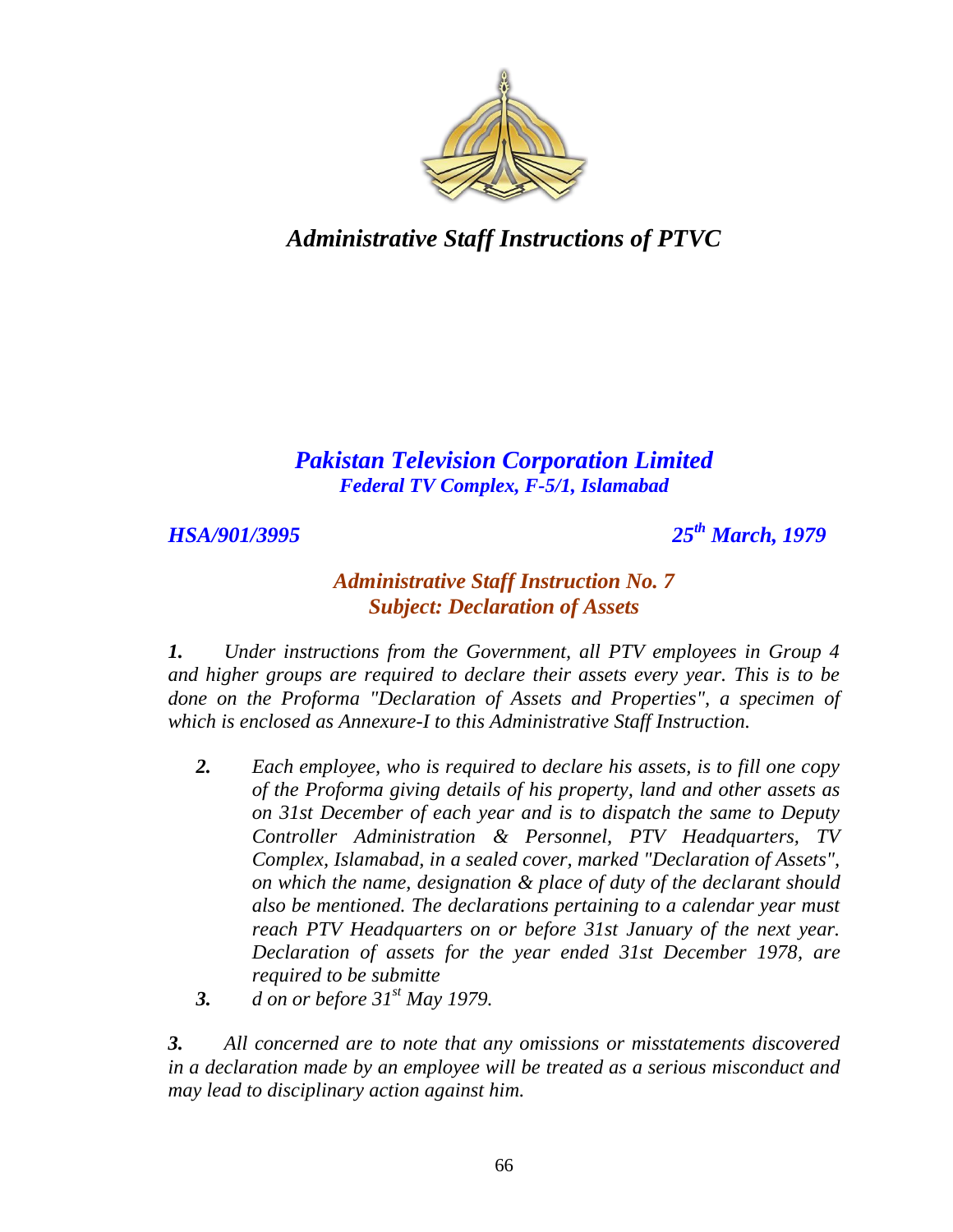# *Administrative Staff Instructions of PTVC*

## *Pakistan Television Corporation Limited*

***Federal TV Complex, F-5/1, Islamabad***

***HSA/901/3995*** ***25th March, 1979***

### *Administrative Staff Instruction No. 7*
### *Subject: Declaration of Assets*

***1.*** *Under instructions from the Government, all PTV employees in Group 4 and higher groups are required to declare their assets every year. This is to be done on the Proforma "Declaration of Assets and Properties", a specimen of which is enclosed as Annexure-I to this Administrative Staff Instruction.*

***2.*** *Each employee, who is required to declare his assets, is to fill one copy of the Proforma giving details of his property, land and other assets as on 31st December of each year and is to dispatch the same to Deputy Controller Administration & Personnel, PTV Headquarters, TV Complex, Islamabad, in a sealed cover, marked "Declaration of Assets", on which the name, designation & place of duty of the declarant should also be mentioned. The declarations pertaining to a calendar year must reach PTV Headquarters on or before 31st January of the next year. Declaration of assets for the year ended 31st December 1978, are required to be submitte*

***3.*** *d on or before 31st May 1979.*

***3.*** *All concerned are to note that any omissions or misstatements discovered in a declaration made by an employee will be treated as a serious misconduct and may lead to disciplinary action against him.*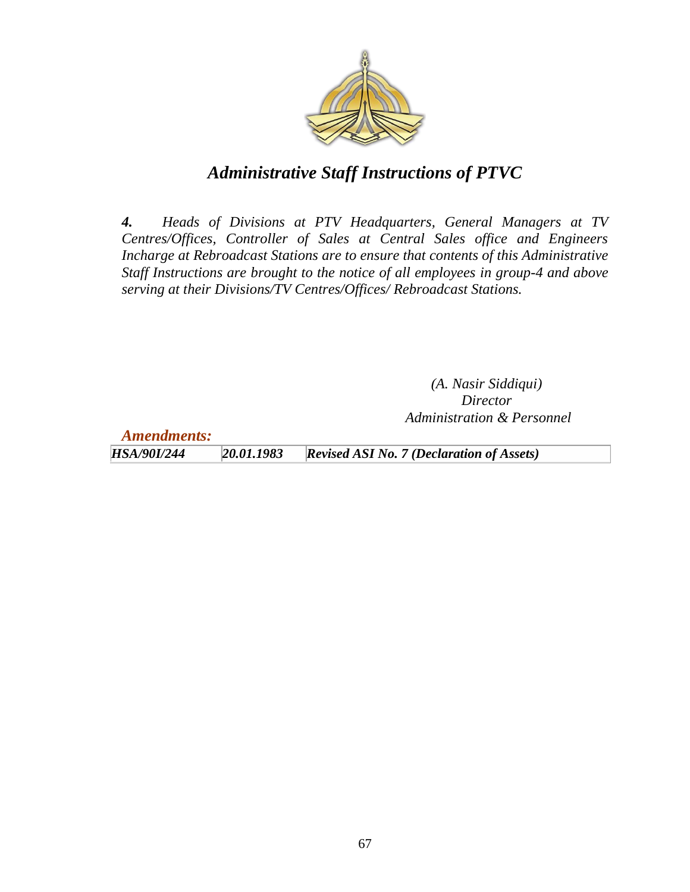# *Administrative Staff Instructions of PTVC*

***4.*** *Heads of Divisions at PTV Headquarters, General Managers at TV Centres/Offices, Controller of Sales at Central Sales office and Engineers Incharge at Rebroadcast Stations are to ensure that contents of this Administrative Staff Instructions are brought to the notice of all employees in group-4 and above serving at their Divisions/TV Centres/Offices/ Rebroadcast Stations.*

*(A. Nasir Siddiqui)*
*Director*
*Administration & Personnel*

***Amendments:***

| | | |
|---|---|---|
| ***HSA/90I/244*** | ***20.01.1983*** | ***Revised ASI No. 7 (Declaration of Assets)*** |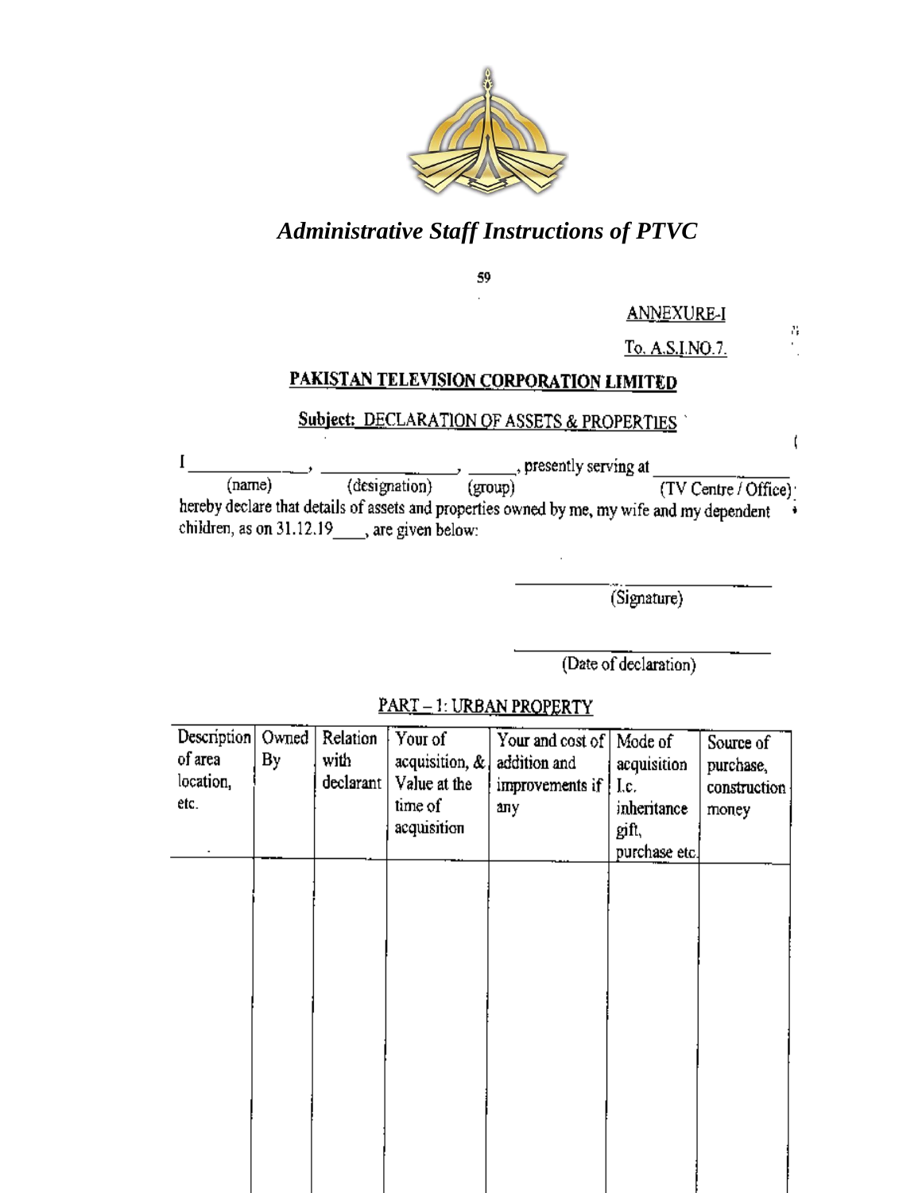*Administrative Staff Instructions of PTVC*

59

ANNEXURE-I

To. A.S.I.NO.7.

**PAKISTAN TELEVISION CORPORATION LIMITED**

**Subject:** DECLARATION OF ASSETS & PROPERTIES

I ______________, ________________, ______, presently serving at ______________
(name) (designation) (group) (TV Centre / Office)

hereby declare that details of assets and properties owned by me, my wife and my dependent children, as on 31.12.19____, are given below:

______________________
(Signature)

______________________
(Date of declaration)

PART – 1: URBAN PROPERTY

| Description of area location, etc. | Owned By | Relation with declarant | Your of acquisition, & Value at the time of acquisition | Your and cost of addition and improvements if any | Mode of acquisition I.c. inheritance gift, purchase etc. | Source of purchase, construction money |
|---|---|---|---|---|---|---|
| | | | | | | |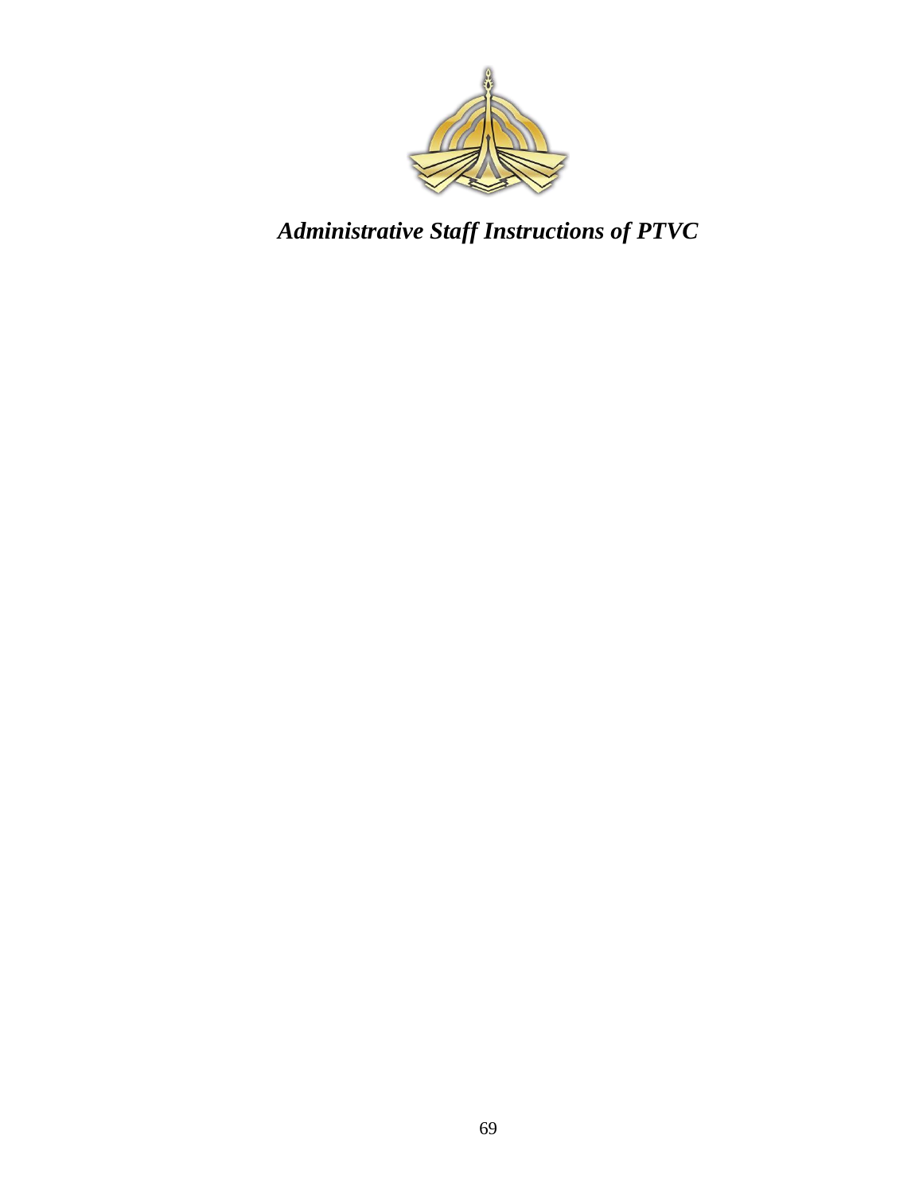***Administrative Staff Instructions of PTVC***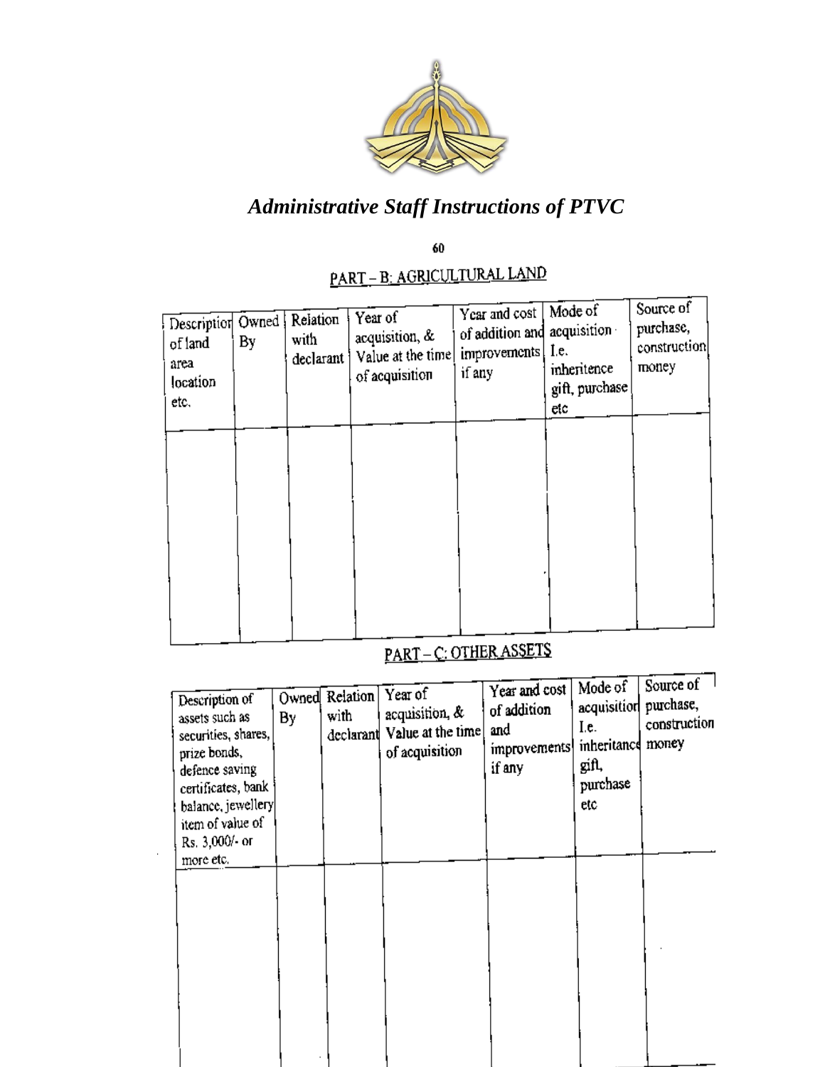## PART – B: AGRICULTURAL LAND

| Description of land area location etc. | Owned By | Relation with declarant | Year of acquisition, & Value at the time of acquisition | Year and cost of addition and improvements if any | Mode of acquisition I.e. inheritence gift, purchase etc | Source of purchase, construction money |
|---|---|---|---|---|---|---|
| | | | | | | |

## PART – C: OTHER ASSETS

| Description of assets such as securities, shares, prize bonds, defence saving certificates, bank balance, jewellery item of value of Rs. 3,000/- or more etc. | Owned By | Relation with declarant | Year of acquisition, & Value at the time of acquisition | Year and cost of addition and improvements if any | Mode of acquisition I.e. inheritance gift, purchase etc | Source of purchase, construction money |
|---|---|---|---|---|---|---|
| | | | | | | |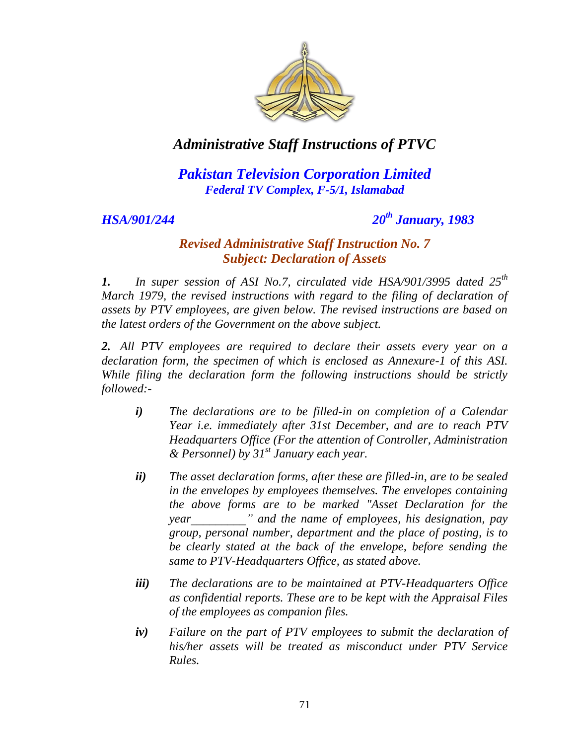# *Administrative Staff Instructions of PTVC*

## *Pakistan Television Corporation Limited*

***Federal TV Complex, F-5/1, Islamabad***

***HSA/901/244*** ***20th January, 1983***

### *Revised Administrative Staff Instruction No. 7*
### *Subject: Declaration of Assets*

***1.*** *In super session of ASI No.7, circulated vide HSA/901/3995 dated 25th March 1979, the revised instructions with regard to the filing of declaration of assets by PTV employees, are given below. The revised instructions are based on the latest orders of the Government on the above subject.*

***2.*** *All PTV employees are required to declare their assets every year on a declaration form, the specimen of which is enclosed as Annexure-1 of this ASI. While filing the declaration form the following instructions should be strictly followed:-*

- ***i)*** *The declarations are to be filled-in on completion of a Calendar Year i.e. immediately after 31st December, and are to reach PTV Headquarters Office (For the attention of Controller, Administration & Personnel) by 31st January each year.*

- ***ii)*** *The asset declaration forms, after these are filled-in, are to be sealed in the envelopes by employees themselves. The envelopes containing the above forms are to be marked "Asset Declaration for the year_________" and the name of employees, his designation, pay group, personal number, department and the place of posting, is to be clearly stated at the back of the envelope, before sending the same to PTV-Headquarters Office, as stated above.*

- ***iii)*** *The declarations are to be maintained at PTV-Headquarters Office as confidential reports. These are to be kept with the Appraisal Files of the employees as companion files.*

- ***iv)*** *Failure on the part of PTV employees to submit the declaration of his/her assets will be treated as misconduct under PTV Service Rules.*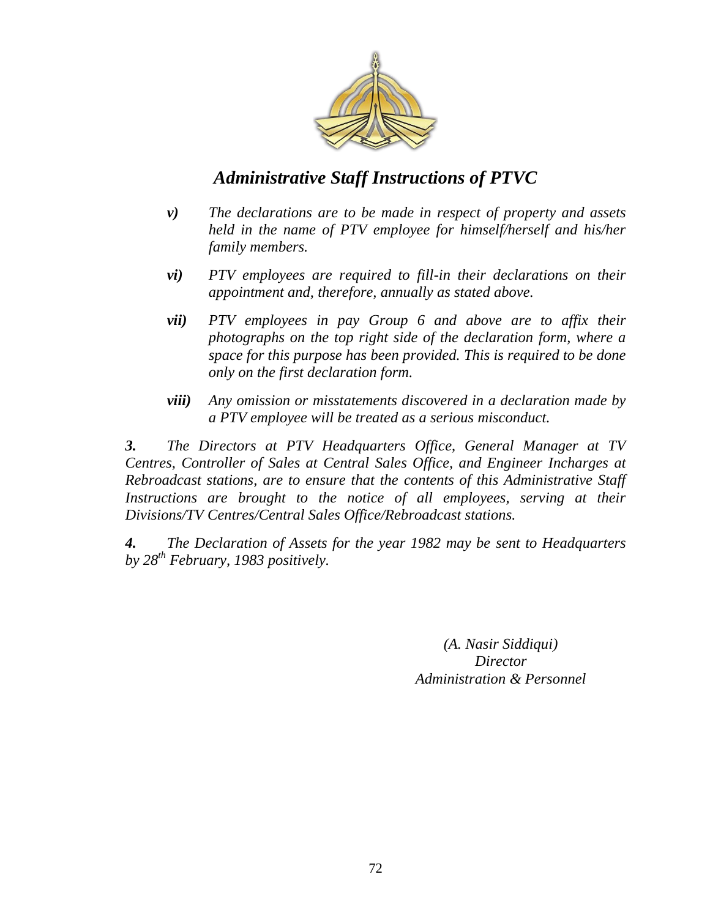*v)* *The declarations are to be made in respect of property and assets held in the name of PTV employee for himself/herself and his/her family members.*

*vi)* *PTV employees are required to fill-in their declarations on their appointment and, therefore, annually as stated above.*

*vii)* *PTV employees in pay Group 6 and above are to affix their photographs on the top right side of the declaration form, where a space for this purpose has been provided. This is required to be done only on the first declaration form.*

*viii)* *Any omission or misstatements discovered in a declaration made by a PTV employee will be treated as a serious misconduct.*

***3.*** *The Directors at PTV Headquarters Office, General Manager at TV Centres, Controller of Sales at Central Sales Office, and Engineer Incharges at Rebroadcast stations, are to ensure that the contents of this Administrative Staff Instructions are brought to the notice of all employees, serving at their Divisions/TV Centres/Central Sales Office/Rebroadcast stations.*

***4.*** *The Declaration of Assets for the year 1982 may be sent to Headquarters by 28th February, 1983 positively.*

*(A. Nasir Siddiqui)*
*Director*
*Administration & Personnel*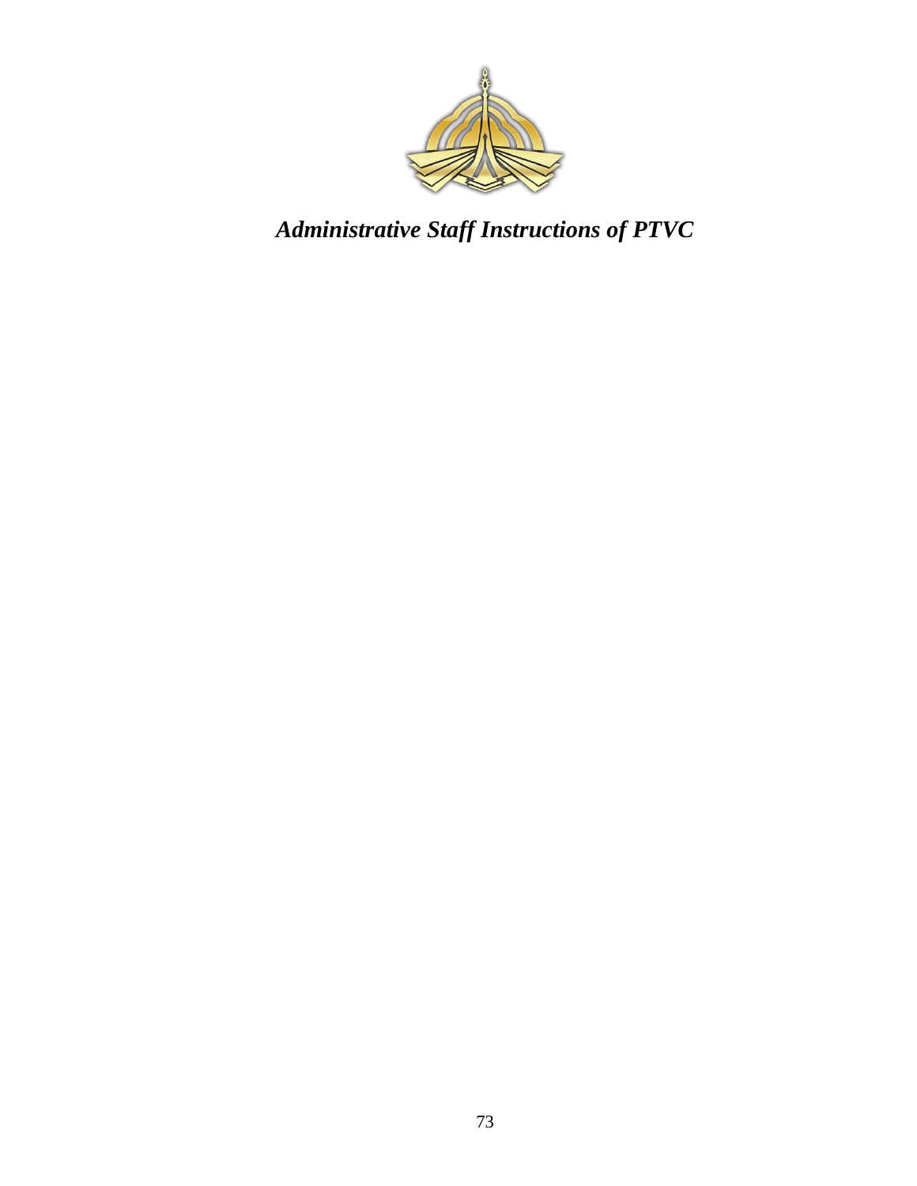***Administrative Staff Instructions of PTVC***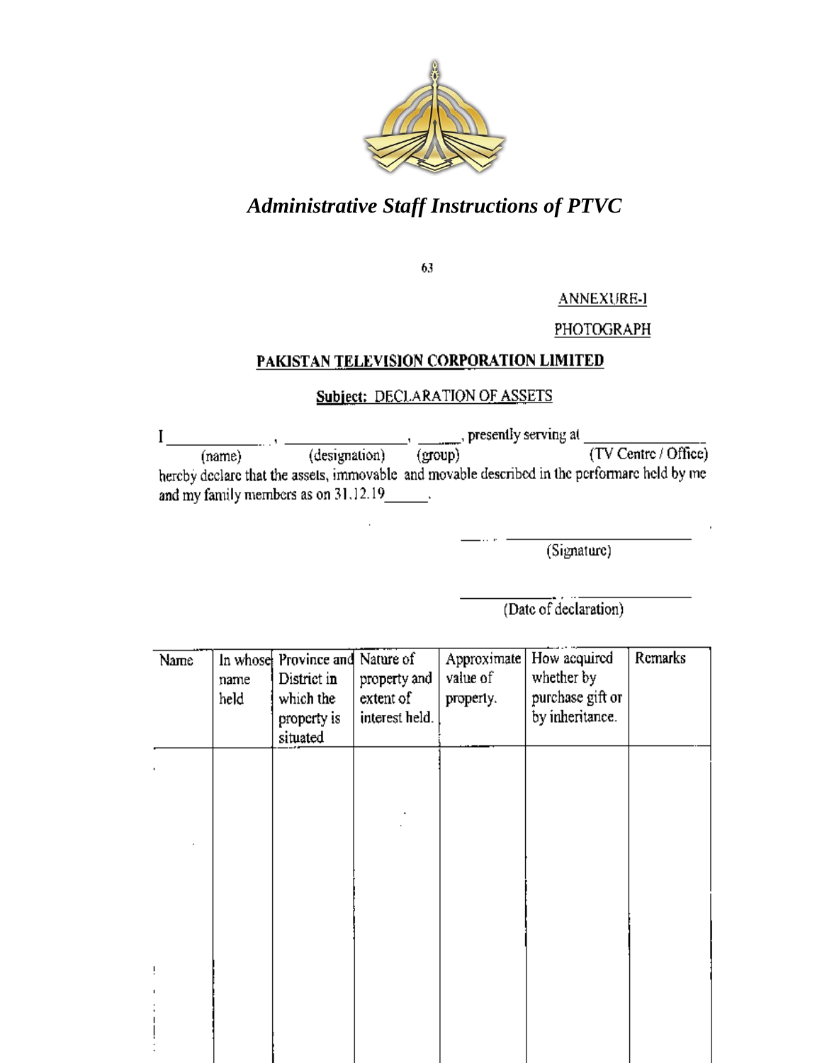ANNEXURE-I

PHOTOGRAPH

## PAKISTAN TELEVISION CORPORATION LIMITED

**Subject:** DECLARATION OF ASSETS

I ______________ , ________________ , ______, presently serving at ________________
(name) (designation) (group) (TV Centre / Office)
hereby declare that the assets, immovable and movable described in the performare held by me and my family members as on 31.12.19______.

____________________________
(Signature)

____________________________
(Date of declaration)

| Name | In whose name held | Province and District in which the property is situated | Nature of property and extent of interest held. | Approximate value of property. | How acquired whether by purchase gift or by inheritance. | Remarks |
|---|---|---|---|---|---|---|
| | | | | | | |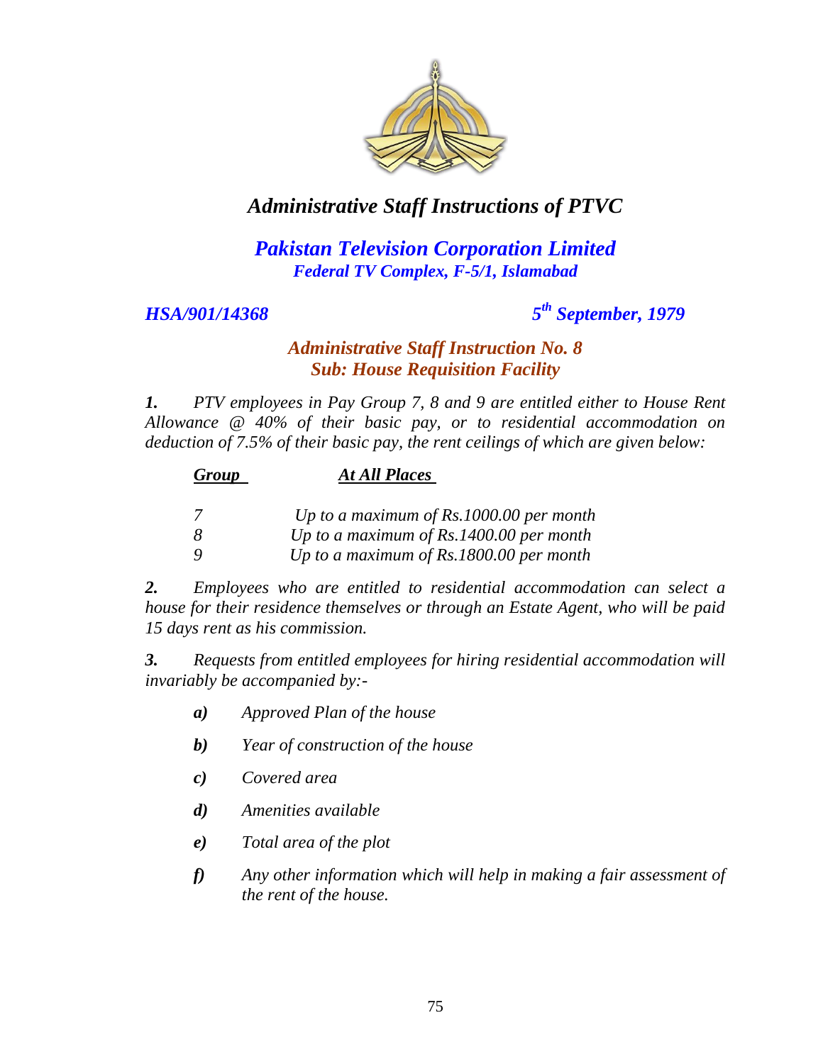# *Administrative Staff Instructions of PTVC*

## *Pakistan Television Corporation Limited*
### *Federal TV Complex, F-5/1, Islamabad*

***HSA/901/14368*** ***5th September, 1979***

### *Administrative Staff Instruction No. 8*
### *Sub: House Requisition Facility*

***1.*** *PTV employees in Pay Group 7, 8 and 9 are entitled either to House Rent Allowance @ 40% of their basic pay, or to residential accommodation on deduction of 7.5% of their basic pay, the rent ceilings of which are given below:*

| ***Group*** | ***At All Places*** |
|---|---|
| *7* | *Up to a maximum of Rs.1000.00 per month* |
| *8* | *Up to a maximum of Rs.1400.00 per month* |
| *9* | *Up to a maximum of Rs.1800.00 per month* |

***2.*** *Employees who are entitled to residential accommodation can select a house for their residence themselves or through an Estate Agent, who will be paid 15 days rent as his commission.*

***3.*** *Requests from entitled employees for hiring residential accommodation will invariably be accompanied by:-*

- ***a)*** *Approved Plan of the house*
- ***b)*** *Year of construction of the house*
- ***c)*** *Covered area*
- ***d)*** *Amenities available*
- ***e)*** *Total area of the plot*
- ***f)*** *Any other information which will help in making a fair assessment of the rent of the house.*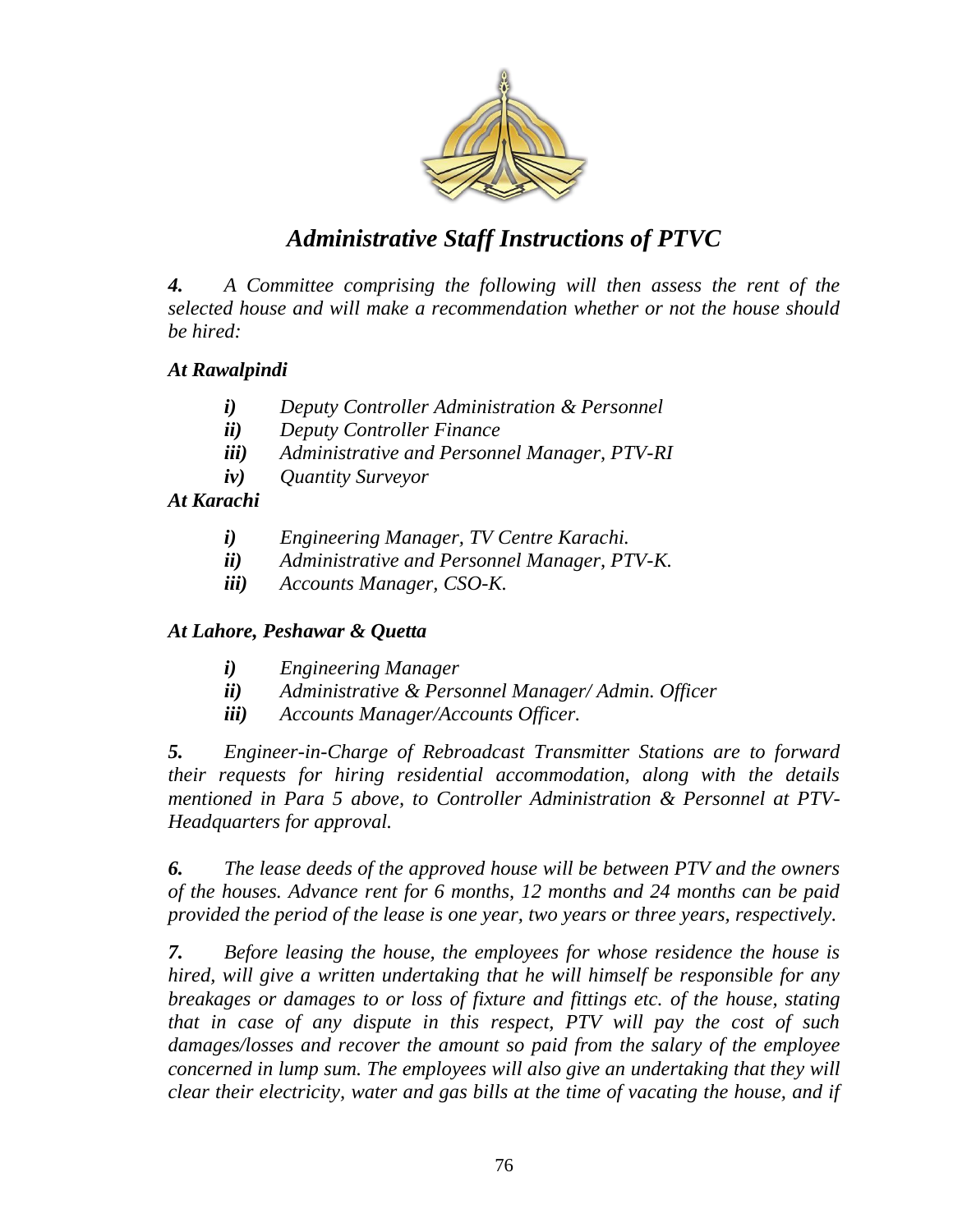# *Administrative Staff Instructions of PTVC*

***4.*** *A Committee comprising the following will then assess the rent of the selected house and will make a recommendation whether or not the house should be hired:*

***At Rawalpindi***

- ***i)*** *Deputy Controller Administration & Personnel*
- ***ii)*** *Deputy Controller Finance*
- ***iii)*** *Administrative and Personnel Manager, PTV-RI*
- ***iv)*** *Quantity Surveyor*

***At Karachi***

- ***i)*** *Engineering Manager, TV Centre Karachi.*
- ***ii)*** *Administrative and Personnel Manager, PTV-K.*
- ***iii)*** *Accounts Manager, CSO-K.*

***At Lahore, Peshawar & Quetta***

- ***i)*** *Engineering Manager*
- ***ii)*** *Administrative & Personnel Manager/ Admin. Officer*
- ***iii)*** *Accounts Manager/Accounts Officer.*

***5.*** *Engineer-in-Charge of Rebroadcast Transmitter Stations are to forward their requests for hiring residential accommodation, along with the details mentioned in Para 5 above, to Controller Administration & Personnel at PTV-Headquarters for approval.*

***6.*** *The lease deeds of the approved house will be between PTV and the owners of the houses. Advance rent for 6 months, 12 months and 24 months can be paid provided the period of the lease is one year, two years or three years, respectively.*

***7.*** *Before leasing the house, the employees for whose residence the house is hired, will give a written undertaking that he will himself be responsible for any breakages or damages to or loss of fixture and fittings etc. of the house, stating that in case of any dispute in this respect, PTV will pay the cost of such damages/losses and recover the amount so paid from the salary of the employee concerned in lump sum. The employees will also give an undertaking that they will clear their electricity, water and gas bills at the time of vacating the house, and if*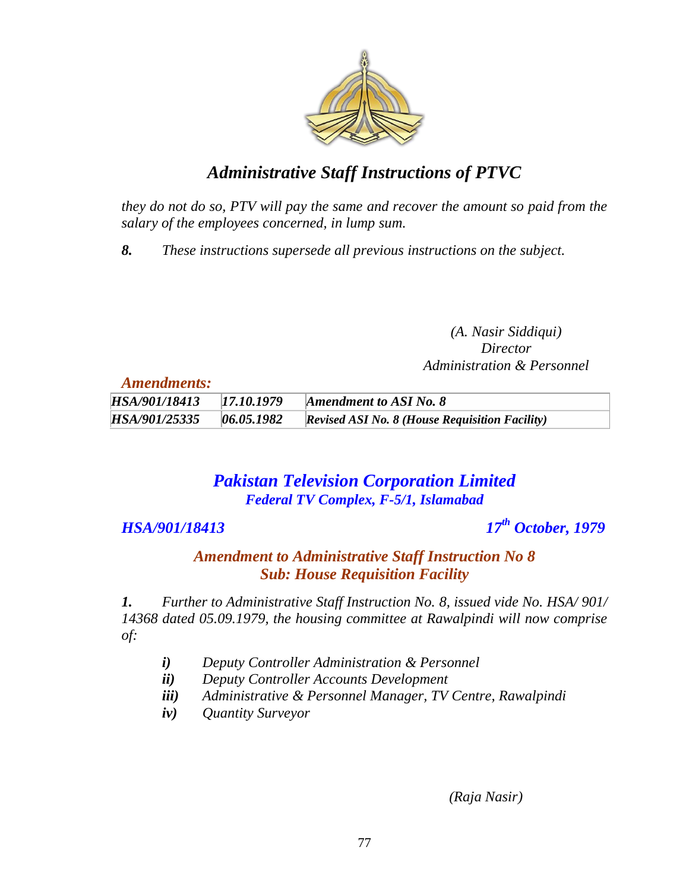*they do not do so, PTV will pay the same and recover the amount so paid from the salary of the employees concerned, in lump sum.*

***8.*** *These instructions supersede all previous instructions on the subject.*

*(A. Nasir Siddiqui)*
*Director*
*Administration & Personnel*

***Amendments:***

| | | |
|---|---|---|
| ***HSA/901/18413*** | ***17.10.1979*** | ***Amendment to ASI No. 8*** |
| ***HSA/901/25335*** | ***06.05.1982*** | ***Revised ASI No. 8 (House Requisition Facility)*** |

## ***Pakistan Television Corporation Limited***
### ***Federal TV Complex, F-5/1, Islamabad***

***HSA/901/18413*** ***17th October, 1979***

### ***Amendment to Administrative Staff Instruction No 8***
### ***Sub: House Requisition Facility***

***1.*** *Further to Administrative Staff Instruction No. 8, issued vide No. HSA/ 901/ 14368 dated 05.09.1979, the housing committee at Rawalpindi will now comprise of:*

- ***i)*** *Deputy Controller Administration & Personnel*
- ***ii)*** *Deputy Controller Accounts Development*
- ***iii)*** *Administrative & Personnel Manager, TV Centre, Rawalpindi*
- ***iv)*** *Quantity Surveyor*

*(Raja Nasir)*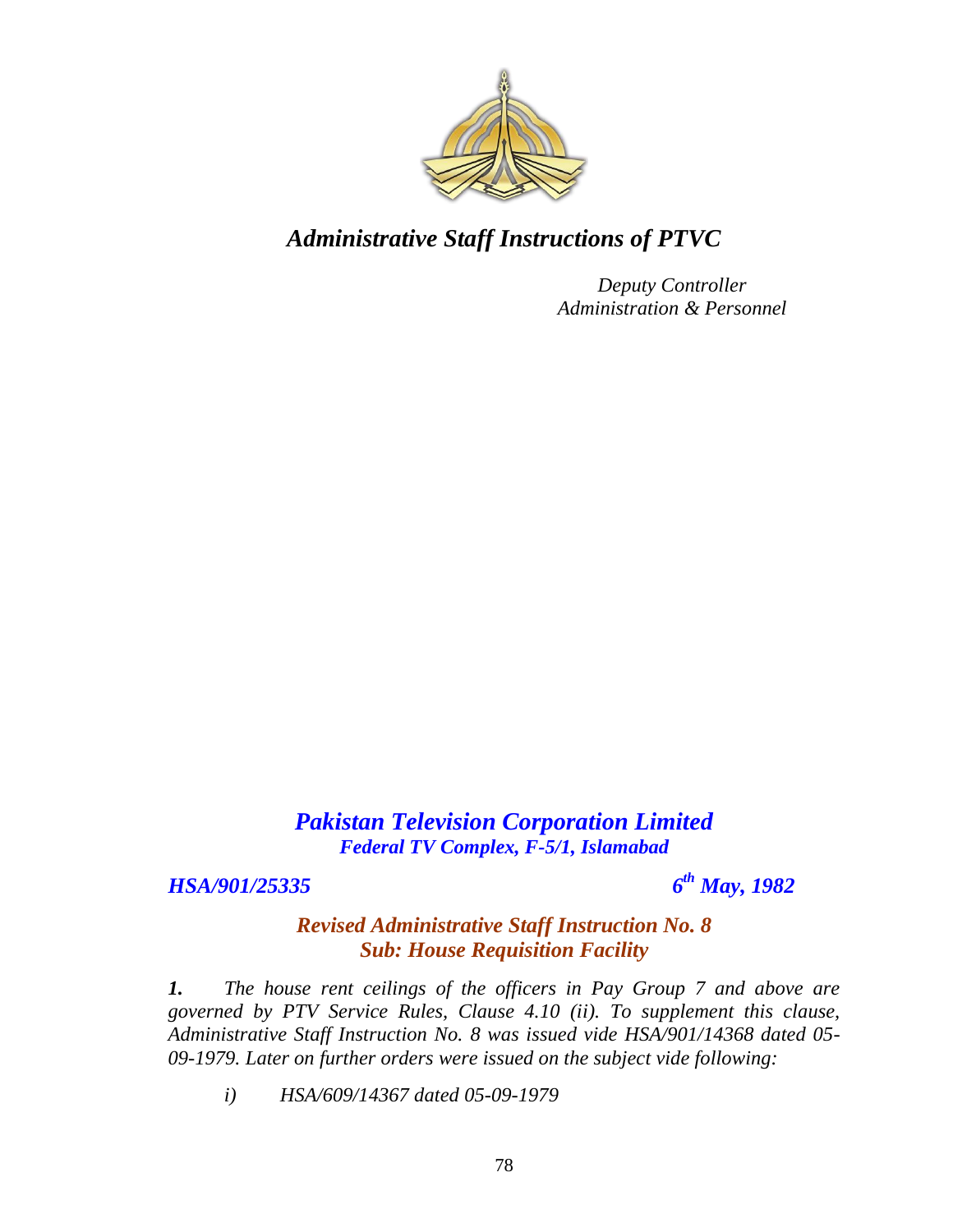# *Administrative Staff Instructions of PTVC*

*Deputy Controller*
*Administration & Personnel*

## ***Pakistan Television Corporation Limited***
***Federal TV Complex, F-5/1, Islamabad***

***HSA/901/25335*** ***6th May, 1982***

### ***Revised Administrative Staff Instruction No. 8***
### ***Sub: House Requisition Facility***

***1.*** *The house rent ceilings of the officers in Pay Group 7 and above are governed by PTV Service Rules, Clause 4.10 (ii). To supplement this clause, Administrative Staff Instruction No. 8 was issued vide HSA/901/14368 dated 05-09-1979. Later on further orders were issued on the subject vide following:*

*i) HSA/609/14367 dated 05-09-1979*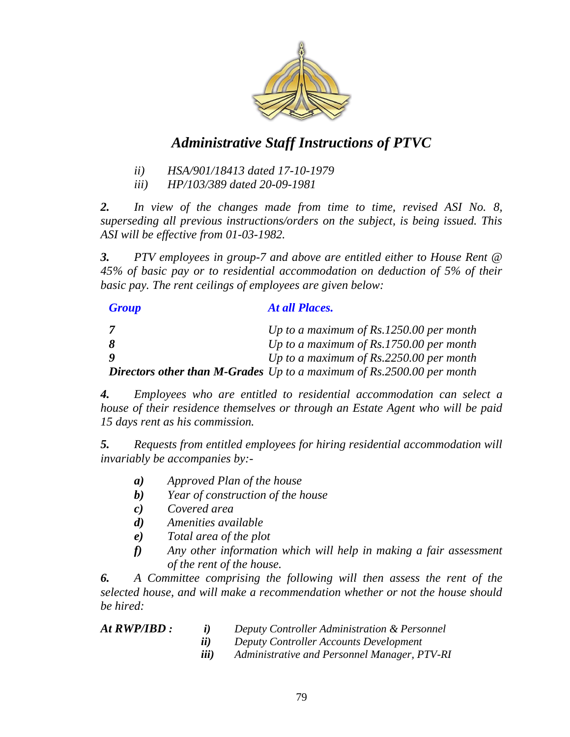*ii) HSA/901/18413 dated 17-10-1979*
*iii) HP/103/389 dated 20-09-1981*

***2.*** *In view of the changes made from time to time, revised ASI No. 8, superseding all previous instructions/orders on the subject, is being issued. This ASI will be effective from 01-03-1982.*

***3.*** *PTV employees in group-7 and above are entitled either to House Rent @ 45% of basic pay or to residential accommodation on deduction of 5% of their basic pay. The rent ceilings of employees are given below:*

| ***Group*** | ***At all Places.*** |
|---|---|
| ***7*** | *Up to a maximum of Rs.1250.00 per month* |
| ***8*** | *Up to a maximum of Rs.1750.00 per month* |
| ***9*** | *Up to a maximum of Rs.2250.00 per month* |
| ***Directors other than M-Grades*** | *Up to a maximum of Rs.2500.00 per month* |

***4.*** *Employees who are entitled to residential accommodation can select a house of their residence themselves or through an Estate Agent who will be paid 15 days rent as his commission.*

***5.*** *Requests from entitled employees for hiring residential accommodation will invariably be accompanies by:-*

- ***a)*** *Approved Plan of the house*
- ***b)*** *Year of construction of the house*
- ***c)*** *Covered area*
- ***d)*** *Amenities available*
- ***e)*** *Total area of the plot*
- ***f)*** *Any other information which will help in making a fair assessment of the rent of the house.*

***6.*** *A Committee comprising the following will then assess the rent of the selected house, and will make a recommendation whether or not the house should be hired:*

***At RWP/IBD :***

- ***i)*** *Deputy Controller Administration & Personnel*
- ***ii)*** *Deputy Controller Accounts Development*
- ***iii)*** *Administrative and Personnel Manager, PTV-RI*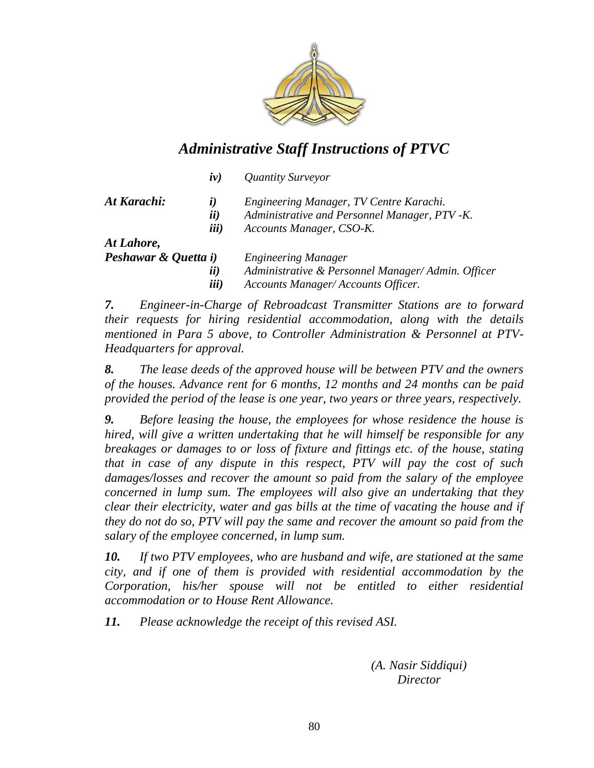*iv)* *Quantity Surveyor*

| | | |
|---|---|---|
| ***At Karachi:*** | ***i)*** | *Engineering Manager, TV Centre Karachi.* |
| | ***ii)*** | *Administrative and Personnel Manager, PTV -K.* |
| | ***iii)*** | *Accounts Manager, CSO-K.* |
| ***At Lahore, Peshawar & Quetta*** | ***i)*** | *Engineering Manager* |
| | ***ii)*** | *Administrative & Personnel Manager/ Admin. Officer* |
| | ***iii)*** | *Accounts Manager/ Accounts Officer.* |

***7.*** *Engineer-in-Charge of Rebroadcast Transmitter Stations are to forward their requests for hiring residential accommodation, along with the details mentioned in Para 5 above, to Controller Administration & Personnel at PTV-Headquarters for approval.*

***8.*** *The lease deeds of the approved house will be between PTV and the owners of the houses. Advance rent for 6 months, 12 months and 24 months can be paid provided the period of the lease is one year, two years or three years, respectively.*

***9.*** *Before leasing the house, the employees for whose residence the house is hired, will give a written undertaking that he will himself be responsible for any breakages or damages to or loss of fixture and fittings etc. of the house, stating that in case of any dispute in this respect, PTV will pay the cost of such damages/losses and recover the amount so paid from the salary of the employee concerned in lump sum. The employees will also give an undertaking that they clear their electricity, water and gas bills at the time of vacating the house and if they do not do so, PTV will pay the same and recover the amount so paid from the salary of the employee concerned, in lump sum.*

***10.*** *If two PTV employees, who are husband and wife, are stationed at the same city, and if one of them is provided with residential accommodation by the Corporation, his/her spouse will not be entitled to either residential accommodation or to House Rent Allowance.*

***11.*** *Please acknowledge the receipt of this revised ASI.*

*(A. Nasir Siddiqui)*
*Director*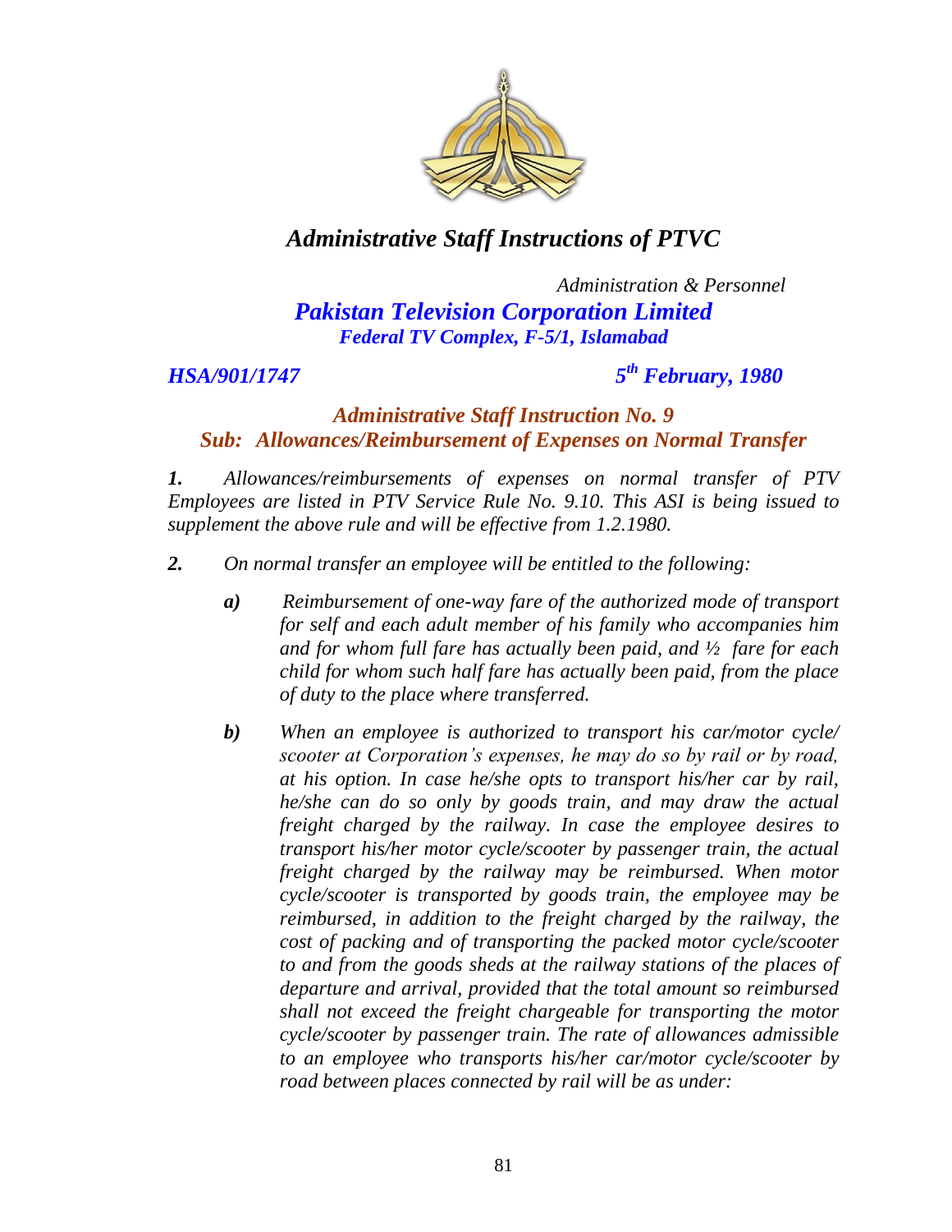# *Administrative Staff Instructions of PTVC*

*Administration & Personnel*

***Pakistan Television Corporation Limited***
***Federal TV Complex, F-5/1, Islamabad***

***HSA/901/1747*** ***5th February, 1980***

## ***Administrative Staff Instruction No. 9***
## ***Sub: Allowances/Reimbursement of Expenses on Normal Transfer***

***1.*** *Allowances/reimbursements of expenses on normal transfer of PTV Employees are listed in PTV Service Rule No. 9.10. This ASI is being issued to supplement the above rule and will be effective from 1.2.1980.*

***2.*** *On normal transfer an employee will be entitled to the following:*

***a)*** *Reimbursement of one-way fare of the authorized mode of transport for self and each adult member of his family who accompanies him and for whom full fare has actually been paid, and ½ fare for each child for whom such half fare has actually been paid, from the place of duty to the place where transferred.*

***b)*** *When an employee is authorized to transport his car/motor cycle/ scooter at Corporation's expenses, he may do so by rail or by road, at his option. In case he/she opts to transport his/her car by rail, he/she can do so only by goods train, and may draw the actual freight charged by the railway. In case the employee desires to transport his/her motor cycle/scooter by passenger train, the actual freight charged by the railway may be reimbursed. When motor cycle/scooter is transported by goods train, the employee may be reimbursed, in addition to the freight charged by the railway, the cost of packing and of transporting the packed motor cycle/scooter to and from the goods sheds at the railway stations of the places of departure and arrival, provided that the total amount so reimbursed shall not exceed the freight chargeable for transporting the motor cycle/scooter by passenger train. The rate of allowances admissible to an employee who transports his/her car/motor cycle/scooter by road between places connected by rail will be as under:*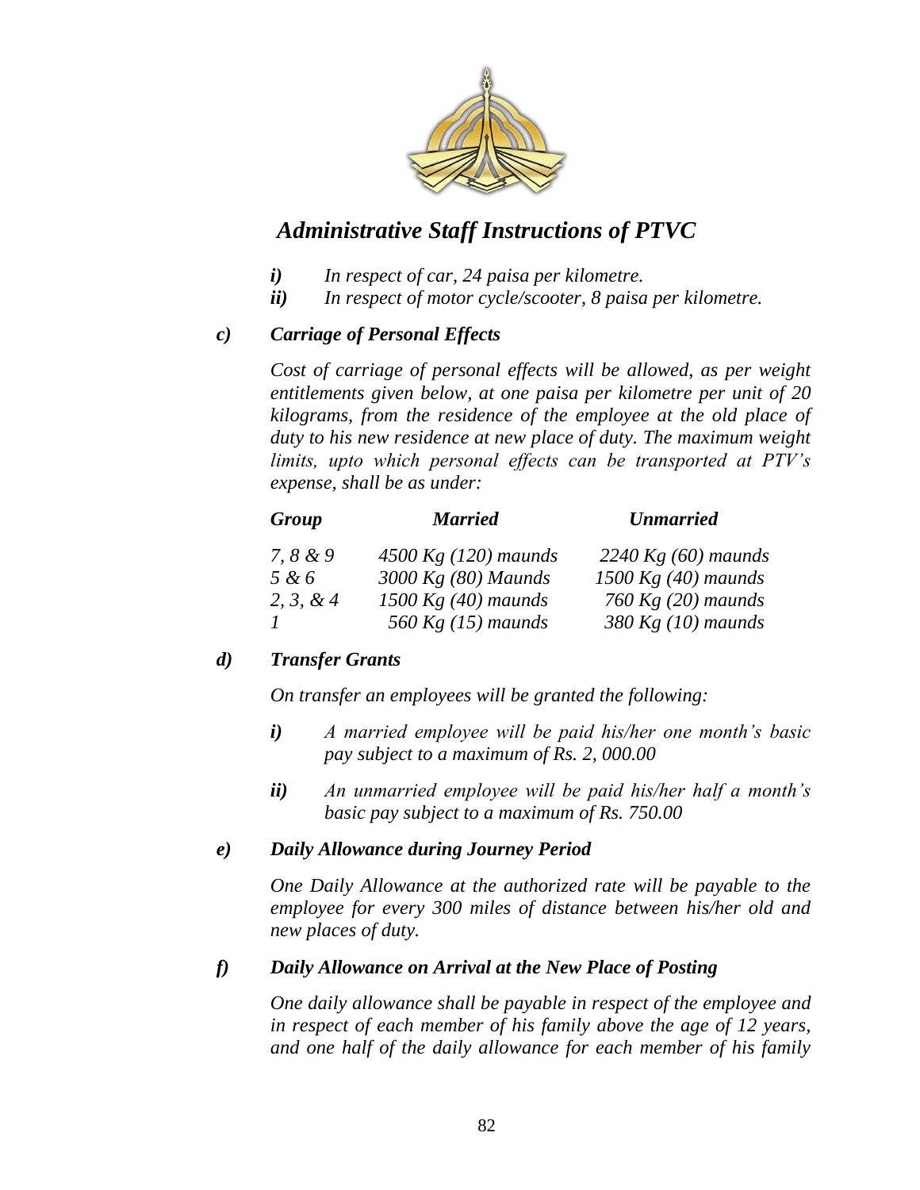*i)* *In respect of car, 24 paisa per kilometre.*
*ii)* *In respect of motor cycle/scooter, 8 paisa per kilometre.*

***c) Carriage of Personal Effects***

*Cost of carriage of personal effects will be allowed, as per weight entitlements given below, at one paisa per kilometre per unit of 20 kilograms, from the residence of the employee at the old place of duty to his new residence at new place of duty. The maximum weight limits, upto which personal effects can be transported at PTV's expense, shall be as under:*

| *Group* | *Married* | *Unmarried* |
|---|---|---|
| *7, 8 & 9* | *4500 Kg (120) maunds* | *2240 Kg (60) maunds* |
| *5 & 6* | *3000 Kg (80) Maunds* | *1500 Kg (40) maunds* |
| *2, 3, & 4* | *1500 Kg (40) maunds* | *760 Kg (20) maunds* |
| *1* | *560 Kg (15) maunds* | *380 Kg (10) maunds* |

***d) Transfer Grants***

*On transfer an employees will be granted the following:*

*i)* *A married employee will be paid his/her one month's basic pay subject to a maximum of Rs. 2, 000.00*

*ii)* *An unmarried employee will be paid his/her half a month's basic pay subject to a maximum of Rs. 750.00*

***e) Daily Allowance during Journey Period***

*One Daily Allowance at the authorized rate will be payable to the employee for every 300 miles of distance between his/her old and new places of duty.*

***f) Daily Allowance on Arrival at the New Place of Posting***

*One daily allowance shall be payable in respect of the employee and in respect of each member of his family above the age of 12 years, and one half of the daily allowance for each member of his family*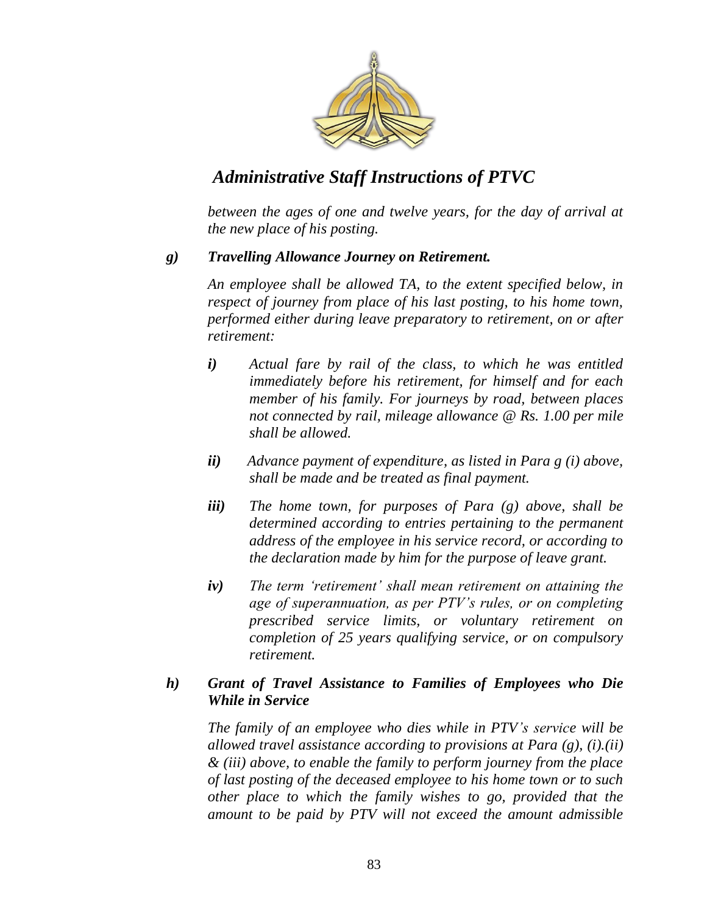*between the ages of one and twelve years, for the day of arrival at the new place of his posting.*

***g) Travelling Allowance Journey on Retirement.***

*An employee shall be allowed TA, to the extent specified below, in respect of journey from place of his last posting, to his home town, performed either during leave preparatory to retirement, on or after retirement:*

***i)*** *Actual fare by rail of the class, to which he was entitled immediately before his retirement, for himself and for each member of his family. For journeys by road, between places not connected by rail, mileage allowance @ Rs. 1.00 per mile shall be allowed.*

***ii)*** *Advance payment of expenditure, as listed in Para g (i) above, shall be made and be treated as final payment.*

***iii)*** *The home town, for purposes of Para (g) above, shall be determined according to entries pertaining to the permanent address of the employee in his service record, or according to the declaration made by him for the purpose of leave grant.*

***iv)*** *The term 'retirement' shall mean retirement on attaining the age of superannuation, as per PTV's rules, or on completing prescribed service limits, or voluntary retirement on completion of 25 years qualifying service, or on compulsory retirement.*

***h) Grant of Travel Assistance to Families of Employees who Die While in Service***

*The family of an employee who dies while in PTV's service will be allowed travel assistance according to provisions at Para (g), (i).(ii) & (iii) above, to enable the family to perform journey from the place of last posting of the deceased employee to his home town or to such other place to which the family wishes to go, provided that the amount to be paid by PTV will not exceed the amount admissible*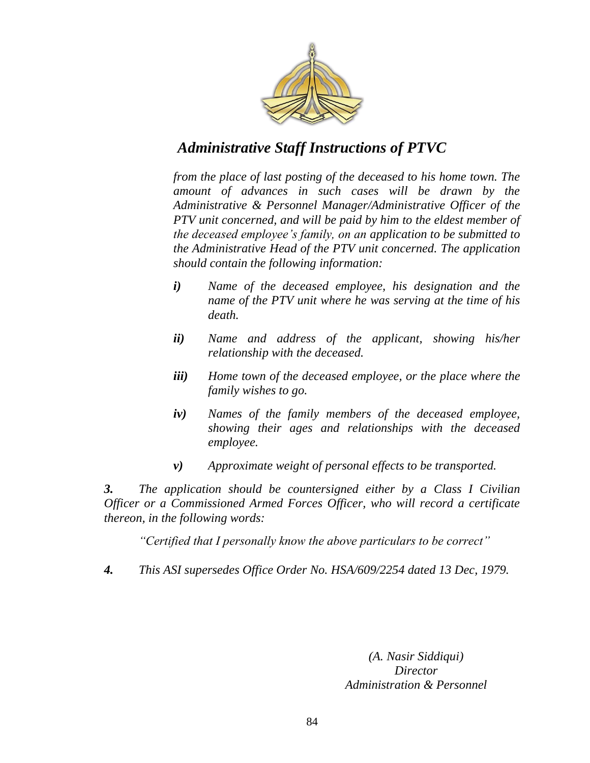*from the place of last posting of the deceased to his home town. The amount of advances in such cases will be drawn by the Administrative & Personnel Manager/Administrative Officer of the PTV unit concerned, and will be paid by him to the eldest member of the deceased employee's family, on an application to be submitted to the Administrative Head of the PTV unit concerned. The application should contain the following information:*

- ***i)*** *Name of the deceased employee, his designation and the name of the PTV unit where he was serving at the time of his death.*
- ***ii)*** *Name and address of the applicant, showing his/her relationship with the deceased.*
- ***iii)*** *Home town of the deceased employee, or the place where the family wishes to go.*
- ***iv)*** *Names of the family members of the deceased employee, showing their ages and relationships with the deceased employee.*
- ***v)*** *Approximate weight of personal effects to be transported.*

***3.*** *The application should be countersigned either by a Class I Civilian Officer or a Commissioned Armed Forces Officer, who will record a certificate thereon, in the following words:*

*"Certified that I personally know the above particulars to be correct"*

***4.*** *This ASI supersedes Office Order No. HSA/609/2254 dated 13 Dec, 1979.*

*(A. Nasir Siddiqui)*
*Director*
*Administration & Personnel*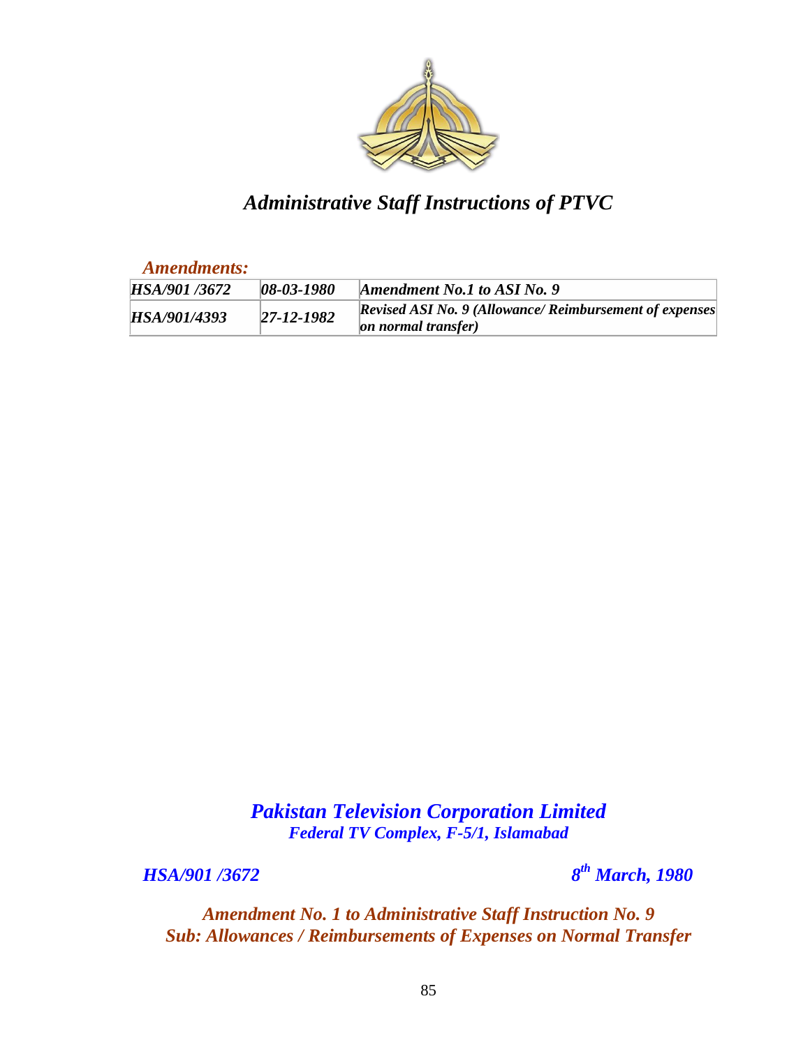# *Administrative Staff Instructions of PTVC*

***Amendments:***

| | | |
|---|---|---|
| ***HSA/901 /3672*** | ***08-03-1980*** | ***Amendment No.1 to ASI No. 9*** |
| ***HSA/901/4393*** | ***27-12-1982*** | ***Revised ASI No. 9 (Allowance/ Reimbursement of expenses on normal transfer)*** |

## *Pakistan Television Corporation Limited*
### *Federal TV Complex, F-5/1, Islamabad*

***HSA/901 /3672*** ***8th March, 1980***

### *Amendment No. 1 to Administrative Staff Instruction No. 9*
### *Sub: Allowances / Reimbursements of Expenses on Normal Transfer*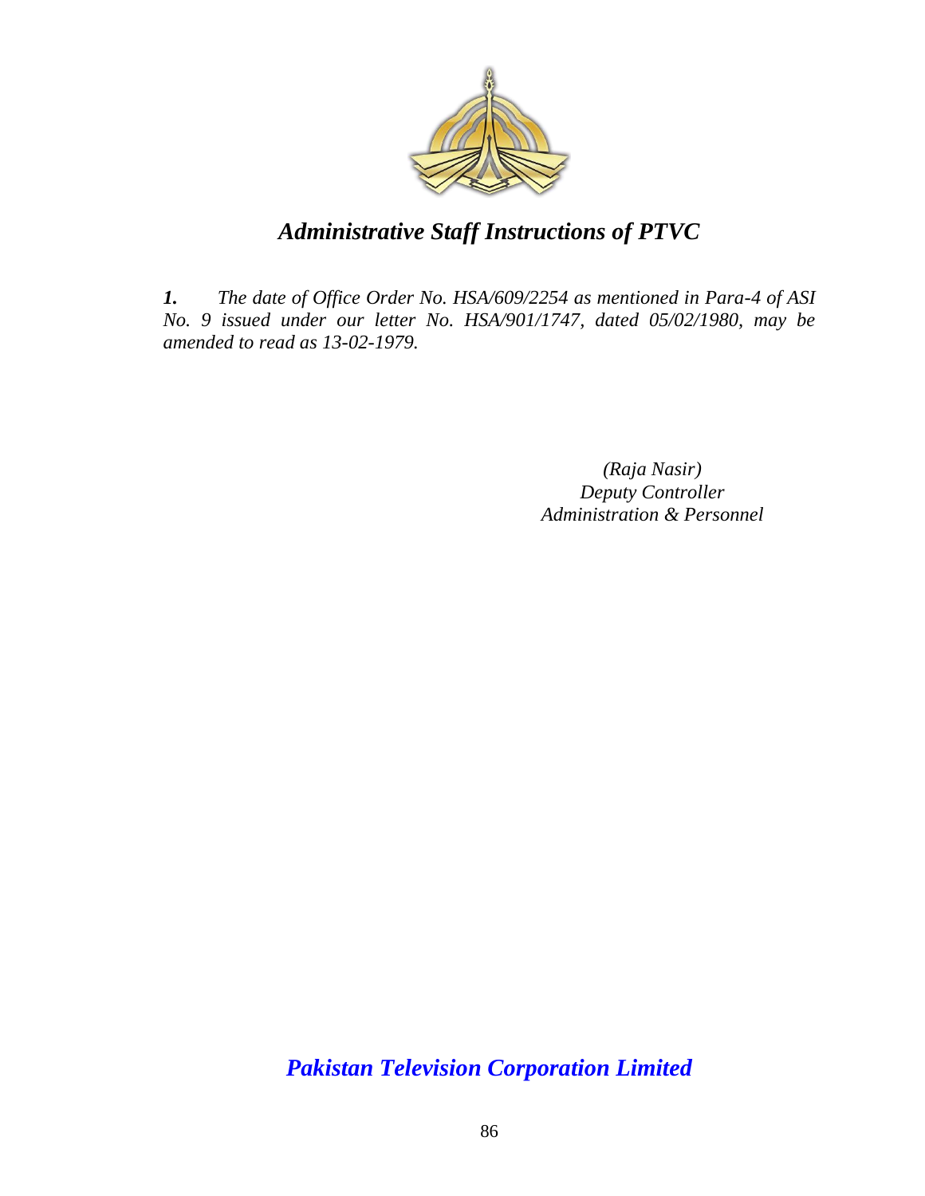# *Administrative Staff Instructions of PTVC*

***1.*** *The date of Office Order No. HSA/609/2254 as mentioned in Para-4 of ASI No. 9 issued under our letter No. HSA/901/1747, dated 05/02/1980, may be amended to read as 13-02-1979.*

*(Raja Nasir)*
*Deputy Controller*
*Administration & Personnel*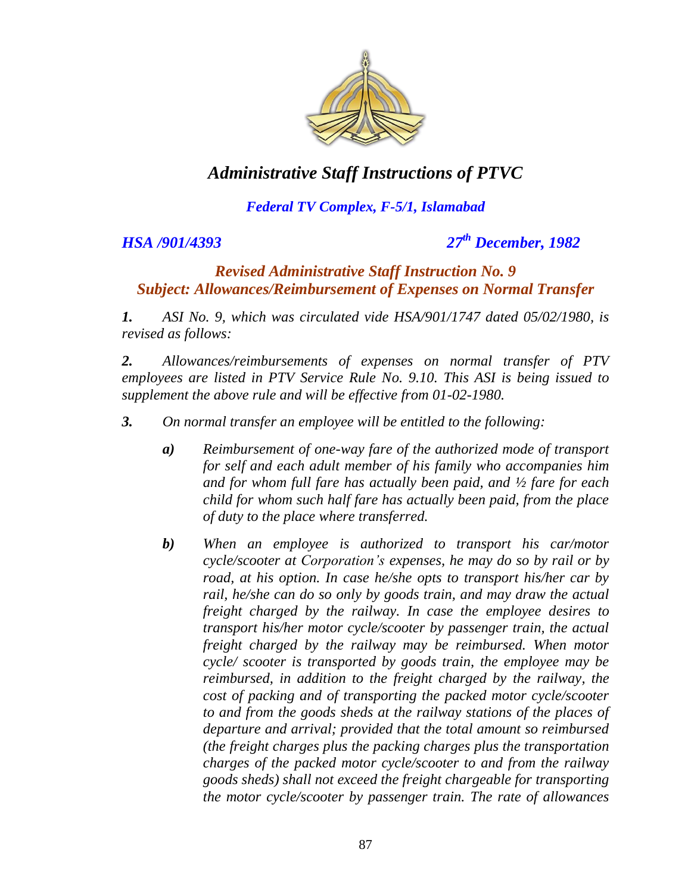# *Administrative Staff Instructions of PTVC*

***Federal TV Complex, F-5/1, Islamabad***

***HSA /901/4393*** ***27th December, 1982***

## *Revised Administrative Staff Instruction No. 9*
## *Subject: Allowances/Reimbursement of Expenses on Normal Transfer*

***1.*** *ASI No. 9, which was circulated vide HSA/901/1747 dated 05/02/1980, is revised as follows:*

***2.*** *Allowances/reimbursements of expenses on normal transfer of PTV employees are listed in PTV Service Rule No. 9.10. This ASI is being issued to supplement the above rule and will be effective from 01-02-1980.*

***3.*** *On normal transfer an employee will be entitled to the following:*

> ***a)*** *Reimbursement of one-way fare of the authorized mode of transport for self and each adult member of his family who accompanies him and for whom full fare has actually been paid, and ½ fare for each child for whom such half fare has actually been paid, from the place of duty to the place where transferred.*
>
> ***b)*** *When an employee is authorized to transport his car/motor cycle/scooter at Corporation's expenses, he may do so by rail or by road, at his option. In case he/she opts to transport his/her car by rail, he/she can do so only by goods train, and may draw the actual freight charged by the railway. In case the employee desires to transport his/her motor cycle/scooter by passenger train, the actual freight charged by the railway may be reimbursed. When motor cycle/ scooter is transported by goods train, the employee may be reimbursed, in addition to the freight charged by the railway, the cost of packing and of transporting the packed motor cycle/scooter to and from the goods sheds at the railway stations of the places of departure and arrival; provided that the total amount so reimbursed (the freight charges plus the packing charges plus the transportation charges of the packed motor cycle/scooter to and from the railway goods sheds) shall not exceed the freight chargeable for transporting the motor cycle/scooter by passenger train. The rate of allowances*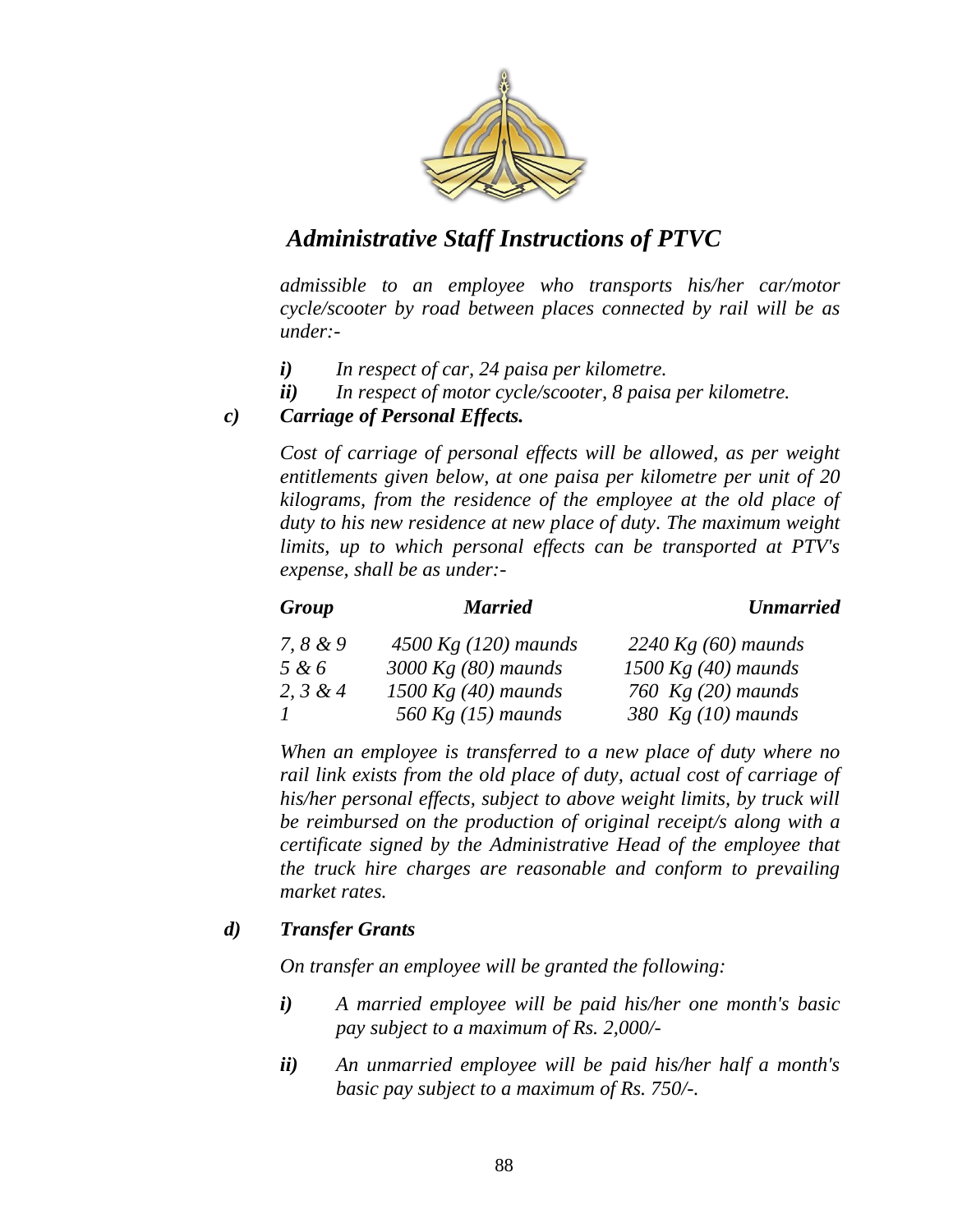*admissible to an employee who transports his/her car/motor cycle/scooter by road between places connected by rail will be as under:-*

- ***i)*** *In respect of car, 24 paisa per kilometre.*
- ***ii)*** *In respect of motor cycle/scooter, 8 paisa per kilometre.*

***c) Carriage of Personal Effects.***

*Cost of carriage of personal effects will be allowed, as per weight entitlements given below, at one paisa per kilometre per unit of 20 kilograms, from the residence of the employee at the old place of duty to his new residence at new place of duty. The maximum weight limits, up to which personal effects can be transported at PTV's expense, shall be as under:-*

| ***Group*** | ***Married*** | ***Unmarried*** |
|---|---|---|
| *7, 8 & 9* | *4500 Kg (120) maunds* | *2240 Kg (60) maunds* |
| *5 & 6* | *3000 Kg (80) maunds* | *1500 Kg (40) maunds* |
| *2, 3 & 4* | *1500 Kg (40) maunds* | *760 Kg (20) maunds* |
| *1* | *560 Kg (15) maunds* | *380 Kg (10) maunds* |

*When an employee is transferred to a new place of duty where no rail link exists from the old place of duty, actual cost of carriage of his/her personal effects, subject to above weight limits, by truck will be reimbursed on the production of original receipt/s along with a certificate signed by the Administrative Head of the employee that the truck hire charges are reasonable and conform to prevailing market rates.*

***d) Transfer Grants***

*On transfer an employee will be granted the following:*

- ***i)*** *A married employee will be paid his/her one month's basic pay subject to a maximum of Rs. 2,000/-*
- ***ii)*** *An unmarried employee will be paid his/her half a month's basic pay subject to a maximum of Rs. 750/-.*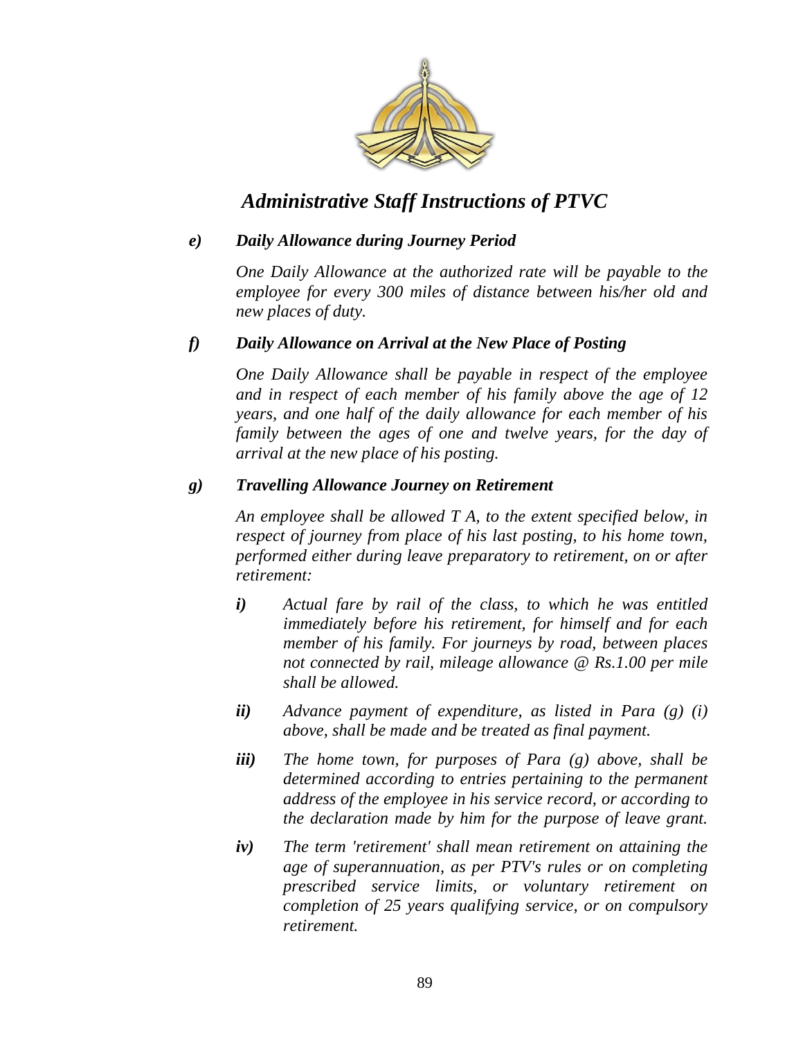#### *e) Daily Allowance during Journey Period*

*One Daily Allowance at the authorized rate will be payable to the employee for every 300 miles of distance between his/her old and new places of duty.*

#### *f) Daily Allowance on Arrival at the New Place of Posting*

*One Daily Allowance shall be payable in respect of the employee and in respect of each member of his family above the age of 12 years, and one half of the daily allowance for each member of his family between the ages of one and twelve years, for the day of arrival at the new place of his posting.*

#### *g) Travelling Allowance Journey on Retirement*

*An employee shall be allowed T A, to the extent specified below, in respect of journey from place of his last posting, to his home town, performed either during leave preparatory to retirement, on or after retirement:*

- ***i)*** *Actual fare by rail of the class, to which he was entitled immediately before his retirement, for himself and for each member of his family. For journeys by road, between places not connected by rail, mileage allowance @ Rs.1.00 per mile shall be allowed.*
- ***ii)*** *Advance payment of expenditure, as listed in Para (g) (i) above, shall be made and be treated as final payment.*
- ***iii)*** *The home town, for purposes of Para (g) above, shall be determined according to entries pertaining to the permanent address of the employee in his service record, or according to the declaration made by him for the purpose of leave grant.*
- ***iv)*** *The term 'retirement' shall mean retirement on attaining the age of superannuation, as per PTV's rules or on completing prescribed service limits, or voluntary retirement on completion of 25 years qualifying service, or on compulsory retirement.*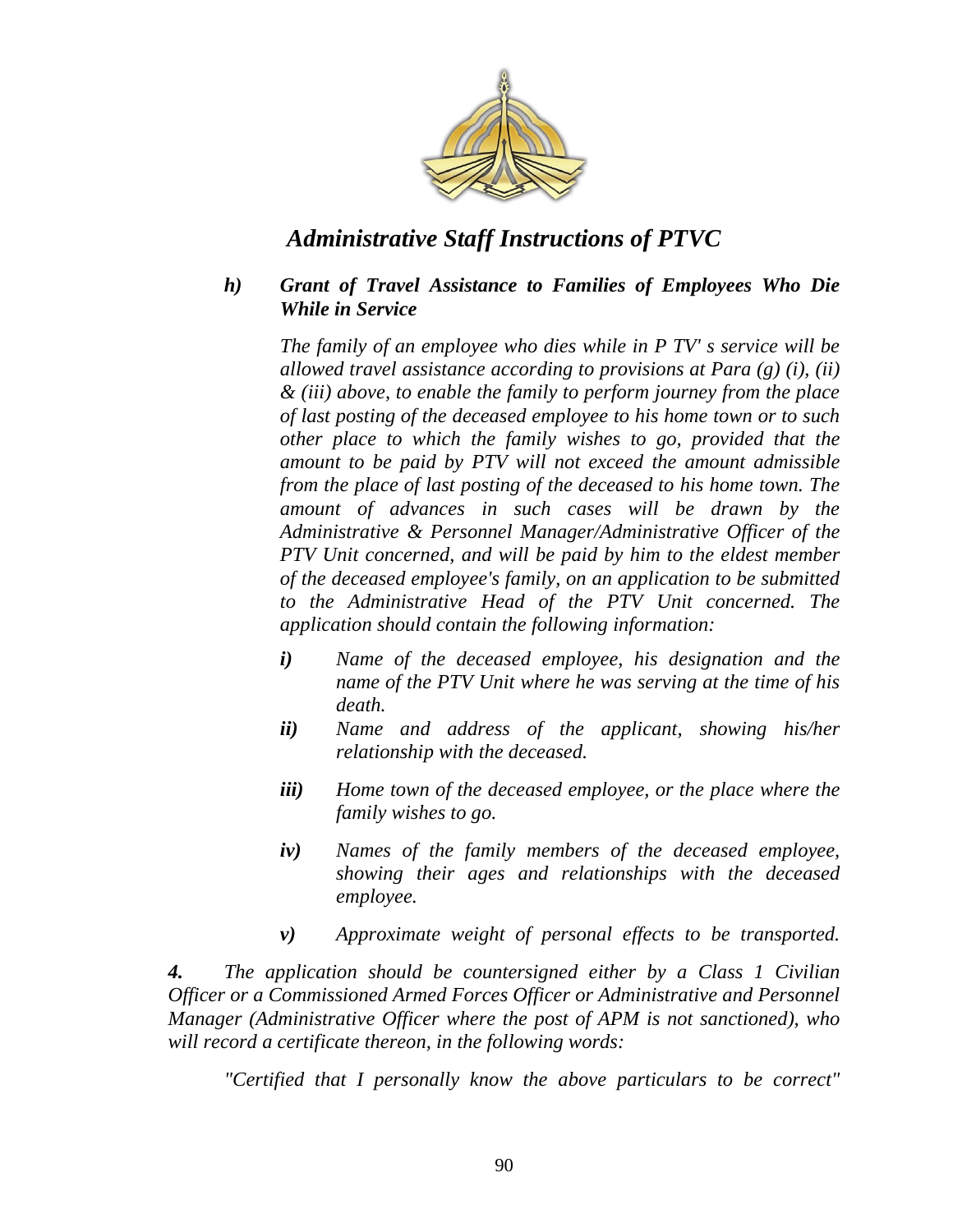***h) Grant of Travel Assistance to Families of Employees Who Die While in Service***

*The family of an employee who dies while in P TV' s service will be allowed travel assistance according to provisions at Para (g) (i), (ii) & (iii) above, to enable the family to perform journey from the place of last posting of the deceased employee to his home town or to such other place to which the family wishes to go, provided that the amount to be paid by PTV will not exceed the amount admissible from the place of last posting of the deceased to his home town. The amount of advances in such cases will be drawn by the Administrative & Personnel Manager/Administrative Officer of the PTV Unit concerned, and will be paid by him to the eldest member of the deceased employee's family, on an application to be submitted to the Administrative Head of the PTV Unit concerned. The application should contain the following information:*

- ***i)*** *Name of the deceased employee, his designation and the name of the PTV Unit where he was serving at the time of his death.*
- ***ii)*** *Name and address of the applicant, showing his/her relationship with the deceased.*
- ***iii)*** *Home town of the deceased employee, or the place where the family wishes to go.*
- ***iv)*** *Names of the family members of the deceased employee, showing their ages and relationships with the deceased employee.*
- ***v)*** *Approximate weight of personal effects to be transported.*

***4.*** *The application should be countersigned either by a Class 1 Civilian Officer or a Commissioned Armed Forces Officer or Administrative and Personnel Manager (Administrative Officer where the post of APM is not sanctioned), who will record a certificate thereon, in the following words:*

*"Certified that I personally know the above particulars to be correct"*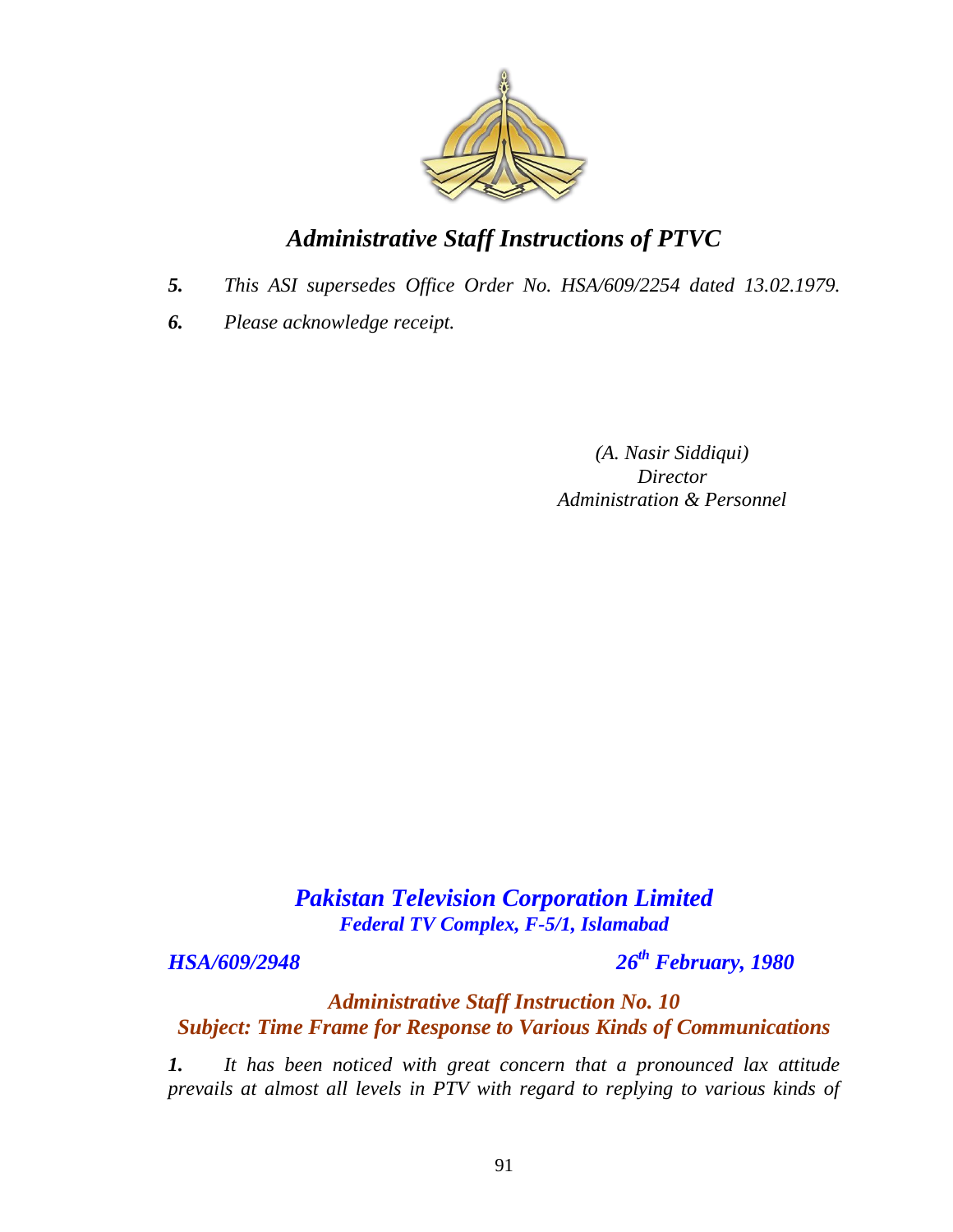*5.* *This ASI supersedes Office Order No. HSA/609/2254 dated 13.02.1979.*

*6.* *Please acknowledge receipt.*

*(A. Nasir Siddiqui)*
*Director*
*Administration & Personnel*

## *Pakistan Television Corporation Limited*
***Federal TV Complex, F-5/1, Islamabad***

***HSA/609/2948*** ***26th February, 1980***

### *Administrative Staff Instruction No. 10*
### *Subject: Time Frame for Response to Various Kinds of Communications*

***1.*** *It has been noticed with great concern that a pronounced lax attitude prevails at almost all levels in PTV with regard to replying to various kinds of*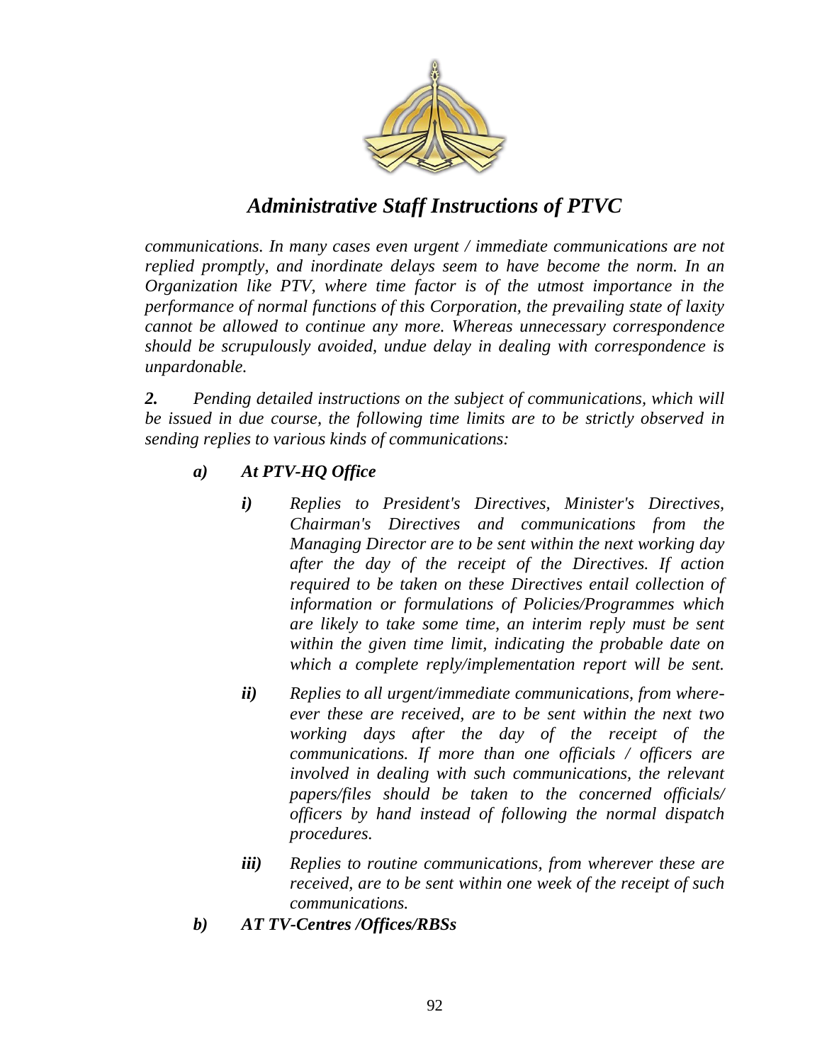*communications. In many cases even urgent / immediate communications are not replied promptly, and inordinate delays seem to have become the norm. In an Organization like PTV, where time factor is of the utmost importance in the performance of normal functions of this Corporation, the prevailing state of laxity cannot be allowed to continue any more. Whereas unnecessary correspondence should be scrupulously avoided, undue delay in dealing with correspondence is unpardonable.*

***2.*** *Pending detailed instructions on the subject of communications, which will be issued in due course, the following time limits are to be strictly observed in sending replies to various kinds of communications:*

***a) At PTV-HQ Office***

- ***i)*** *Replies to President's Directives, Minister's Directives, Chairman's Directives and communications from the Managing Director are to be sent within the next working day after the day of the receipt of the Directives. If action required to be taken on these Directives entail collection of information or formulations of Policies/Programmes which are likely to take some time, an interim reply must be sent within the given time limit, indicating the probable date on which a complete reply/implementation report will be sent.*

- ***ii)*** *Replies to all urgent/immediate communications, from where-ever these are received, are to be sent within the next two working days after the day of the receipt of the communications. If more than one officials / officers are involved in dealing with such communications, the relevant papers/files should be taken to the concerned officials/ officers by hand instead of following the normal dispatch procedures.*

- ***iii)*** *Replies to routine communications, from wherever these are received, are to be sent within one week of the receipt of such communications.*

***b) AT TV-Centres /Offices/RBSs***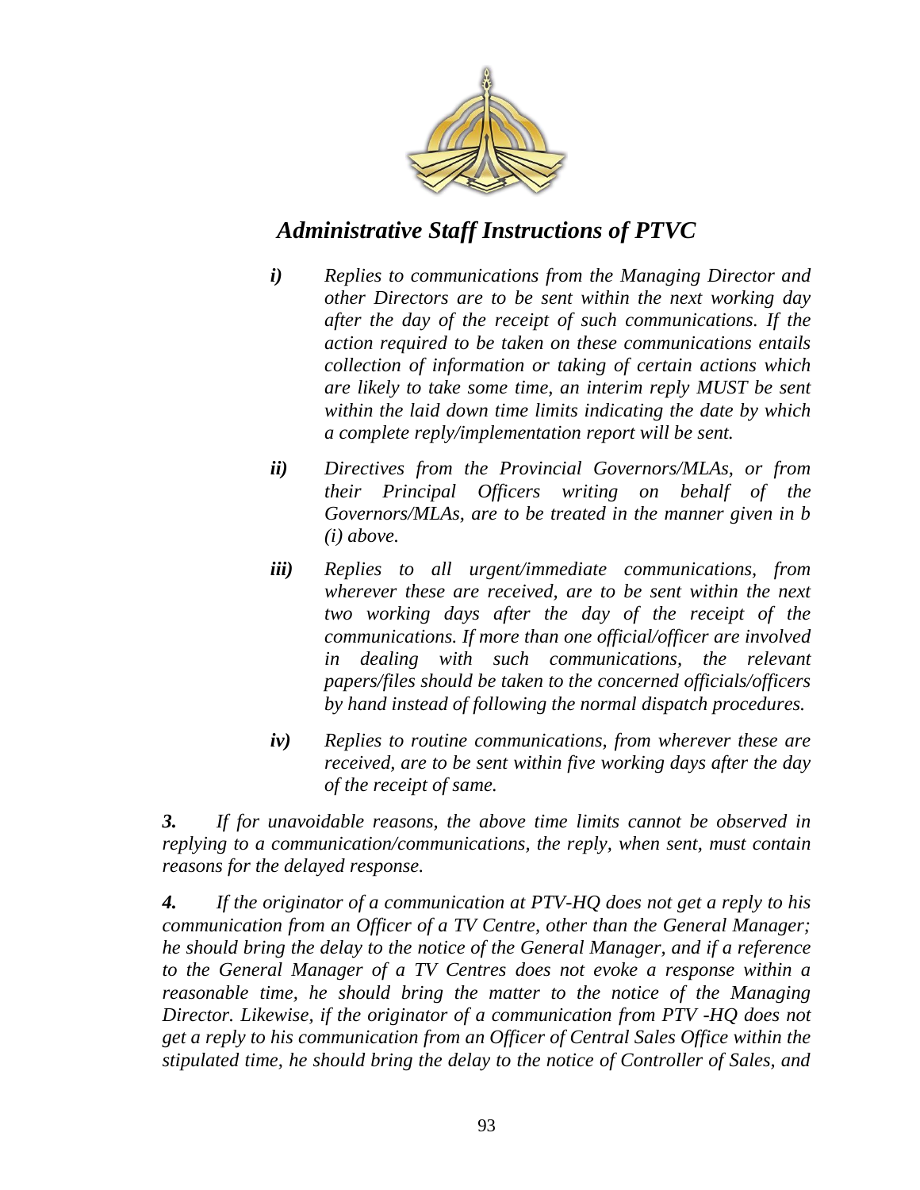*i)* *Replies to communications from the Managing Director and other Directors are to be sent within the next working day after the day of the receipt of such communications. If the action required to be taken on these communications entails collection of information or taking of certain actions which are likely to take some time, an interim reply MUST be sent within the laid down time limits indicating the date by which a complete reply/implementation report will be sent.*

*ii)* *Directives from the Provincial Governors/MLAs, or from their Principal Officers writing on behalf of the Governors/MLAs, are to be treated in the manner given in b (i) above.*

*iii)* *Replies to all urgent/immediate communications, from wherever these are received, are to be sent within the next two working days after the day of the receipt of the communications. If more than one official/officer are involved in dealing with such communications, the relevant papers/files should be taken to the concerned officials/officers by hand instead of following the normal dispatch procedures.*

*iv)* *Replies to routine communications, from wherever these are received, are to be sent within five working days after the day of the receipt of same.*

***3.*** *If for unavoidable reasons, the above time limits cannot be observed in replying to a communication/communications, the reply, when sent, must contain reasons for the delayed response.*

***4.*** *If the originator of a communication at PTV-HQ does not get a reply to his communication from an Officer of a TV Centre, other than the General Manager; he should bring the delay to the notice of the General Manager, and if a reference to the General Manager of a TV Centres does not evoke a response within a reasonable time, he should bring the matter to the notice of the Managing Director. Likewise, if the originator of a communication from PTV -HQ does not get a reply to his communication from an Officer of Central Sales Office within the stipulated time, he should bring the delay to the notice of Controller of Sales, and*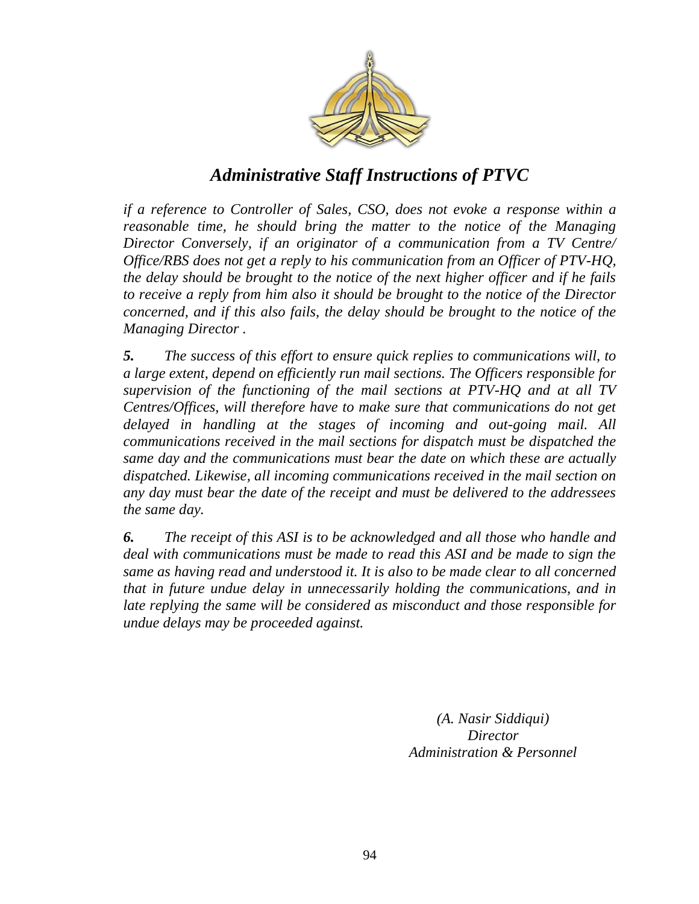# *Administrative Staff Instructions of PTVC*

*if a reference to Controller of Sales, CSO, does not evoke a response within a reasonable time, he should bring the matter to the notice of the Managing Director Conversely, if an originator of a communication from a TV Centre/ Office/RBS does not get a reply to his communication from an Officer of PTV-HQ, the delay should be brought to the notice of the next higher officer and if he fails to receive a reply from him also it should be brought to the notice of the Director concerned, and if this also fails, the delay should be brought to the notice of the Managing Director .*

***5.*** *The success of this effort to ensure quick replies to communications will, to a large extent, depend on efficiently run mail sections. The Officers responsible for supervision of the functioning of the mail sections at PTV-HQ and at all TV Centres/Offices, will therefore have to make sure that communications do not get delayed in handling at the stages of incoming and out-going mail. All communications received in the mail sections for dispatch must be dispatched the same day and the communications must bear the date on which these are actually dispatched. Likewise, all incoming communications received in the mail section on any day must bear the date of the receipt and must be delivered to the addressees the same day.*

***6.*** *The receipt of this ASI is to be acknowledged and all those who handle and deal with communications must be made to read this ASI and be made to sign the same as having read and understood it. It is also to be made clear to all concerned that in future undue delay in unnecessarily holding the communications, and in late replying the same will be considered as misconduct and those responsible for undue delays may be proceeded against.*

*(A. Nasir Siddiqui)*
*Director*
*Administration & Personnel*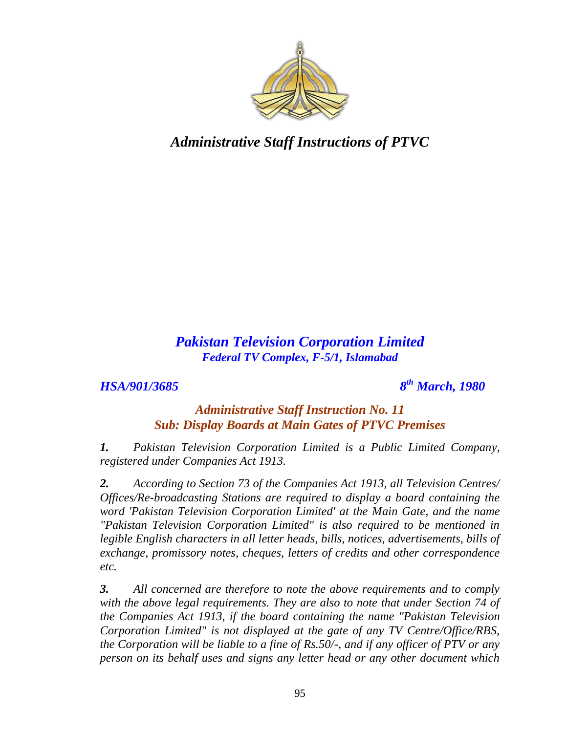# *Administrative Staff Instructions of PTVC*

## *Pakistan Television Corporation Limited*
***Federal TV Complex, F-5/1, Islamabad***

***HSA/901/3685*** ***8th March, 1980***

### *Administrative Staff Instruction No. 11*
### *Sub: Display Boards at Main Gates of PTVC Premises*

***1.*** *Pakistan Television Corporation Limited is a Public Limited Company, registered under Companies Act 1913.*

***2.*** *According to Section 73 of the Companies Act 1913, all Television Centres/ Offices/Re-broadcasting Stations are required to display a board containing the word 'Pakistan Television Corporation Limited' at the Main Gate, and the name "Pakistan Television Corporation Limited" is also required to be mentioned in legible English characters in all letter heads, bills, notices, advertisements, bills of exchange, promissory notes, cheques, letters of credits and other correspondence etc.*

***3.*** *All concerned are therefore to note the above requirements and to comply with the above legal requirements. They are also to note that under Section 74 of the Companies Act 1913, if the board containing the name "Pakistan Television Corporation Limited" is not displayed at the gate of any TV Centre/Office/RBS, the Corporation will be liable to a fine of Rs.50/-, and if any officer of PTV or any person on its behalf uses and signs any letter head or any other document which*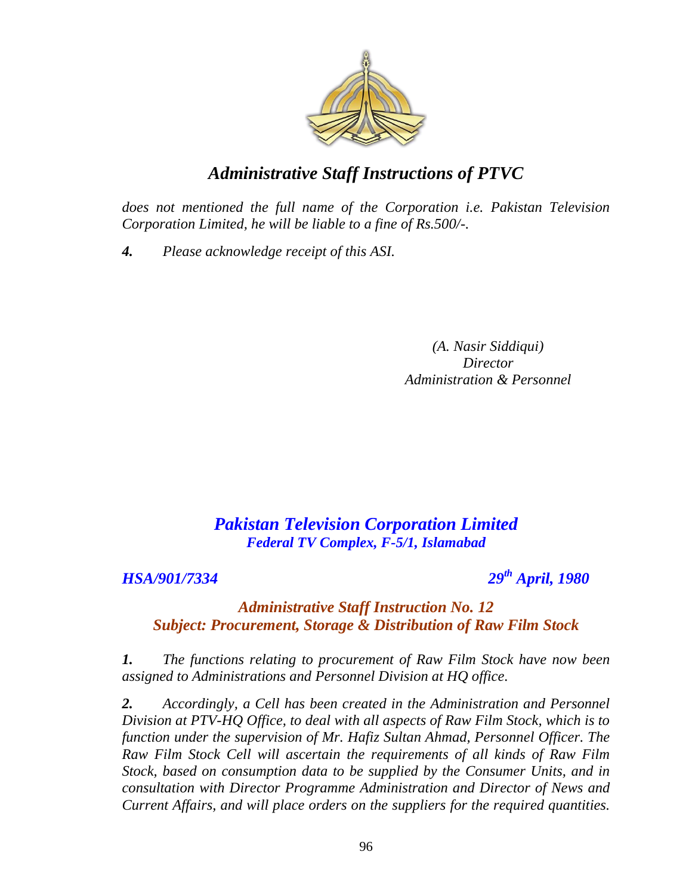*does not mentioned the full name of the Corporation i.e. Pakistan Television Corporation Limited, he will be liable to a fine of Rs.500/-.*

***4.*** *Please acknowledge receipt of this ASI.*

*(A. Nasir Siddiqui)*
*Director*
*Administration & Personnel*

## *Pakistan Television Corporation Limited*

***Federal TV Complex, F-5/1, Islamabad***

***HSA/901/7334*** ***29th April, 1980***

### *Administrative Staff Instruction No. 12*
### *Subject: Procurement, Storage & Distribution of Raw Film Stock*

***1.*** *The functions relating to procurement of Raw Film Stock have now been assigned to Administrations and Personnel Division at HQ office.*

***2.*** *Accordingly, a Cell has been created in the Administration and Personnel Division at PTV-HQ Office, to deal with all aspects of Raw Film Stock, which is to function under the supervision of Mr. Hafiz Sultan Ahmad, Personnel Officer. The Raw Film Stock Cell will ascertain the requirements of all kinds of Raw Film Stock, based on consumption data to be supplied by the Consumer Units, and in consultation with Director Programme Administration and Director of News and Current Affairs, and will place orders on the suppliers for the required quantities.*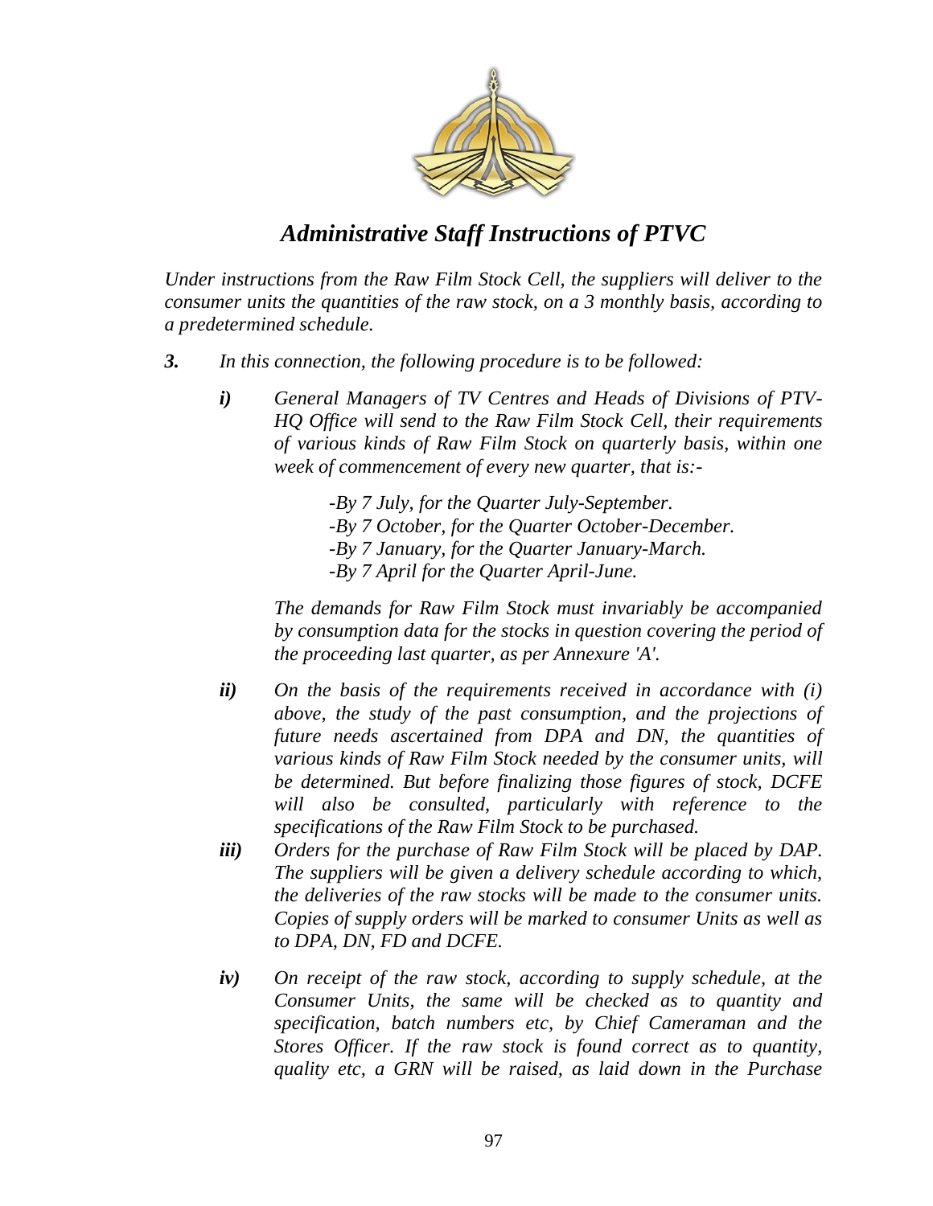*Administrative Staff Instructions of PTVC*

*Under instructions from the Raw Film Stock Cell, the suppliers will deliver to the consumer units the quantities of the raw stock, on a 3 monthly basis, according to a predetermined schedule.*

***3.*** *In this connection, the following procedure is to be followed:*

***i)*** *General Managers of TV Centres and Heads of Divisions of PTV-HQ Office will send to the Raw Film Stock Cell, their requirements of various kinds of Raw Film Stock on quarterly basis, within one week of commencement of every new quarter, that is:-*

*-By 7 July, for the Quarter July-September.*
*-By 7 October, for the Quarter October-December.*
*-By 7 January, for the Quarter January-March.*
*-By 7 April for the Quarter April-June.*

*The demands for Raw Film Stock must invariably be accompanied by consumption data for the stocks in question covering the period of the proceeding last quarter, as per Annexure 'A'.*

***ii)*** *On the basis of the requirements received in accordance with (i) above, the study of the past consumption, and the projections of future needs ascertained from DPA and DN, the quantities of various kinds of Raw Film Stock needed by the consumer units, will be determined. But before finalizing those figures of stock, DCFE will also be consulted, particularly with reference to the specifications of the Raw Film Stock to be purchased.*

***iii)*** *Orders for the purchase of Raw Film Stock will be placed by DAP. The suppliers will be given a delivery schedule according to which, the deliveries of the raw stocks will be made to the consumer units. Copies of supply orders will be marked to consumer Units as well as to DPA, DN, FD and DCFE.*

***iv)*** *On receipt of the raw stock, according to supply schedule, at the Consumer Units, the same will be checked as to quantity and specification, batch numbers etc, by Chief Cameraman and the Stores Officer. If the raw stock is found correct as to quantity, quality etc, a GRN will be raised, as laid down in the Purchase*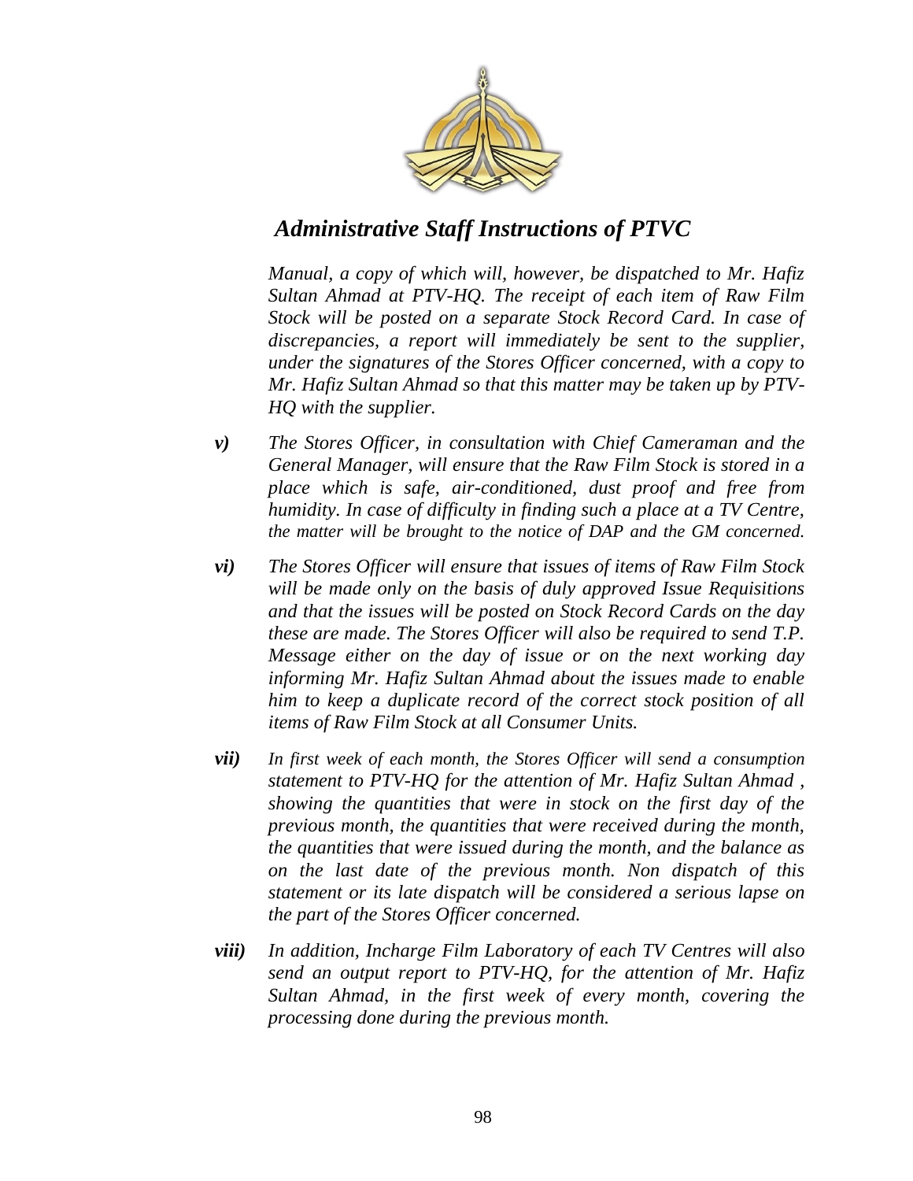*Manual, a copy of which will, however, be dispatched to Mr. Hafiz Sultan Ahmad at PTV-HQ. The receipt of each item of Raw Film Stock will be posted on a separate Stock Record Card. In case of discrepancies, a report will immediately be sent to the supplier, under the signatures of the Stores Officer concerned, with a copy to Mr. Hafiz Sultan Ahmad so that this matter may be taken up by PTV-HQ with the supplier.*

***v)*** *The Stores Officer, in consultation with Chief Cameraman and the General Manager, will ensure that the Raw Film Stock is stored in a place which is safe, air-conditioned, dust proof and free from humidity. In case of difficulty in finding such a place at a TV Centre, the matter will be brought to the notice of DAP and the GM concerned.*

***vi)*** *The Stores Officer will ensure that issues of items of Raw Film Stock will be made only on the basis of duly approved Issue Requisitions and that the issues will be posted on Stock Record Cards on the day these are made. The Stores Officer will also be required to send T.P. Message either on the day of issue or on the next working day informing Mr. Hafiz Sultan Ahmad about the issues made to enable him to keep a duplicate record of the correct stock position of all items of Raw Film Stock at all Consumer Units.*

***vii)*** *In first week of each month, the Stores Officer will send a consumption statement to PTV-HQ for the attention of Mr. Hafiz Sultan Ahmad , showing the quantities that were in stock on the first day of the previous month, the quantities that were received during the month, the quantities that were issued during the month, and the balance as on the last date of the previous month. Non dispatch of this statement or its late dispatch will be considered a serious lapse on the part of the Stores Officer concerned.*

***viii)*** *In addition, Incharge Film Laboratory of each TV Centres will also send an output report to PTV-HQ, for the attention of Mr. Hafiz Sultan Ahmad, in the first week of every month, covering the processing done during the previous month.*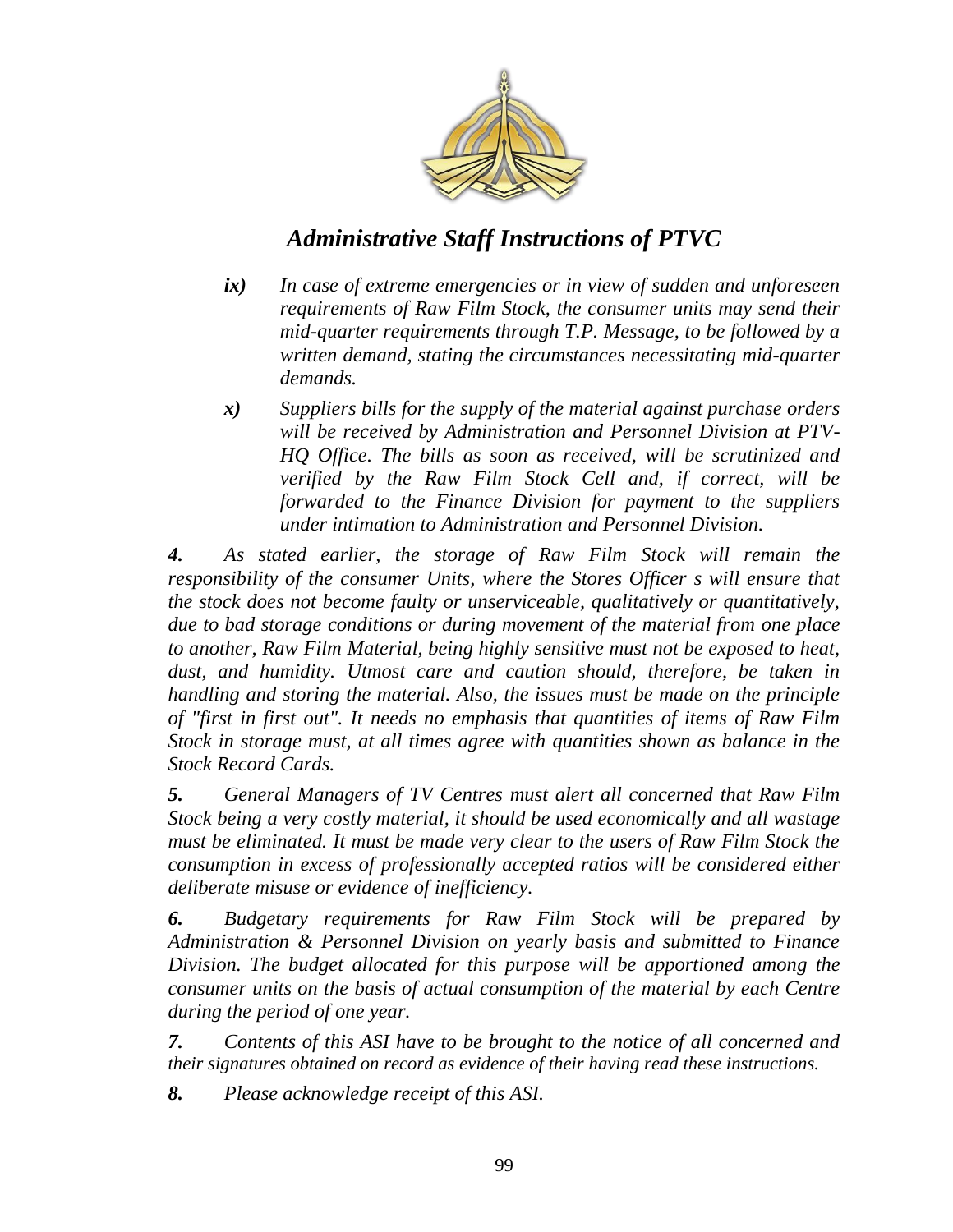*ix)* *In case of extreme emergencies or in view of sudden and unforeseen requirements of Raw Film Stock, the consumer units may send their mid-quarter requirements through T.P. Message, to be followed by a written demand, stating the circumstances necessitating mid-quarter demands.*

*x)* *Suppliers bills for the supply of the material against purchase orders will be received by Administration and Personnel Division at PTV-HQ Office. The bills as soon as received, will be scrutinized and verified by the Raw Film Stock Cell and, if correct, will be forwarded to the Finance Division for payment to the suppliers under intimation to Administration and Personnel Division.*

***4.*** *As stated earlier, the storage of Raw Film Stock will remain the responsibility of the consumer Units, where the Stores Officer s will ensure that the stock does not become faulty or unserviceable, qualitatively or quantitatively, due to bad storage conditions or during movement of the material from one place to another, Raw Film Material, being highly sensitive must not be exposed to heat, dust, and humidity. Utmost care and caution should, therefore, be taken in handling and storing the material. Also, the issues must be made on the principle of "first in first out". It needs no emphasis that quantities of items of Raw Film Stock in storage must, at all times agree with quantities shown as balance in the Stock Record Cards.*

***5.*** *General Managers of TV Centres must alert all concerned that Raw Film Stock being a very costly material, it should be used economically and all wastage must be eliminated. It must be made very clear to the users of Raw Film Stock the consumption in excess of professionally accepted ratios will be considered either deliberate misuse or evidence of inefficiency.*

***6.*** *Budgetary requirements for Raw Film Stock will be prepared by Administration & Personnel Division on yearly basis and submitted to Finance Division. The budget allocated for this purpose will be apportioned among the consumer units on the basis of actual consumption of the material by each Centre during the period of one year.*

***7.*** *Contents of this ASI have to be brought to the notice of all concerned and their signatures obtained on record as evidence of their having read these instructions.*

***8.*** *Please acknowledge receipt of this ASI.*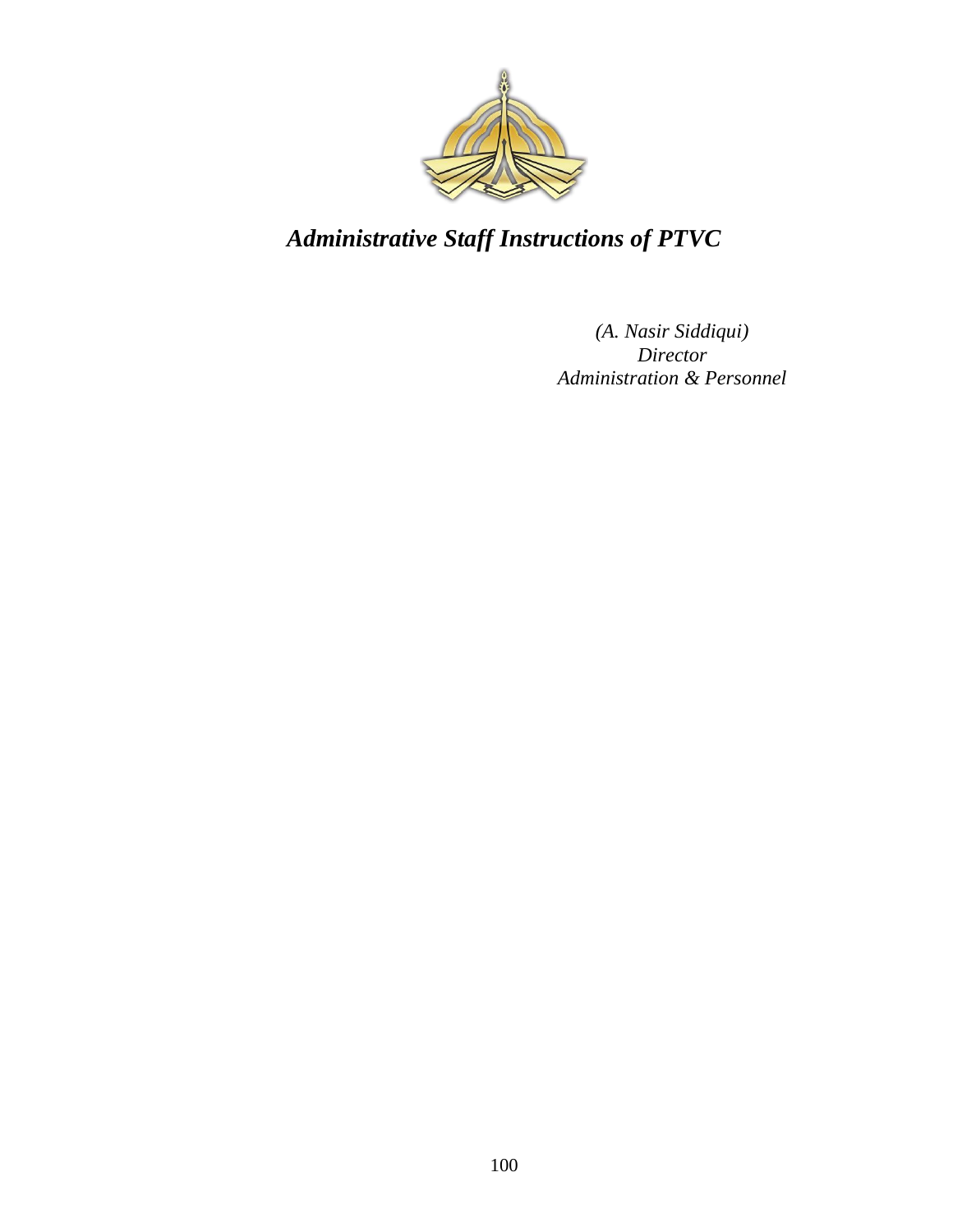# *Administrative Staff Instructions of PTVC*

*(A. Nasir Siddiqui)*
*Director*
*Administration & Personnel*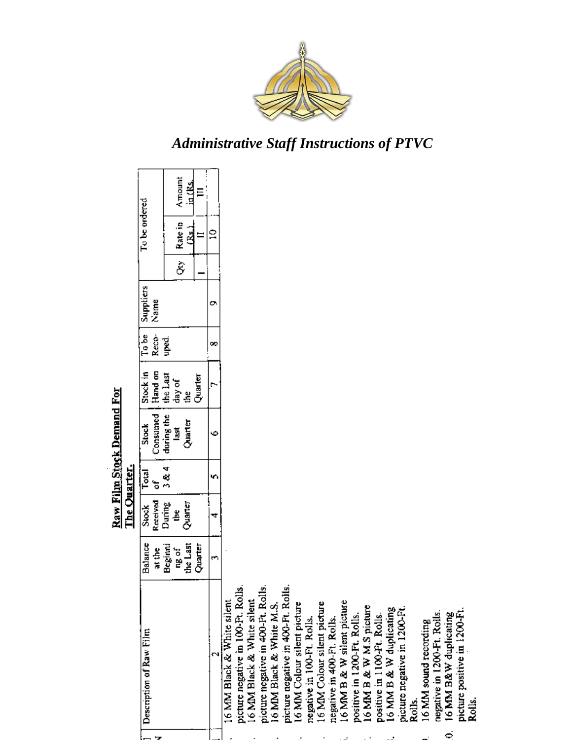*Administrative Staff Instructions of PTVC*

## Raw Film Stock Demand For The Quarter.

| S. No | Description of Raw Film | Balance at the Beginning of the Last Quarter | Stock Received During the Quarter | Total of 3 & 4 | Stock Consumed during the last Quarter | Stock in Hand on the Last day of the Quarter | To be Reco-uped | Suppliers Name | To be ordered | | |
|---|---|---|---|---|---|---|---|---|---|---|---|
| | | | | | | | | | Qty | Rate in (Rs.) | Amount in (Rs.) |
| | | | | | | | | | I | II | III |
| 1 | 2 | 3 | 4 | 5 | 6 | 7 | 8 | 9 | | 10 | |
| 1. | 16 MM Black & White silent picture negative in 100-Ft. Rolls. | | | | | | | | | | |
| 2. | 16 MM Black & White silent picture negative in 400-Ft. Rolls. | | | | | | | | | | |
| 3. | 16 MM Black & White M.S. picture negative in 400-Ft. Rolls. | | | | | | | | | | |
| 4. | 16 MM Colour silent picture negative in 100-Ft. Rolls. | | | | | | | | | | |
| 5. | 16 MM Colour silent picture negative in 400-Ft. Rolls. | | | | | | | | | | |
| 6. | 16 MM B & W silent picture positive in 1200-Ft. Rolls. | | | | | | | | | | |
| 7. | 16 MM B & W M.S picture positive in 1100-Ft. Rolls. | | | | | | | | | | |
| 8. | 16 MM B & W duplicating picture negative in 1200-Ft. Rolls. | | | | | | | | | | |
| 9. | 16 MM sound recording negative in 1200-Ft. Rolls. | | | | | | | | | | |
| 10. | 16 MM B&W duplicating picture positive in 1200-Ft. Rolls. | | | | | | | | | | |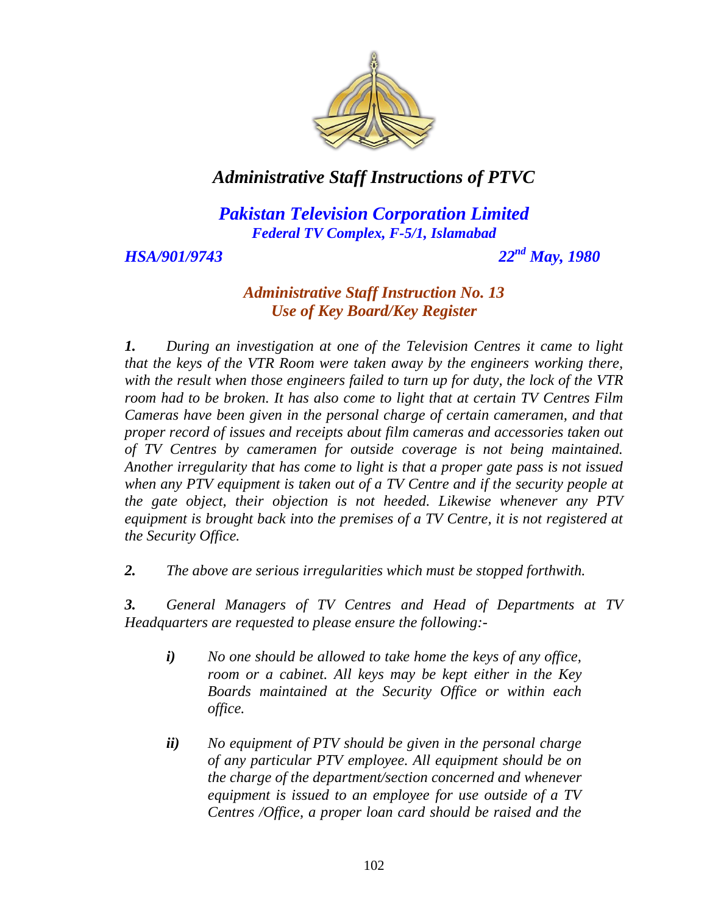# *Administrative Staff Instructions of PTVC*

## *Pakistan Television Corporation Limited*

***Federal TV Complex, F-5/1, Islamabad***

***HSA/901/9743*** ***22nd May, 1980***

### *Administrative Staff Instruction No. 13*
### *Use of Key Board/Key Register*

***1.*** *During an investigation at one of the Television Centres it came to light that the keys of the VTR Room were taken away by the engineers working there, with the result when those engineers failed to turn up for duty, the lock of the VTR room had to be broken. It has also come to light that at certain TV Centres Film Cameras have been given in the personal charge of certain cameramen, and that proper record of issues and receipts about film cameras and accessories taken out of TV Centres by cameramen for outside coverage is not being maintained. Another irregularity that has come to light is that a proper gate pass is not issued when any PTV equipment is taken out of a TV Centre and if the security people at the gate object, their objection is not heeded. Likewise whenever any PTV equipment is brought back into the premises of a TV Centre, it is not registered at the Security Office.*

***2.*** *The above are serious irregularities which must be stopped forthwith.*

***3.*** *General Managers of TV Centres and Head of Departments at TV Headquarters are requested to please ensure the following:-*

- ***i)*** *No one should be allowed to take home the keys of any office, room or a cabinet. All keys may be kept either in the Key Boards maintained at the Security Office or within each office.*

- ***ii)*** *No equipment of PTV should be given in the personal charge of any particular PTV employee. All equipment should be on the charge of the department/section concerned and whenever equipment is issued to an employee for use outside of a TV Centres /Office, a proper loan card should be raised and the*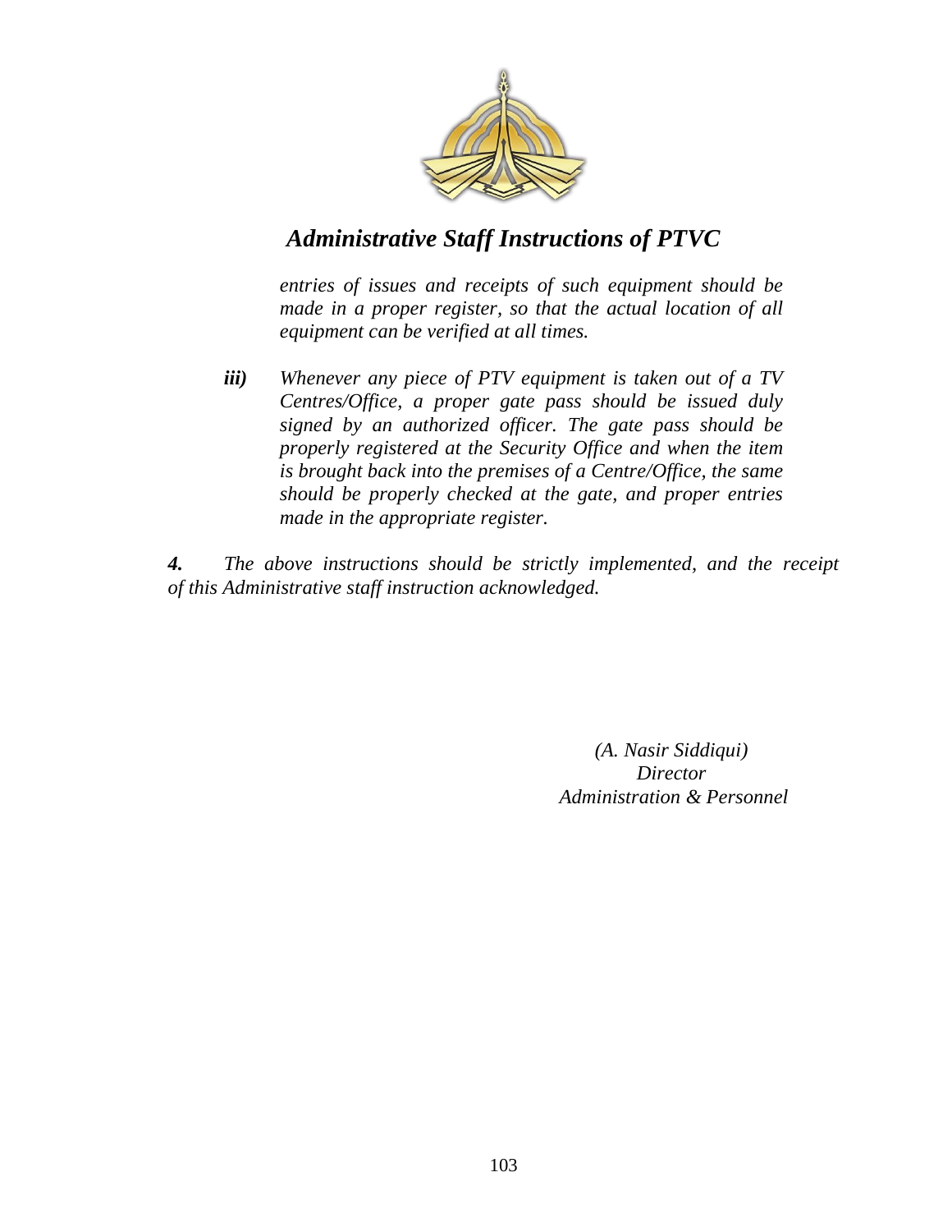*entries of issues and receipts of such equipment should be made in a proper register, so that the actual location of all equipment can be verified at all times.*

***iii)*** *Whenever any piece of PTV equipment is taken out of a TV Centres/Office, a proper gate pass should be issued duly signed by an authorized officer. The gate pass should be properly registered at the Security Office and when the item is brought back into the premises of a Centre/Office, the same should be properly checked at the gate, and proper entries made in the appropriate register.*

***4.*** *The above instructions should be strictly implemented, and the receipt of this Administrative staff instruction acknowledged.*

*(A. Nasir Siddiqui)*
*Director*
*Administration & Personnel*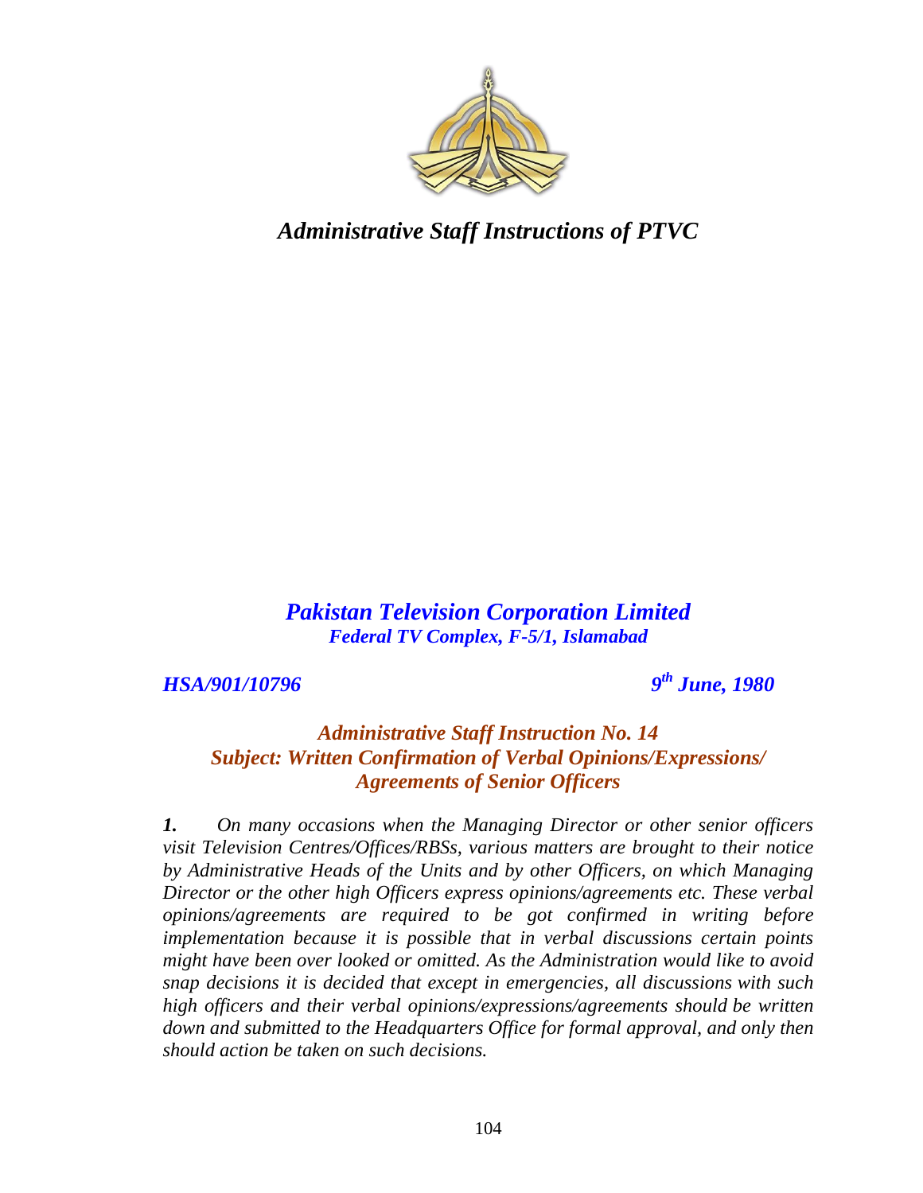*Administrative Staff Instructions of PTVC*

***Pakistan Television Corporation Limited***
***Federal TV Complex, F-5/1, Islamabad***

***HSA/901/10796*** ***9th June, 1980***

## *Administrative Staff Instruction No. 14*
## *Subject: Written Confirmation of Verbal Opinions/Expressions/ Agreements of Senior Officers*

***1.*** *On many occasions when the Managing Director or other senior officers visit Television Centres/Offices/RBSs, various matters are brought to their notice by Administrative Heads of the Units and by other Officers, on which Managing Director or the other high Officers express opinions/agreements etc. These verbal opinions/agreements are required to be got confirmed in writing before implementation because it is possible that in verbal discussions certain points might have been over looked or omitted. As the Administration would like to avoid snap decisions it is decided that except in emergencies, all discussions with such high officers and their verbal opinions/expressions/agreements should be written down and submitted to the Headquarters Office for formal approval, and only then should action be taken on such decisions.*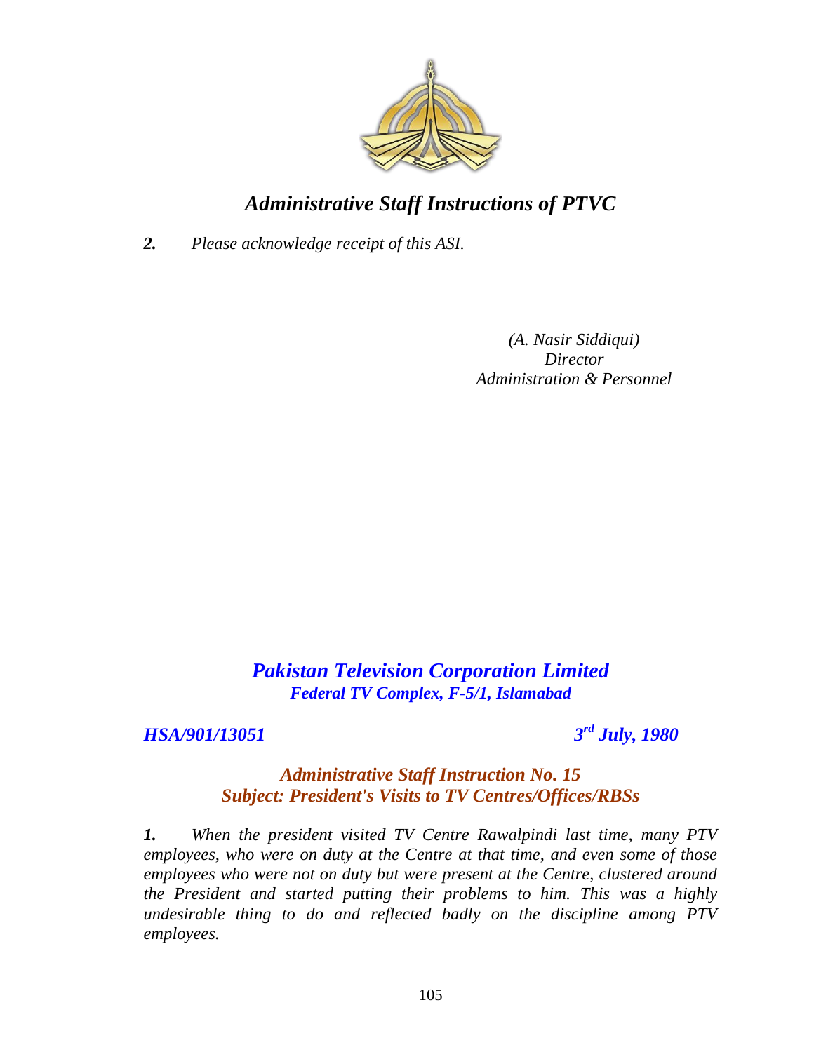*Administrative Staff Instructions of PTVC*

***2.*** *Please acknowledge receipt of this ASI.*

*(A. Nasir Siddiqui)*
*Director*
*Administration & Personnel*

## *Pakistan Television Corporation Limited*

***Federal TV Complex, F-5/1, Islamabad***

***HSA/901/13051*** ***3rd July, 1980***

### *Administrative Staff Instruction No. 15*
### *Subject: President's Visits to TV Centres/Offices/RBSs*

***1.*** *When the president visited TV Centre Rawalpindi last time, many PTV employees, who were on duty at the Centre at that time, and even some of those employees who were not on duty but were present at the Centre, clustered around the President and started putting their problems to him. This was a highly undesirable thing to do and reflected badly on the discipline among PTV employees.*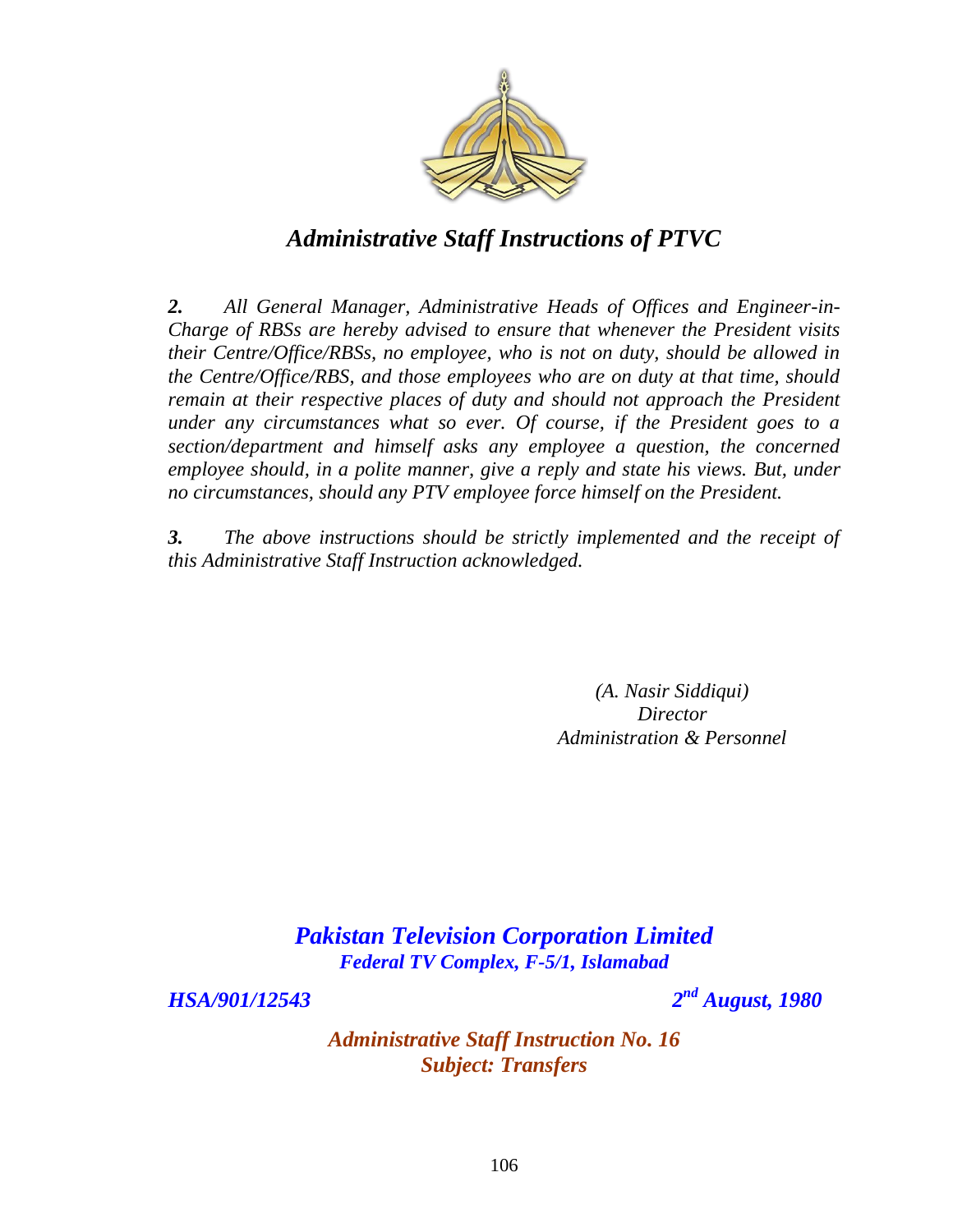# *Administrative Staff Instructions of PTVC*

***2.*** *All General Manager, Administrative Heads of Offices and Engineer-in-Charge of RBSs are hereby advised to ensure that whenever the President visits their Centre/Office/RBSs, no employee, who is not on duty, should be allowed in the Centre/Office/RBS, and those employees who are on duty at that time, should remain at their respective places of duty and should not approach the President under any circumstances what so ever. Of course, if the President goes to a section/department and himself asks any employee a question, the concerned employee should, in a polite manner, give a reply and state his views. But, under no circumstances, should any PTV employee force himself on the President.*

***3.*** *The above instructions should be strictly implemented and the receipt of this Administrative Staff Instruction acknowledged.*

*(A. Nasir Siddiqui)*
*Director*
*Administration & Personnel*

## ***Pakistan Television Corporation Limited***

***Federal TV Complex, F-5/1, Islamabad***

***HSA/901/12543*** ***2nd August, 1980***

### ***Administrative Staff Instruction No. 16***

### ***Subject: Transfers***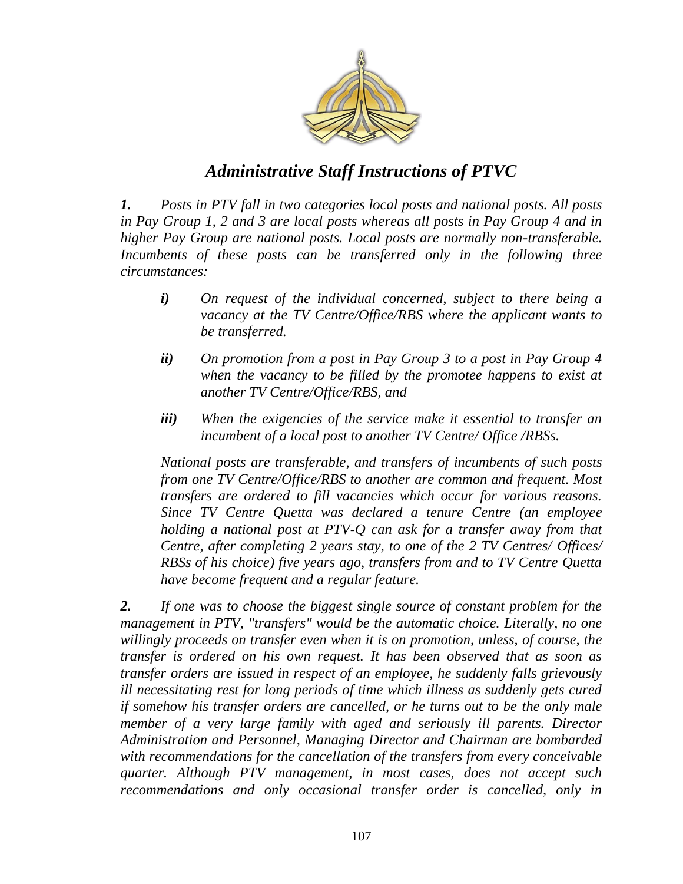# *Administrative Staff Instructions of PTVC*

***1.*** *Posts in PTV fall in two categories local posts and national posts. All posts in Pay Group 1, 2 and 3 are local posts whereas all posts in Pay Group 4 and in higher Pay Group are national posts. Local posts are normally non-transferable. Incumbents of these posts can be transferred only in the following three circumstances:*

- ***i)*** *On request of the individual concerned, subject to there being a vacancy at the TV Centre/Office/RBS where the applicant wants to be transferred.*
- ***ii)*** *On promotion from a post in Pay Group 3 to a post in Pay Group 4 when the vacancy to be filled by the promotee happens to exist at another TV Centre/Office/RBS, and*
- ***iii)*** *When the exigencies of the service make it essential to transfer an incumbent of a local post to another TV Centre/ Office /RBSs.*

*National posts are transferable, and transfers of incumbents of such posts from one TV Centre/Office/RBS to another are common and frequent. Most transfers are ordered to fill vacancies which occur for various reasons. Since TV Centre Quetta was declared a tenure Centre (an employee holding a national post at PTV-Q can ask for a transfer away from that Centre, after completing 2 years stay, to one of the 2 TV Centres/ Offices/ RBSs of his choice) five years ago, transfers from and to TV Centre Quetta have become frequent and a regular feature.*

***2.*** *If one was to choose the biggest single source of constant problem for the management in PTV, "transfers" would be the automatic choice. Literally, no one willingly proceeds on transfer even when it is on promotion, unless, of course, the transfer is ordered on his own request. It has been observed that as soon as transfer orders are issued in respect of an employee, he suddenly falls grievously ill necessitating rest for long periods of time which illness as suddenly gets cured if somehow his transfer orders are cancelled, or he turns out to be the only male member of a very large family with aged and seriously ill parents. Director Administration and Personnel, Managing Director and Chairman are bombarded with recommendations for the cancellation of the transfers from every conceivable quarter. Although PTV management, in most cases, does not accept such recommendations and only occasional transfer order is cancelled, only in*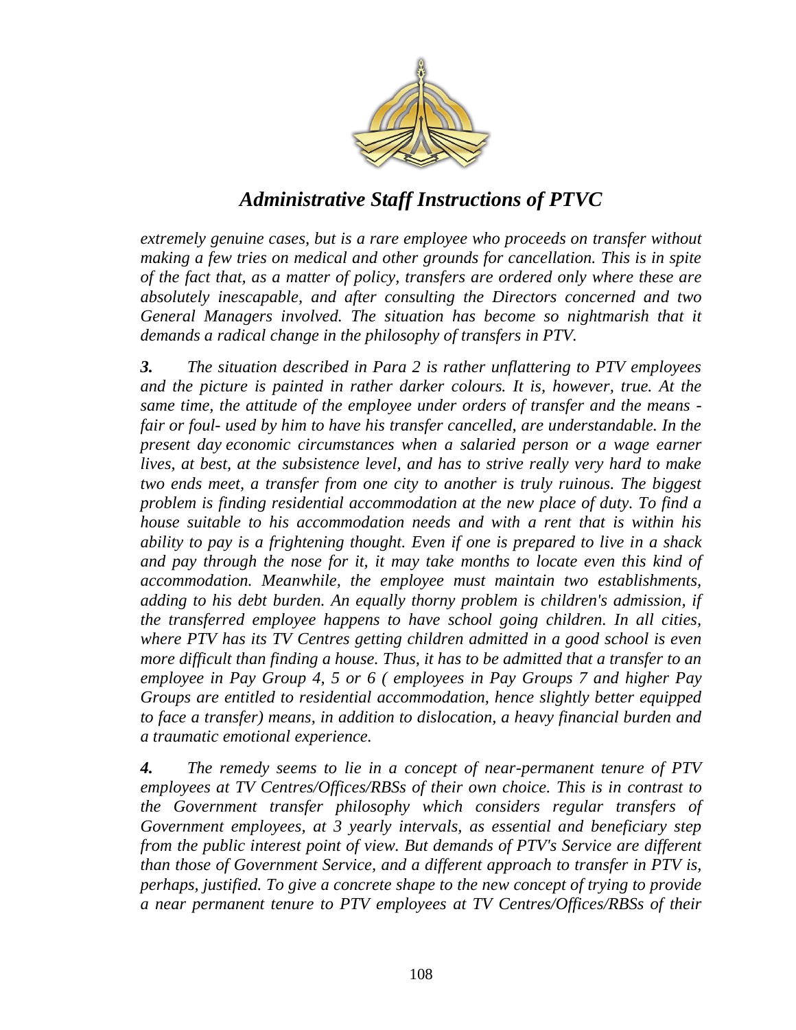*extremely genuine cases, but is a rare employee who proceeds on transfer without making a few tries on medical and other grounds for cancellation. This is in spite of the fact that, as a matter of policy, transfers are ordered only where these are absolutely inescapable, and after consulting the Directors concerned and two General Managers involved. The situation has become so nightmarish that it demands a radical change in the philosophy of transfers in PTV.*

***3.*** *The situation described in Para 2 is rather unflattering to PTV employees and the picture is painted in rather darker colours. It is, however, true. At the same time, the attitude of the employee under orders of transfer and the means - fair or foul- used by him to have his transfer cancelled, are understandable. In the present day economic circumstances when a salaried person or a wage earner lives, at best, at the subsistence level, and has to strive really very hard to make two ends meet, a transfer from one city to another is truly ruinous. The biggest problem is finding residential accommodation at the new place of duty. To find a house suitable to his accommodation needs and with a rent that is within his ability to pay is a frightening thought. Even if one is prepared to live in a shack and pay through the nose for it, it may take months to locate even this kind of accommodation. Meanwhile, the employee must maintain two establishments, adding to his debt burden. An equally thorny problem is children's admission, if the transferred employee happens to have school going children. In all cities, where PTV has its TV Centres getting children admitted in a good school is even more difficult than finding a house. Thus, it has to be admitted that a transfer to an employee in Pay Group 4, 5 or 6 ( employees in Pay Groups 7 and higher Pay Groups are entitled to residential accommodation, hence slightly better equipped to face a transfer) means, in addition to dislocation, a heavy financial burden and a traumatic emotional experience.*

***4.*** *The remedy seems to lie in a concept of near-permanent tenure of PTV employees at TV Centres/Offices/RBSs of their own choice. This is in contrast to the Government transfer philosophy which considers regular transfers of Government employees, at 3 yearly intervals, as essential and beneficiary step from the public interest point of view. But demands of PTV's Service are different than those of Government Service, and a different approach to transfer in PTV is, perhaps, justified. To give a concrete shape to the new concept of trying to provide a near permanent tenure to PTV employees at TV Centres/Offices/RBSs of their*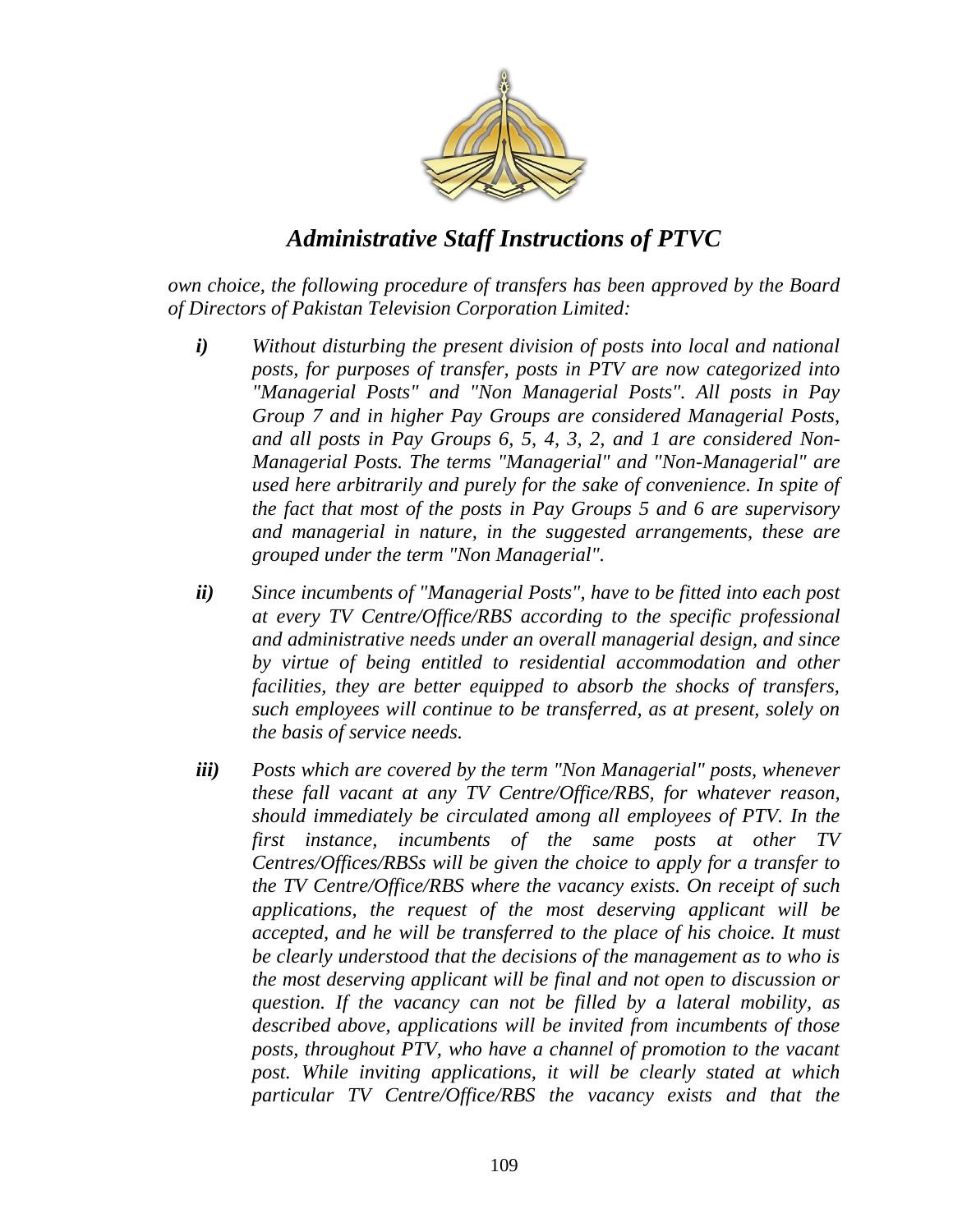*own choice, the following procedure of transfers has been approved by the Board of Directors of Pakistan Television Corporation Limited:*

***i)*** *Without disturbing the present division of posts into local and national posts, for purposes of transfer, posts in PTV are now categorized into "Managerial Posts" and "Non Managerial Posts". All posts in Pay Group 7 and in higher Pay Groups are considered Managerial Posts, and all posts in Pay Groups 6, 5, 4, 3, 2, and 1 are considered Non-Managerial Posts. The terms "Managerial" and "Non-Managerial" are used here arbitrarily and purely for the sake of convenience. In spite of the fact that most of the posts in Pay Groups 5 and 6 are supervisory and managerial in nature, in the suggested arrangements, these are grouped under the term "Non Managerial".*

***ii)*** *Since incumbents of "Managerial Posts", have to be fitted into each post at every TV Centre/Office/RBS according to the specific professional and administrative needs under an overall managerial design, and since by virtue of being entitled to residential accommodation and other facilities, they are better equipped to absorb the shocks of transfers, such employees will continue to be transferred, as at present, solely on the basis of service needs.*

***iii)*** *Posts which are covered by the term "Non Managerial" posts, whenever these fall vacant at any TV Centre/Office/RBS, for whatever reason, should immediately be circulated among all employees of PTV. In the first instance, incumbents of the same posts at other TV Centres/Offices/RBSs will be given the choice to apply for a transfer to the TV Centre/Office/RBS where the vacancy exists. On receipt of such applications, the request of the most deserving applicant will be accepted, and he will be transferred to the place of his choice. It must be clearly understood that the decisions of the management as to who is the most deserving applicant will be final and not open to discussion or question. If the vacancy can not be filled by a lateral mobility, as described above, applications will be invited from incumbents of those posts, throughout PTV, who have a channel of promotion to the vacant post. While inviting applications, it will be clearly stated at which particular TV Centre/Office/RBS the vacancy exists and that the*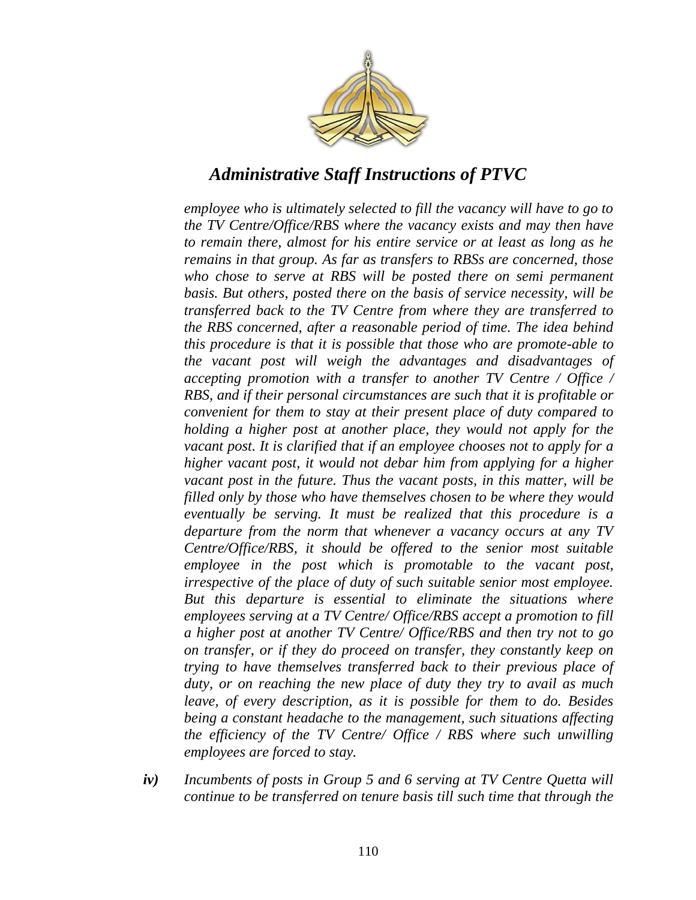*employee who is ultimately selected to fill the vacancy will have to go to the TV Centre/Office/RBS where the vacancy exists and may then have to remain there, almost for his entire service or at least as long as he remains in that group. As far as transfers to RBSs are concerned, those who chose to serve at RBS will be posted there on semi permanent basis. But others, posted there on the basis of service necessity, will be transferred back to the TV Centre from where they are transferred to the RBS concerned, after a reasonable period of time. The idea behind this procedure is that it is possible that those who are promote-able to the vacant post will weigh the advantages and disadvantages of accepting promotion with a transfer to another TV Centre / Office / RBS, and if their personal circumstances are such that it is profitable or convenient for them to stay at their present place of duty compared to holding a higher post at another place, they would not apply for the vacant post. It is clarified that if an employee chooses not to apply for a higher vacant post, it would not debar him from applying for a higher vacant post in the future. Thus the vacant posts, in this matter, will be filled only by those who have themselves chosen to be where they would eventually be serving. It must be realized that this procedure is a departure from the norm that whenever a vacancy occurs at any TV Centre/Office/RBS, it should be offered to the senior most suitable employee in the post which is promotable to the vacant post, irrespective of the place of duty of such suitable senior most employee. But this departure is essential to eliminate the situations where employees serving at a TV Centre/ Office/RBS accept a promotion to fill a higher post at another TV Centre/ Office/RBS and then try not to go on transfer, or if they do proceed on transfer, they constantly keep on trying to have themselves transferred back to their previous place of duty, or on reaching the new place of duty they try to avail as much leave, of every description, as it is possible for them to do. Besides being a constant headache to the management, such situations affecting the efficiency of the TV Centre/ Office / RBS where such unwilling employees are forced to stay.*

***iv)*** *Incumbents of posts in Group 5 and 6 serving at TV Centre Quetta will continue to be transferred on tenure basis till such time that through the*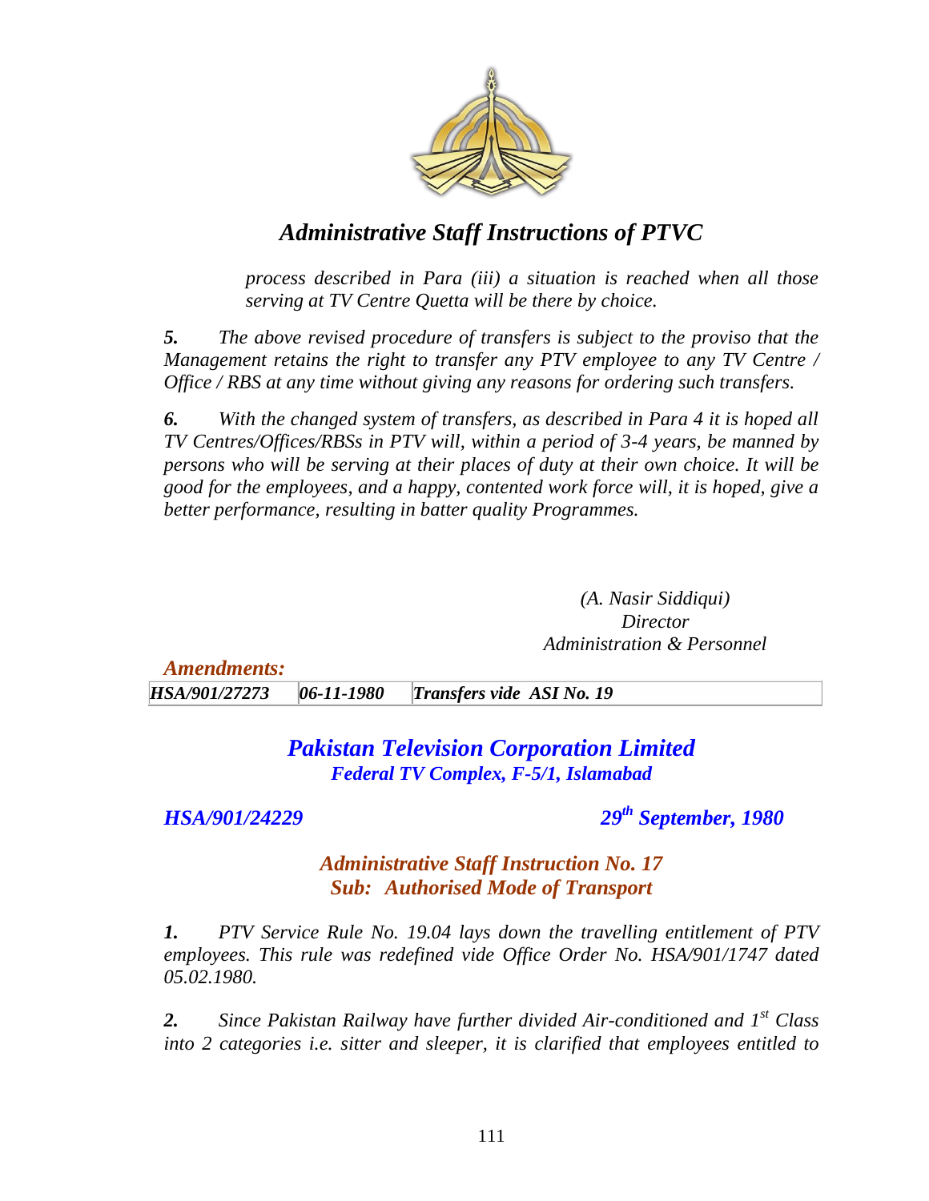*process described in Para (iii) a situation is reached when all those serving at TV Centre Quetta will be there by choice.*

***5.*** *The above revised procedure of transfers is subject to the proviso that the Management retains the right to transfer any PTV employee to any TV Centre / Office / RBS at any time without giving any reasons for ordering such transfers.*

***6.*** *With the changed system of transfers, as described in Para 4 it is hoped all TV Centres/Offices/RBSs in PTV will, within a period of 3-4 years, be manned by persons who will be serving at their places of duty at their own choice. It will be good for the employees, and a happy, contented work force will, it is hoped, give a better performance, resulting in batter quality Programmes.*

*(A. Nasir Siddiqui)*
*Director*
*Administration & Personnel*

***Amendments:***

| | | |
|---|---|---|
| ***HSA/901/27273*** | ***06-11-1980*** | ***Transfers vide ASI No. 19*** |

## *Pakistan Television Corporation Limited*
### *Federal TV Complex, F-5/1, Islamabad*

***HSA/901/24229*** ***29th September, 1980***

### *Administrative Staff Instruction No. 17*
### *Sub: Authorised Mode of Transport*

***1.*** *PTV Service Rule No. 19.04 lays down the travelling entitlement of PTV employees. This rule was redefined vide Office Order No. HSA/901/1747 dated 05.02.1980.*

***2.*** *Since Pakistan Railway have further divided Air-conditioned and 1st Class into 2 categories i.e. sitter and sleeper, it is clarified that employees entitled to*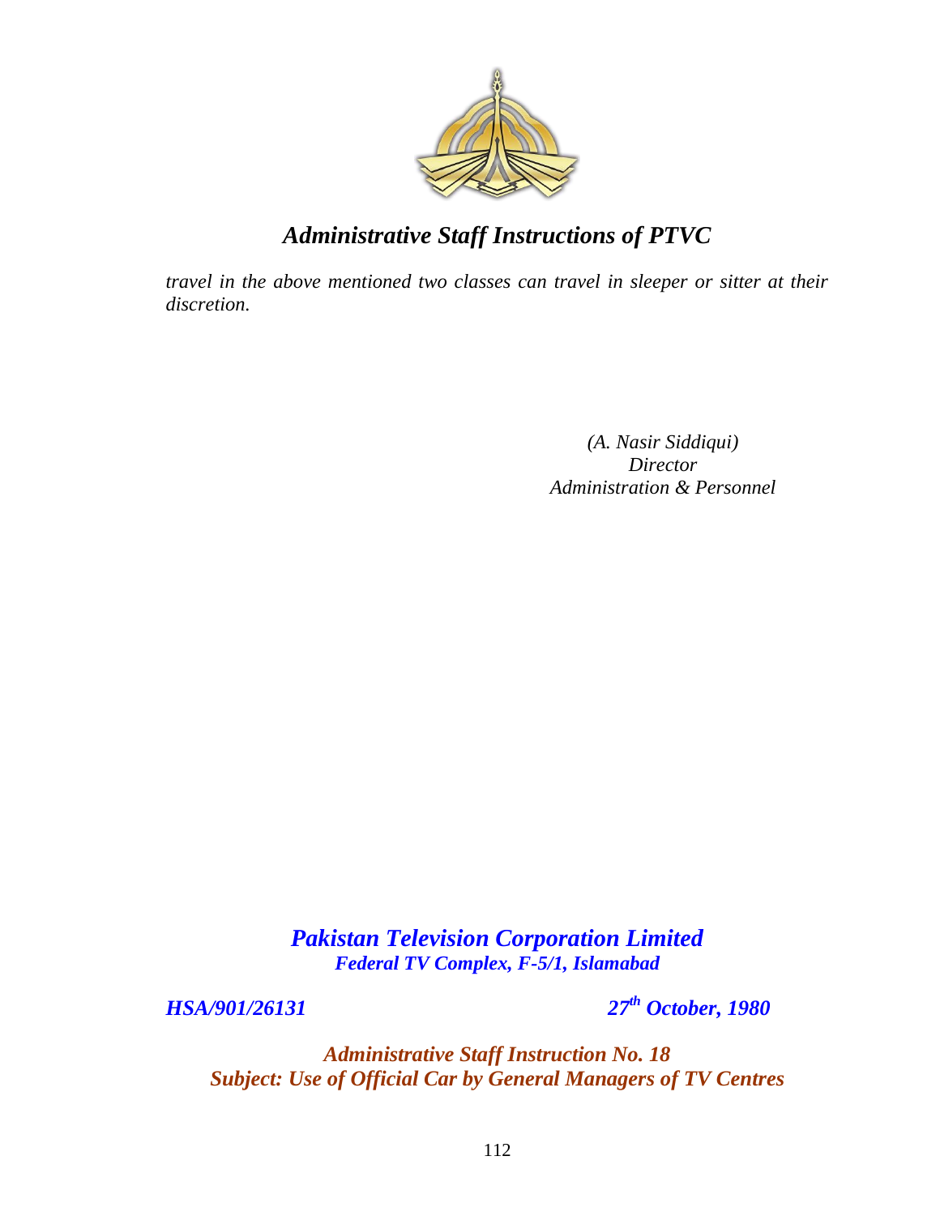*travel in the above mentioned two classes can travel in sleeper or sitter at their discretion.*

*(A. Nasir Siddiqui)*
*Director*
*Administration & Personnel*

***Pakistan Television Corporation Limited***
***Federal TV Complex, F-5/1, Islamabad***

***HSA/901/26131*** ***27th October, 1980***

***Administrative Staff Instruction No. 18***
***Subject: Use of Official Car by General Managers of TV Centres***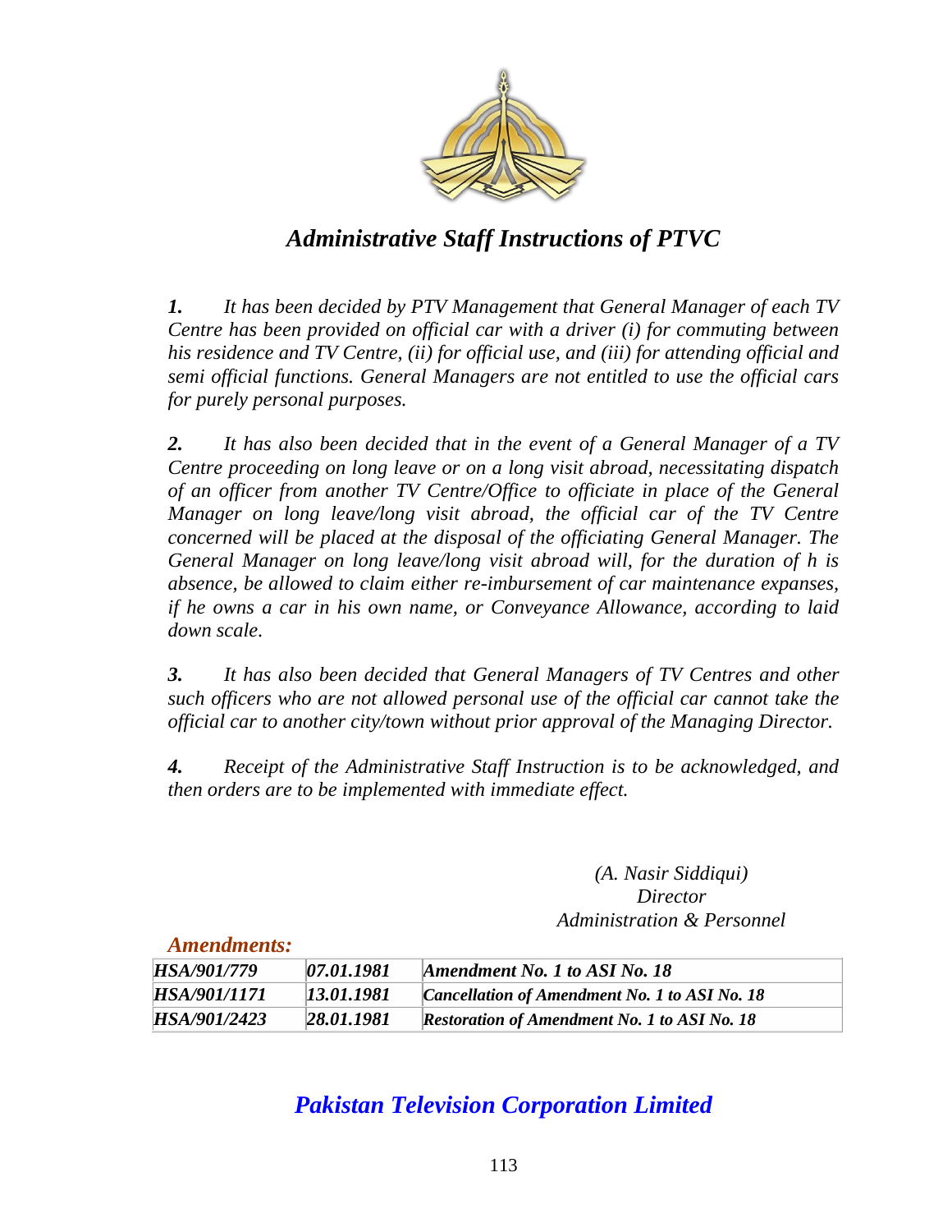# *Administrative Staff Instructions of PTVC*

***1.*** *It has been decided by PTV Management that General Manager of each TV Centre has been provided on official car with a driver (i) for commuting between his residence and TV Centre, (ii) for official use, and (iii) for attending official and semi official functions. General Managers are not entitled to use the official cars for purely personal purposes.*

***2.*** *It has also been decided that in the event of a General Manager of a TV Centre proceeding on long leave or on a long visit abroad, necessitating dispatch of an officer from another TV Centre/Office to officiate in place of the General Manager on long leave/long visit abroad, the official car of the TV Centre concerned will be placed at the disposal of the officiating General Manager. The General Manager on long leave/long visit abroad will, for the duration of h is absence, be allowed to claim either re-imbursement of car maintenance expanses, if he owns a car in his own name, or Conveyance Allowance, according to laid down scale.*

***3.*** *It has also been decided that General Managers of TV Centres and other such officers who are not allowed personal use of the official car cannot take the official car to another city/town without prior approval of the Managing Director.*

***4.*** *Receipt of the Administrative Staff Instruction is to be acknowledged, and then orders are to be implemented with immediate effect.*

*(A. Nasir Siddiqui)*
*Director*
*Administration & Personnel*

***Amendments:***

| | | |
|---|---|---|
| ***HSA/901/779*** | ***07.01.1981*** | ***Amendment No. 1 to ASI No. 18*** |
| ***HSA/901/1171*** | ***13.01.1981*** | ***Cancellation of Amendment No. 1 to ASI No. 18*** |
| ***HSA/901/2423*** | ***28.01.1981*** | ***Restoration of Amendment No. 1 to ASI No. 18*** |

## *Pakistan Television Corporation Limited*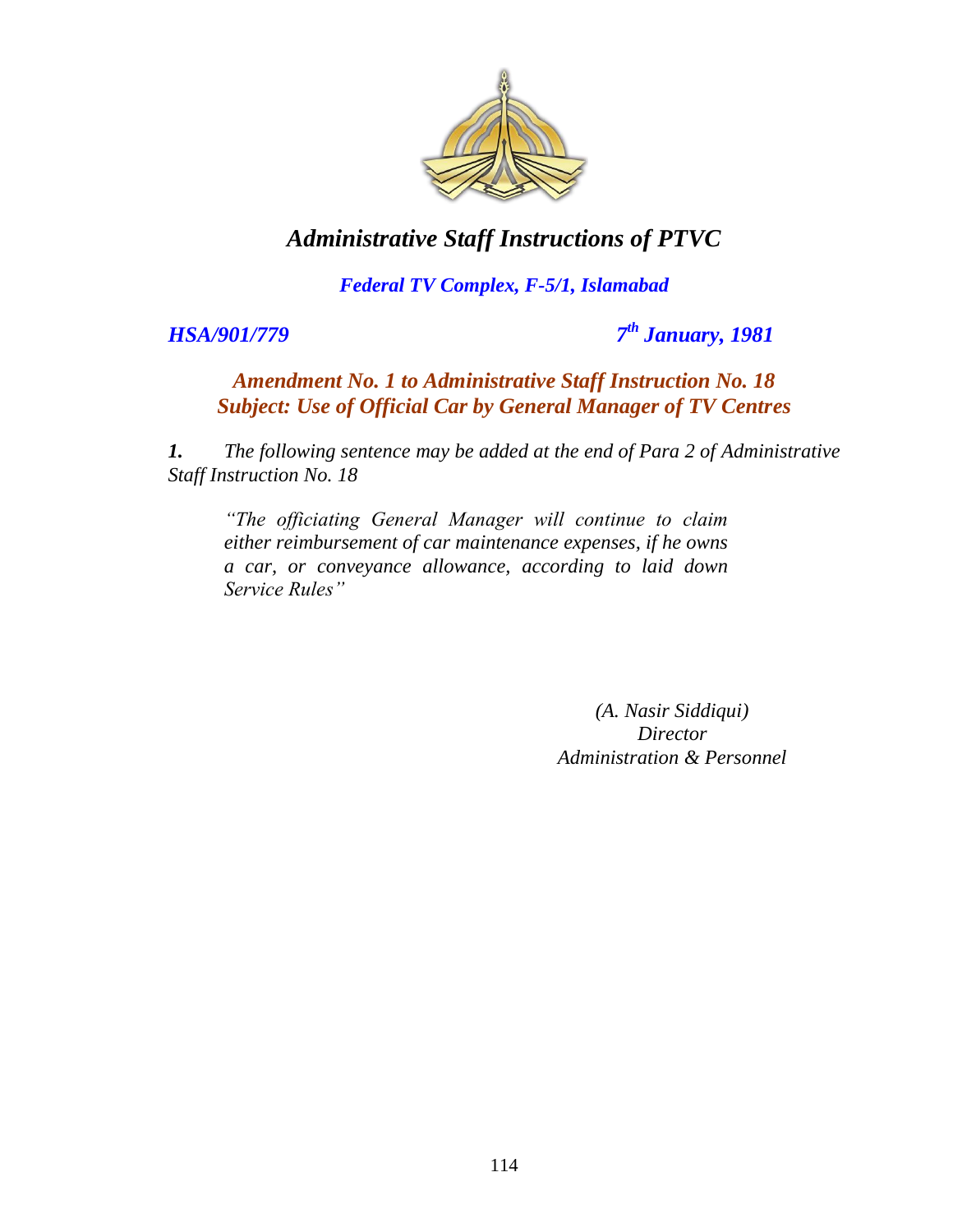# *Administrative Staff Instructions of PTVC*

***Federal TV Complex, F-5/1, Islamabad***

***HSA/901/779*** ***7th January, 1981***

### ***Amendment No. 1 to Administrative Staff Instruction No. 18***
### ***Subject: Use of Official Car by General Manager of TV Centres***

***1.*** *The following sentence may be added at the end of Para 2 of Administrative Staff Instruction No. 18*

> *"The officiating General Manager will continue to claim either reimbursement of car maintenance expenses, if he owns a car, or conveyance allowance, according to laid down Service Rules"*

*(A. Nasir Siddiqui)*
*Director*
*Administration & Personnel*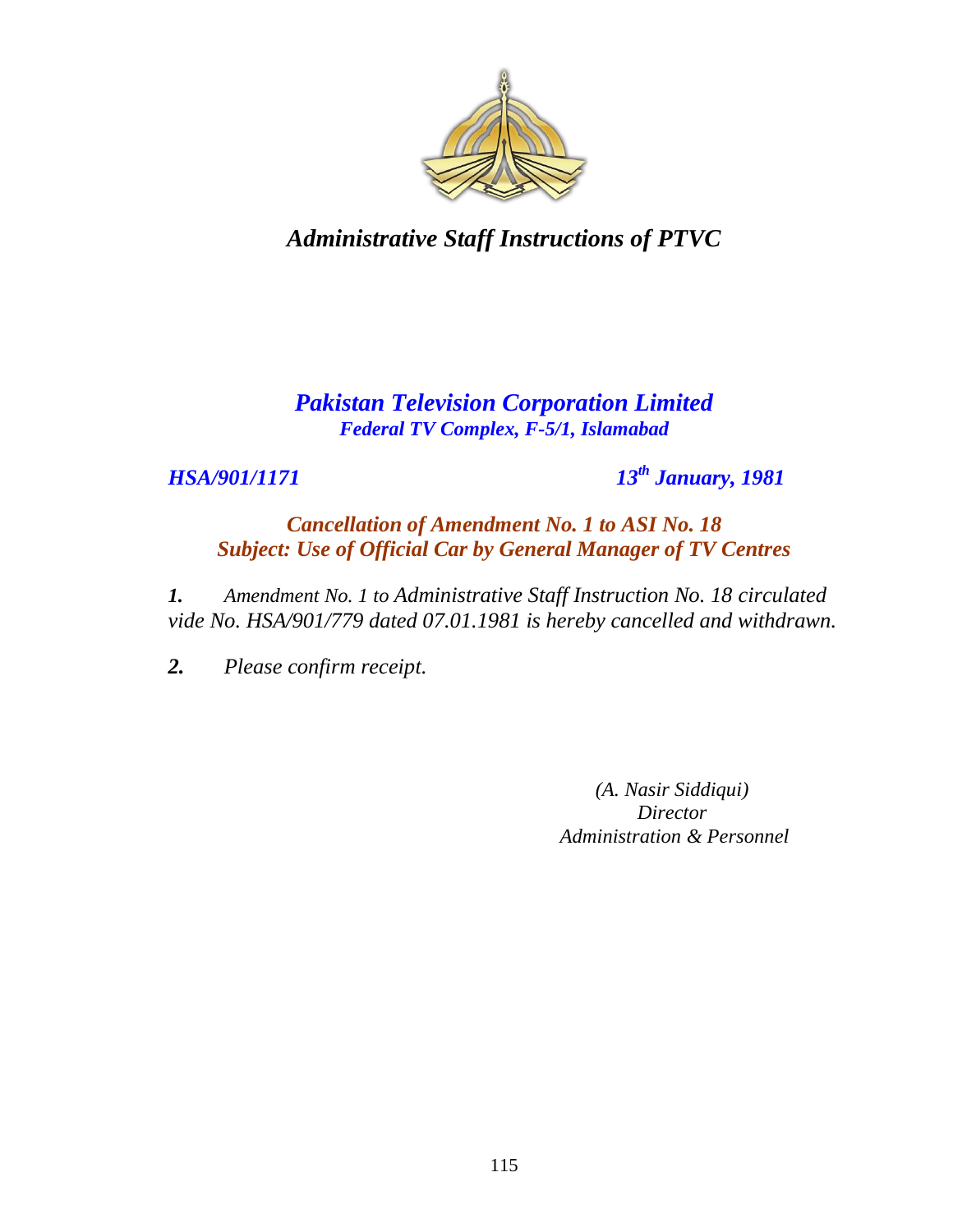# *Administrative Staff Instructions of PTVC*

## *Pakistan Television Corporation Limited*

***Federal TV Complex, F-5/1, Islamabad***

***HSA/901/1171*** ***13th January, 1981***

### *Cancellation of Amendment No. 1 to ASI No. 18*
### *Subject: Use of Official Car by General Manager of TV Centres*

***1.*** *Amendment No. 1 to Administrative Staff Instruction No. 18 circulated vide No. HSA/901/779 dated 07.01.1981 is hereby cancelled and withdrawn.*

***2.*** *Please confirm receipt.*

*(A. Nasir Siddiqui)*
*Director*
*Administration & Personnel*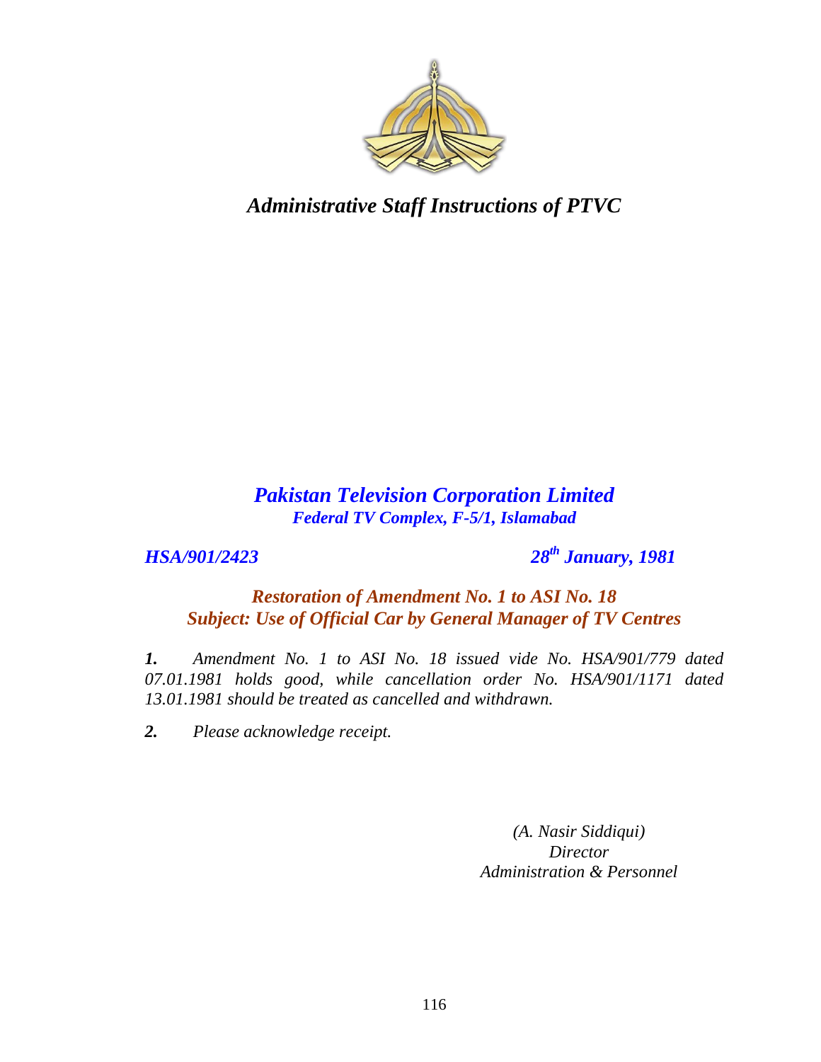*Administrative Staff Instructions of PTVC*

## *Pakistan Television Corporation Limited*
***Federal TV Complex, F-5/1, Islamabad***

***HSA/901/2423*** ***28th January, 1981***

### *Restoration of Amendment No. 1 to ASI No. 18*
### *Subject: Use of Official Car by General Manager of TV Centres*

***1.*** *Amendment No. 1 to ASI No. 18 issued vide No. HSA/901/779 dated 07.01.1981 holds good, while cancellation order No. HSA/901/1171 dated 13.01.1981 should be treated as cancelled and withdrawn.*

***2.*** *Please acknowledge receipt.*

*(A. Nasir Siddiqui)*
*Director*
*Administration & Personnel*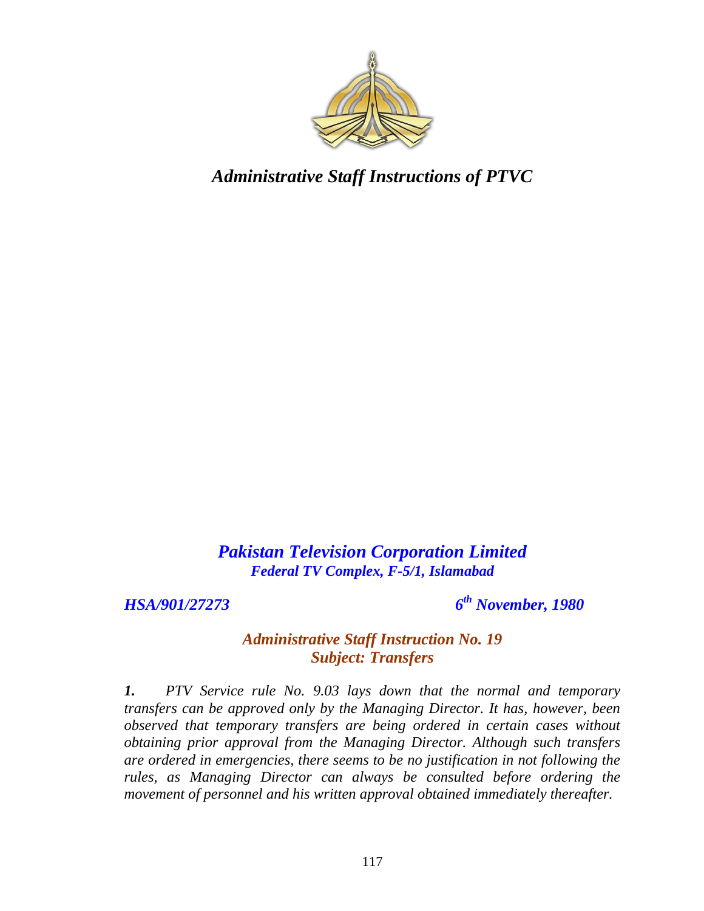# *Administrative Staff Instructions of PTVC*

## *Pakistan Television Corporation Limited*

***Federal TV Complex, F-5/1, Islamabad***

***HSA/901/27273*** ***6th November, 1980***

### *Administrative Staff Instruction No. 19*
### *Subject: Transfers*

***1.*** *PTV Service rule No. 9.03 lays down that the normal and temporary transfers can be approved only by the Managing Director. It has, however, been observed that temporary transfers are being ordered in certain cases without obtaining prior approval from the Managing Director. Although such transfers are ordered in emergencies, there seems to be no justification in not following the rules, as Managing Director can always be consulted before ordering the movement of personnel and his written approval obtained immediately thereafter.*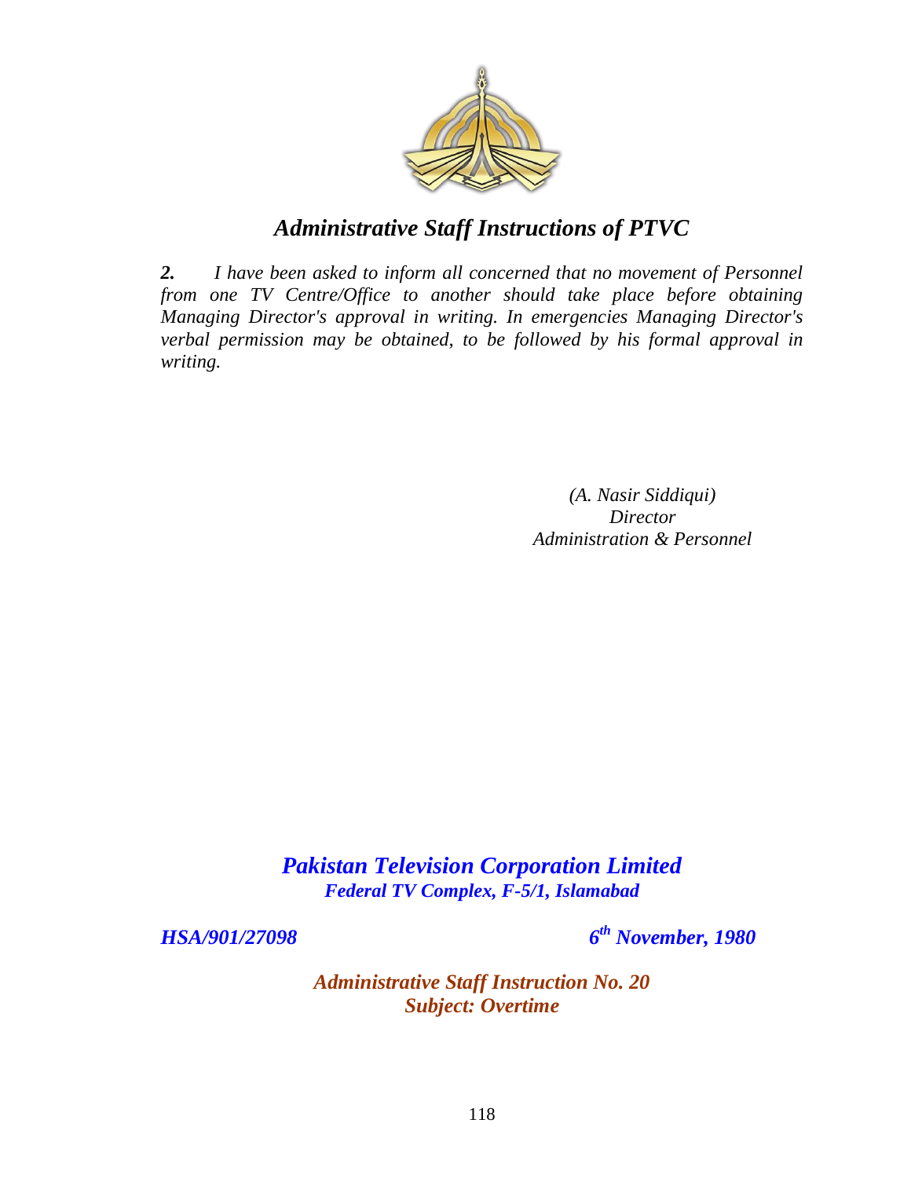## *Administrative Staff Instructions of PTVC*

***2.*** *I have been asked to inform all concerned that no movement of Personnel from one TV Centre/Office to another should take place before obtaining Managing Director's approval in writing. In emergencies Managing Director's verbal permission may be obtained, to be followed by his formal approval in writing.*

*(A. Nasir Siddiqui)*
*Director*
*Administration & Personnel*

## ***Pakistan Television Corporation Limited***
***Federal TV Complex, F-5/1, Islamabad***

***HSA/901/27098*** ***6th November, 1980***

### ***Administrative Staff Instruction No. 20***
### ***Subject: Overtime***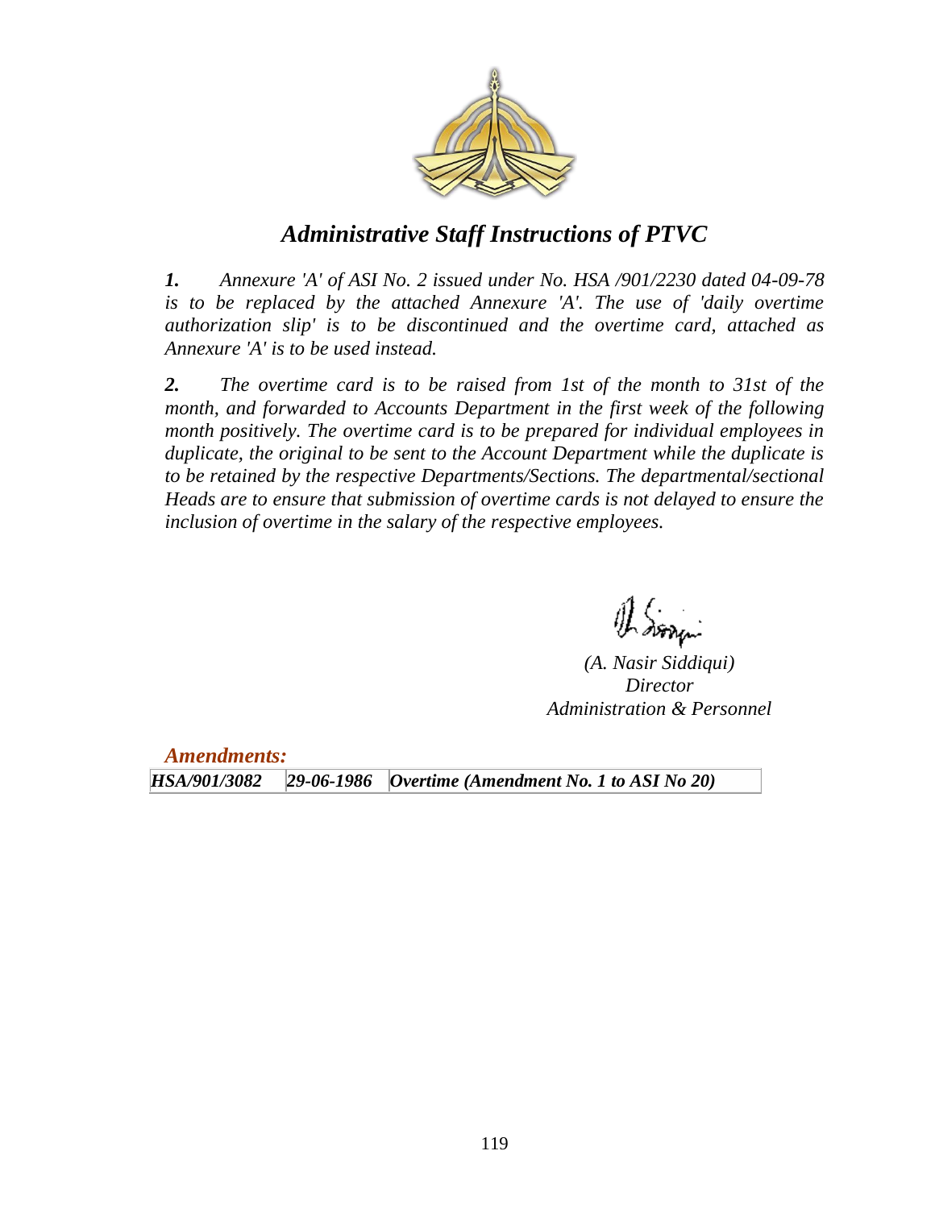# *Administrative Staff Instructions of PTVC*

***1.*** *Annexure 'A' of ASI No. 2 issued under No. HSA /901/2230 dated 04-09-78 is to be replaced by the attached Annexure 'A'. The use of 'daily overtime authorization slip' is to be discontinued and the overtime card, attached as Annexure 'A' is to be used instead.*

***2.*** *The overtime card is to be raised from 1st of the month to 31st of the month, and forwarded to Accounts Department in the first week of the following month positively. The overtime card is to be prepared for individual employees in duplicate, the original to be sent to the Account Department while the duplicate is to be retained by the respective Departments/Sections. The departmental/sectional Heads are to ensure that submission of overtime cards is not delayed to ensure the inclusion of overtime in the salary of the respective employees.*

*(A. Nasir Siddiqui)*
*Director*
*Administration & Personnel*

***Amendments:***

| | | |
|---|---|---|
| ***HSA/901/3082*** | ***29-06-1986*** | ***Overtime (Amendment No. 1 to ASI No 20)*** |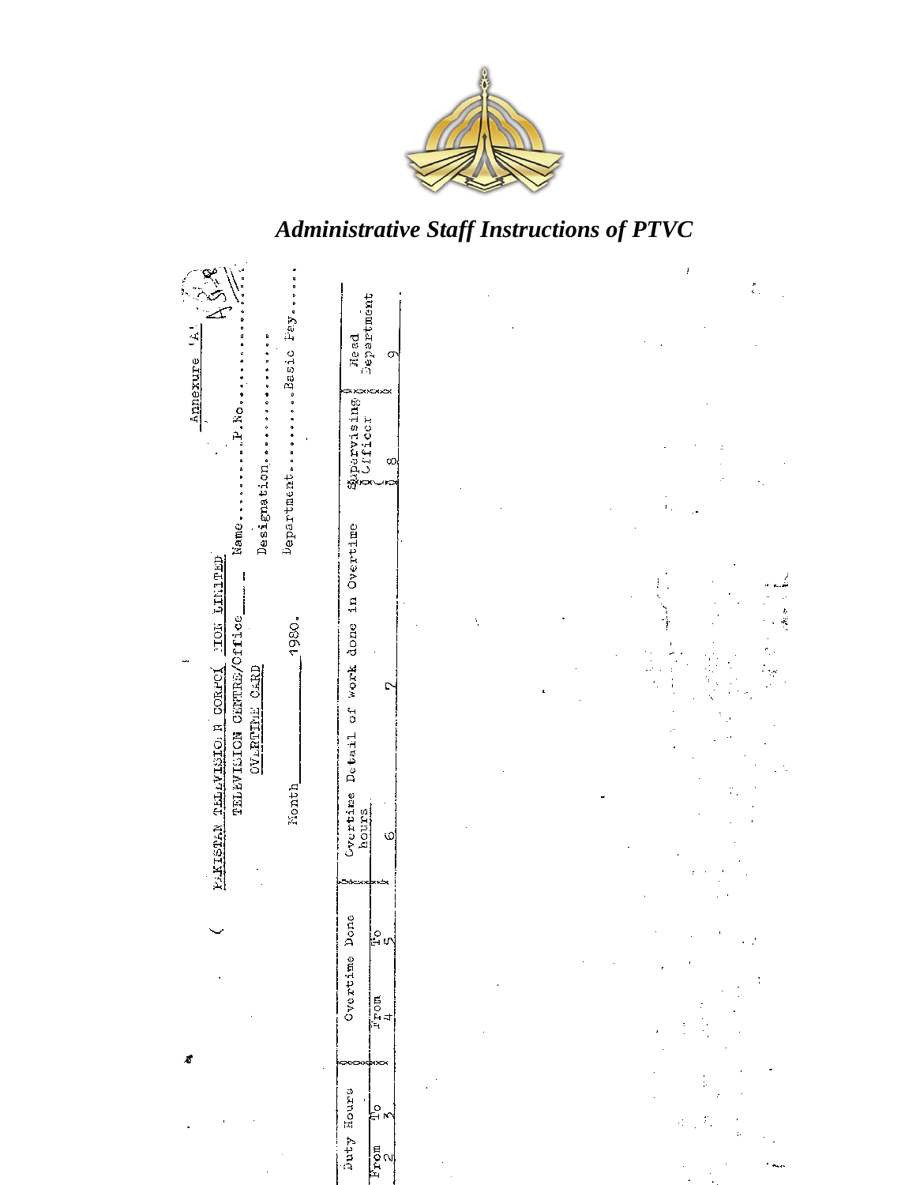*Administrative Staff Instructions of PTVC*

Annexure 'A'

PAKISTAN TELEVISION CORPORATION LIMITED

TELEVISION CENTRE/Office \_\_\_\_\_\_

OVERTIME CARD

Name............P.No...............

Designation.................

Department..........Basic Pay.......

Month \_\_\_\_\_\_\_\_\_\_\_\_\_\_\_\_ 1980.

| Duty Hours | | Overtime Done | | Overtime hours | Detail of work done in Overtime | Supervising Officer | Head Department |
|---|---|---|---|---|---|---|---|
| From | To | From | To | | | | |
| 2 | 3 | 4 | 5 | 6 | 7 | 8 | 9 |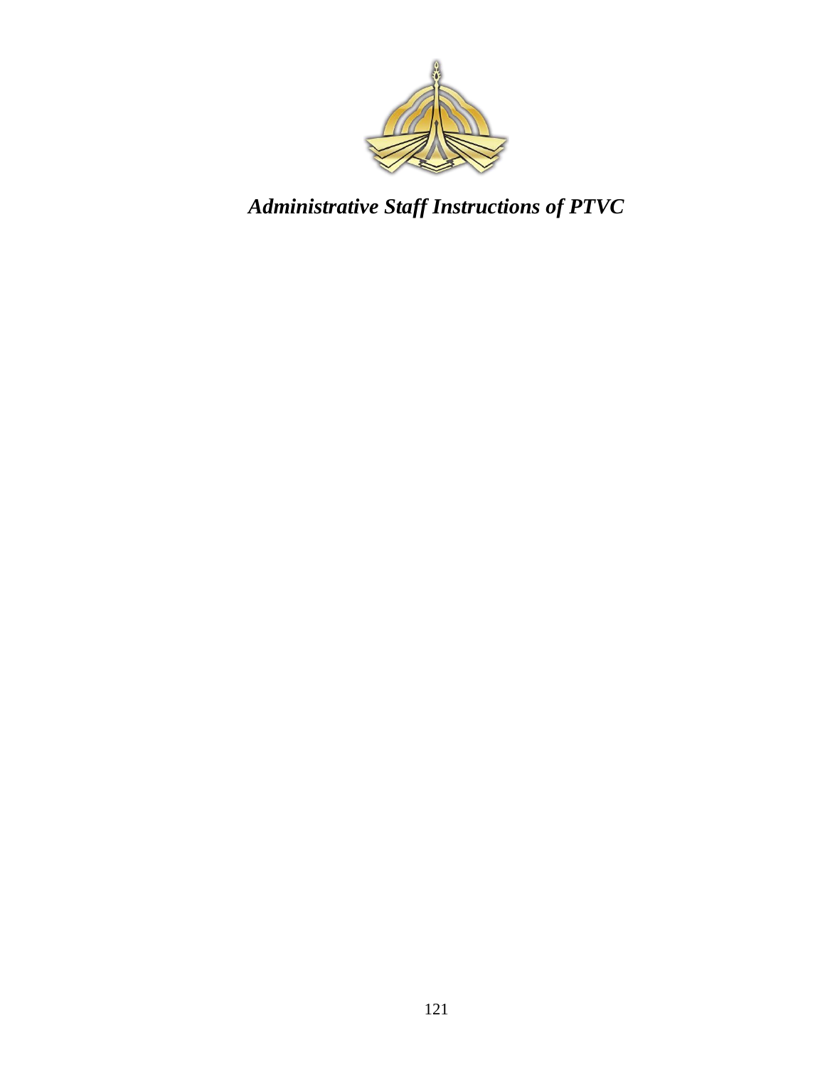***Administrative Staff Instructions of PTVC***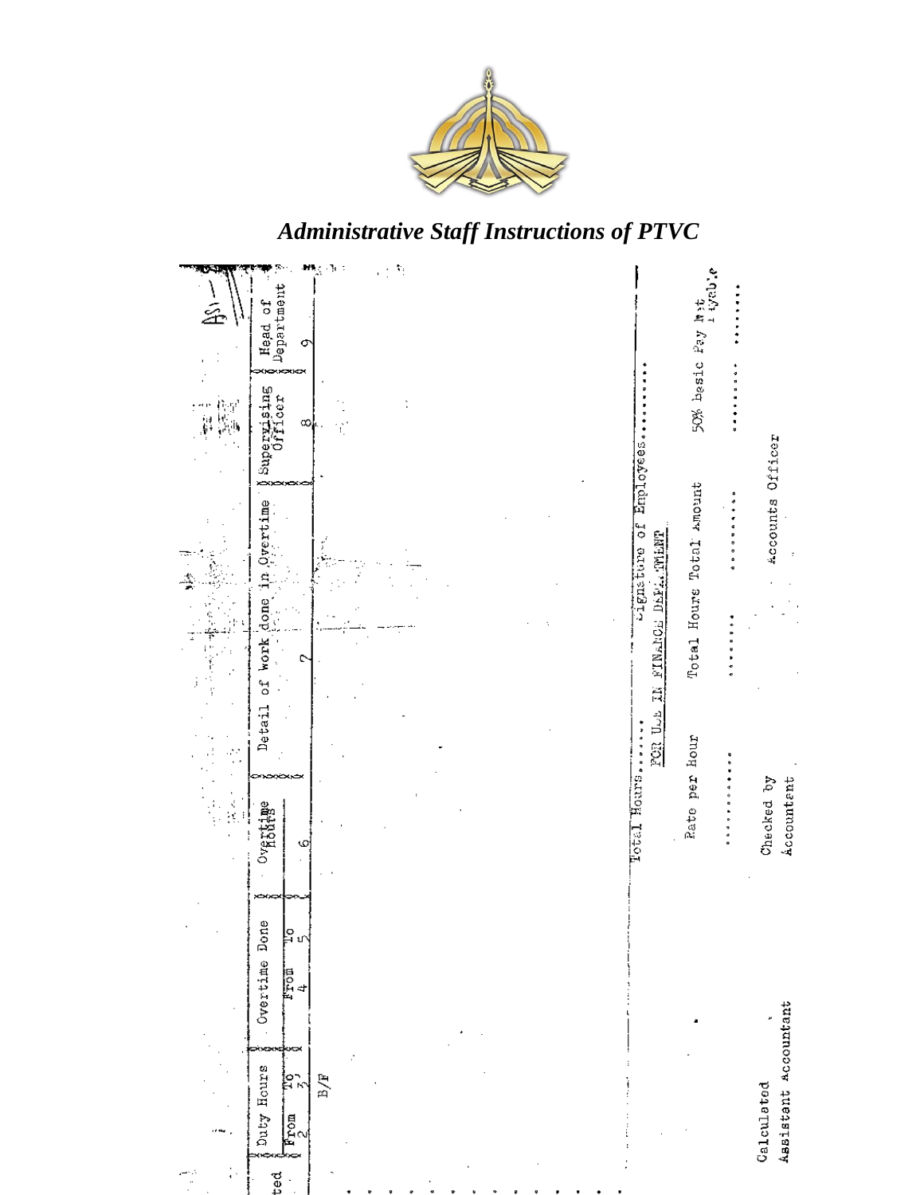*Administrative Staff Instructions of PTVC*

| ted | Duty Hours | | Overtime Done | | Overtime Hours | Detail of work done in Overtime | Supervising Officer | Head of Department |
|---|---|---|---|---|---|---|---|---|
| | From | To | From | To | | | | |
| | 2 | 3 | 4 | 5 | 6 | 7 | 8 | 9 |
| | B/F | | | | | | | |

Total Hours........ Signature of Employees...........

FOR USE IN FINANCE DEPARTMENT

| Rate per Hour | Total Hours | Total Amount | 50% basic Pay Net Payable |
|---|---|---|---|
| ........... | ........ | .......... | .......... ........ |

Calculated
Assistant Accountant

Checked by
Accountant

Accounts Officer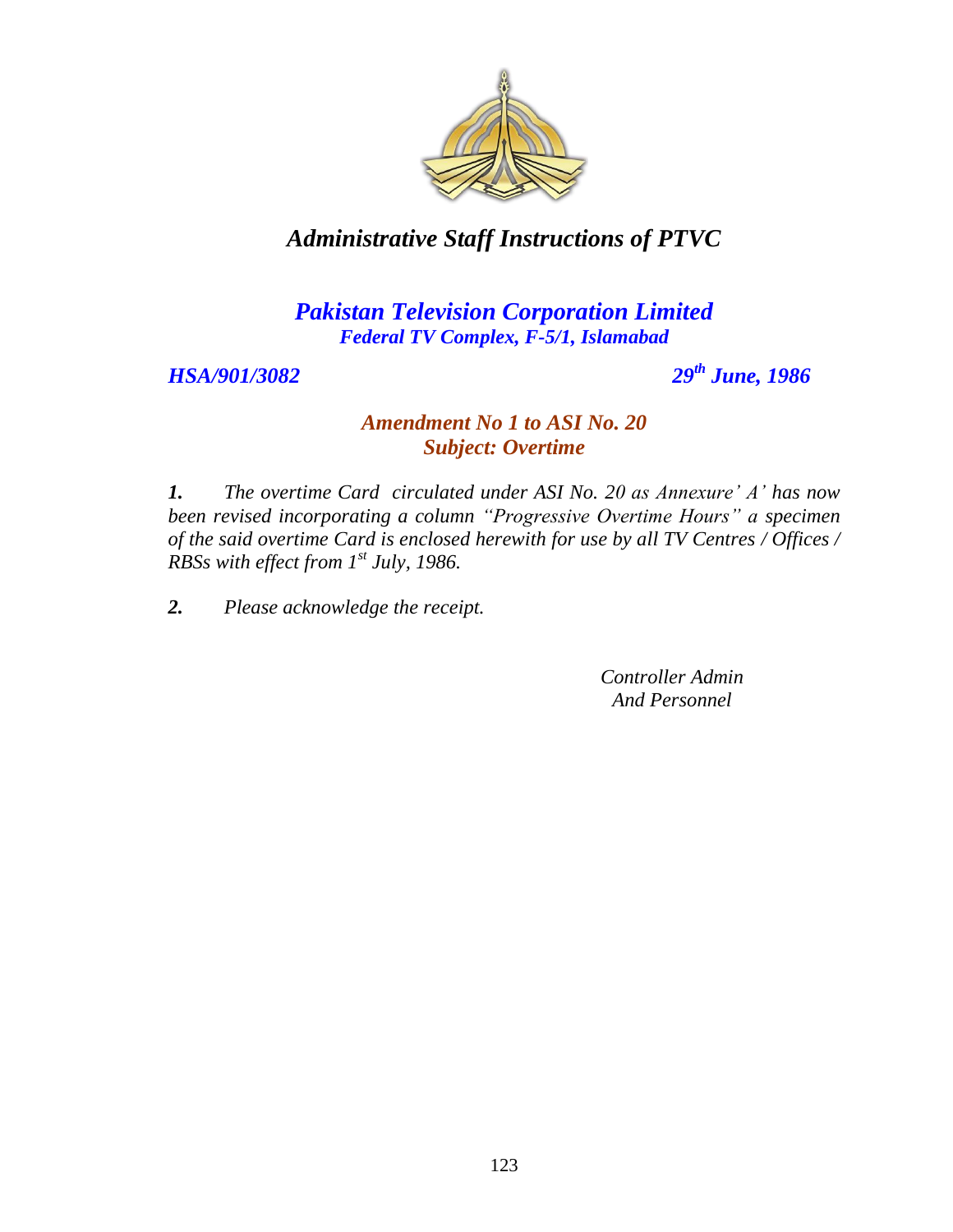# *Administrative Staff Instructions of PTVC*

## *Pakistan Television Corporation Limited*
***Federal TV Complex, F-5/1, Islamabad***

***HSA/901/3082*** ***29th June, 1986***

### *Amendment No 1 to ASI No. 20*
### *Subject: Overtime*

***1.*** *The overtime Card circulated under ASI No. 20 as Annexure' A' has now been revised incorporating a column "Progressive Overtime Hours" a specimen of the said overtime Card is enclosed herewith for use by all TV Centres / Offices / RBSs with effect from 1st July, 1986.*

***2.*** *Please acknowledge the receipt.*

*Controller Admin*
*And Personnel*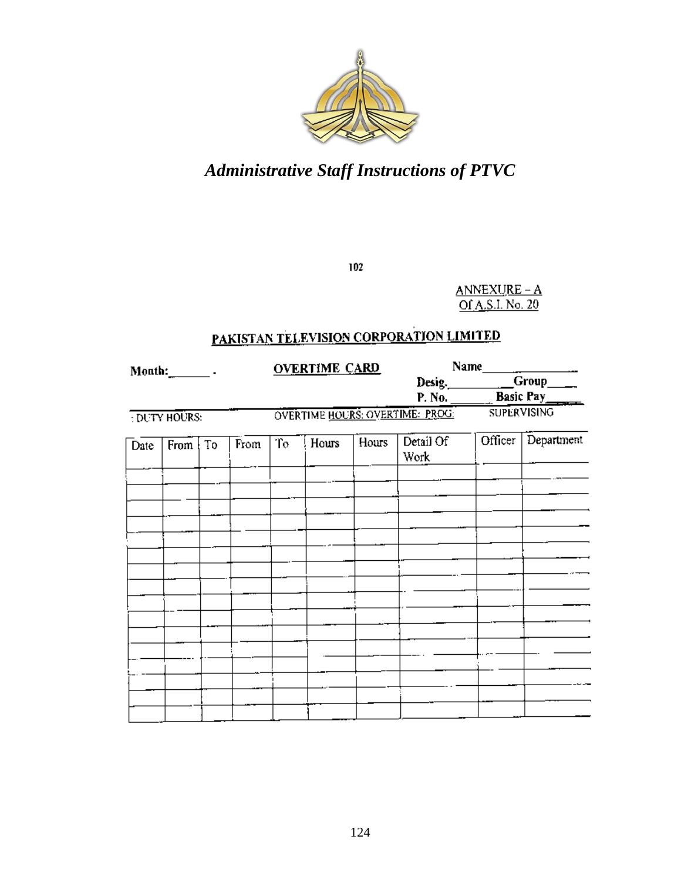ANNEXURE – A
Of A.S.I. No. 20

# PAKISTAN TELEVISION CORPORATION LIMITED

**Month:**\_\_\_\_\_\_ .

## OVERTIME CARD

**Name**\_\_\_\_\_\_\_\_\_\_\_\_
**Desig.**\_\_\_\_\_\_\_\_\_\_ **Group**\_\_\_\_
**P. No.**\_\_\_\_\_\_ **Basic Pay**\_\_\_\_\_

| DUTY HOURS: | | | OVERTIME HOURS: OVERTIME: PROG: | | | | | SUPERVISING | |
|---|---|---|---|---|---|---|---|---|---|
| Date | From | To | From | To | Hours | Hours | Detail Of Work | Officer | Department |
| | | | | | | | | | |
| | | | | | | | | | |
| | | | | | | | | | |
| | | | | | | | | | |
| | | | | | | | | | |
| | | | | | | | | | |
| | | | | | | | | | |
| | | | | | | | | | |
| | | | | | | | | | |
| | | | | | | | | | |
| | | | | | | | | | |
| | | | | | | | | | |
| | | | | | | | | | |
| | | | | | | | | | |
| | | | | | | | | | |
| | | | | | | | | | |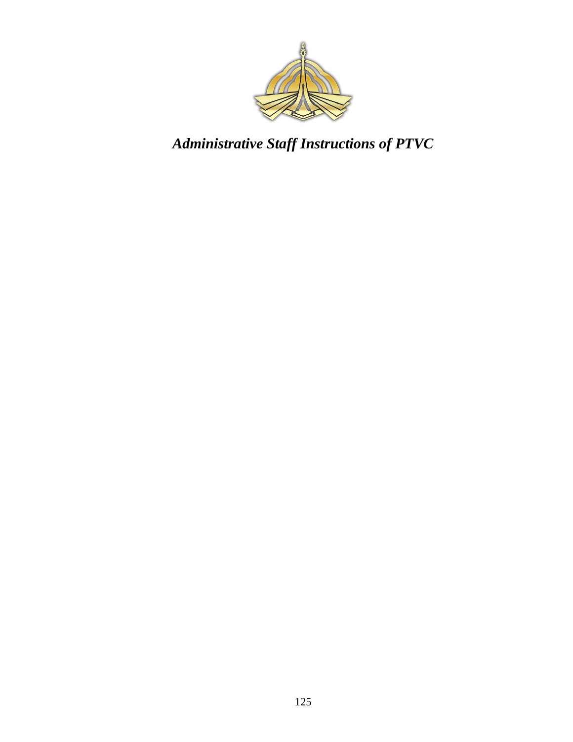***Administrative Staff Instructions of PTVC***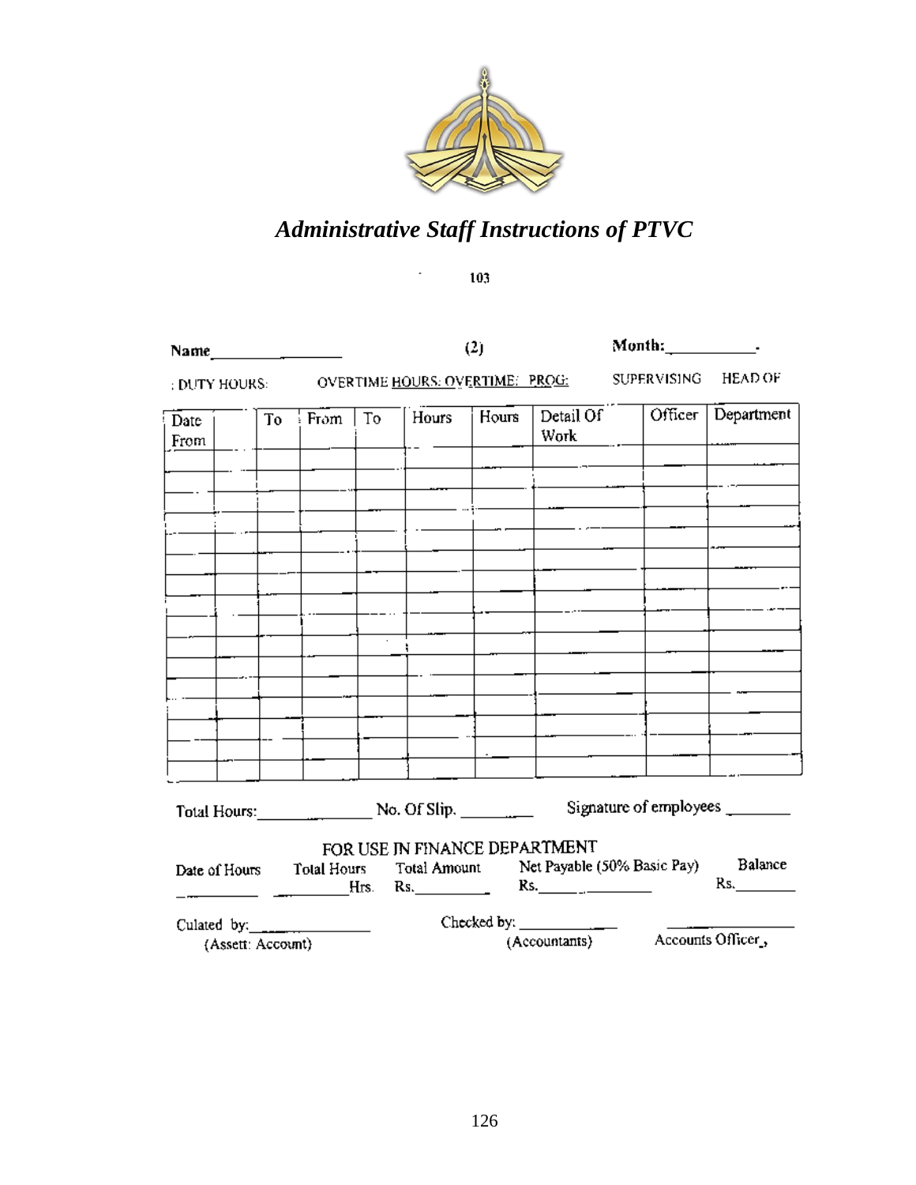*Administrative Staff Instructions of PTVC*

103

**Name**\_\_\_\_\_\_\_\_\_\_\_\_\_\_\_\_ (2) **Month:**\_\_\_\_\_\_\_\_\_\_\_.

: DUTY HOURS: OVERTIME HOURS: OVERTIME: PROG: SUPERVISING HEAD OF

| Date From | | To | From | To | Hours | Hours | Detail Of Work | Officer | Department |
|---|---|---|---|---|---|---|---|---|---|
| | | | | | | | | | |
| | | | | | | | | | |
| | | | | | | | | | |
| | | | | | | | | | |
| | | | | | | | | | |
| | | | | | | | | | |
| | | | | | | | | | |
| | | | | | | | | | |
| | | | | | | | | | |
| | | | | | | | | | |
| | | | | | | | | | |
| | | | | | | | | | |
| | | | | | | | | | |
| | | | | | | | | | |
| | | | | | | | | | |
| | | | | | | | | | |

Total Hours:\_\_\_\_\_\_\_\_\_\_\_\_\_ No. Of Slip. \_\_\_\_\_\_\_\_ Signature of employees \_\_\_\_\_\_\_

FOR USE IN FINANCE DEPARTMENT

| Date of Hours | Total Hours | Total Amount | Net Payable (50% Basic Pay) | Balance |
|---|---|---|---|---|
| \_\_\_\_\_\_\_\_ | \_\_\_\_\_\_\_\_Hrs. | Rs.\_\_\_\_\_\_\_\_ | Rs.\_\_\_\_\_\_\_\_\_\_\_\_ | Rs.\_\_\_\_\_\_\_ |

Culated by:\_\_\_\_\_\_\_\_\_\_\_\_\_\_
(Assett: Account)

Checked by: \_\_\_\_\_\_\_\_\_\_\_\_
(Accountants)

\_\_\_\_\_\_\_\_\_\_\_\_\_\_
Accounts Officer.,